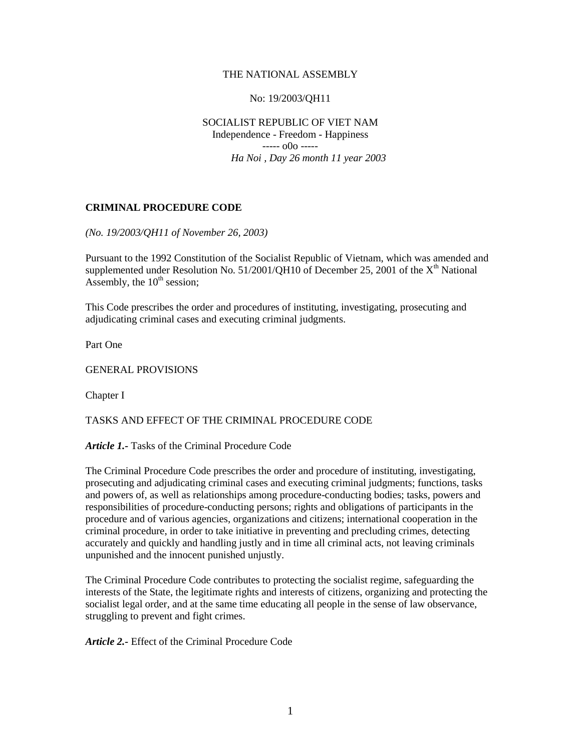THE NATIONAL ASSEMBLY

No: 19/2003/QH11

SOCIALIST REPUBLIC OF VIET NAM
Independence - Freedom - Happiness
----- o0o -----
*Ha Noi , Day 26 month 11 year 2003*

# CRIMINAL PROCEDURE CODE

*(No. 19/2003/QH11 of November 26, 2003)*

Pursuant to the 1992 Constitution of the Socialist Republic of Vietnam, which was amended and supplemented under Resolution No. 51/2001/QH10 of December 25, 2001 of the X[th] National Assembly, the 10[th] session;

This Code prescribes the order and procedures of instituting, investigating, prosecuting and adjudicating criminal cases and executing criminal judgments.

## Part One

## GENERAL PROVISIONS

### Chapter I

### TASKS AND EFFECT OF THE CRIMINAL PROCEDURE CODE

***Article 1.-*** Tasks of the Criminal Procedure Code

The Criminal Procedure Code prescribes the order and procedure of instituting, investigating, prosecuting and adjudicating criminal cases and executing criminal judgments; functions, tasks and powers of, as well as relationships among procedure-conducting bodies; tasks, powers and responsibilities of procedure-conducting persons; rights and obligations of participants in the procedure and of various agencies, organizations and citizens; international cooperation in the criminal procedure, in order to take initiative in preventing and precluding crimes, detecting accurately and quickly and handling justly and in time all criminal acts, not leaving criminals unpunished and the innocent punished unjustly.

The Criminal Procedure Code contributes to protecting the socialist regime, safeguarding the interests of the State, the legitimate rights and interests of citizens, organizing and protecting the socialist legal order, and at the same time educating all people in the sense of law observance, struggling to prevent and fight crimes.

***Article 2.-*** Effect of the Criminal Procedure Code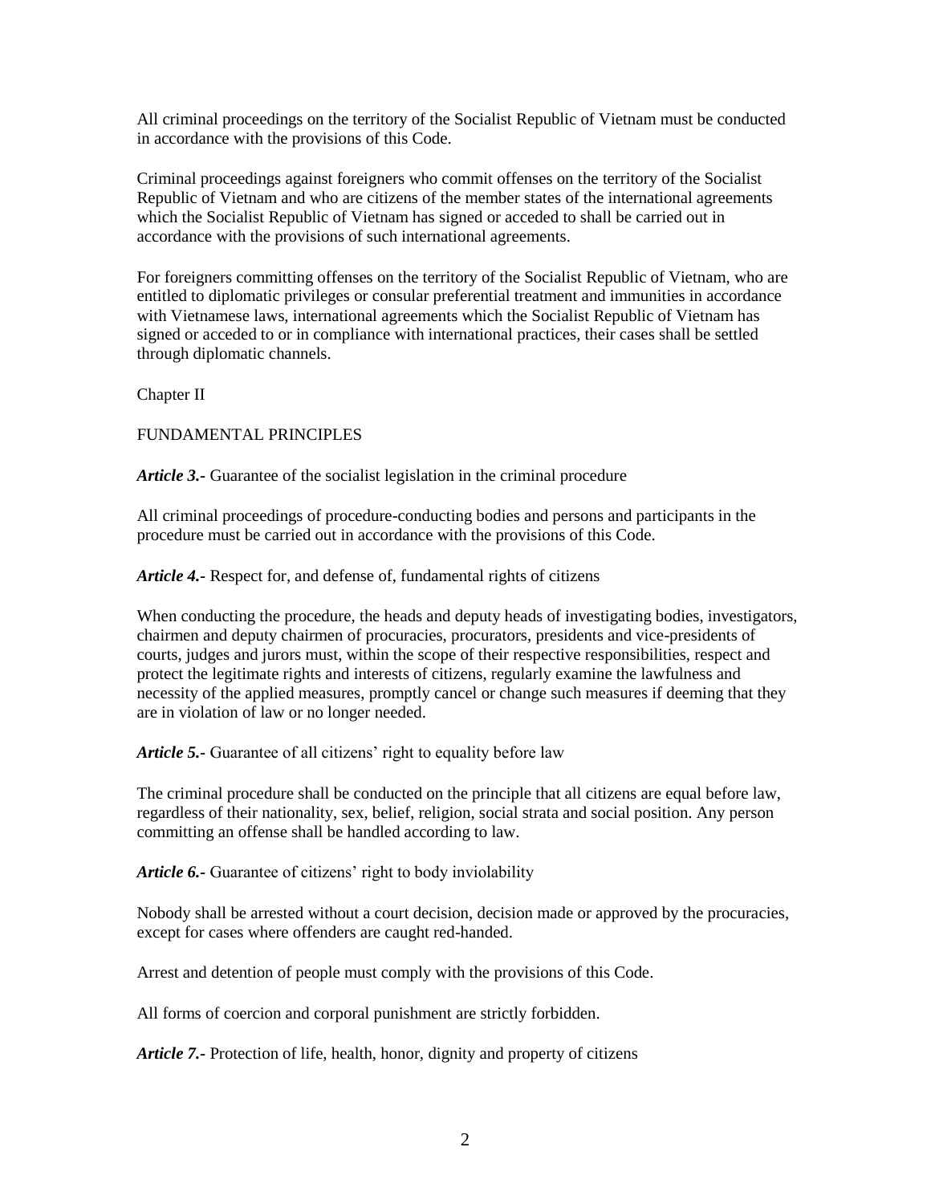All criminal proceedings on the territory of the Socialist Republic of Vietnam must be conducted in accordance with the provisions of this Code.

Criminal proceedings against foreigners who commit offenses on the territory of the Socialist Republic of Vietnam and who are citizens of the member states of the international agreements which the Socialist Republic of Vietnam has signed or acceded to shall be carried out in accordance with the provisions of such international agreements.

For foreigners committing offenses on the territory of the Socialist Republic of Vietnam, who are entitled to diplomatic privileges or consular preferential treatment and immunities in accordance with Vietnamese laws, international agreements which the Socialist Republic of Vietnam has signed or acceded to or in compliance with international practices, their cases shall be settled through diplomatic channels.

## Chapter II

## FUNDAMENTAL PRINCIPLES

***Article 3.-*** Guarantee of the socialist legislation in the criminal procedure

All criminal proceedings of procedure-conducting bodies and persons and participants in the procedure must be carried out in accordance with the provisions of this Code.

***Article 4.-*** Respect for, and defense of, fundamental rights of citizens

When conducting the procedure, the heads and deputy heads of investigating bodies, investigators, chairmen and deputy chairmen of procuracies, procurators, presidents and vice-presidents of courts, judges and jurors must, within the scope of their respective responsibilities, respect and protect the legitimate rights and interests of citizens, regularly examine the lawfulness and necessity of the applied measures, promptly cancel or change such measures if deeming that they are in violation of law or no longer needed.

***Article 5.-*** Guarantee of all citizens' right to equality before law

The criminal procedure shall be conducted on the principle that all citizens are equal before law, regardless of their nationality, sex, belief, religion, social strata and social position. Any person committing an offense shall be handled according to law.

***Article 6.-*** Guarantee of citizens' right to body inviolability

Nobody shall be arrested without a court decision, decision made or approved by the procuracies, except for cases where offenders are caught red-handed.

Arrest and detention of people must comply with the provisions of this Code.

All forms of coercion and corporal punishment are strictly forbidden.

***Article 7.-*** Protection of life, health, honor, dignity and property of citizens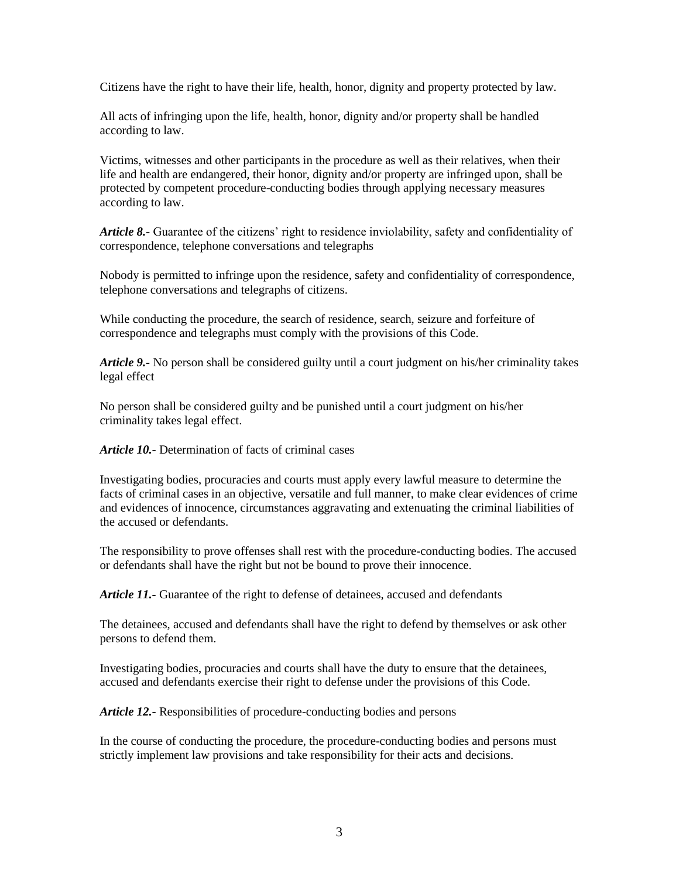Citizens have the right to have their life, health, honor, dignity and property protected by law.

All acts of infringing upon the life, health, honor, dignity and/or property shall be handled according to law.

Victims, witnesses and other participants in the procedure as well as their relatives, when their life and health are endangered, their honor, dignity and/or property are infringed upon, shall be protected by competent procedure-conducting bodies through applying necessary measures according to law.

***Article 8.-*** Guarantee of the citizens' right to residence inviolability, safety and confidentiality of correspondence, telephone conversations and telegraphs

Nobody is permitted to infringe upon the residence, safety and confidentiality of correspondence, telephone conversations and telegraphs of citizens.

While conducting the procedure, the search of residence, search, seizure and forfeiture of correspondence and telegraphs must comply with the provisions of this Code.

***Article 9.-*** No person shall be considered guilty until a court judgment on his/her criminality takes legal effect

No person shall be considered guilty and be punished until a court judgment on his/her criminality takes legal effect.

***Article 10.-*** Determination of facts of criminal cases

Investigating bodies, procuracies and courts must apply every lawful measure to determine the facts of criminal cases in an objective, versatile and full manner, to make clear evidences of crime and evidences of innocence, circumstances aggravating and extenuating the criminal liabilities of the accused or defendants.

The responsibility to prove offenses shall rest with the procedure-conducting bodies. The accused or defendants shall have the right but not be bound to prove their innocence.

***Article 11.-*** Guarantee of the right to defense of detainees, accused and defendants

The detainees, accused and defendants shall have the right to defend by themselves or ask other persons to defend them.

Investigating bodies, procuracies and courts shall have the duty to ensure that the detainees, accused and defendants exercise their right to defense under the provisions of this Code.

***Article 12.-*** Responsibilities of procedure-conducting bodies and persons

In the course of conducting the procedure, the procedure-conducting bodies and persons must strictly implement law provisions and take responsibility for their acts and decisions.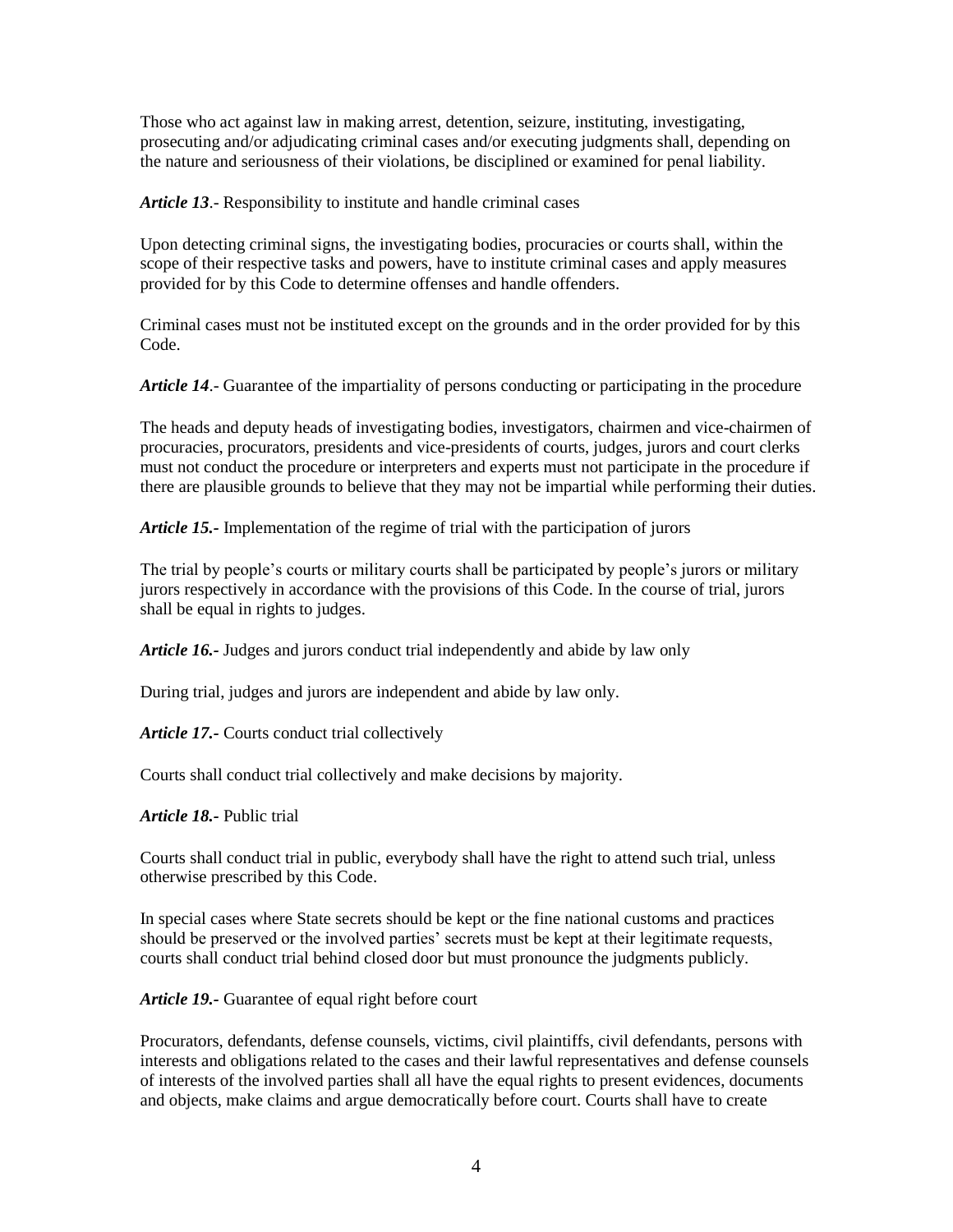Those who act against law in making arrest, detention, seizure, instituting, investigating, prosecuting and/or adjudicating criminal cases and/or executing judgments shall, depending on the nature and seriousness of their violations, be disciplined or examined for penal liability.

***Article 13***.- Responsibility to institute and handle criminal cases

Upon detecting criminal signs, the investigating bodies, procuracies or courts shall, within the scope of their respective tasks and powers, have to institute criminal cases and apply measures provided for by this Code to determine offenses and handle offenders.

Criminal cases must not be instituted except on the grounds and in the order provided for by this Code.

***Article 14***.- Guarantee of the impartiality of persons conducting or participating in the procedure

The heads and deputy heads of investigating bodies, investigators, chairmen and vice-chairmen of procuracies, procurators, presidents and vice-presidents of courts, judges, jurors and court clerks must not conduct the procedure or interpreters and experts must not participate in the procedure if there are plausible grounds to believe that they may not be impartial while performing their duties.

***Article 15.***- Implementation of the regime of trial with the participation of jurors

The trial by people's courts or military courts shall be participated by people's jurors or military jurors respectively in accordance with the provisions of this Code. In the course of trial, jurors shall be equal in rights to judges.

***Article 16.***- Judges and jurors conduct trial independently and abide by law only

During trial, judges and jurors are independent and abide by law only.

***Article 17.***- Courts conduct trial collectively

Courts shall conduct trial collectively and make decisions by majority.

***Article 18.***- Public trial

Courts shall conduct trial in public, everybody shall have the right to attend such trial, unless otherwise prescribed by this Code.

In special cases where State secrets should be kept or the fine national customs and practices should be preserved or the involved parties' secrets must be kept at their legitimate requests, courts shall conduct trial behind closed door but must pronounce the judgments publicly.

***Article 19.***- Guarantee of equal right before court

Procurators, defendants, defense counsels, victims, civil plaintiffs, civil defendants, persons with interests and obligations related to the cases and their lawful representatives and defense counsels of interests of the involved parties shall all have the equal rights to present evidences, documents and objects, make claims and argue democratically before court. Courts shall have to create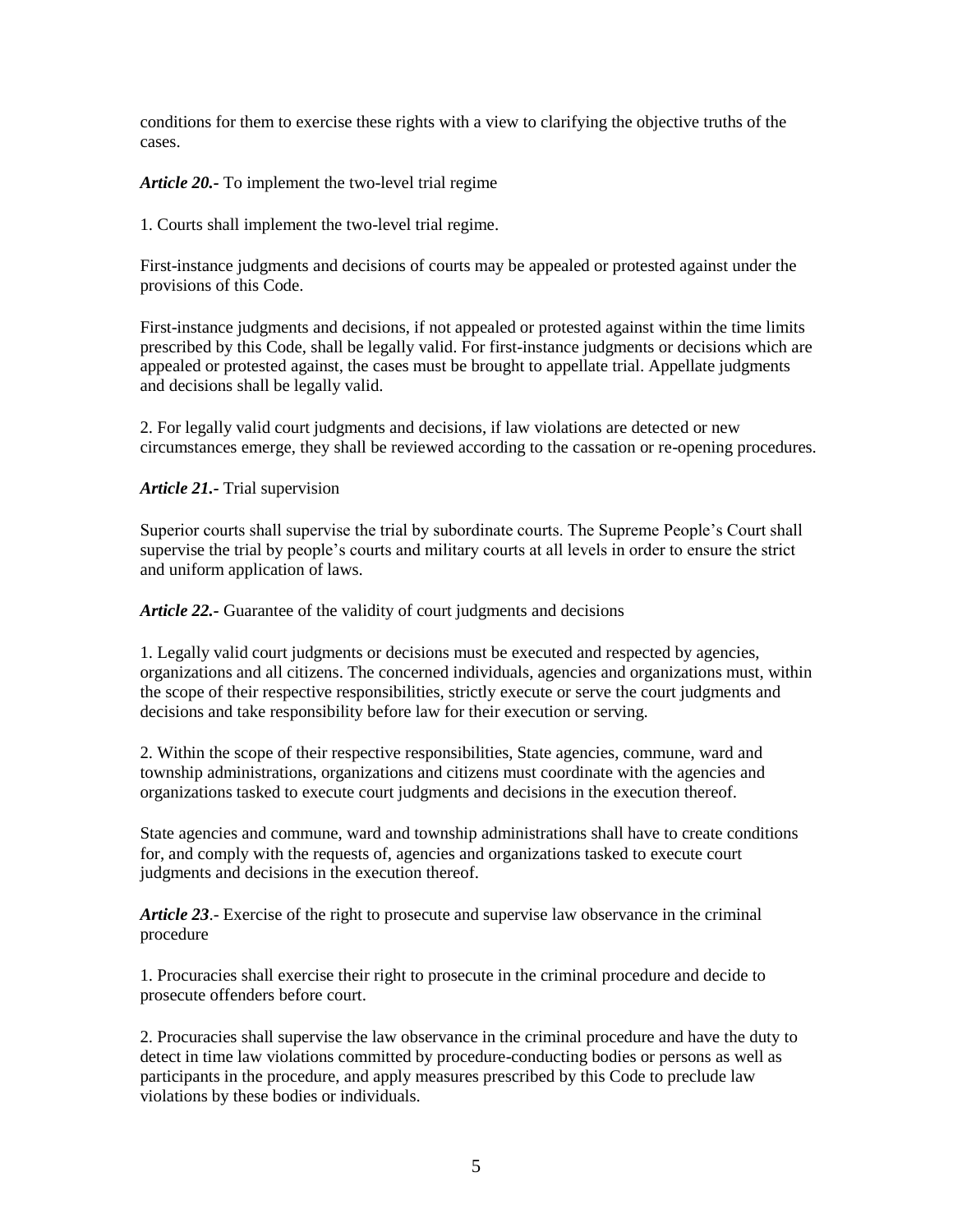conditions for them to exercise these rights with a view to clarifying the objective truths of the cases.

***Article 20.***- To implement the two-level trial regime

1. Courts shall implement the two-level trial regime.

First-instance judgments and decisions of courts may be appealed or protested against under the provisions of this Code.

First-instance judgments and decisions, if not appealed or protested against within the time limits prescribed by this Code, shall be legally valid. For first-instance judgments or decisions which are appealed or protested against, the cases must be brought to appellate trial. Appellate judgments and decisions shall be legally valid.

2. For legally valid court judgments and decisions, if law violations are detected or new circumstances emerge, they shall be reviewed according to the cassation or re-opening procedures.

***Article 21.***- Trial supervision

Superior courts shall supervise the trial by subordinate courts. The Supreme People's Court shall supervise the trial by people's courts and military courts at all levels in order to ensure the strict and uniform application of laws.

***Article 22.***- Guarantee of the validity of court judgments and decisions

1. Legally valid court judgments or decisions must be executed and respected by agencies, organizations and all citizens. The concerned individuals, agencies and organizations must, within the scope of their respective responsibilities, strictly execute or serve the court judgments and decisions and take responsibility before law for their execution or serving.

2. Within the scope of their respective responsibilities, State agencies, commune, ward and township administrations, organizations and citizens must coordinate with the agencies and organizations tasked to execute court judgments and decisions in the execution thereof.

State agencies and commune, ward and township administrations shall have to create conditions for, and comply with the requests of, agencies and organizations tasked to execute court judgments and decisions in the execution thereof.

***Article 23***.- Exercise of the right to prosecute and supervise law observance in the criminal procedure

1. Procuracies shall exercise their right to prosecute in the criminal procedure and decide to prosecute offenders before court.

2. Procuracies shall supervise the law observance in the criminal procedure and have the duty to detect in time law violations committed by procedure-conducting bodies or persons as well as participants in the procedure, and apply measures prescribed by this Code to preclude law violations by these bodies or individuals.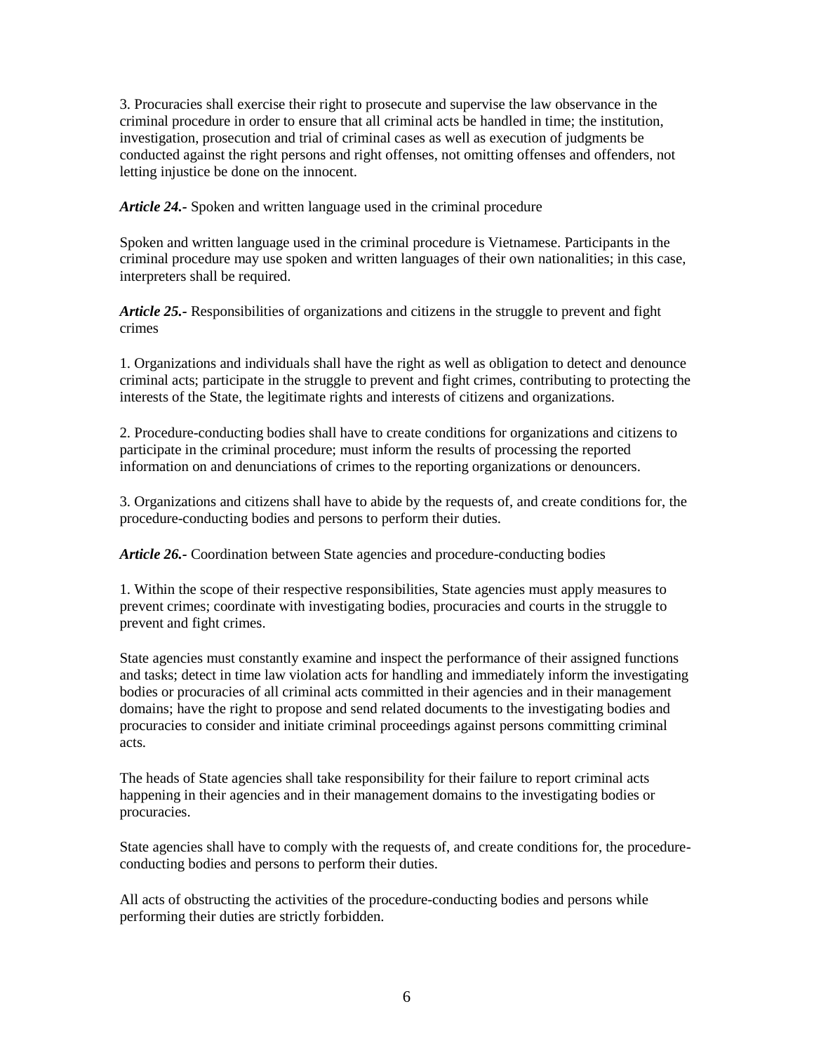3. Procuracies shall exercise their right to prosecute and supervise the law observance in the criminal procedure in order to ensure that all criminal acts be handled in time; the institution, investigation, prosecution and trial of criminal cases as well as execution of judgments be conducted against the right persons and right offenses, not omitting offenses and offenders, not letting injustice be done on the innocent.

***Article 24.-*** Spoken and written language used in the criminal procedure

Spoken and written language used in the criminal procedure is Vietnamese. Participants in the criminal procedure may use spoken and written languages of their own nationalities; in this case, interpreters shall be required.

***Article 25.-*** Responsibilities of organizations and citizens in the struggle to prevent and fight crimes

1. Organizations and individuals shall have the right as well as obligation to detect and denounce criminal acts; participate in the struggle to prevent and fight crimes, contributing to protecting the interests of the State, the legitimate rights and interests of citizens and organizations.

2. Procedure-conducting bodies shall have to create conditions for organizations and citizens to participate in the criminal procedure; must inform the results of processing the reported information on and denunciations of crimes to the reporting organizations or denouncers.

3. Organizations and citizens shall have to abide by the requests of, and create conditions for, the procedure-conducting bodies and persons to perform their duties.

***Article 26.-*** Coordination between State agencies and procedure-conducting bodies

1. Within the scope of their respective responsibilities, State agencies must apply measures to prevent crimes; coordinate with investigating bodies, procuracies and courts in the struggle to prevent and fight crimes.

State agencies must constantly examine and inspect the performance of their assigned functions and tasks; detect in time law violation acts for handling and immediately inform the investigating bodies or procuracies of all criminal acts committed in their agencies and in their management domains; have the right to propose and send related documents to the investigating bodies and procuracies to consider and initiate criminal proceedings against persons committing criminal acts.

The heads of State agencies shall take responsibility for their failure to report criminal acts happening in their agencies and in their management domains to the investigating bodies or procuracies.

State agencies shall have to comply with the requests of, and create conditions for, the procedure-conducting bodies and persons to perform their duties.

All acts of obstructing the activities of the procedure-conducting bodies and persons while performing their duties are strictly forbidden.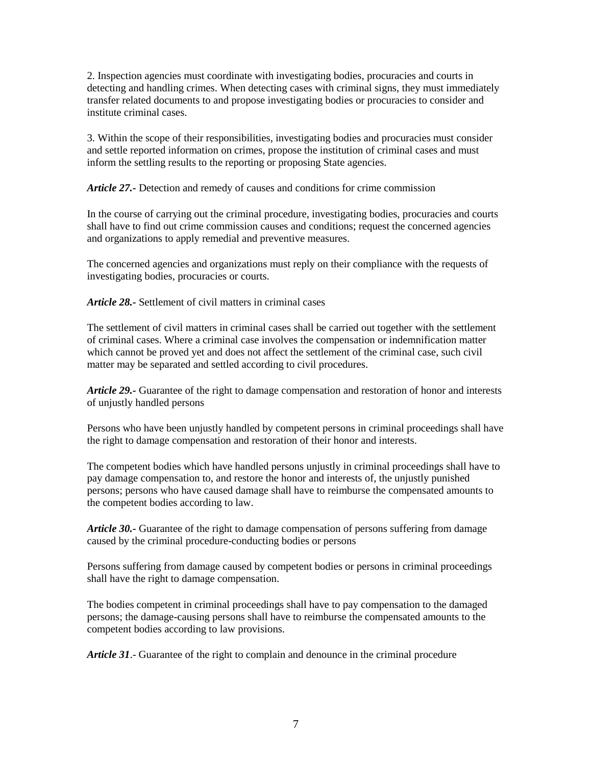2. Inspection agencies must coordinate with investigating bodies, procuracies and courts in detecting and handling crimes. When detecting cases with criminal signs, they must immediately transfer related documents to and propose investigating bodies or procuracies to consider and institute criminal cases.

3. Within the scope of their responsibilities, investigating bodies and procuracies must consider and settle reported information on crimes, propose the institution of criminal cases and must inform the settling results to the reporting or proposing State agencies.

***Article 27.-*** Detection and remedy of causes and conditions for crime commission

In the course of carrying out the criminal procedure, investigating bodies, procuracies and courts shall have to find out crime commission causes and conditions; request the concerned agencies and organizations to apply remedial and preventive measures.

The concerned agencies and organizations must reply on their compliance with the requests of investigating bodies, procuracies or courts.

***Article 28.-*** Settlement of civil matters in criminal cases

The settlement of civil matters in criminal cases shall be carried out together with the settlement of criminal cases. Where a criminal case involves the compensation or indemnification matter which cannot be proved yet and does not affect the settlement of the criminal case, such civil matter may be separated and settled according to civil procedures.

***Article 29.-*** Guarantee of the right to damage compensation and restoration of honor and interests of unjustly handled persons

Persons who have been unjustly handled by competent persons in criminal proceedings shall have the right to damage compensation and restoration of their honor and interests.

The competent bodies which have handled persons unjustly in criminal proceedings shall have to pay damage compensation to, and restore the honor and interests of, the unjustly punished persons; persons who have caused damage shall have to reimburse the compensated amounts to the competent bodies according to law.

***Article 30.-*** Guarantee of the right to damage compensation of persons suffering from damage caused by the criminal procedure-conducting bodies or persons

Persons suffering from damage caused by competent bodies or persons in criminal proceedings shall have the right to damage compensation.

The bodies competent in criminal proceedings shall have to pay compensation to the damaged persons; the damage-causing persons shall have to reimburse the compensated amounts to the competent bodies according to law provisions.

***Article 31***.- Guarantee of the right to complain and denounce in the criminal procedure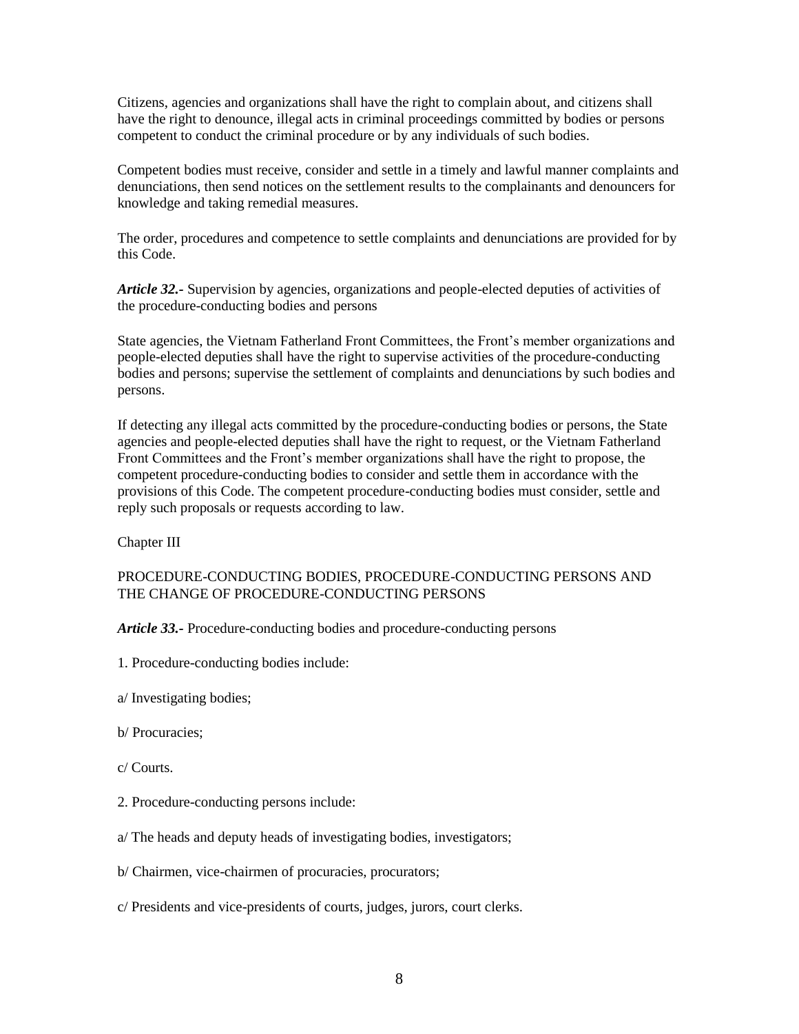Citizens, agencies and organizations shall have the right to complain about, and citizens shall have the right to denounce, illegal acts in criminal proceedings committed by bodies or persons competent to conduct the criminal procedure or by any individuals of such bodies.

Competent bodies must receive, consider and settle in a timely and lawful manner complaints and denunciations, then send notices on the settlement results to the complainants and denouncers for knowledge and taking remedial measures.

The order, procedures and competence to settle complaints and denunciations are provided for by this Code.

***Article 32.-*** Supervision by agencies, organizations and people-elected deputies of activities of the procedure-conducting bodies and persons

State agencies, the Vietnam Fatherland Front Committees, the Front's member organizations and people-elected deputies shall have the right to supervise activities of the procedure-conducting bodies and persons; supervise the settlement of complaints and denunciations by such bodies and persons.

If detecting any illegal acts committed by the procedure-conducting bodies or persons, the State agencies and people-elected deputies shall have the right to request, or the Vietnam Fatherland Front Committees and the Front's member organizations shall have the right to propose, the competent procedure-conducting bodies to consider and settle them in accordance with the provisions of this Code. The competent procedure-conducting bodies must consider, settle and reply such proposals or requests according to law.

## Chapter III

## PROCEDURE-CONDUCTING BODIES, PROCEDURE-CONDUCTING PERSONS AND THE CHANGE OF PROCEDURE-CONDUCTING PERSONS

***Article 33.-*** Procedure-conducting bodies and procedure-conducting persons

1. Procedure-conducting bodies include:

a/ Investigating bodies;

b/ Procuracies;

c/ Courts.

2. Procedure-conducting persons include:

a/ The heads and deputy heads of investigating bodies, investigators;

b/ Chairmen, vice-chairmen of procuracies, procurators;

c/ Presidents and vice-presidents of courts, judges, jurors, court clerks.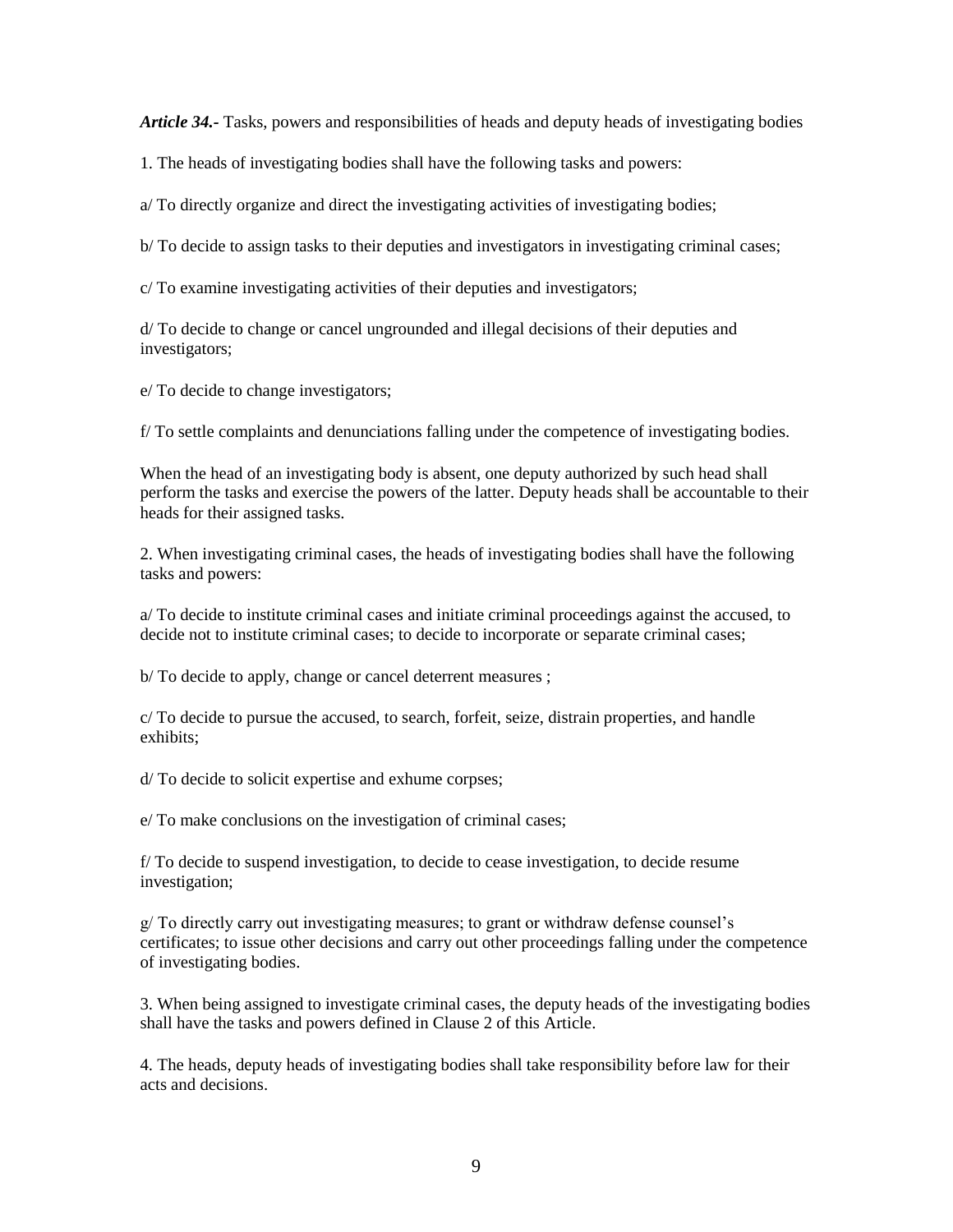***Article 34.-*** Tasks, powers and responsibilities of heads and deputy heads of investigating bodies

1. The heads of investigating bodies shall have the following tasks and powers:

a/ To directly organize and direct the investigating activities of investigating bodies;

b/ To decide to assign tasks to their deputies and investigators in investigating criminal cases;

c/ To examine investigating activities of their deputies and investigators;

d/ To decide to change or cancel ungrounded and illegal decisions of their deputies and investigators;

e/ To decide to change investigators;

f/ To settle complaints and denunciations falling under the competence of investigating bodies.

When the head of an investigating body is absent, one deputy authorized by such head shall perform the tasks and exercise the powers of the latter. Deputy heads shall be accountable to their heads for their assigned tasks.

2. When investigating criminal cases, the heads of investigating bodies shall have the following tasks and powers:

a/ To decide to institute criminal cases and initiate criminal proceedings against the accused, to decide not to institute criminal cases; to decide to incorporate or separate criminal cases;

b/ To decide to apply, change or cancel deterrent measures ;

c/ To decide to pursue the accused, to search, forfeit, seize, distrain properties, and handle exhibits;

d/ To decide to solicit expertise and exhume corpses;

e/ To make conclusions on the investigation of criminal cases;

f/ To decide to suspend investigation, to decide to cease investigation, to decide resume investigation;

g/ To directly carry out investigating measures; to grant or withdraw defense counsel's certificates; to issue other decisions and carry out other proceedings falling under the competence of investigating bodies.

3. When being assigned to investigate criminal cases, the deputy heads of the investigating bodies shall have the tasks and powers defined in Clause 2 of this Article.

4. The heads, deputy heads of investigating bodies shall take responsibility before law for their acts and decisions.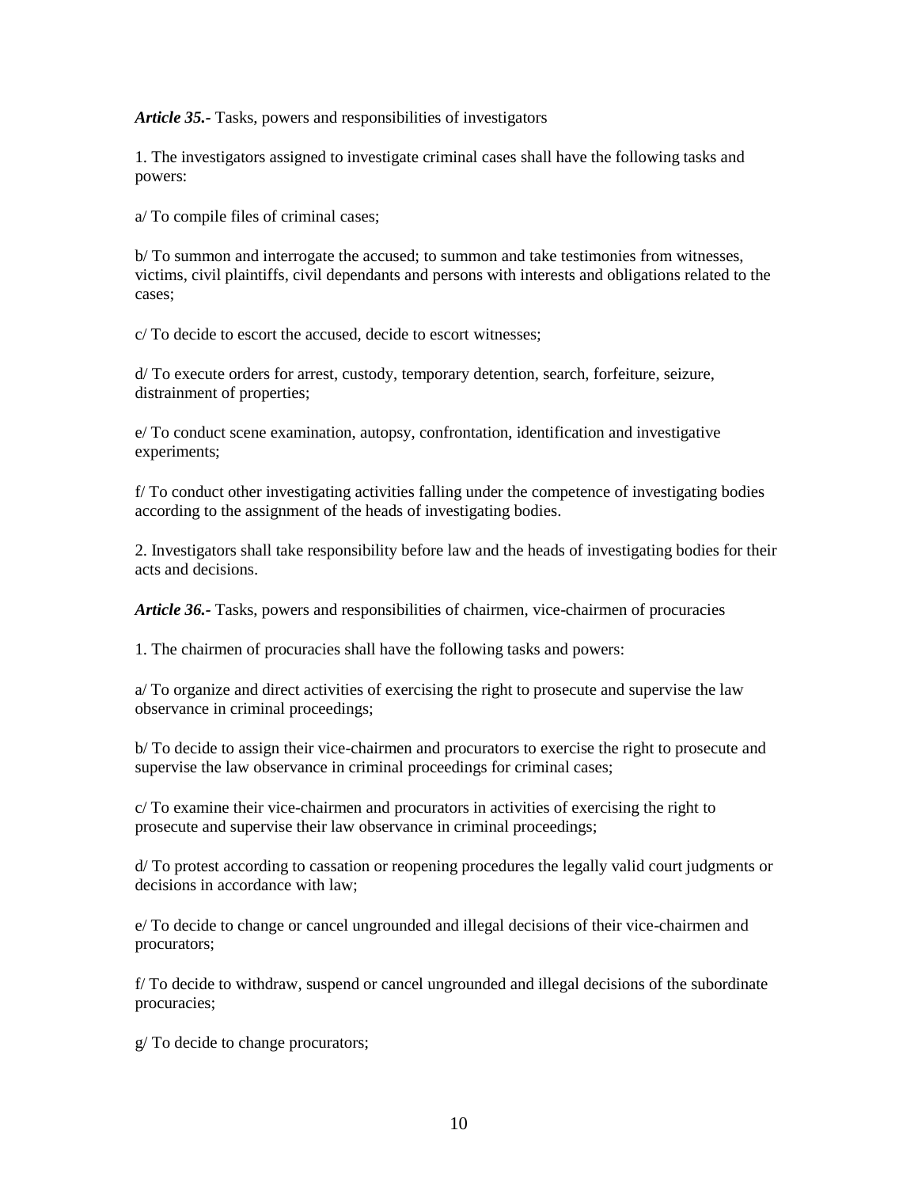***Article 35.-*** Tasks, powers and responsibilities of investigators

1. The investigators assigned to investigate criminal cases shall have the following tasks and powers:

a/ To compile files of criminal cases;

b/ To summon and interrogate the accused; to summon and take testimonies from witnesses, victims, civil plaintiffs, civil dependants and persons with interests and obligations related to the cases;

c/ To decide to escort the accused, decide to escort witnesses;

d/ To execute orders for arrest, custody, temporary detention, search, forfeiture, seizure, distrainment of properties;

e/ To conduct scene examination, autopsy, confrontation, identification and investigative experiments;

f/ To conduct other investigating activities falling under the competence of investigating bodies according to the assignment of the heads of investigating bodies.

2. Investigators shall take responsibility before law and the heads of investigating bodies for their acts and decisions.

***Article 36.-*** Tasks, powers and responsibilities of chairmen, vice-chairmen of procuracies

1. The chairmen of procuracies shall have the following tasks and powers:

a/ To organize and direct activities of exercising the right to prosecute and supervise the law observance in criminal proceedings;

b/ To decide to assign their vice-chairmen and procurators to exercise the right to prosecute and supervise the law observance in criminal proceedings for criminal cases;

c/ To examine their vice-chairmen and procurators in activities of exercising the right to prosecute and supervise their law observance in criminal proceedings;

d/ To protest according to cassation or reopening procedures the legally valid court judgments or decisions in accordance with law;

e/ To decide to change or cancel ungrounded and illegal decisions of their vice-chairmen and procurators;

f/ To decide to withdraw, suspend or cancel ungrounded and illegal decisions of the subordinate procuracies;

g/ To decide to change procurators;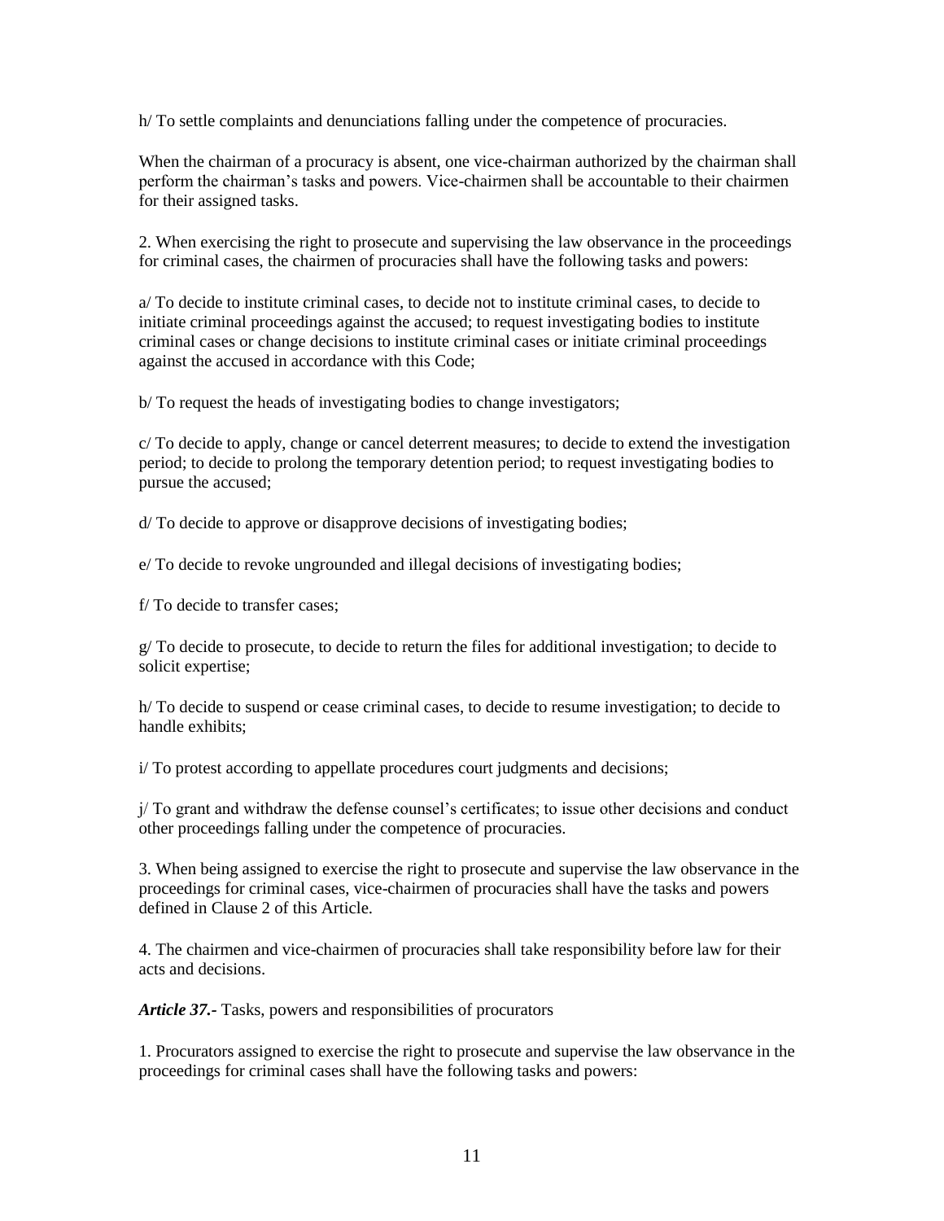h/ To settle complaints and denunciations falling under the competence of procuracies.

When the chairman of a procuracy is absent, one vice-chairman authorized by the chairman shall perform the chairman's tasks and powers. Vice-chairmen shall be accountable to their chairmen for their assigned tasks.

2. When exercising the right to prosecute and supervising the law observance in the proceedings for criminal cases, the chairmen of procuracies shall have the following tasks and powers:

a/ To decide to institute criminal cases, to decide not to institute criminal cases, to decide to initiate criminal proceedings against the accused; to request investigating bodies to institute criminal cases or change decisions to institute criminal cases or initiate criminal proceedings against the accused in accordance with this Code;

b/ To request the heads of investigating bodies to change investigators;

c/ To decide to apply, change or cancel deterrent measures; to decide to extend the investigation period; to decide to prolong the temporary detention period; to request investigating bodies to pursue the accused;

d/ To decide to approve or disapprove decisions of investigating bodies;

e/ To decide to revoke ungrounded and illegal decisions of investigating bodies;

f/ To decide to transfer cases;

g/ To decide to prosecute, to decide to return the files for additional investigation; to decide to solicit expertise;

h/ To decide to suspend or cease criminal cases, to decide to resume investigation; to decide to handle exhibits;

i/ To protest according to appellate procedures court judgments and decisions;

j/ To grant and withdraw the defense counsel's certificates; to issue other decisions and conduct other proceedings falling under the competence of procuracies.

3. When being assigned to exercise the right to prosecute and supervise the law observance in the proceedings for criminal cases, vice-chairmen of procuracies shall have the tasks and powers defined in Clause 2 of this Article.

4. The chairmen and vice-chairmen of procuracies shall take responsibility before law for their acts and decisions.

***Article 37.-*** Tasks, powers and responsibilities of procurators

1. Procurators assigned to exercise the right to prosecute and supervise the law observance in the proceedings for criminal cases shall have the following tasks and powers: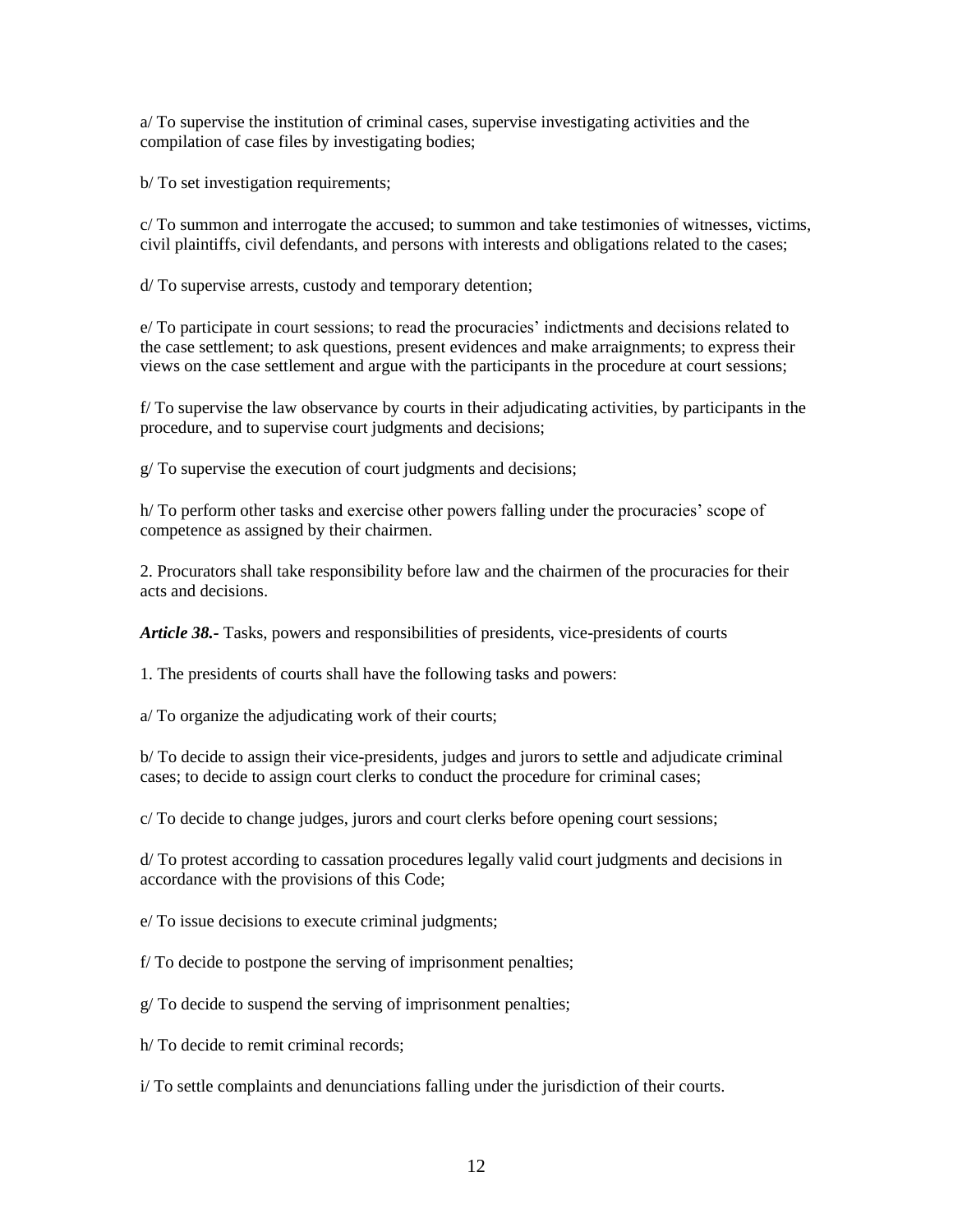a/ To supervise the institution of criminal cases, supervise investigating activities and the compilation of case files by investigating bodies;

b/ To set investigation requirements;

c/ To summon and interrogate the accused; to summon and take testimonies of witnesses, victims, civil plaintiffs, civil defendants, and persons with interests and obligations related to the cases;

d/ To supervise arrests, custody and temporary detention;

e/ To participate in court sessions; to read the procuracies' indictments and decisions related to the case settlement; to ask questions, present evidences and make arraignments; to express their views on the case settlement and argue with the participants in the procedure at court sessions;

f/ To supervise the law observance by courts in their adjudicating activities, by participants in the procedure, and to supervise court judgments and decisions;

g/ To supervise the execution of court judgments and decisions;

h/ To perform other tasks and exercise other powers falling under the procuracies' scope of competence as assigned by their chairmen.

2. Procurators shall take responsibility before law and the chairmen of the procuracies for their acts and decisions.

***Article 38.-*** Tasks, powers and responsibilities of presidents, vice-presidents of courts

1. The presidents of courts shall have the following tasks and powers:

a/ To organize the adjudicating work of their courts;

b/ To decide to assign their vice-presidents, judges and jurors to settle and adjudicate criminal cases; to decide to assign court clerks to conduct the procedure for criminal cases;

c/ To decide to change judges, jurors and court clerks before opening court sessions;

d/ To protest according to cassation procedures legally valid court judgments and decisions in accordance with the provisions of this Code;

e/ To issue decisions to execute criminal judgments;

f/ To decide to postpone the serving of imprisonment penalties;

g/ To decide to suspend the serving of imprisonment penalties;

h/ To decide to remit criminal records;

i/ To settle complaints and denunciations falling under the jurisdiction of their courts.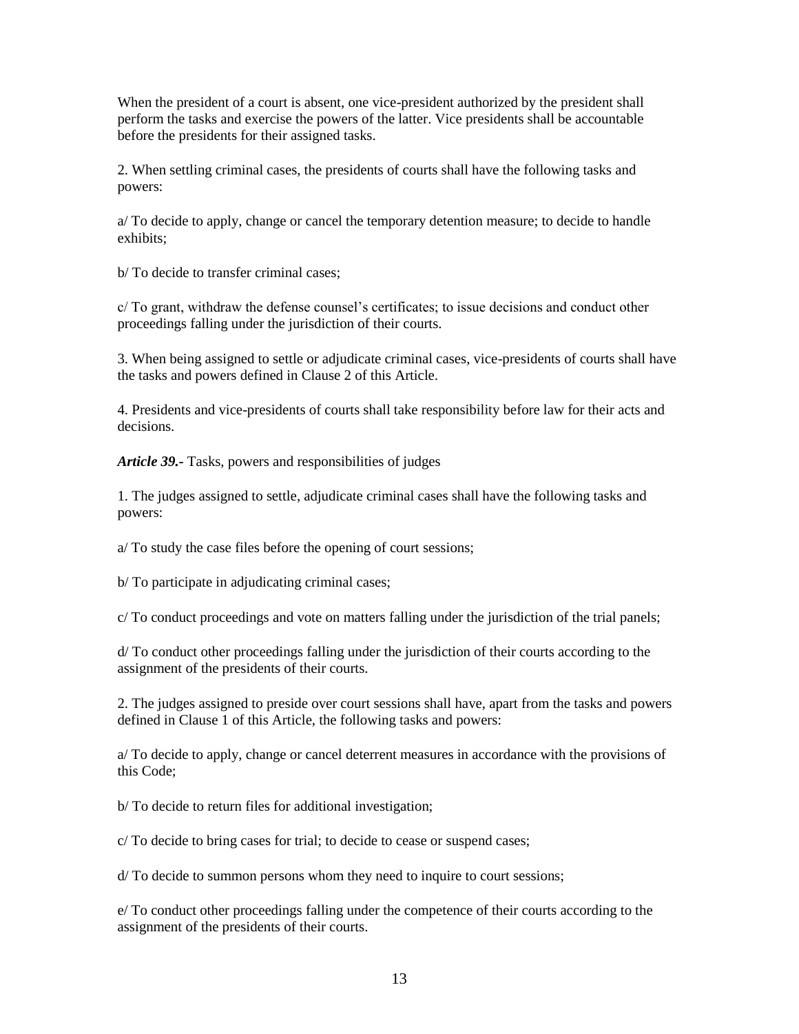When the president of a court is absent, one vice-president authorized by the president shall perform the tasks and exercise the powers of the latter. Vice presidents shall be accountable before the presidents for their assigned tasks.

2. When settling criminal cases, the presidents of courts shall have the following tasks and powers:

a/ To decide to apply, change or cancel the temporary detention measure; to decide to handle exhibits;

b/ To decide to transfer criminal cases;

c/ To grant, withdraw the defense counsel's certificates; to issue decisions and conduct other proceedings falling under the jurisdiction of their courts.

3. When being assigned to settle or adjudicate criminal cases, vice-presidents of courts shall have the tasks and powers defined in Clause 2 of this Article.

4. Presidents and vice-presidents of courts shall take responsibility before law for their acts and decisions.

***Article 39.-*** Tasks, powers and responsibilities of judges

1. The judges assigned to settle, adjudicate criminal cases shall have the following tasks and powers:

a/ To study the case files before the opening of court sessions;

b/ To participate in adjudicating criminal cases;

c/ To conduct proceedings and vote on matters falling under the jurisdiction of the trial panels;

d/ To conduct other proceedings falling under the jurisdiction of their courts according to the assignment of the presidents of their courts.

2. The judges assigned to preside over court sessions shall have, apart from the tasks and powers defined in Clause 1 of this Article, the following tasks and powers:

a/ To decide to apply, change or cancel deterrent measures in accordance with the provisions of this Code;

b/ To decide to return files for additional investigation;

c/ To decide to bring cases for trial; to decide to cease or suspend cases;

d/ To decide to summon persons whom they need to inquire to court sessions;

e/ To conduct other proceedings falling under the competence of their courts according to the assignment of the presidents of their courts.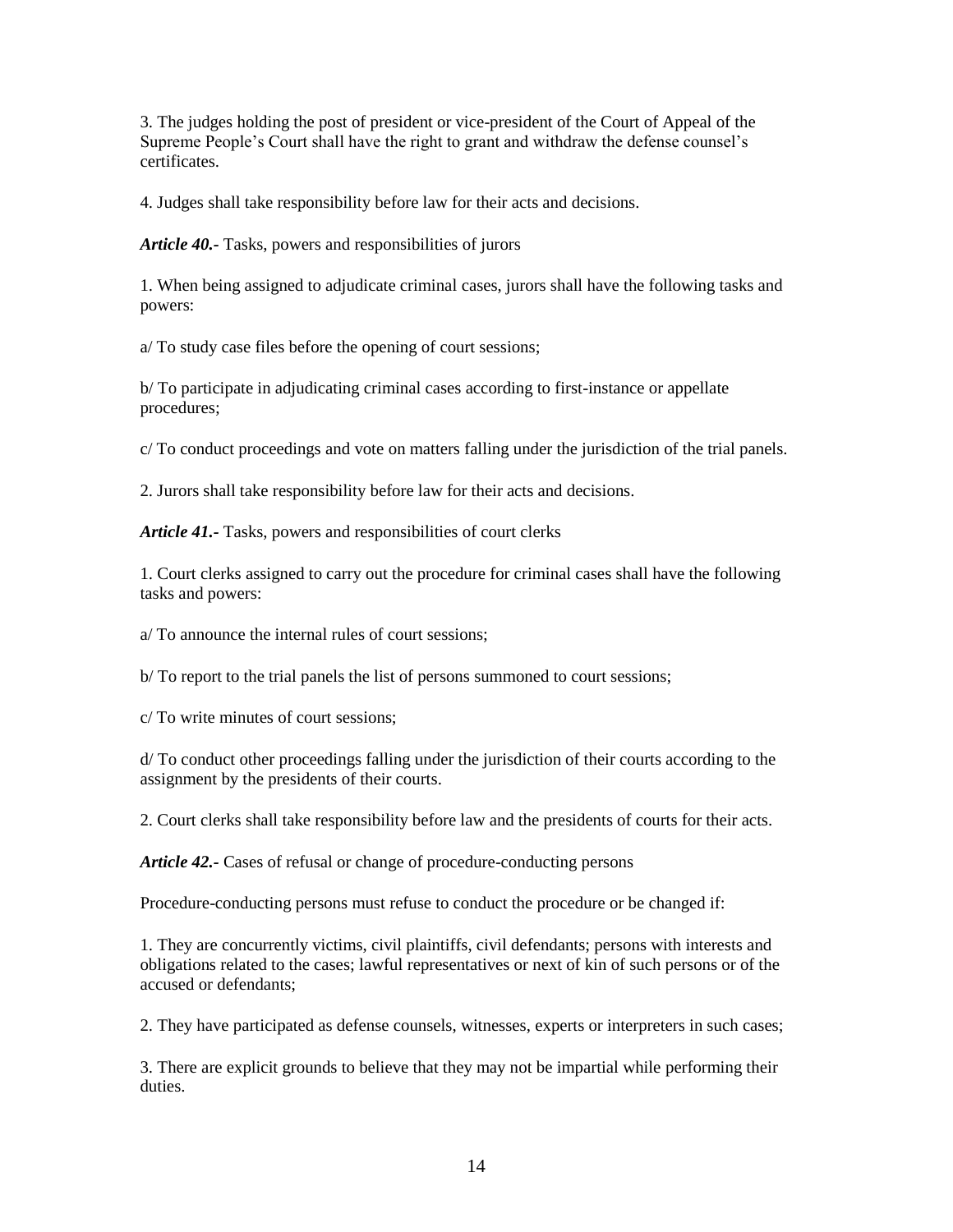3. The judges holding the post of president or vice-president of the Court of Appeal of the Supreme People's Court shall have the right to grant and withdraw the defense counsel's certificates.

4. Judges shall take responsibility before law for their acts and decisions.

***Article 40.-*** Tasks, powers and responsibilities of jurors

1. When being assigned to adjudicate criminal cases, jurors shall have the following tasks and powers:

a/ To study case files before the opening of court sessions;

b/ To participate in adjudicating criminal cases according to first-instance or appellate procedures;

c/ To conduct proceedings and vote on matters falling under the jurisdiction of the trial panels.

2. Jurors shall take responsibility before law for their acts and decisions.

***Article 41.-*** Tasks, powers and responsibilities of court clerks

1. Court clerks assigned to carry out the procedure for criminal cases shall have the following tasks and powers:

a/ To announce the internal rules of court sessions;

b/ To report to the trial panels the list of persons summoned to court sessions;

c/ To write minutes of court sessions;

d/ To conduct other proceedings falling under the jurisdiction of their courts according to the assignment by the presidents of their courts.

2. Court clerks shall take responsibility before law and the presidents of courts for their acts.

***Article 42.-*** Cases of refusal or change of procedure-conducting persons

Procedure-conducting persons must refuse to conduct the procedure or be changed if:

1. They are concurrently victims, civil plaintiffs, civil defendants; persons with interests and obligations related to the cases; lawful representatives or next of kin of such persons or of the accused or defendants;

2. They have participated as defense counsels, witnesses, experts or interpreters in such cases;

3. There are explicit grounds to believe that they may not be impartial while performing their duties.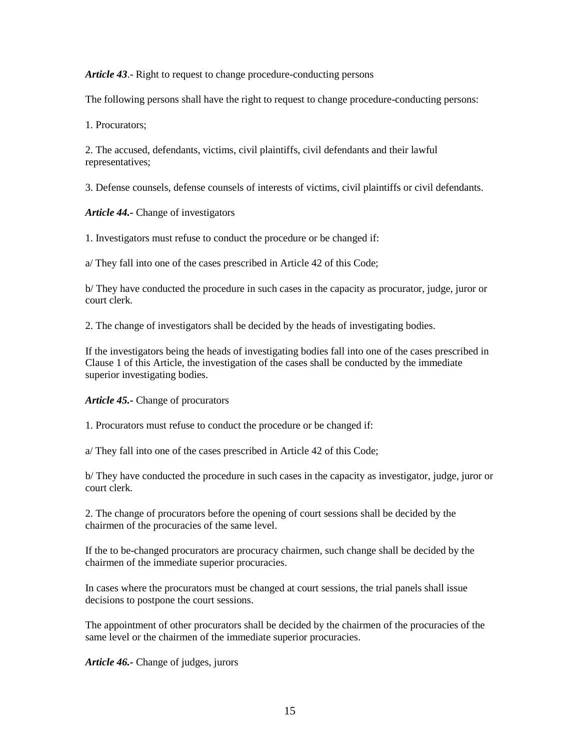***Article 43***.- Right to request to change procedure-conducting persons

The following persons shall have the right to request to change procedure-conducting persons:

1. Procurators;

2. The accused, defendants, victims, civil plaintiffs, civil defendants and their lawful representatives;

3. Defense counsels, defense counsels of interests of victims, civil plaintiffs or civil defendants.

***Article 44.-*** Change of investigators

1. Investigators must refuse to conduct the procedure or be changed if:

a/ They fall into one of the cases prescribed in Article 42 of this Code;

b/ They have conducted the procedure in such cases in the capacity as procurator, judge, juror or court clerk.

2. The change of investigators shall be decided by the heads of investigating bodies.

If the investigators being the heads of investigating bodies fall into one of the cases prescribed in Clause 1 of this Article, the investigation of the cases shall be conducted by the immediate superior investigating bodies.

***Article 45.-*** Change of procurators

1. Procurators must refuse to conduct the procedure or be changed if:

a/ They fall into one of the cases prescribed in Article 42 of this Code;

b/ They have conducted the procedure in such cases in the capacity as investigator, judge, juror or court clerk.

2. The change of procurators before the opening of court sessions shall be decided by the chairmen of the procuracies of the same level.

If the to be-changed procurators are procuracy chairmen, such change shall be decided by the chairmen of the immediate superior procuracies.

In cases where the procurators must be changed at court sessions, the trial panels shall issue decisions to postpone the court sessions.

The appointment of other procurators shall be decided by the chairmen of the procuracies of the same level or the chairmen of the immediate superior procuracies.

***Article 46.-*** Change of judges, jurors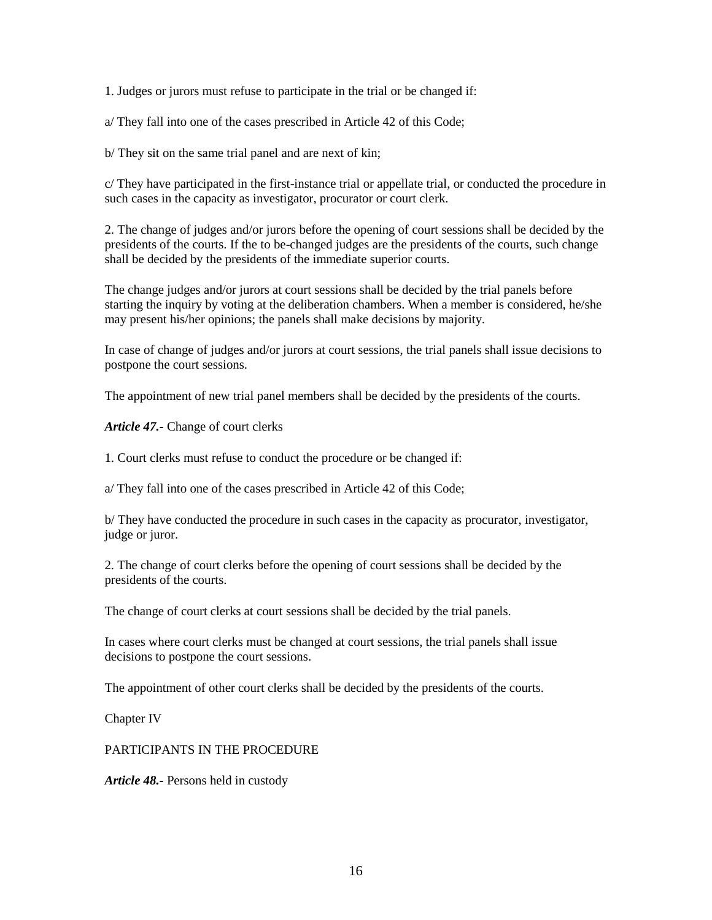1. Judges or jurors must refuse to participate in the trial or be changed if:

a/ They fall into one of the cases prescribed in Article 42 of this Code;

b/ They sit on the same trial panel and are next of kin;

c/ They have participated in the first-instance trial or appellate trial, or conducted the procedure in such cases in the capacity as investigator, procurator or court clerk.

2. The change of judges and/or jurors before the opening of court sessions shall be decided by the presidents of the courts. If the to be-changed judges are the presidents of the courts, such change shall be decided by the presidents of the immediate superior courts.

The change judges and/or jurors at court sessions shall be decided by the trial panels before starting the inquiry by voting at the deliberation chambers. When a member is considered, he/she may present his/her opinions; the panels shall make decisions by majority.

In case of change of judges and/or jurors at court sessions, the trial panels shall issue decisions to postpone the court sessions.

The appointment of new trial panel members shall be decided by the presidents of the courts.

***Article 47.-*** Change of court clerks

1. Court clerks must refuse to conduct the procedure or be changed if:

a/ They fall into one of the cases prescribed in Article 42 of this Code;

b/ They have conducted the procedure in such cases in the capacity as procurator, investigator, judge or juror.

2. The change of court clerks before the opening of court sessions shall be decided by the presidents of the courts.

The change of court clerks at court sessions shall be decided by the trial panels.

In cases where court clerks must be changed at court sessions, the trial panels shall issue decisions to postpone the court sessions.

The appointment of other court clerks shall be decided by the presidents of the courts.

Chapter IV

PARTICIPANTS IN THE PROCEDURE

***Article 48.-*** Persons held in custody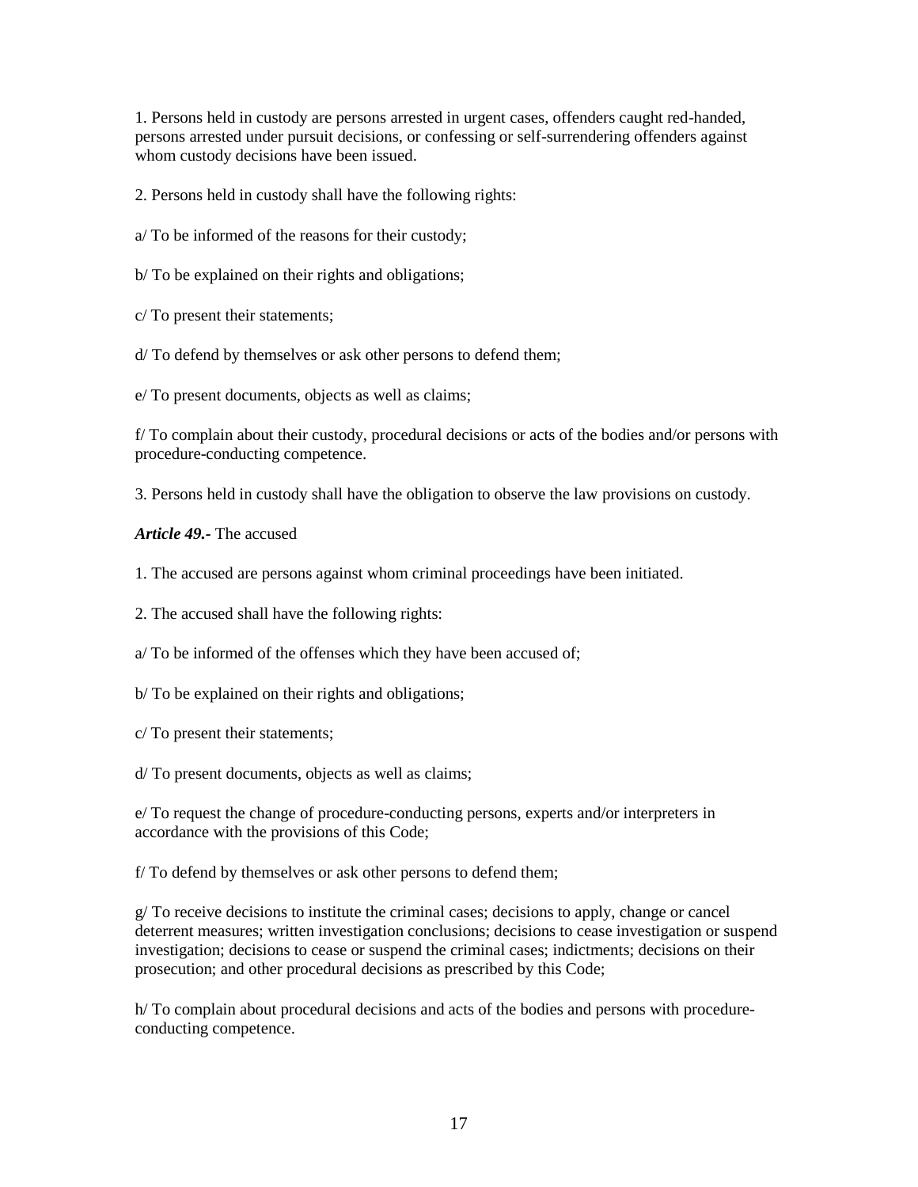1. Persons held in custody are persons arrested in urgent cases, offenders caught red-handed, persons arrested under pursuit decisions, or confessing or self-surrendering offenders against whom custody decisions have been issued.

2. Persons held in custody shall have the following rights:

a/ To be informed of the reasons for their custody;

b/ To be explained on their rights and obligations;

c/ To present their statements;

d/ To defend by themselves or ask other persons to defend them;

e/ To present documents, objects as well as claims;

f/ To complain about their custody, procedural decisions or acts of the bodies and/or persons with procedure-conducting competence.

3. Persons held in custody shall have the obligation to observe the law provisions on custody.

***Article 49.-*** The accused

1. The accused are persons against whom criminal proceedings have been initiated.

2. The accused shall have the following rights:

a/ To be informed of the offenses which they have been accused of;

b/ To be explained on their rights and obligations;

c/ To present their statements;

d/ To present documents, objects as well as claims;

e/ To request the change of procedure-conducting persons, experts and/or interpreters in accordance with the provisions of this Code;

f/ To defend by themselves or ask other persons to defend them;

g/ To receive decisions to institute the criminal cases; decisions to apply, change or cancel deterrent measures; written investigation conclusions; decisions to cease investigation or suspend investigation; decisions to cease or suspend the criminal cases; indictments; decisions on their prosecution; and other procedural decisions as prescribed by this Code;

h/ To complain about procedural decisions and acts of the bodies and persons with procedure-conducting competence.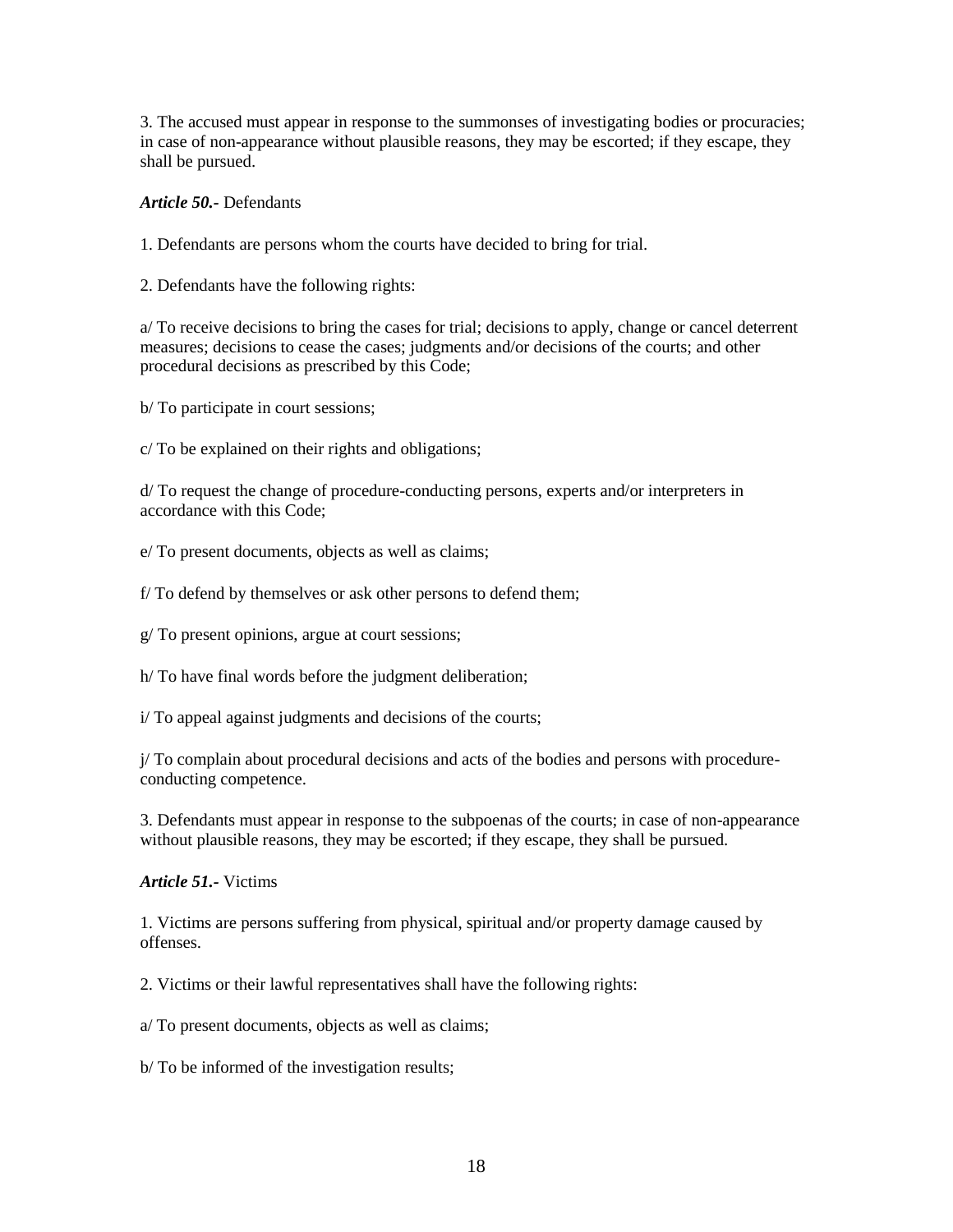3. The accused must appear in response to the summonses of investigating bodies or procuracies; in case of non-appearance without plausible reasons, they may be escorted; if they escape, they shall be pursued.

***Article 50.-*** Defendants

1. Defendants are persons whom the courts have decided to bring for trial.

2. Defendants have the following rights:

a/ To receive decisions to bring the cases for trial; decisions to apply, change or cancel deterrent measures; decisions to cease the cases; judgments and/or decisions of the courts; and other procedural decisions as prescribed by this Code;

b/ To participate in court sessions;

c/ To be explained on their rights and obligations;

d/ To request the change of procedure-conducting persons, experts and/or interpreters in accordance with this Code;

e/ To present documents, objects as well as claims;

f/ To defend by themselves or ask other persons to defend them;

g/ To present opinions, argue at court sessions;

h/ To have final words before the judgment deliberation;

i/ To appeal against judgments and decisions of the courts;

j/ To complain about procedural decisions and acts of the bodies and persons with procedure-conducting competence.

3. Defendants must appear in response to the subpoenas of the courts; in case of non-appearance without plausible reasons, they may be escorted; if they escape, they shall be pursued.

***Article 51.-*** Victims

1. Victims are persons suffering from physical, spiritual and/or property damage caused by offenses.

2. Victims or their lawful representatives shall have the following rights:

a/ To present documents, objects as well as claims;

b/ To be informed of the investigation results;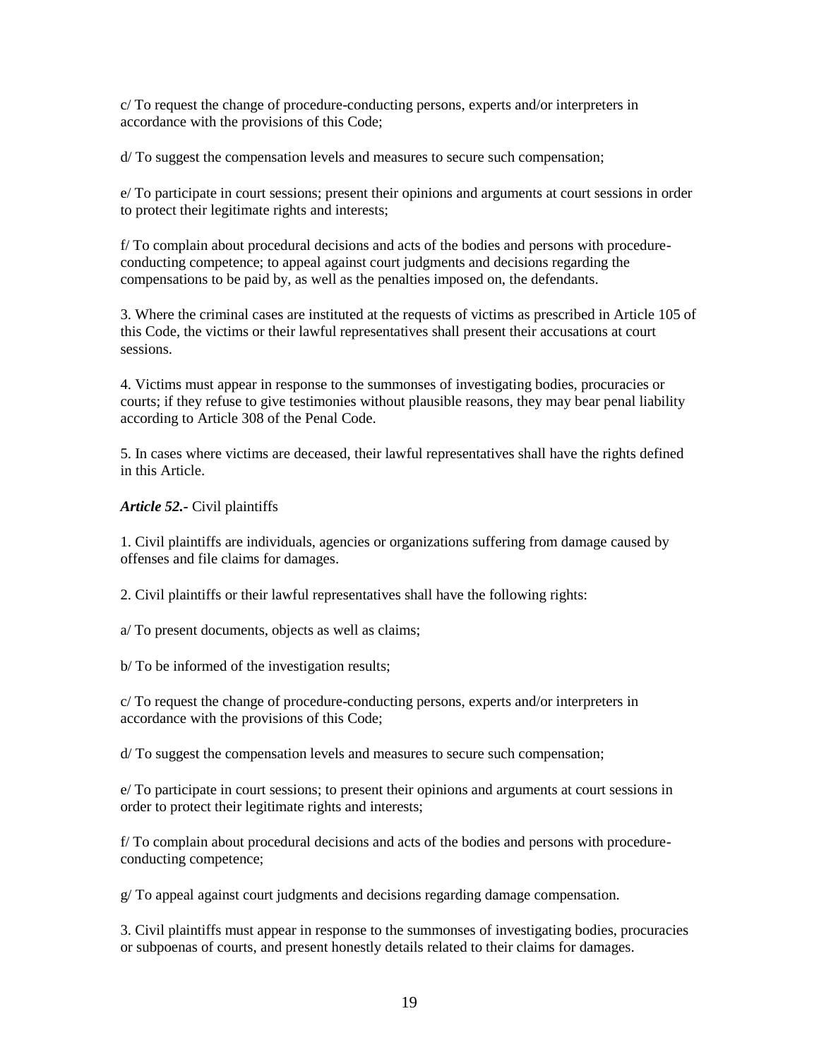c/ To request the change of procedure-conducting persons, experts and/or interpreters in accordance with the provisions of this Code;

d/ To suggest the compensation levels and measures to secure such compensation;

e/ To participate in court sessions; present their opinions and arguments at court sessions in order to protect their legitimate rights and interests;

f/ To complain about procedural decisions and acts of the bodies and persons with procedure-conducting competence; to appeal against court judgments and decisions regarding the compensations to be paid by, as well as the penalties imposed on, the defendants.

3. Where the criminal cases are instituted at the requests of victims as prescribed in Article 105 of this Code, the victims or their lawful representatives shall present their accusations at court sessions.

4. Victims must appear in response to the summonses of investigating bodies, procuracies or courts; if they refuse to give testimonies without plausible reasons, they may bear penal liability according to Article 308 of the Penal Code.

5. In cases where victims are deceased, their lawful representatives shall have the rights defined in this Article.

***Article 52.***- Civil plaintiffs

1. Civil plaintiffs are individuals, agencies or organizations suffering from damage caused by offenses and file claims for damages.

2. Civil plaintiffs or their lawful representatives shall have the following rights:

a/ To present documents, objects as well as claims;

b/ To be informed of the investigation results;

c/ To request the change of procedure-conducting persons, experts and/or interpreters in accordance with the provisions of this Code;

d/ To suggest the compensation levels and measures to secure such compensation;

e/ To participate in court sessions; to present their opinions and arguments at court sessions in order to protect their legitimate rights and interests;

f/ To complain about procedural decisions and acts of the bodies and persons with procedure-conducting competence;

g/ To appeal against court judgments and decisions regarding damage compensation.

3. Civil plaintiffs must appear in response to the summonses of investigating bodies, procuracies or subpoenas of courts, and present honestly details related to their claims for damages.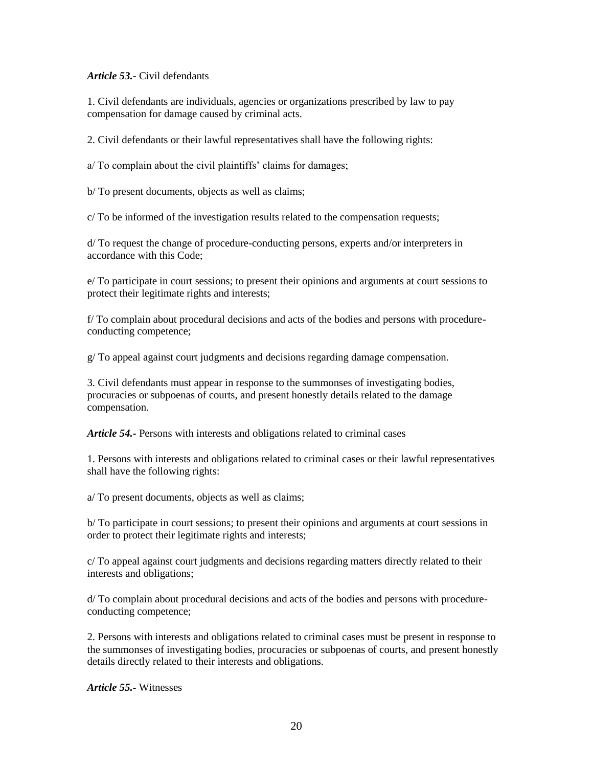***Article 53.-*** Civil defendants

1. Civil defendants are individuals, agencies or organizations prescribed by law to pay compensation for damage caused by criminal acts.

2. Civil defendants or their lawful representatives shall have the following rights:

a/ To complain about the civil plaintiffs' claims for damages;

b/ To present documents, objects as well as claims;

c/ To be informed of the investigation results related to the compensation requests;

d/ To request the change of procedure-conducting persons, experts and/or interpreters in accordance with this Code;

e/ To participate in court sessions; to present their opinions and arguments at court sessions to protect their legitimate rights and interests;

f/ To complain about procedural decisions and acts of the bodies and persons with procedure-conducting competence;

g/ To appeal against court judgments and decisions regarding damage compensation.

3. Civil defendants must appear in response to the summonses of investigating bodies, procuracies or subpoenas of courts, and present honestly details related to the damage compensation.

***Article 54.-*** Persons with interests and obligations related to criminal cases

1. Persons with interests and obligations related to criminal cases or their lawful representatives shall have the following rights:

a/ To present documents, objects as well as claims;

b/ To participate in court sessions; to present their opinions and arguments at court sessions in order to protect their legitimate rights and interests;

c/ To appeal against court judgments and decisions regarding matters directly related to their interests and obligations;

d/ To complain about procedural decisions and acts of the bodies and persons with procedure-conducting competence;

2. Persons with interests and obligations related to criminal cases must be present in response to the summonses of investigating bodies, procuracies or subpoenas of courts, and present honestly details directly related to their interests and obligations.

***Article 55.-*** Witnesses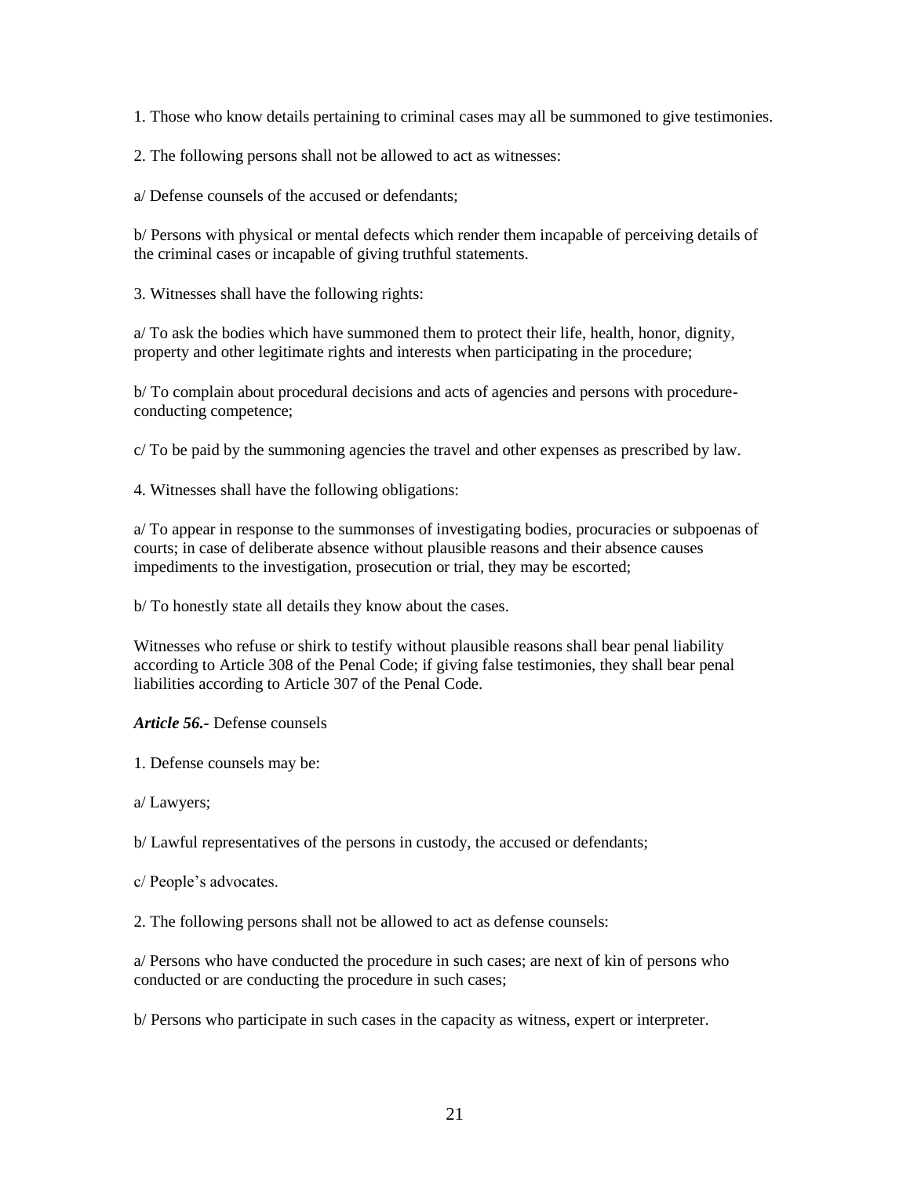1. Those who know details pertaining to criminal cases may all be summoned to give testimonies.

2. The following persons shall not be allowed to act as witnesses:

a/ Defense counsels of the accused or defendants;

b/ Persons with physical or mental defects which render them incapable of perceiving details of the criminal cases or incapable of giving truthful statements.

3. Witnesses shall have the following rights:

a/ To ask the bodies which have summoned them to protect their life, health, honor, dignity, property and other legitimate rights and interests when participating in the procedure;

b/ To complain about procedural decisions and acts of agencies and persons with procedure-conducting competence;

c/ To be paid by the summoning agencies the travel and other expenses as prescribed by law.

4. Witnesses shall have the following obligations:

a/ To appear in response to the summonses of investigating bodies, procuracies or subpoenas of courts; in case of deliberate absence without plausible reasons and their absence causes impediments to the investigation, prosecution or trial, they may be escorted;

b/ To honestly state all details they know about the cases.

Witnesses who refuse or shirk to testify without plausible reasons shall bear penal liability according to Article 308 of the Penal Code; if giving false testimonies, they shall bear penal liabilities according to Article 307 of the Penal Code.

***Article 56.-*** Defense counsels

1. Defense counsels may be:

a/ Lawyers;

b/ Lawful representatives of the persons in custody, the accused or defendants;

c/ People's advocates.

2. The following persons shall not be allowed to act as defense counsels:

a/ Persons who have conducted the procedure in such cases; are next of kin of persons who conducted or are conducting the procedure in such cases;

b/ Persons who participate in such cases in the capacity as witness, expert or interpreter.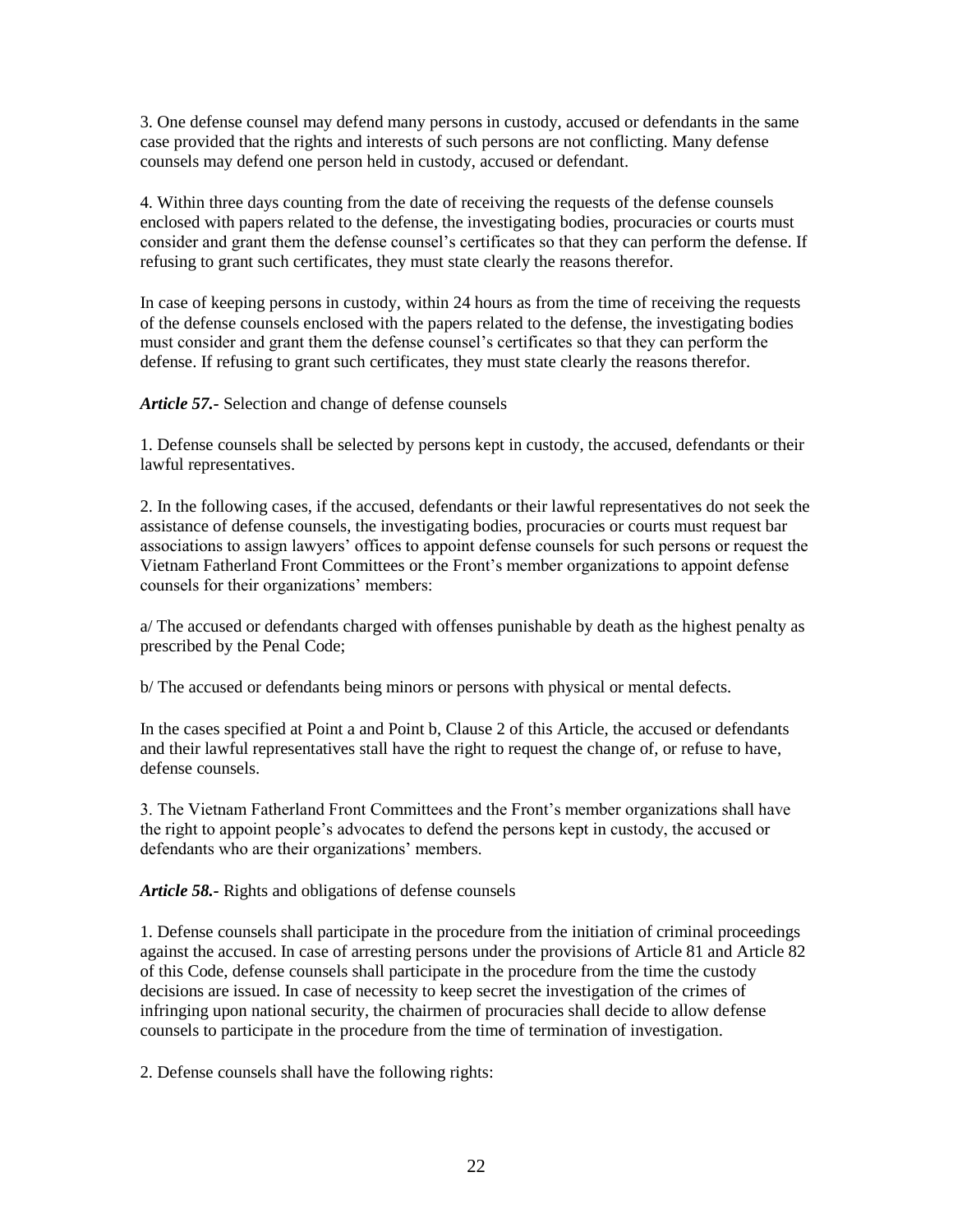3. One defense counsel may defend many persons in custody, accused or defendants in the same case provided that the rights and interests of such persons are not conflicting. Many defense counsels may defend one person held in custody, accused or defendant.

4. Within three days counting from the date of receiving the requests of the defense counsels enclosed with papers related to the defense, the investigating bodies, procuracies or courts must consider and grant them the defense counsel's certificates so that they can perform the defense. If refusing to grant such certificates, they must state clearly the reasons therefor.

In case of keeping persons in custody, within 24 hours as from the time of receiving the requests of the defense counsels enclosed with the papers related to the defense, the investigating bodies must consider and grant them the defense counsel's certificates so that they can perform the defense. If refusing to grant such certificates, they must state clearly the reasons therefor.

***Article 57.-*** Selection and change of defense counsels

1. Defense counsels shall be selected by persons kept in custody, the accused, defendants or their lawful representatives.

2. In the following cases, if the accused, defendants or their lawful representatives do not seek the assistance of defense counsels, the investigating bodies, procuracies or courts must request bar associations to assign lawyers' offices to appoint defense counsels for such persons or request the Vietnam Fatherland Front Committees or the Front's member organizations to appoint defense counsels for their organizations' members:

a/ The accused or defendants charged with offenses punishable by death as the highest penalty as prescribed by the Penal Code;

b/ The accused or defendants being minors or persons with physical or mental defects.

In the cases specified at Point a and Point b, Clause 2 of this Article, the accused or defendants and their lawful representatives stall have the right to request the change of, or refuse to have, defense counsels.

3. The Vietnam Fatherland Front Committees and the Front's member organizations shall have the right to appoint people's advocates to defend the persons kept in custody, the accused or defendants who are their organizations' members.

***Article 58.-*** Rights and obligations of defense counsels

1. Defense counsels shall participate in the procedure from the initiation of criminal proceedings against the accused. In case of arresting persons under the provisions of Article 81 and Article 82 of this Code, defense counsels shall participate in the procedure from the time the custody decisions are issued. In case of necessity to keep secret the investigation of the crimes of infringing upon national security, the chairmen of procuracies shall decide to allow defense counsels to participate in the procedure from the time of termination of investigation.

2. Defense counsels shall have the following rights: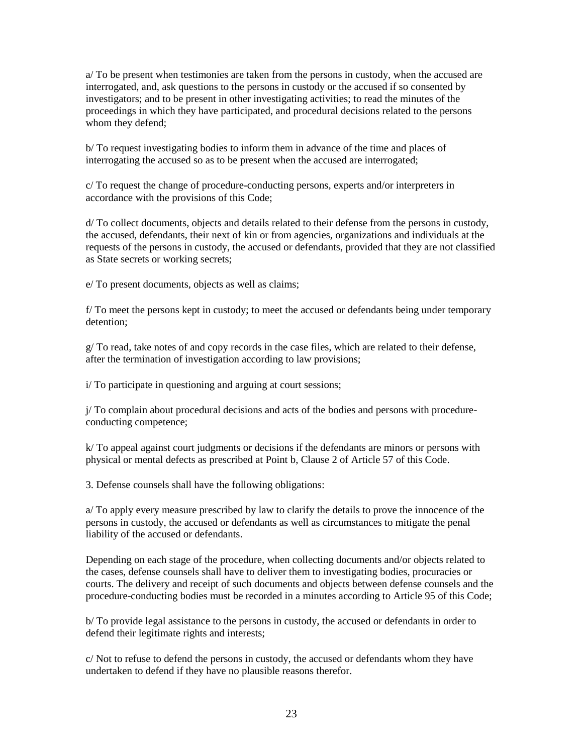a/ To be present when testimonies are taken from the persons in custody, when the accused are interrogated, and, ask questions to the persons in custody or the accused if so consented by investigators; and to be present in other investigating activities; to read the minutes of the proceedings in which they have participated, and procedural decisions related to the persons whom they defend;

b/ To request investigating bodies to inform them in advance of the time and places of interrogating the accused so as to be present when the accused are interrogated;

c/ To request the change of procedure-conducting persons, experts and/or interpreters in accordance with the provisions of this Code;

d/ To collect documents, objects and details related to their defense from the persons in custody, the accused, defendants, their next of kin or from agencies, organizations and individuals at the requests of the persons in custody, the accused or defendants, provided that they are not classified as State secrets or working secrets;

e/ To present documents, objects as well as claims;

f/ To meet the persons kept in custody; to meet the accused or defendants being under temporary detention;

g/ To read, take notes of and copy records in the case files, which are related to their defense, after the termination of investigation according to law provisions;

i/ To participate in questioning and arguing at court sessions;

j/ To complain about procedural decisions and acts of the bodies and persons with procedure-conducting competence;

k/ To appeal against court judgments or decisions if the defendants are minors or persons with physical or mental defects as prescribed at Point b, Clause 2 of Article 57 of this Code.

3. Defense counsels shall have the following obligations:

a/ To apply every measure prescribed by law to clarify the details to prove the innocence of the persons in custody, the accused or defendants as well as circumstances to mitigate the penal liability of the accused or defendants.

Depending on each stage of the procedure, when collecting documents and/or objects related to the cases, defense counsels shall have to deliver them to investigating bodies, procuracies or courts. The delivery and receipt of such documents and objects between defense counsels and the procedure-conducting bodies must be recorded in a minutes according to Article 95 of this Code;

b/ To provide legal assistance to the persons in custody, the accused or defendants in order to defend their legitimate rights and interests;

c/ Not to refuse to defend the persons in custody, the accused or defendants whom they have undertaken to defend if they have no plausible reasons therefor.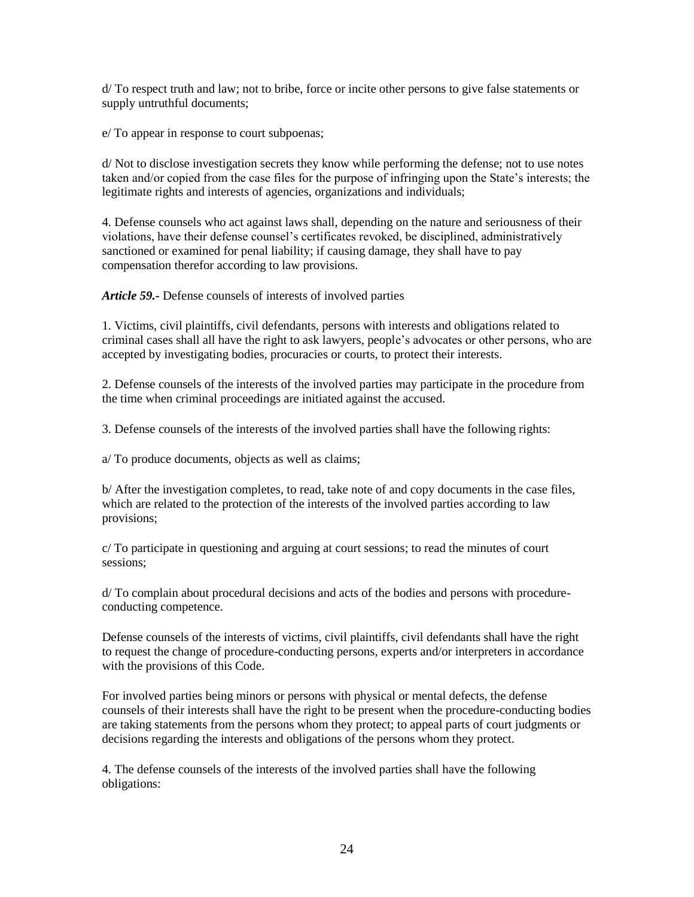d/ To respect truth and law; not to bribe, force or incite other persons to give false statements or supply untruthful documents;

e/ To appear in response to court subpoenas;

d/ Not to disclose investigation secrets they know while performing the defense; not to use notes taken and/or copied from the case files for the purpose of infringing upon the State's interests; the legitimate rights and interests of agencies, organizations and individuals;

4. Defense counsels who act against laws shall, depending on the nature and seriousness of their violations, have their defense counsel's certificates revoked, be disciplined, administratively sanctioned or examined for penal liability; if causing damage, they shall have to pay compensation therefor according to law provisions.

***Article 59.***- Defense counsels of interests of involved parties

1. Victims, civil plaintiffs, civil defendants, persons with interests and obligations related to criminal cases shall all have the right to ask lawyers, people's advocates or other persons, who are accepted by investigating bodies, procuracies or courts, to protect their interests.

2. Defense counsels of the interests of the involved parties may participate in the procedure from the time when criminal proceedings are initiated against the accused.

3. Defense counsels of the interests of the involved parties shall have the following rights:

a/ To produce documents, objects as well as claims;

b/ After the investigation completes, to read, take note of and copy documents in the case files, which are related to the protection of the interests of the involved parties according to law provisions;

c/ To participate in questioning and arguing at court sessions; to read the minutes of court sessions;

d/ To complain about procedural decisions and acts of the bodies and persons with procedure-conducting competence.

Defense counsels of the interests of victims, civil plaintiffs, civil defendants shall have the right to request the change of procedure-conducting persons, experts and/or interpreters in accordance with the provisions of this Code.

For involved parties being minors or persons with physical or mental defects, the defense counsels of their interests shall have the right to be present when the procedure-conducting bodies are taking statements from the persons whom they protect; to appeal parts of court judgments or decisions regarding the interests and obligations of the persons whom they protect.

4. The defense counsels of the interests of the involved parties shall have the following obligations: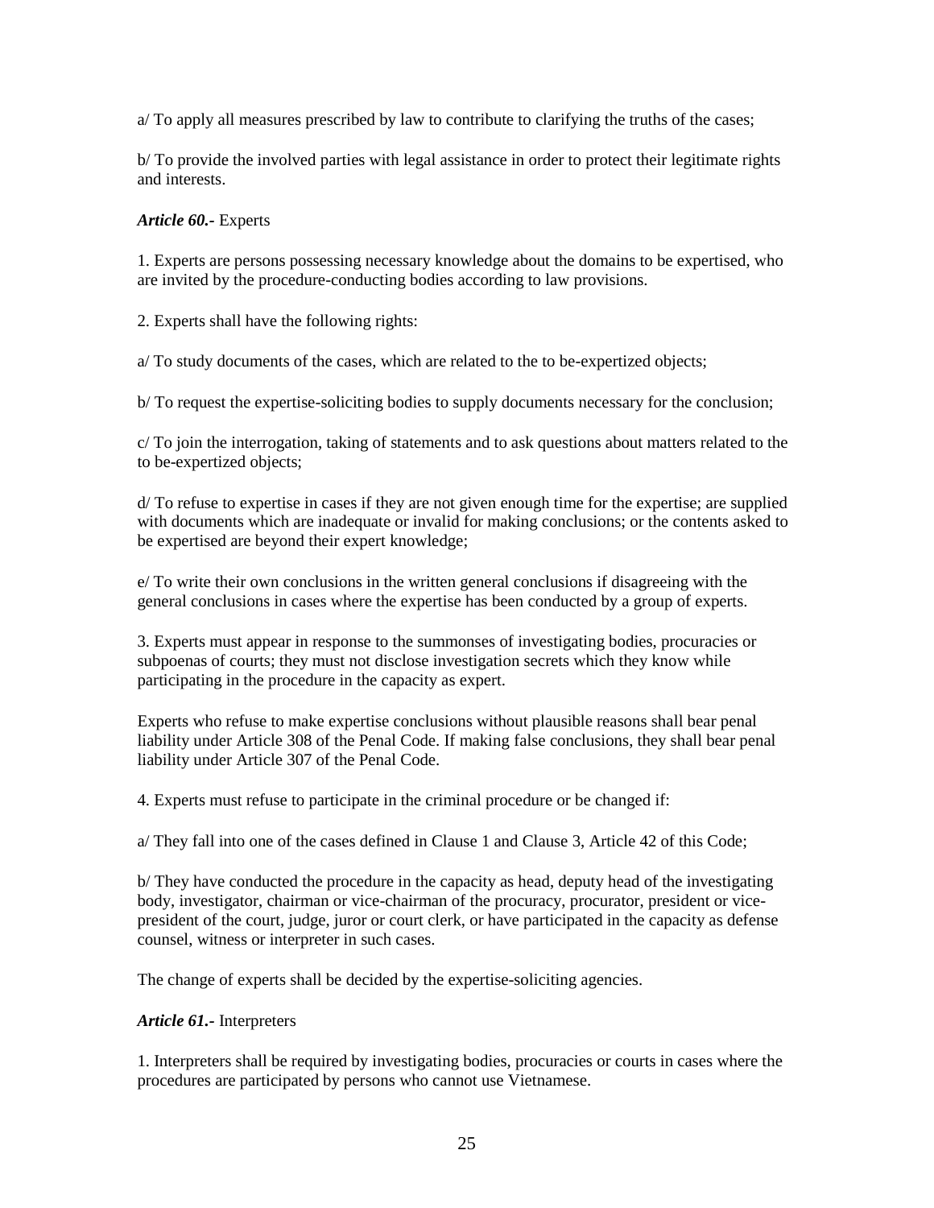a/ To apply all measures prescribed by law to contribute to clarifying the truths of the cases;

b/ To provide the involved parties with legal assistance in order to protect their legitimate rights and interests.

***Article 60.-*** Experts

1. Experts are persons possessing necessary knowledge about the domains to be expertised, who are invited by the procedure-conducting bodies according to law provisions.

2. Experts shall have the following rights:

a/ To study documents of the cases, which are related to the to be-expertized objects;

b/ To request the expertise-soliciting bodies to supply documents necessary for the conclusion;

c/ To join the interrogation, taking of statements and to ask questions about matters related to the to be-expertized objects;

d/ To refuse to expertise in cases if they are not given enough time for the expertise; are supplied with documents which are inadequate or invalid for making conclusions; or the contents asked to be expertised are beyond their expert knowledge;

e/ To write their own conclusions in the written general conclusions if disagreeing with the general conclusions in cases where the expertise has been conducted by a group of experts.

3. Experts must appear in response to the summonses of investigating bodies, procuracies or subpoenas of courts; they must not disclose investigation secrets which they know while participating in the procedure in the capacity as expert.

Experts who refuse to make expertise conclusions without plausible reasons shall bear penal liability under Article 308 of the Penal Code. If making false conclusions, they shall bear penal liability under Article 307 of the Penal Code.

4. Experts must refuse to participate in the criminal procedure or be changed if:

a/ They fall into one of the cases defined in Clause 1 and Clause 3, Article 42 of this Code;

b/ They have conducted the procedure in the capacity as head, deputy head of the investigating body, investigator, chairman or vice-chairman of the procuracy, procurator, president or vice-president of the court, judge, juror or court clerk, or have participated in the capacity as defense counsel, witness or interpreter in such cases.

The change of experts shall be decided by the expertise-soliciting agencies.

***Article 61.-*** Interpreters

1. Interpreters shall be required by investigating bodies, procuracies or courts in cases where the procedures are participated by persons who cannot use Vietnamese.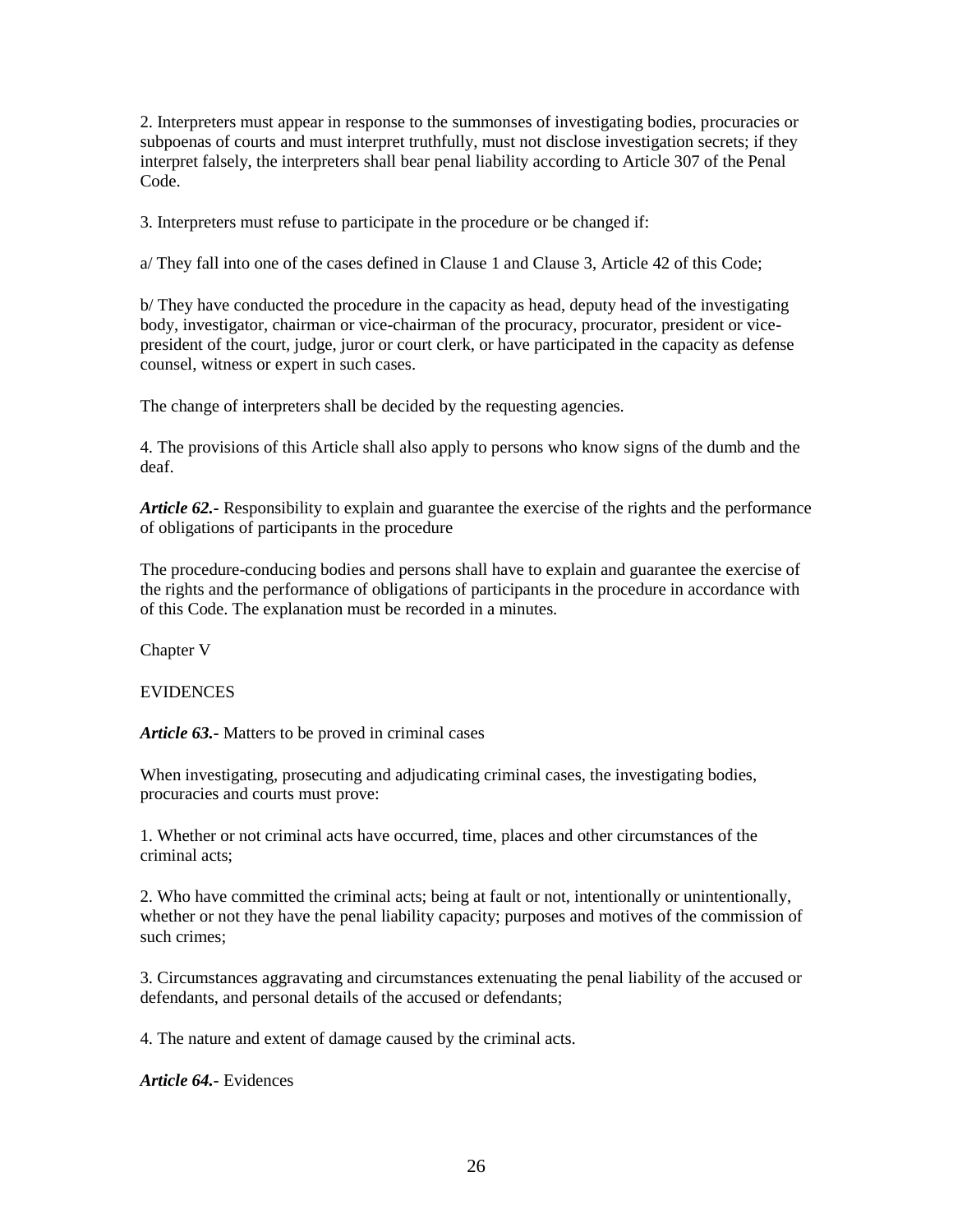2. Interpreters must appear in response to the summonses of investigating bodies, procuracies or subpoenas of courts and must interpret truthfully, must not disclose investigation secrets; if they interpret falsely, the interpreters shall bear penal liability according to Article 307 of the Penal Code.

3. Interpreters must refuse to participate in the procedure or be changed if:

a/ They fall into one of the cases defined in Clause 1 and Clause 3, Article 42 of this Code;

b/ They have conducted the procedure in the capacity as head, deputy head of the investigating body, investigator, chairman or vice-chairman of the procuracy, procurator, president or vice-president of the court, judge, juror or court clerk, or have participated in the capacity as defense counsel, witness or expert in such cases.

The change of interpreters shall be decided by the requesting agencies.

4. The provisions of this Article shall also apply to persons who know signs of the dumb and the deaf.

***Article 62.-*** Responsibility to explain and guarantee the exercise of the rights and the performance of obligations of participants in the procedure

The procedure-conducing bodies and persons shall have to explain and guarantee the exercise of the rights and the performance of obligations of participants in the procedure in accordance with of this Code. The explanation must be recorded in a minutes.

## Chapter V

## EVIDENCES

***Article 63.-*** Matters to be proved in criminal cases

When investigating, prosecuting and adjudicating criminal cases, the investigating bodies, procuracies and courts must prove:

1. Whether or not criminal acts have occurred, time, places and other circumstances of the criminal acts;

2. Who have committed the criminal acts; being at fault or not, intentionally or unintentionally, whether or not they have the penal liability capacity; purposes and motives of the commission of such crimes;

3. Circumstances aggravating and circumstances extenuating the penal liability of the accused or defendants, and personal details of the accused or defendants;

4. The nature and extent of damage caused by the criminal acts.

***Article 64.-*** Evidences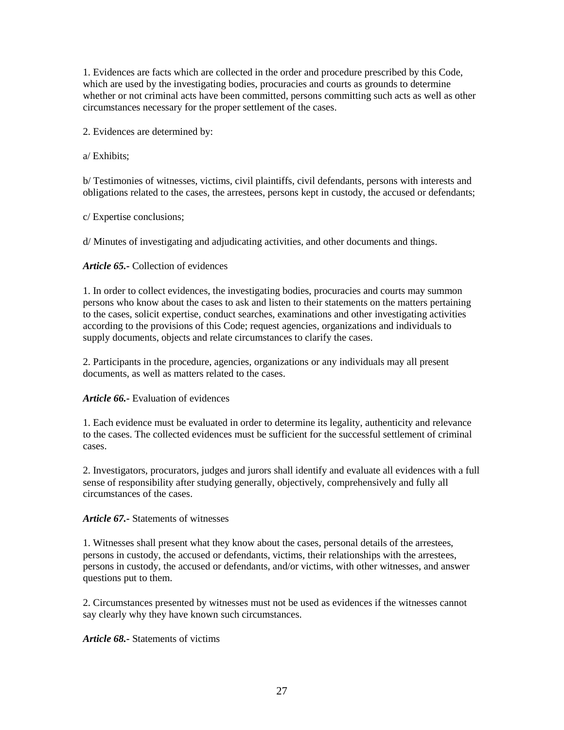1. Evidences are facts which are collected in the order and procedure prescribed by this Code, which are used by the investigating bodies, procuracies and courts as grounds to determine whether or not criminal acts have been committed, persons committing such acts as well as other circumstances necessary for the proper settlement of the cases.

2. Evidences are determined by:

a/ Exhibits;

b/ Testimonies of witnesses, victims, civil plaintiffs, civil defendants, persons with interests and obligations related to the cases, the arrestees, persons kept in custody, the accused or defendants;

c/ Expertise conclusions;

d/ Minutes of investigating and adjudicating activities, and other documents and things.

***Article 65.-*** Collection of evidences

1. In order to collect evidences, the investigating bodies, procuracies and courts may summon persons who know about the cases to ask and listen to their statements on the matters pertaining to the cases, solicit expertise, conduct searches, examinations and other investigating activities according to the provisions of this Code; request agencies, organizations and individuals to supply documents, objects and relate circumstances to clarify the cases.

2. Participants in the procedure, agencies, organizations or any individuals may all present documents, as well as matters related to the cases.

***Article 66.-*** Evaluation of evidences

1. Each evidence must be evaluated in order to determine its legality, authenticity and relevance to the cases. The collected evidences must be sufficient for the successful settlement of criminal cases.

2. Investigators, procurators, judges and jurors shall identify and evaluate all evidences with a full sense of responsibility after studying generally, objectively, comprehensively and fully all circumstances of the cases.

***Article 67.-*** Statements of witnesses

1. Witnesses shall present what they know about the cases, personal details of the arrestees, persons in custody, the accused or defendants, victims, their relationships with the arrestees, persons in custody, the accused or defendants, and/or victims, with other witnesses, and answer questions put to them.

2. Circumstances presented by witnesses must not be used as evidences if the witnesses cannot say clearly why they have known such circumstances.

***Article 68.-*** Statements of victims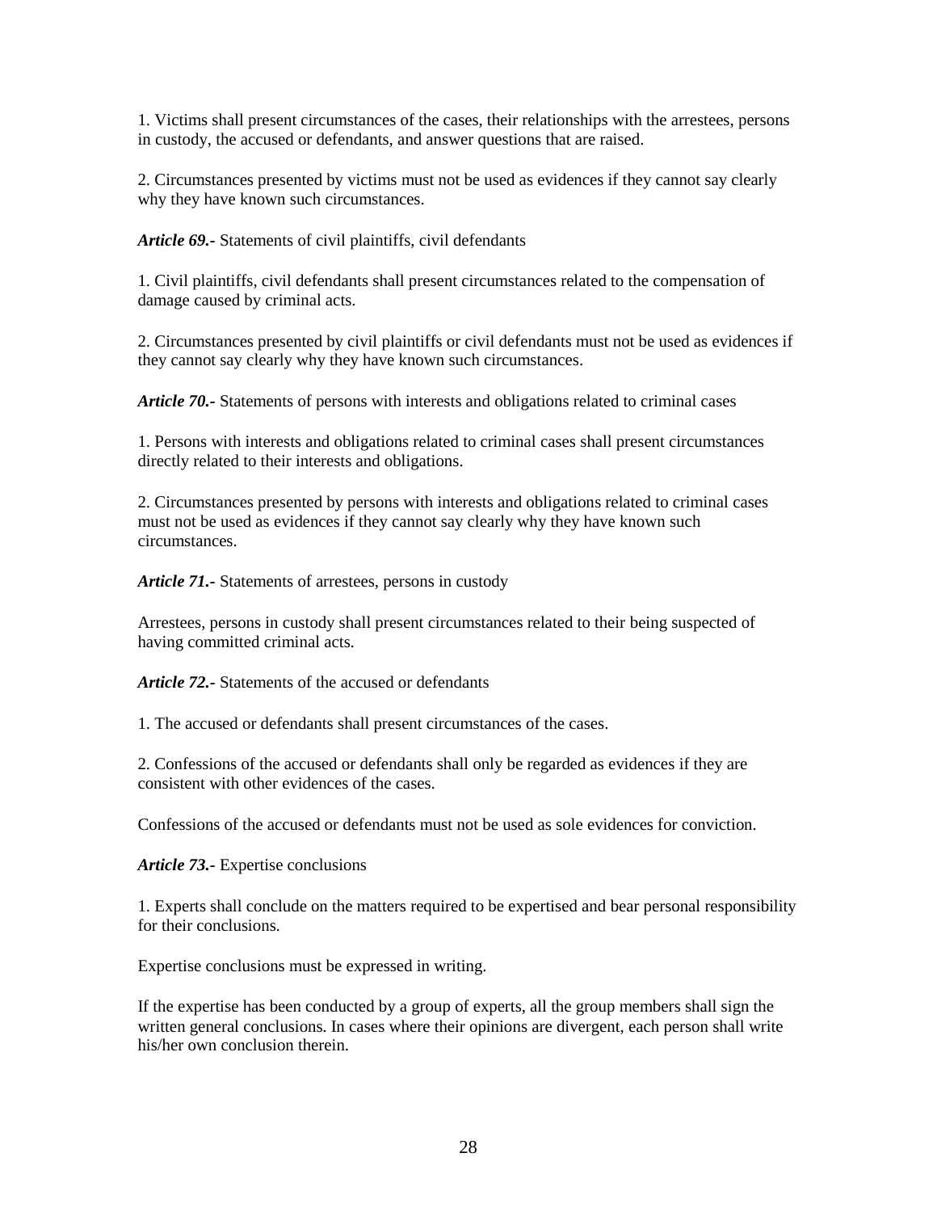1. Victims shall present circumstances of the cases, their relationships with the arrestees, persons in custody, the accused or defendants, and answer questions that are raised.

2. Circumstances presented by victims must not be used as evidences if they cannot say clearly why they have known such circumstances.

***Article 69.-*** Statements of civil plaintiffs, civil defendants

1. Civil plaintiffs, civil defendants shall present circumstances related to the compensation of damage caused by criminal acts.

2. Circumstances presented by civil plaintiffs or civil defendants must not be used as evidences if they cannot say clearly why they have known such circumstances.

***Article 70.-*** Statements of persons with interests and obligations related to criminal cases

1. Persons with interests and obligations related to criminal cases shall present circumstances directly related to their interests and obligations.

2. Circumstances presented by persons with interests and obligations related to criminal cases must not be used as evidences if they cannot say clearly why they have known such circumstances.

***Article 71.-*** Statements of arrestees, persons in custody

Arrestees, persons in custody shall present circumstances related to their being suspected of having committed criminal acts.

***Article 72.-*** Statements of the accused or defendants

1. The accused or defendants shall present circumstances of the cases.

2. Confessions of the accused or defendants shall only be regarded as evidences if they are consistent with other evidences of the cases.

Confessions of the accused or defendants must not be used as sole evidences for conviction.

***Article 73.-*** Expertise conclusions

1. Experts shall conclude on the matters required to be expertised and bear personal responsibility for their conclusions.

Expertise conclusions must be expressed in writing.

If the expertise has been conducted by a group of experts, all the group members shall sign the written general conclusions. In cases where their opinions are divergent, each person shall write his/her own conclusion therein.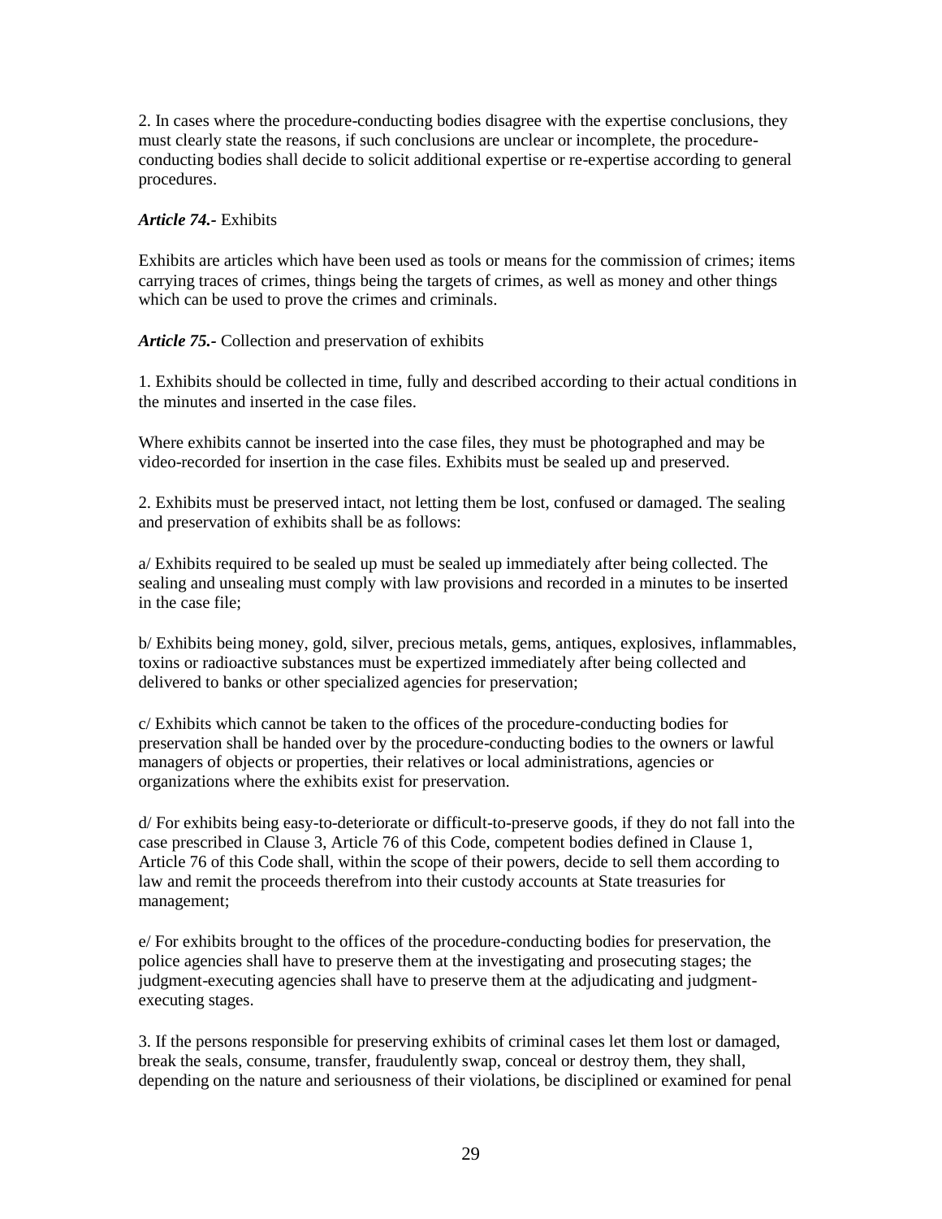2. In cases where the procedure-conducting bodies disagree with the expertise conclusions, they must clearly state the reasons, if such conclusions are unclear or incomplete, the procedure-conducting bodies shall decide to solicit additional expertise or re-expertise according to general procedures.

***Article 74.-*** Exhibits

Exhibits are articles which have been used as tools or means for the commission of crimes; items carrying traces of crimes, things being the targets of crimes, as well as money and other things which can be used to prove the crimes and criminals.

***Article 75.-*** Collection and preservation of exhibits

1. Exhibits should be collected in time, fully and described according to their actual conditions in the minutes and inserted in the case files.

Where exhibits cannot be inserted into the case files, they must be photographed and may be video-recorded for insertion in the case files. Exhibits must be sealed up and preserved.

2. Exhibits must be preserved intact, not letting them be lost, confused or damaged. The sealing and preservation of exhibits shall be as follows:

a/ Exhibits required to be sealed up must be sealed up immediately after being collected. The sealing and unsealing must comply with law provisions and recorded in a minutes to be inserted in the case file;

b/ Exhibits being money, gold, silver, precious metals, gems, antiques, explosives, inflammables, toxins or radioactive substances must be expertized immediately after being collected and delivered to banks or other specialized agencies for preservation;

c/ Exhibits which cannot be taken to the offices of the procedure-conducting bodies for preservation shall be handed over by the procedure-conducting bodies to the owners or lawful managers of objects or properties, their relatives or local administrations, agencies or organizations where the exhibits exist for preservation.

d/ For exhibits being easy-to-deteriorate or difficult-to-preserve goods, if they do not fall into the case prescribed in Clause 3, Article 76 of this Code, competent bodies defined in Clause 1, Article 76 of this Code shall, within the scope of their powers, decide to sell them according to law and remit the proceeds therefrom into their custody accounts at State treasuries for management;

e/ For exhibits brought to the offices of the procedure-conducting bodies for preservation, the police agencies shall have to preserve them at the investigating and prosecuting stages; the judgment-executing agencies shall have to preserve them at the adjudicating and judgment-executing stages.

3. If the persons responsible for preserving exhibits of criminal cases let them lost or damaged, break the seals, consume, transfer, fraudulently swap, conceal or destroy them, they shall, depending on the nature and seriousness of their violations, be disciplined or examined for penal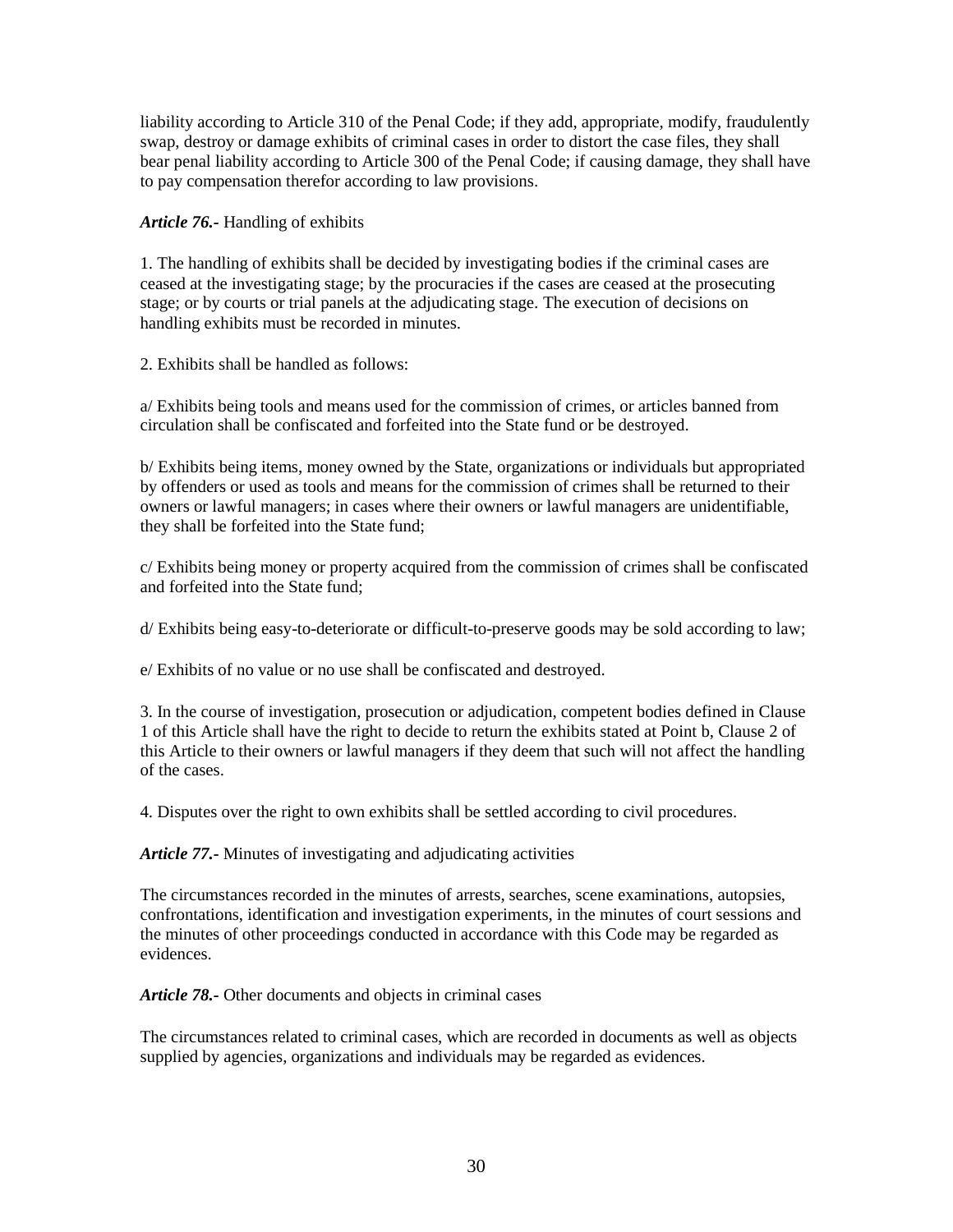liability according to Article 310 of the Penal Code; if they add, appropriate, modify, fraudulently swap, destroy or damage exhibits of criminal cases in order to distort the case files, they shall bear penal liability according to Article 300 of the Penal Code; if causing damage, they shall have to pay compensation therefor according to law provisions.

***Article 76.-*** Handling of exhibits

1. The handling of exhibits shall be decided by investigating bodies if the criminal cases are ceased at the investigating stage; by the procuracies if the cases are ceased at the prosecuting stage; or by courts or trial panels at the adjudicating stage. The execution of decisions on handling exhibits must be recorded in minutes.

2. Exhibits shall be handled as follows:

a/ Exhibits being tools and means used for the commission of crimes, or articles banned from circulation shall be confiscated and forfeited into the State fund or be destroyed.

b/ Exhibits being items, money owned by the State, organizations or individuals but appropriated by offenders or used as tools and means for the commission of crimes shall be returned to their owners or lawful managers; in cases where their owners or lawful managers are unidentifiable, they shall be forfeited into the State fund;

c/ Exhibits being money or property acquired from the commission of crimes shall be confiscated and forfeited into the State fund;

d/ Exhibits being easy-to-deteriorate or difficult-to-preserve goods may be sold according to law;

e/ Exhibits of no value or no use shall be confiscated and destroyed.

3. In the course of investigation, prosecution or adjudication, competent bodies defined in Clause 1 of this Article shall have the right to decide to return the exhibits stated at Point b, Clause 2 of this Article to their owners or lawful managers if they deem that such will not affect the handling of the cases.

4. Disputes over the right to own exhibits shall be settled according to civil procedures.

***Article 77.-*** Minutes of investigating and adjudicating activities

The circumstances recorded in the minutes of arrests, searches, scene examinations, autopsies, confrontations, identification and investigation experiments, in the minutes of court sessions and the minutes of other proceedings conducted in accordance with this Code may be regarded as evidences.

***Article 78.-*** Other documents and objects in criminal cases

The circumstances related to criminal cases, which are recorded in documents as well as objects supplied by agencies, organizations and individuals may be regarded as evidences.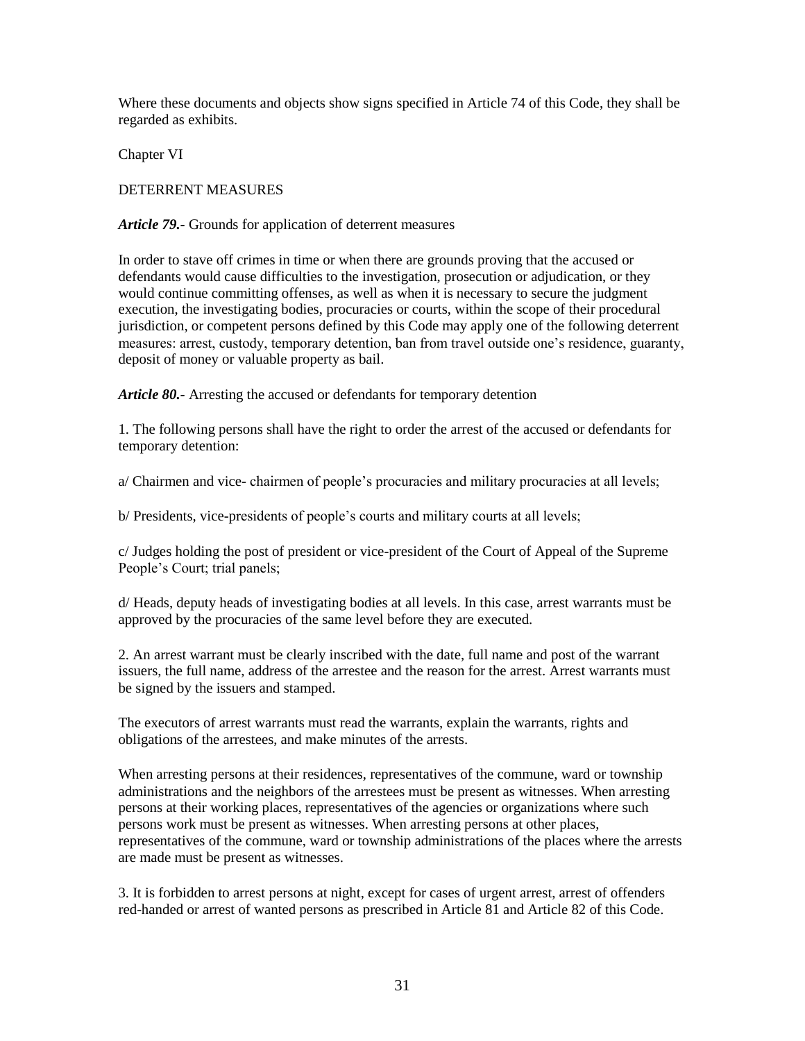Where these documents and objects show signs specified in Article 74 of this Code, they shall be regarded as exhibits.

## Chapter VI

## DETERRENT MEASURES

***Article 79.-*** Grounds for application of deterrent measures

In order to stave off crimes in time or when there are grounds proving that the accused or defendants would cause difficulties to the investigation, prosecution or adjudication, or they would continue committing offenses, as well as when it is necessary to secure the judgment execution, the investigating bodies, procuracies or courts, within the scope of their procedural jurisdiction, or competent persons defined by this Code may apply one of the following deterrent measures: arrest, custody, temporary detention, ban from travel outside one's residence, guaranty, deposit of money or valuable property as bail.

***Article 80.-*** Arresting the accused or defendants for temporary detention

1. The following persons shall have the right to order the arrest of the accused or defendants for temporary detention:

a/ Chairmen and vice- chairmen of people's procuracies and military procuracies at all levels;

b/ Presidents, vice-presidents of people's courts and military courts at all levels;

c/ Judges holding the post of president or vice-president of the Court of Appeal of the Supreme People's Court; trial panels;

d/ Heads, deputy heads of investigating bodies at all levels. In this case, arrest warrants must be approved by the procuracies of the same level before they are executed.

2. An arrest warrant must be clearly inscribed with the date, full name and post of the warrant issuers, the full name, address of the arrestee and the reason for the arrest. Arrest warrants must be signed by the issuers and stamped.

The executors of arrest warrants must read the warrants, explain the warrants, rights and obligations of the arrestees, and make minutes of the arrests.

When arresting persons at their residences, representatives of the commune, ward or township administrations and the neighbors of the arrestees must be present as witnesses. When arresting persons at their working places, representatives of the agencies or organizations where such persons work must be present as witnesses. When arresting persons at other places, representatives of the commune, ward or township administrations of the places where the arrests are made must be present as witnesses.

3. It is forbidden to arrest persons at night, except for cases of urgent arrest, arrest of offenders red-handed or arrest of wanted persons as prescribed in Article 81 and Article 82 of this Code.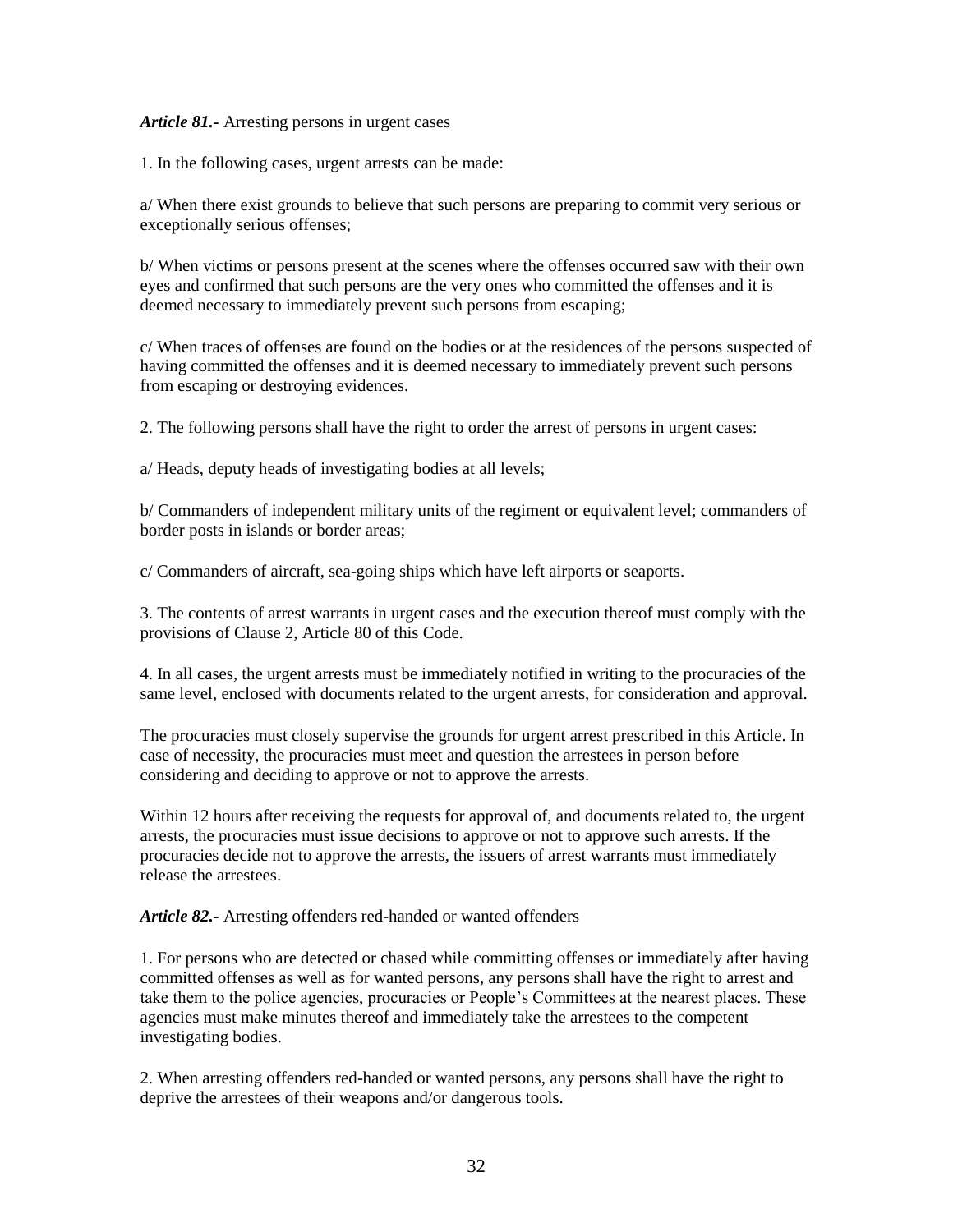***Article 81.-*** Arresting persons in urgent cases

1. In the following cases, urgent arrests can be made:

a/ When there exist grounds to believe that such persons are preparing to commit very serious or exceptionally serious offenses;

b/ When victims or persons present at the scenes where the offenses occurred saw with their own eyes and confirmed that such persons are the very ones who committed the offenses and it is deemed necessary to immediately prevent such persons from escaping;

c/ When traces of offenses are found on the bodies or at the residences of the persons suspected of having committed the offenses and it is deemed necessary to immediately prevent such persons from escaping or destroying evidences.

2. The following persons shall have the right to order the arrest of persons in urgent cases:

a/ Heads, deputy heads of investigating bodies at all levels;

b/ Commanders of independent military units of the regiment or equivalent level; commanders of border posts in islands or border areas;

c/ Commanders of aircraft, sea-going ships which have left airports or seaports.

3. The contents of arrest warrants in urgent cases and the execution thereof must comply with the provisions of Clause 2, Article 80 of this Code.

4. In all cases, the urgent arrests must be immediately notified in writing to the procuracies of the same level, enclosed with documents related to the urgent arrests, for consideration and approval.

The procuracies must closely supervise the grounds for urgent arrest prescribed in this Article. In case of necessity, the procuracies must meet and question the arrestees in person before considering and deciding to approve or not to approve the arrests.

Within 12 hours after receiving the requests for approval of, and documents related to, the urgent arrests, the procuracies must issue decisions to approve or not to approve such arrests. If the procuracies decide not to approve the arrests, the issuers of arrest warrants must immediately release the arrestees.

***Article 82.-*** Arresting offenders red-handed or wanted offenders

1. For persons who are detected or chased while committing offenses or immediately after having committed offenses as well as for wanted persons, any persons shall have the right to arrest and take them to the police agencies, procuracies or People's Committees at the nearest places. These agencies must make minutes thereof and immediately take the arrestees to the competent investigating bodies.

2. When arresting offenders red-handed or wanted persons, any persons shall have the right to deprive the arrestees of their weapons and/or dangerous tools.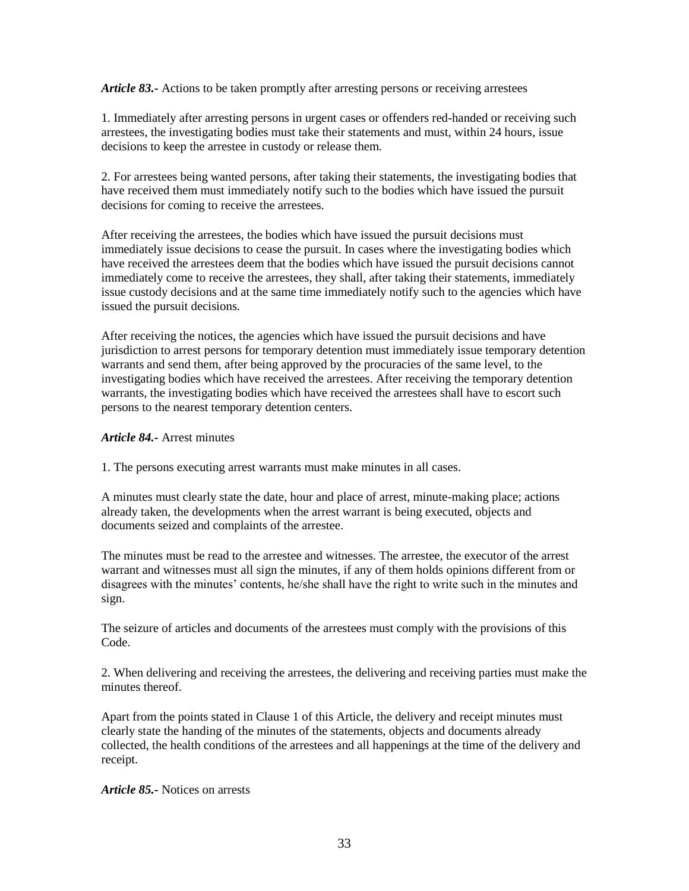***Article 83.-*** Actions to be taken promptly after arresting persons or receiving arrestees

1. Immediately after arresting persons in urgent cases or offenders red-handed or receiving such arrestees, the investigating bodies must take their statements and must, within 24 hours, issue decisions to keep the arrestee in custody or release them.

2. For arrestees being wanted persons, after taking their statements, the investigating bodies that have received them must immediately notify such to the bodies which have issued the pursuit decisions for coming to receive the arrestees.

After receiving the arrestees, the bodies which have issued the pursuit decisions must immediately issue decisions to cease the pursuit. In cases where the investigating bodies which have received the arrestees deem that the bodies which have issued the pursuit decisions cannot immediately come to receive the arrestees, they shall, after taking their statements, immediately issue custody decisions and at the same time immediately notify such to the agencies which have issued the pursuit decisions.

After receiving the notices, the agencies which have issued the pursuit decisions and have jurisdiction to arrest persons for temporary detention must immediately issue temporary detention warrants and send them, after being approved by the procuracies of the same level, to the investigating bodies which have received the arrestees. After receiving the temporary detention warrants, the investigating bodies which have received the arrestees shall have to escort such persons to the nearest temporary detention centers.

***Article 84.-*** Arrest minutes

1. The persons executing arrest warrants must make minutes in all cases.

A minutes must clearly state the date, hour and place of arrest, minute-making place; actions already taken, the developments when the arrest warrant is being executed, objects and documents seized and complaints of the arrestee.

The minutes must be read to the arrestee and witnesses. The arrestee, the executor of the arrest warrant and witnesses must all sign the minutes, if any of them holds opinions different from or disagrees with the minutes' contents, he/she shall have the right to write such in the minutes and sign.

The seizure of articles and documents of the arrestees must comply with the provisions of this Code.

2. When delivering and receiving the arrestees, the delivering and receiving parties must make the minutes thereof.

Apart from the points stated in Clause 1 of this Article, the delivery and receipt minutes must clearly state the handing of the minutes of the statements, objects and documents already collected, the health conditions of the arrestees and all happenings at the time of the delivery and receipt.

***Article 85.-*** Notices on arrests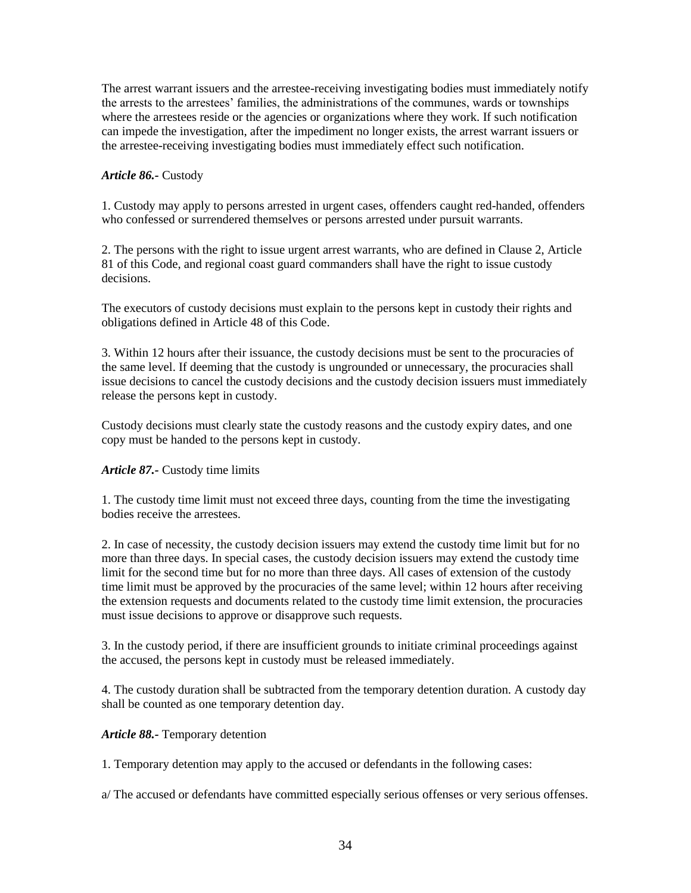The arrest warrant issuers and the arrestee-receiving investigating bodies must immediately notify the arrests to the arrestees' families, the administrations of the communes, wards or townships where the arrestees reside or the agencies or organizations where they work. If such notification can impede the investigation, after the impediment no longer exists, the arrest warrant issuers or the arrestee-receiving investigating bodies must immediately effect such notification.

***Article 86.-*** Custody

1. Custody may apply to persons arrested in urgent cases, offenders caught red-handed, offenders who confessed or surrendered themselves or persons arrested under pursuit warrants.

2. The persons with the right to issue urgent arrest warrants, who are defined in Clause 2, Article 81 of this Code, and regional coast guard commanders shall have the right to issue custody decisions.

The executors of custody decisions must explain to the persons kept in custody their rights and obligations defined in Article 48 of this Code.

3. Within 12 hours after their issuance, the custody decisions must be sent to the procuracies of the same level. If deeming that the custody is ungrounded or unnecessary, the procuracies shall issue decisions to cancel the custody decisions and the custody decision issuers must immediately release the persons kept in custody.

Custody decisions must clearly state the custody reasons and the custody expiry dates, and one copy must be handed to the persons kept in custody.

***Article 87.-*** Custody time limits

1. The custody time limit must not exceed three days, counting from the time the investigating bodies receive the arrestees.

2. In case of necessity, the custody decision issuers may extend the custody time limit but for no more than three days. In special cases, the custody decision issuers may extend the custody time limit for the second time but for no more than three days. All cases of extension of the custody time limit must be approved by the procuracies of the same level; within 12 hours after receiving the extension requests and documents related to the custody time limit extension, the procuracies must issue decisions to approve or disapprove such requests.

3. In the custody period, if there are insufficient grounds to initiate criminal proceedings against the accused, the persons kept in custody must be released immediately.

4. The custody duration shall be subtracted from the temporary detention duration. A custody day shall be counted as one temporary detention day.

***Article 88.-*** Temporary detention

1. Temporary detention may apply to the accused or defendants in the following cases:

a/ The accused or defendants have committed especially serious offenses or very serious offenses.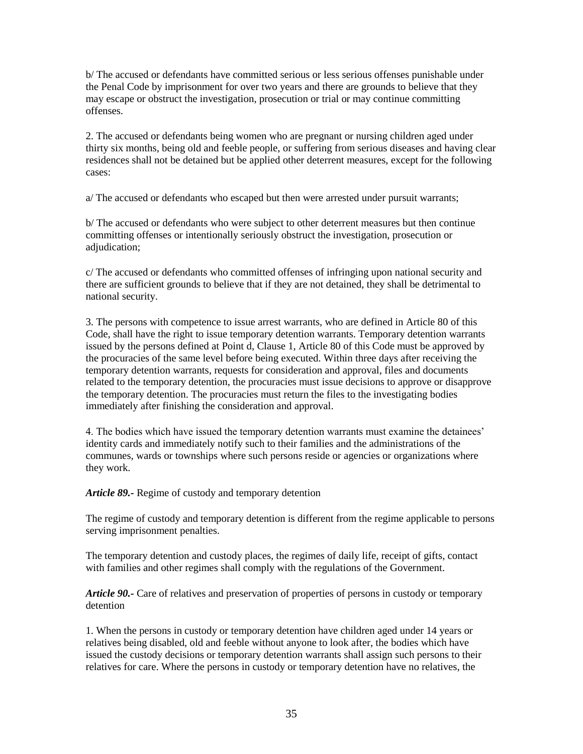b/ The accused or defendants have committed serious or less serious offenses punishable under the Penal Code by imprisonment for over two years and there are grounds to believe that they may escape or obstruct the investigation, prosecution or trial or may continue committing offenses.

2. The accused or defendants being women who are pregnant or nursing children aged under thirty six months, being old and feeble people, or suffering from serious diseases and having clear residences shall not be detained but be applied other deterrent measures, except for the following cases:

a/ The accused or defendants who escaped but then were arrested under pursuit warrants;

b/ The accused or defendants who were subject to other deterrent measures but then continue committing offenses or intentionally seriously obstruct the investigation, prosecution or adjudication;

c/ The accused or defendants who committed offenses of infringing upon national security and there are sufficient grounds to believe that if they are not detained, they shall be detrimental to national security.

3. The persons with competence to issue arrest warrants, who are defined in Article 80 of this Code, shall have the right to issue temporary detention warrants. Temporary detention warrants issued by the persons defined at Point d, Clause 1, Article 80 of this Code must be approved by the procuracies of the same level before being executed. Within three days after receiving the temporary detention warrants, requests for consideration and approval, files and documents related to the temporary detention, the procuracies must issue decisions to approve or disapprove the temporary detention. The procuracies must return the files to the investigating bodies immediately after finishing the consideration and approval.

4. The bodies which have issued the temporary detention warrants must examine the detainees' identity cards and immediately notify such to their families and the administrations of the communes, wards or townships where such persons reside or agencies or organizations where they work.

***Article 89.-*** Regime of custody and temporary detention

The regime of custody and temporary detention is different from the regime applicable to persons serving imprisonment penalties.

The temporary detention and custody places, the regimes of daily life, receipt of gifts, contact with families and other regimes shall comply with the regulations of the Government.

***Article 90.-*** Care of relatives and preservation of properties of persons in custody or temporary detention

1. When the persons in custody or temporary detention have children aged under 14 years or relatives being disabled, old and feeble without anyone to look after, the bodies which have issued the custody decisions or temporary detention warrants shall assign such persons to their relatives for care. Where the persons in custody or temporary detention have no relatives, the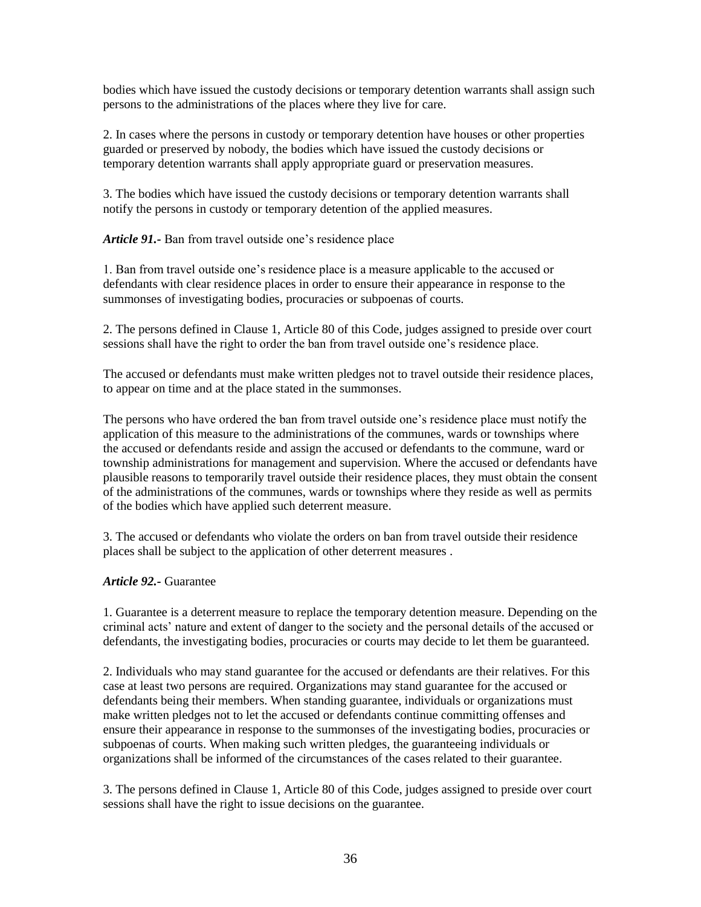bodies which have issued the custody decisions or temporary detention warrants shall assign such persons to the administrations of the places where they live for care.

2. In cases where the persons in custody or temporary detention have houses or other properties guarded or preserved by nobody, the bodies which have issued the custody decisions or temporary detention warrants shall apply appropriate guard or preservation measures.

3. The bodies which have issued the custody decisions or temporary detention warrants shall notify the persons in custody or temporary detention of the applied measures.

***Article 91.-*** Ban from travel outside one's residence place

1. Ban from travel outside one's residence place is a measure applicable to the accused or defendants with clear residence places in order to ensure their appearance in response to the summonses of investigating bodies, procuracies or subpoenas of courts.

2. The persons defined in Clause 1, Article 80 of this Code, judges assigned to preside over court sessions shall have the right to order the ban from travel outside one's residence place.

The accused or defendants must make written pledges not to travel outside their residence places, to appear on time and at the place stated in the summonses.

The persons who have ordered the ban from travel outside one's residence place must notify the application of this measure to the administrations of the communes, wards or townships where the accused or defendants reside and assign the accused or defendants to the commune, ward or township administrations for management and supervision. Where the accused or defendants have plausible reasons to temporarily travel outside their residence places, they must obtain the consent of the administrations of the communes, wards or townships where they reside as well as permits of the bodies which have applied such deterrent measure.

3. The accused or defendants who violate the orders on ban from travel outside their residence places shall be subject to the application of other deterrent measures .

***Article 92.-*** Guarantee

1. Guarantee is a deterrent measure to replace the temporary detention measure. Depending on the criminal acts' nature and extent of danger to the society and the personal details of the accused or defendants, the investigating bodies, procuracies or courts may decide to let them be guaranteed.

2. Individuals who may stand guarantee for the accused or defendants are their relatives. For this case at least two persons are required. Organizations may stand guarantee for the accused or defendants being their members. When standing guarantee, individuals or organizations must make written pledges not to let the accused or defendants continue committing offenses and ensure their appearance in response to the summonses of the investigating bodies, procuracies or subpoenas of courts. When making such written pledges, the guaranteeing individuals or organizations shall be informed of the circumstances of the cases related to their guarantee.

3. The persons defined in Clause 1, Article 80 of this Code, judges assigned to preside over court sessions shall have the right to issue decisions on the guarantee.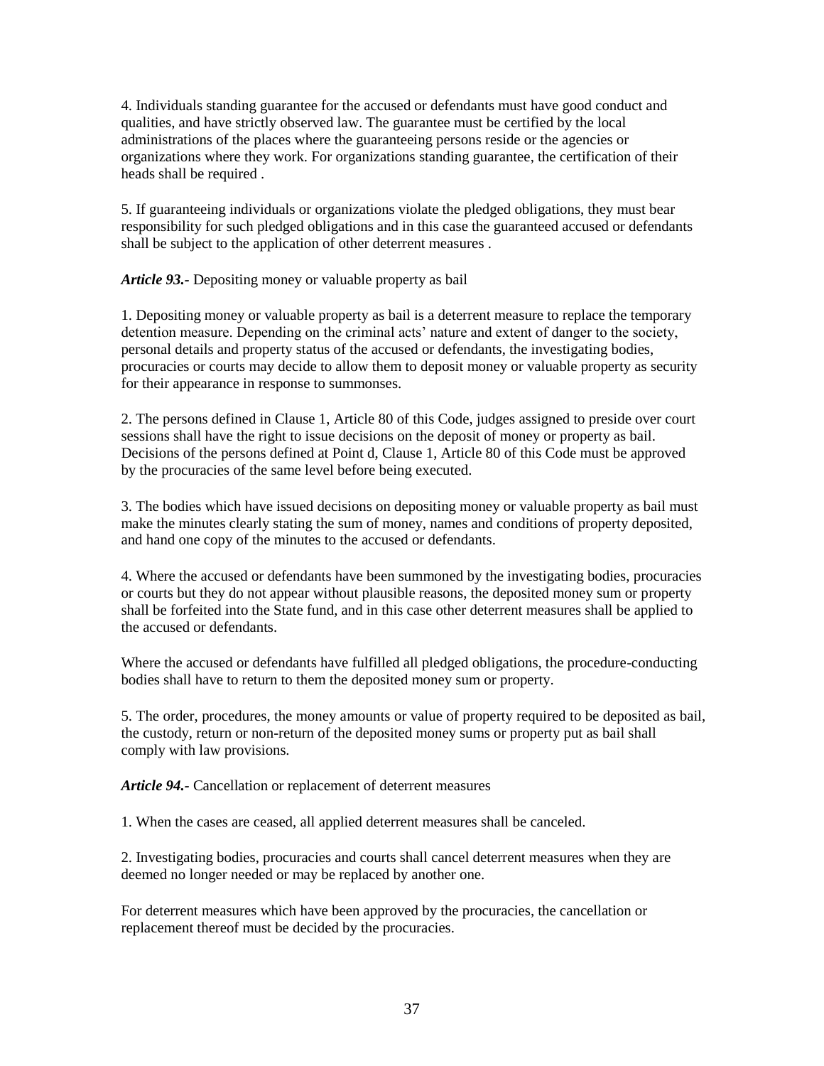4. Individuals standing guarantee for the accused or defendants must have good conduct and qualities, and have strictly observed law. The guarantee must be certified by the local administrations of the places where the guaranteeing persons reside or the agencies or organizations where they work. For organizations standing guarantee, the certification of their heads shall be required .

5. If guaranteeing individuals or organizations violate the pledged obligations, they must bear responsibility for such pledged obligations and in this case the guaranteed accused or defendants shall be subject to the application of other deterrent measures .

***Article 93.-*** Depositing money or valuable property as bail

1. Depositing money or valuable property as bail is a deterrent measure to replace the temporary detention measure. Depending on the criminal acts' nature and extent of danger to the society, personal details and property status of the accused or defendants, the investigating bodies, procuracies or courts may decide to allow them to deposit money or valuable property as security for their appearance in response to summonses.

2. The persons defined in Clause 1, Article 80 of this Code, judges assigned to preside over court sessions shall have the right to issue decisions on the deposit of money or property as bail. Decisions of the persons defined at Point d, Clause 1, Article 80 of this Code must be approved by the procuracies of the same level before being executed.

3. The bodies which have issued decisions on depositing money or valuable property as bail must make the minutes clearly stating the sum of money, names and conditions of property deposited, and hand one copy of the minutes to the accused or defendants.

4. Where the accused or defendants have been summoned by the investigating bodies, procuracies or courts but they do not appear without plausible reasons, the deposited money sum or property shall be forfeited into the State fund, and in this case other deterrent measures shall be applied to the accused or defendants.

Where the accused or defendants have fulfilled all pledged obligations, the procedure-conducting bodies shall have to return to them the deposited money sum or property.

5. The order, procedures, the money amounts or value of property required to be deposited as bail, the custody, return or non-return of the deposited money sums or property put as bail shall comply with law provisions.

***Article 94.-*** Cancellation or replacement of deterrent measures

1. When the cases are ceased, all applied deterrent measures shall be canceled.

2. Investigating bodies, procuracies and courts shall cancel deterrent measures when they are deemed no longer needed or may be replaced by another one.

For deterrent measures which have been approved by the procuracies, the cancellation or replacement thereof must be decided by the procuracies.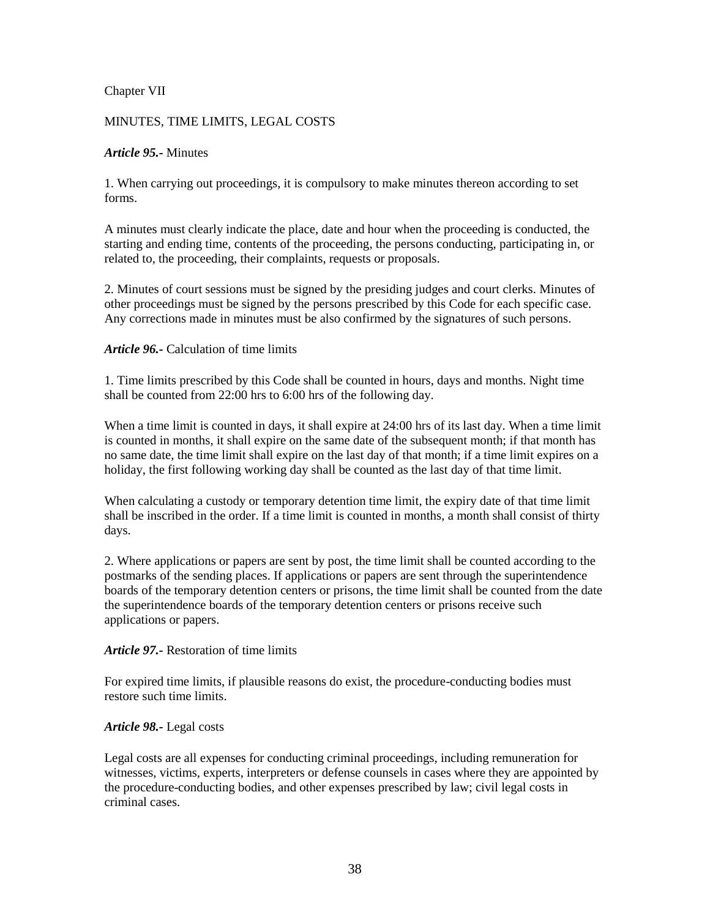## Chapter VII

## MINUTES, TIME LIMITS, LEGAL COSTS

***Article 95.-*** Minutes

1. When carrying out proceedings, it is compulsory to make minutes thereon according to set forms.

A minutes must clearly indicate the place, date and hour when the proceeding is conducted, the starting and ending time, contents of the proceeding, the persons conducting, participating in, or related to, the proceeding, their complaints, requests or proposals.

2. Minutes of court sessions must be signed by the presiding judges and court clerks. Minutes of other proceedings must be signed by the persons prescribed by this Code for each specific case. Any corrections made in minutes must be also confirmed by the signatures of such persons.

***Article 96.-*** Calculation of time limits

1. Time limits prescribed by this Code shall be counted in hours, days and months. Night time shall be counted from 22:00 hrs to 6:00 hrs of the following day.

When a time limit is counted in days, it shall expire at 24:00 hrs of its last day. When a time limit is counted in months, it shall expire on the same date of the subsequent month; if that month has no same date, the time limit shall expire on the last day of that month; if a time limit expires on a holiday, the first following working day shall be counted as the last day of that time limit.

When calculating a custody or temporary detention time limit, the expiry date of that time limit shall be inscribed in the order. If a time limit is counted in months, a month shall consist of thirty days.

2. Where applications or papers are sent by post, the time limit shall be counted according to the postmarks of the sending places. If applications or papers are sent through the superintendence boards of the temporary detention centers or prisons, the time limit shall be counted from the date the superintendence boards of the temporary detention centers or prisons receive such applications or papers.

***Article 97.-*** Restoration of time limits

For expired time limits, if plausible reasons do exist, the procedure-conducting bodies must restore such time limits.

***Article 98.-*** Legal costs

Legal costs are all expenses for conducting criminal proceedings, including remuneration for witnesses, victims, experts, interpreters or defense counsels in cases where they are appointed by the procedure-conducting bodies, and other expenses prescribed by law; civil legal costs in criminal cases.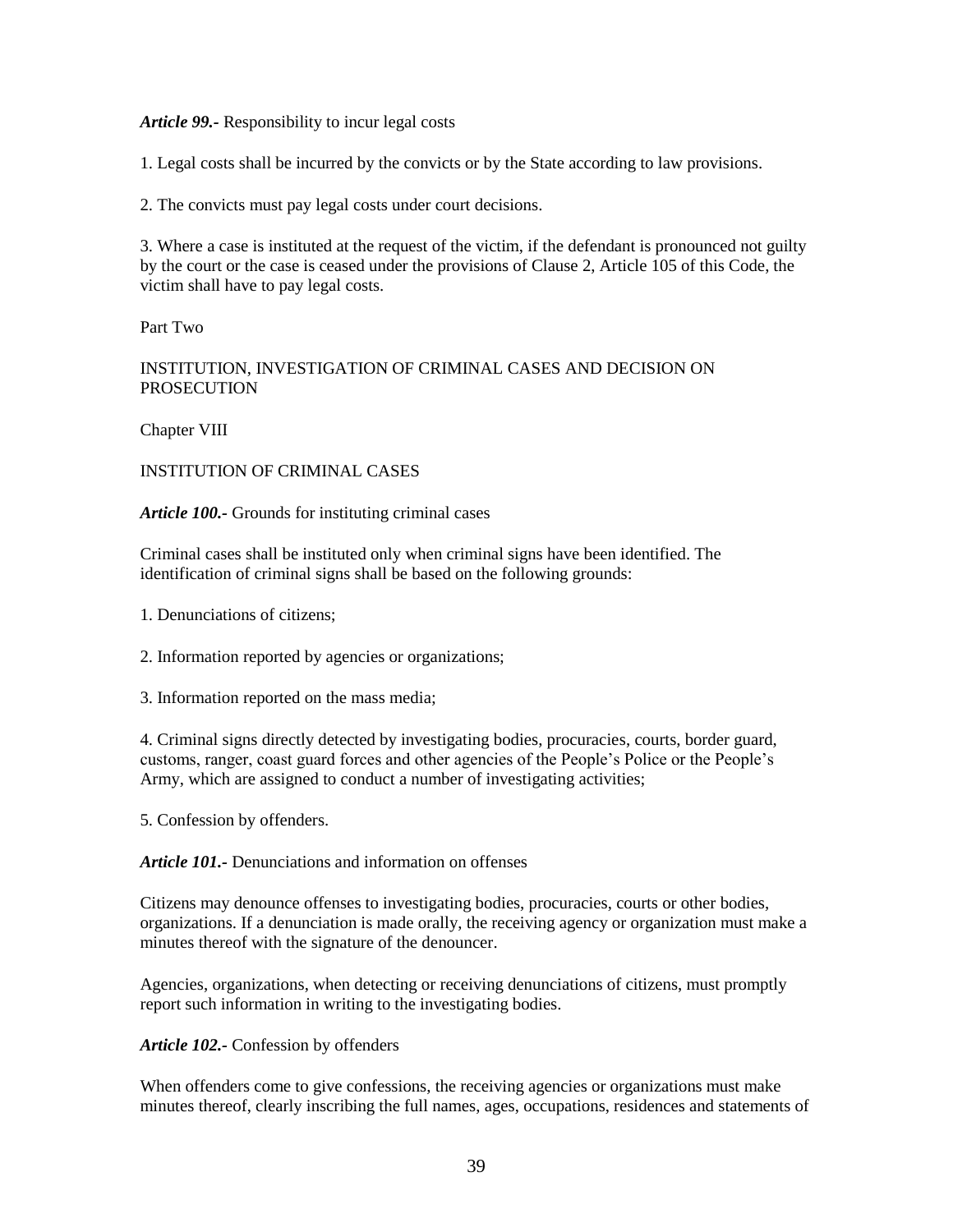***Article 99.-*** Responsibility to incur legal costs

1. Legal costs shall be incurred by the convicts or by the State according to law provisions.

2. The convicts must pay legal costs under court decisions.

3. Where a case is instituted at the request of the victim, if the defendant is pronounced not guilty by the court or the case is ceased under the provisions of Clause 2, Article 105 of this Code, the victim shall have to pay legal costs.

Part Two

INSTITUTION, INVESTIGATION OF CRIMINAL CASES AND DECISION ON PROSECUTION

Chapter VIII

INSTITUTION OF CRIMINAL CASES

***Article 100.-*** Grounds for instituting criminal cases

Criminal cases shall be instituted only when criminal signs have been identified. The identification of criminal signs shall be based on the following grounds:

1. Denunciations of citizens;

2. Information reported by agencies or organizations;

3. Information reported on the mass media;

4. Criminal signs directly detected by investigating bodies, procuracies, courts, border guard, customs, ranger, coast guard forces and other agencies of the People's Police or the People's Army, which are assigned to conduct a number of investigating activities;

5. Confession by offenders.

***Article 101.-*** Denunciations and information on offenses

Citizens may denounce offenses to investigating bodies, procuracies, courts or other bodies, organizations. If a denunciation is made orally, the receiving agency or organization must make a minutes thereof with the signature of the denouncer.

Agencies, organizations, when detecting or receiving denunciations of citizens, must promptly report such information in writing to the investigating bodies.

***Article 102.-*** Confession by offenders

When offenders come to give confessions, the receiving agencies or organizations must make minutes thereof, clearly inscribing the full names, ages, occupations, residences and statements of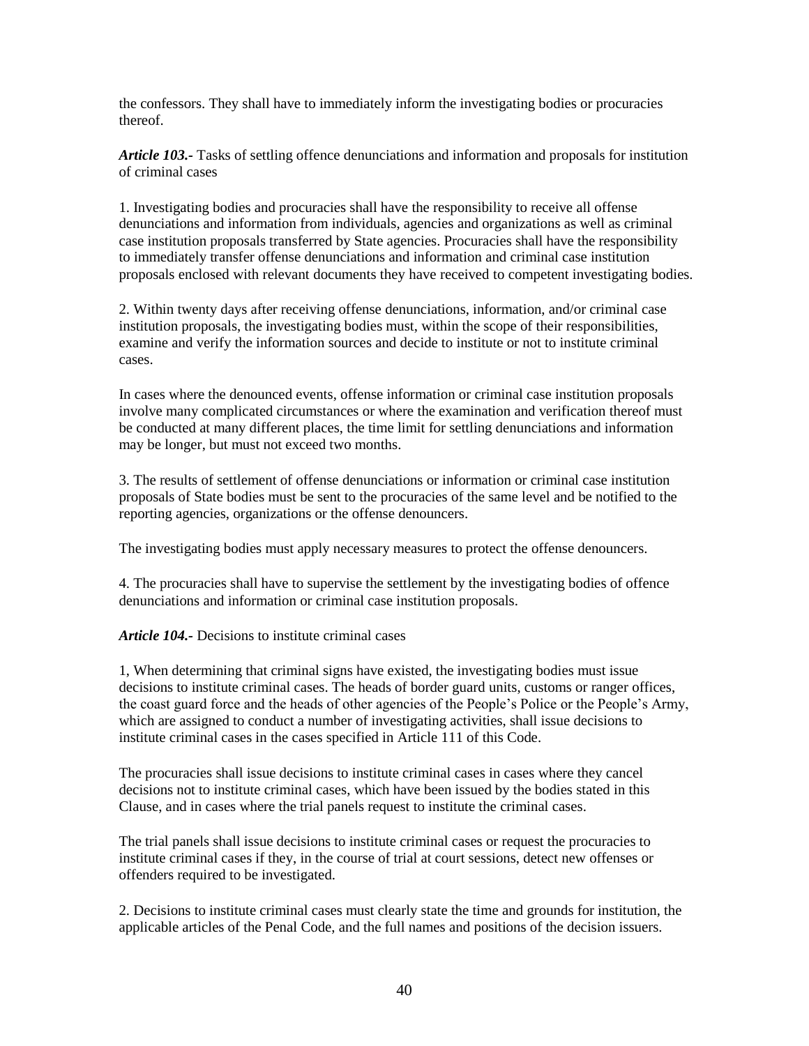the confessors. They shall have to immediately inform the investigating bodies or procuracies thereof.

***Article 103.-*** Tasks of settling offence denunciations and information and proposals for institution of criminal cases

1. Investigating bodies and procuracies shall have the responsibility to receive all offense denunciations and information from individuals, agencies and organizations as well as criminal case institution proposals transferred by State agencies. Procuracies shall have the responsibility to immediately transfer offense denunciations and information and criminal case institution proposals enclosed with relevant documents they have received to competent investigating bodies.

2. Within twenty days after receiving offense denunciations, information, and/or criminal case institution proposals, the investigating bodies must, within the scope of their responsibilities, examine and verify the information sources and decide to institute or not to institute criminal cases.

In cases where the denounced events, offense information or criminal case institution proposals involve many complicated circumstances or where the examination and verification thereof must be conducted at many different places, the time limit for settling denunciations and information may be longer, but must not exceed two months.

3. The results of settlement of offense denunciations or information or criminal case institution proposals of State bodies must be sent to the procuracies of the same level and be notified to the reporting agencies, organizations or the offense denouncers.

The investigating bodies must apply necessary measures to protect the offense denouncers.

4. The procuracies shall have to supervise the settlement by the investigating bodies of offence denunciations and information or criminal case institution proposals.

***Article 104.-*** Decisions to institute criminal cases

1, When determining that criminal signs have existed, the investigating bodies must issue decisions to institute criminal cases. The heads of border guard units, customs or ranger offices, the coast guard force and the heads of other agencies of the People's Police or the People's Army, which are assigned to conduct a number of investigating activities, shall issue decisions to institute criminal cases in the cases specified in Article 111 of this Code.

The procuracies shall issue decisions to institute criminal cases in cases where they cancel decisions not to institute criminal cases, which have been issued by the bodies stated in this Clause, and in cases where the trial panels request to institute the criminal cases.

The trial panels shall issue decisions to institute criminal cases or request the procuracies to institute criminal cases if they, in the course of trial at court sessions, detect new offenses or offenders required to be investigated.

2. Decisions to institute criminal cases must clearly state the time and grounds for institution, the applicable articles of the Penal Code, and the full names and positions of the decision issuers.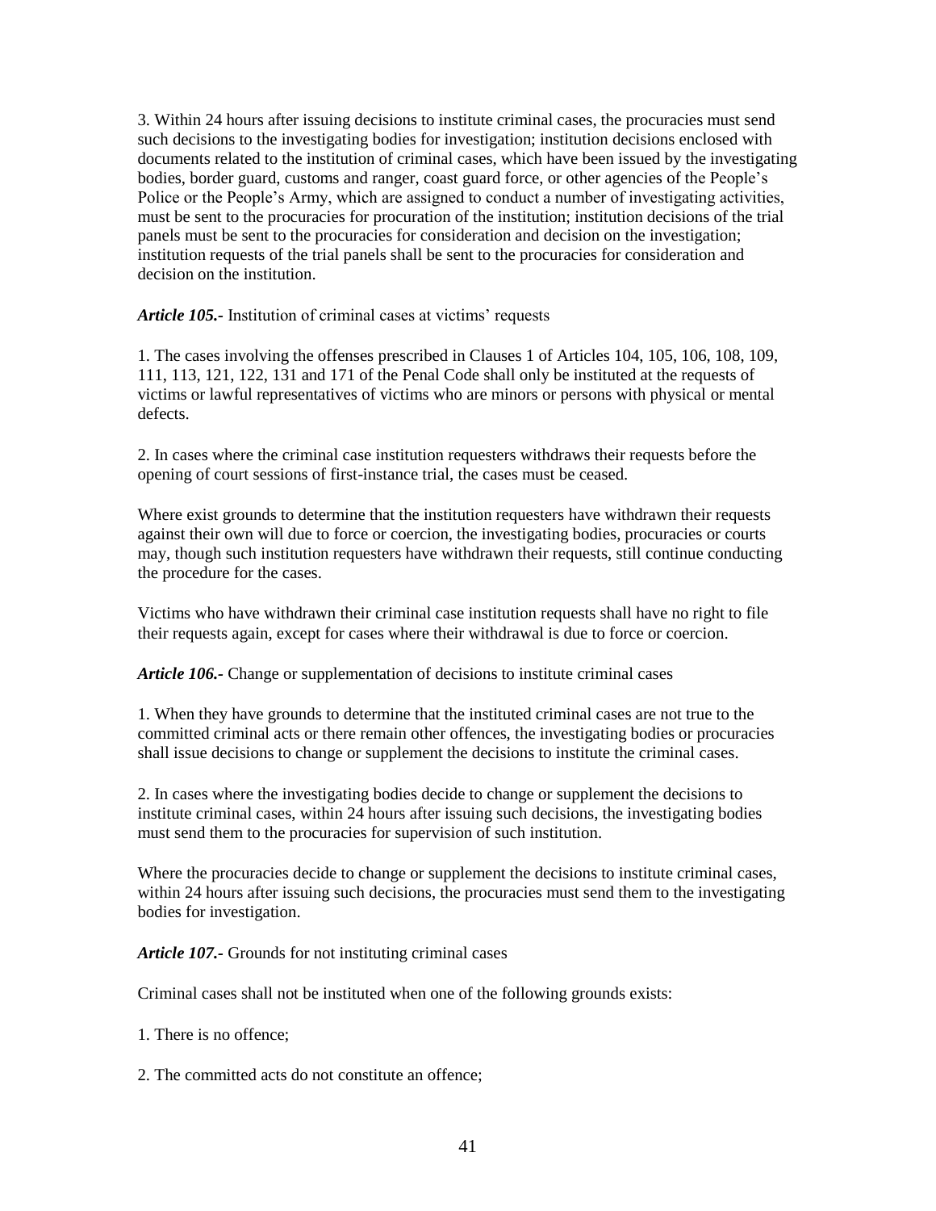3. Within 24 hours after issuing decisions to institute criminal cases, the procuracies must send such decisions to the investigating bodies for investigation; institution decisions enclosed with documents related to the institution of criminal cases, which have been issued by the investigating bodies, border guard, customs and ranger, coast guard force, or other agencies of the People's Police or the People's Army, which are assigned to conduct a number of investigating activities, must be sent to the procuracies for procuration of the institution; institution decisions of the trial panels must be sent to the procuracies for consideration and decision on the investigation; institution requests of the trial panels shall be sent to the procuracies for consideration and decision on the institution.

***Article 105.-*** Institution of criminal cases at victims' requests

1. The cases involving the offenses prescribed in Clauses 1 of Articles 104, 105, 106, 108, 109, 111, 113, 121, 122, 131 and 171 of the Penal Code shall only be instituted at the requests of victims or lawful representatives of victims who are minors or persons with physical or mental defects.

2. In cases where the criminal case institution requesters withdraws their requests before the opening of court sessions of first-instance trial, the cases must be ceased.

Where exist grounds to determine that the institution requesters have withdrawn their requests against their own will due to force or coercion, the investigating bodies, procuracies or courts may, though such institution requesters have withdrawn their requests, still continue conducting the procedure for the cases.

Victims who have withdrawn their criminal case institution requests shall have no right to file their requests again, except for cases where their withdrawal is due to force or coercion.

***Article 106.-*** Change or supplementation of decisions to institute criminal cases

1. When they have grounds to determine that the instituted criminal cases are not true to the committed criminal acts or there remain other offences, the investigating bodies or procuracies shall issue decisions to change or supplement the decisions to institute the criminal cases.

2. In cases where the investigating bodies decide to change or supplement the decisions to institute criminal cases, within 24 hours after issuing such decisions, the investigating bodies must send them to the procuracies for supervision of such institution.

Where the procuracies decide to change or supplement the decisions to institute criminal cases, within 24 hours after issuing such decisions, the procuracies must send them to the investigating bodies for investigation.

***Article 107.-*** Grounds for not instituting criminal cases

Criminal cases shall not be instituted when one of the following grounds exists:

1. There is no offence;

2. The committed acts do not constitute an offence;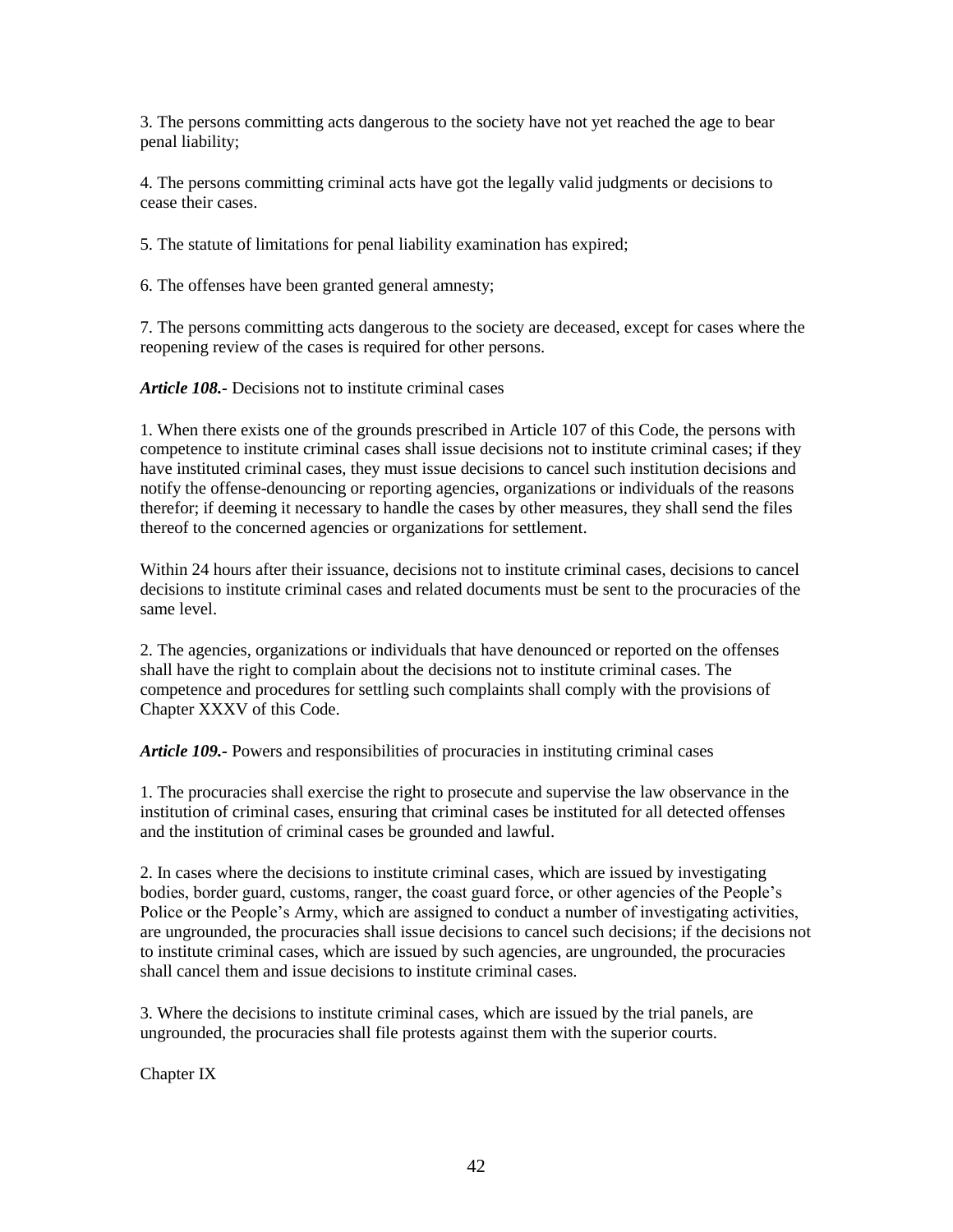3. The persons committing acts dangerous to the society have not yet reached the age to bear penal liability;

4. The persons committing criminal acts have got the legally valid judgments or decisions to cease their cases.

5. The statute of limitations for penal liability examination has expired;

6. The offenses have been granted general amnesty;

7. The persons committing acts dangerous to the society are deceased, except for cases where the reopening review of the cases is required for other persons.

***Article 108.-*** Decisions not to institute criminal cases

1. When there exists one of the grounds prescribed in Article 107 of this Code, the persons with competence to institute criminal cases shall issue decisions not to institute criminal cases; if they have instituted criminal cases, they must issue decisions to cancel such institution decisions and notify the offense-denouncing or reporting agencies, organizations or individuals of the reasons therefor; if deeming it necessary to handle the cases by other measures, they shall send the files thereof to the concerned agencies or organizations for settlement.

Within 24 hours after their issuance, decisions not to institute criminal cases, decisions to cancel decisions to institute criminal cases and related documents must be sent to the procuracies of the same level.

2. The agencies, organizations or individuals that have denounced or reported on the offenses shall have the right to complain about the decisions not to institute criminal cases. The competence and procedures for settling such complaints shall comply with the provisions of Chapter XXXV of this Code.

***Article 109.-*** Powers and responsibilities of procuracies in instituting criminal cases

1. The procuracies shall exercise the right to prosecute and supervise the law observance in the institution of criminal cases, ensuring that criminal cases be instituted for all detected offenses and the institution of criminal cases be grounded and lawful.

2. In cases where the decisions to institute criminal cases, which are issued by investigating bodies, border guard, customs, ranger, the coast guard force, or other agencies of the People's Police or the People's Army, which are assigned to conduct a number of investigating activities, are ungrounded, the procuracies shall issue decisions to cancel such decisions; if the decisions not to institute criminal cases, which are issued by such agencies, are ungrounded, the procuracies shall cancel them and issue decisions to institute criminal cases.

3. Where the decisions to institute criminal cases, which are issued by the trial panels, are ungrounded, the procuracies shall file protests against them with the superior courts.

Chapter IX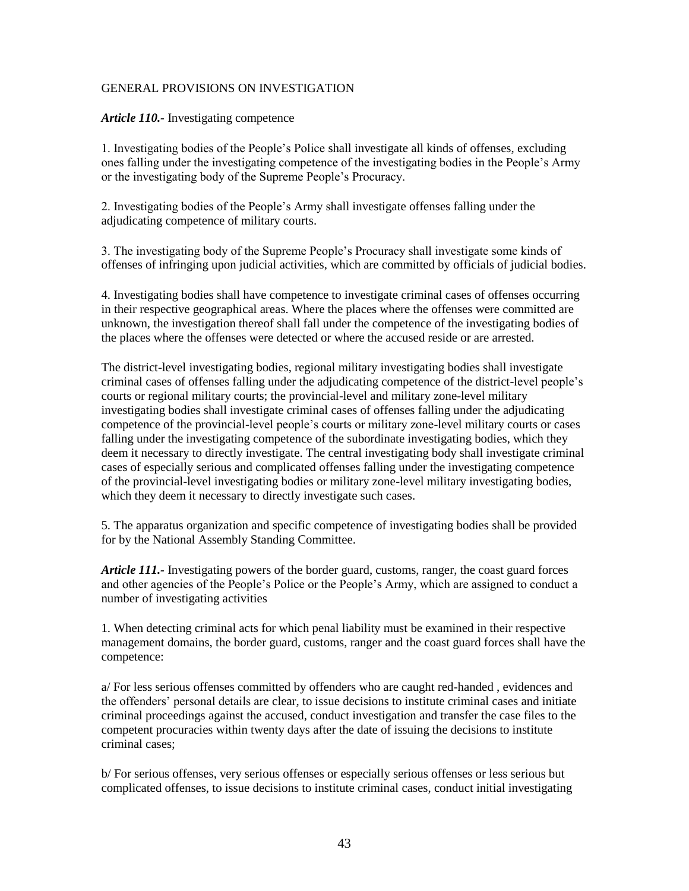## GENERAL PROVISIONS ON INVESTIGATION

***Article 110.-*** Investigating competence

1. Investigating bodies of the People's Police shall investigate all kinds of offenses, excluding ones falling under the investigating competence of the investigating bodies in the People's Army or the investigating body of the Supreme People's Procuracy.

2. Investigating bodies of the People's Army shall investigate offenses falling under the adjudicating competence of military courts.

3. The investigating body of the Supreme People's Procuracy shall investigate some kinds of offenses of infringing upon judicial activities, which are committed by officials of judicial bodies.

4. Investigating bodies shall have competence to investigate criminal cases of offenses occurring in their respective geographical areas. Where the places where the offenses were committed are unknown, the investigation thereof shall fall under the competence of the investigating bodies of the places where the offenses were detected or where the accused reside or are arrested.

The district-level investigating bodies, regional military investigating bodies shall investigate criminal cases of offenses falling under the adjudicating competence of the district-level people's courts or regional military courts; the provincial-level and military zone-level military investigating bodies shall investigate criminal cases of offenses falling under the adjudicating competence of the provincial-level people's courts or military zone-level military courts or cases falling under the investigating competence of the subordinate investigating bodies, which they deem it necessary to directly investigate. The central investigating body shall investigate criminal cases of especially serious and complicated offenses falling under the investigating competence of the provincial-level investigating bodies or military zone-level military investigating bodies, which they deem it necessary to directly investigate such cases.

5. The apparatus organization and specific competence of investigating bodies shall be provided for by the National Assembly Standing Committee.

***Article 111.-*** Investigating powers of the border guard, customs, ranger, the coast guard forces and other agencies of the People's Police or the People's Army, which are assigned to conduct a number of investigating activities

1. When detecting criminal acts for which penal liability must be examined in their respective management domains, the border guard, customs, ranger and the coast guard forces shall have the competence:

a/ For less serious offenses committed by offenders who are caught red-handed , evidences and the offenders' personal details are clear, to issue decisions to institute criminal cases and initiate criminal proceedings against the accused, conduct investigation and transfer the case files to the competent procuracies within twenty days after the date of issuing the decisions to institute criminal cases;

b/ For serious offenses, very serious offenses or especially serious offenses or less serious but complicated offenses, to issue decisions to institute criminal cases, conduct initial investigating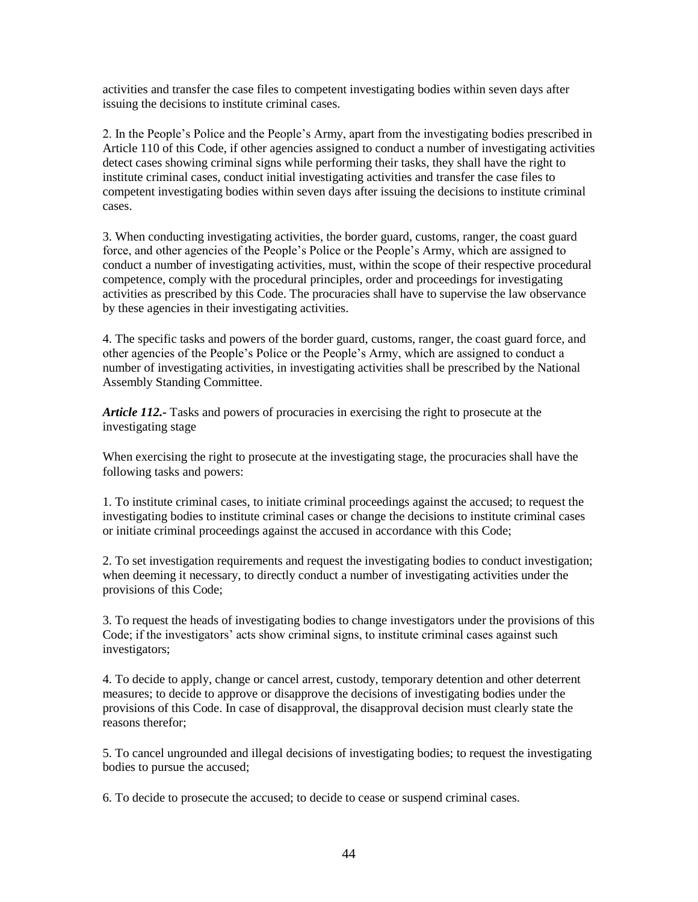activities and transfer the case files to competent investigating bodies within seven days after issuing the decisions to institute criminal cases.

2. In the People's Police and the People's Army, apart from the investigating bodies prescribed in Article 110 of this Code, if other agencies assigned to conduct a number of investigating activities detect cases showing criminal signs while performing their tasks, they shall have the right to institute criminal cases, conduct initial investigating activities and transfer the case files to competent investigating bodies within seven days after issuing the decisions to institute criminal cases.

3. When conducting investigating activities, the border guard, customs, ranger, the coast guard force, and other agencies of the People's Police or the People's Army, which are assigned to conduct a number of investigating activities, must, within the scope of their respective procedural competence, comply with the procedural principles, order and proceedings for investigating activities as prescribed by this Code. The procuracies shall have to supervise the law observance by these agencies in their investigating activities.

4. The specific tasks and powers of the border guard, customs, ranger, the coast guard force, and other agencies of the People's Police or the People's Army, which are assigned to conduct a number of investigating activities, in investigating activities shall be prescribed by the National Assembly Standing Committee.

***Article 112.-*** Tasks and powers of procuracies in exercising the right to prosecute at the investigating stage

When exercising the right to prosecute at the investigating stage, the procuracies shall have the following tasks and powers:

1. To institute criminal cases, to initiate criminal proceedings against the accused; to request the investigating bodies to institute criminal cases or change the decisions to institute criminal cases or initiate criminal proceedings against the accused in accordance with this Code;

2. To set investigation requirements and request the investigating bodies to conduct investigation; when deeming it necessary, to directly conduct a number of investigating activities under the provisions of this Code;

3. To request the heads of investigating bodies to change investigators under the provisions of this Code; if the investigators' acts show criminal signs, to institute criminal cases against such investigators;

4. To decide to apply, change or cancel arrest, custody, temporary detention and other deterrent measures; to decide to approve or disapprove the decisions of investigating bodies under the provisions of this Code. In case of disapproval, the disapproval decision must clearly state the reasons therefor;

5. To cancel ungrounded and illegal decisions of investigating bodies; to request the investigating bodies to pursue the accused;

6. To decide to prosecute the accused; to decide to cease or suspend criminal cases.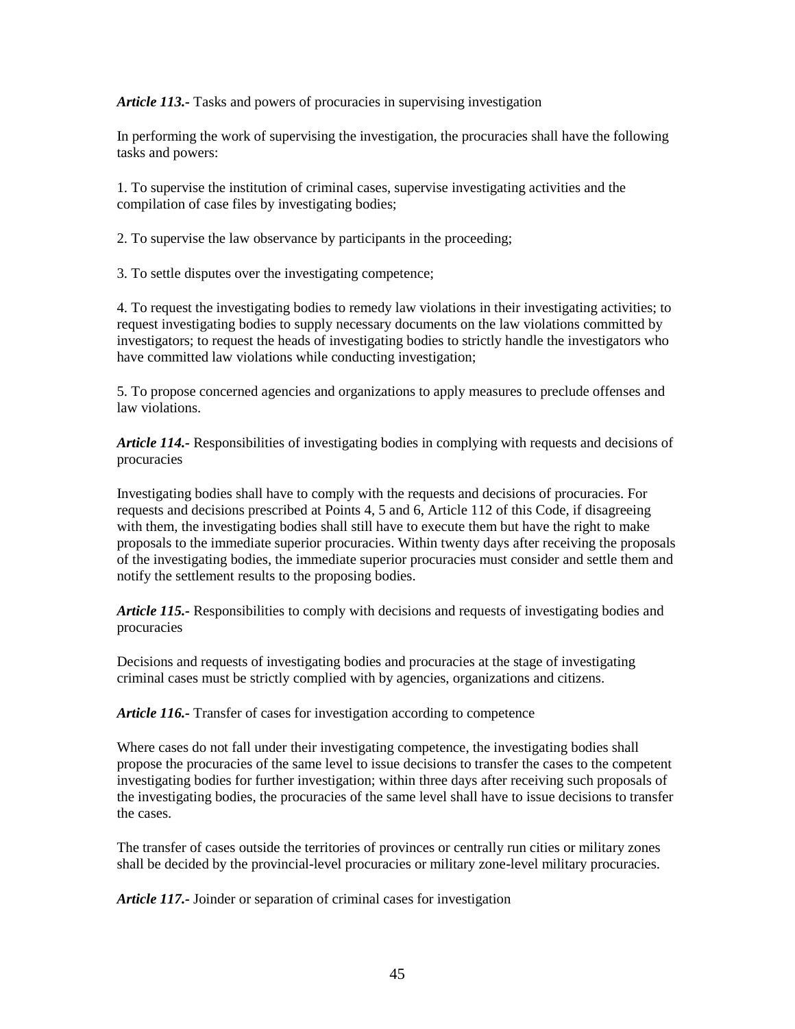***Article 113.-*** Tasks and powers of procuracies in supervising investigation

In performing the work of supervising the investigation, the procuracies shall have the following tasks and powers:

1. To supervise the institution of criminal cases, supervise investigating activities and the compilation of case files by investigating bodies;

2. To supervise the law observance by participants in the proceeding;

3. To settle disputes over the investigating competence;

4. To request the investigating bodies to remedy law violations in their investigating activities; to request investigating bodies to supply necessary documents on the law violations committed by investigators; to request the heads of investigating bodies to strictly handle the investigators who have committed law violations while conducting investigation;

5. To propose concerned agencies and organizations to apply measures to preclude offenses and law violations.

***Article 114.-*** Responsibilities of investigating bodies in complying with requests and decisions of procuracies

Investigating bodies shall have to comply with the requests and decisions of procuracies. For requests and decisions prescribed at Points 4, 5 and 6, Article 112 of this Code, if disagreeing with them, the investigating bodies shall still have to execute them but have the right to make proposals to the immediate superior procuracies. Within twenty days after receiving the proposals of the investigating bodies, the immediate superior procuracies must consider and settle them and notify the settlement results to the proposing bodies.

***Article 115.-*** Responsibilities to comply with decisions and requests of investigating bodies and procuracies

Decisions and requests of investigating bodies and procuracies at the stage of investigating criminal cases must be strictly complied with by agencies, organizations and citizens.

***Article 116.-*** Transfer of cases for investigation according to competence

Where cases do not fall under their investigating competence, the investigating bodies shall propose the procuracies of the same level to issue decisions to transfer the cases to the competent investigating bodies for further investigation; within three days after receiving such proposals of the investigating bodies, the procuracies of the same level shall have to issue decisions to transfer the cases.

The transfer of cases outside the territories of provinces or centrally run cities or military zones shall be decided by the provincial-level procuracies or military zone-level military procuracies.

***Article 117.-*** Joinder or separation of criminal cases for investigation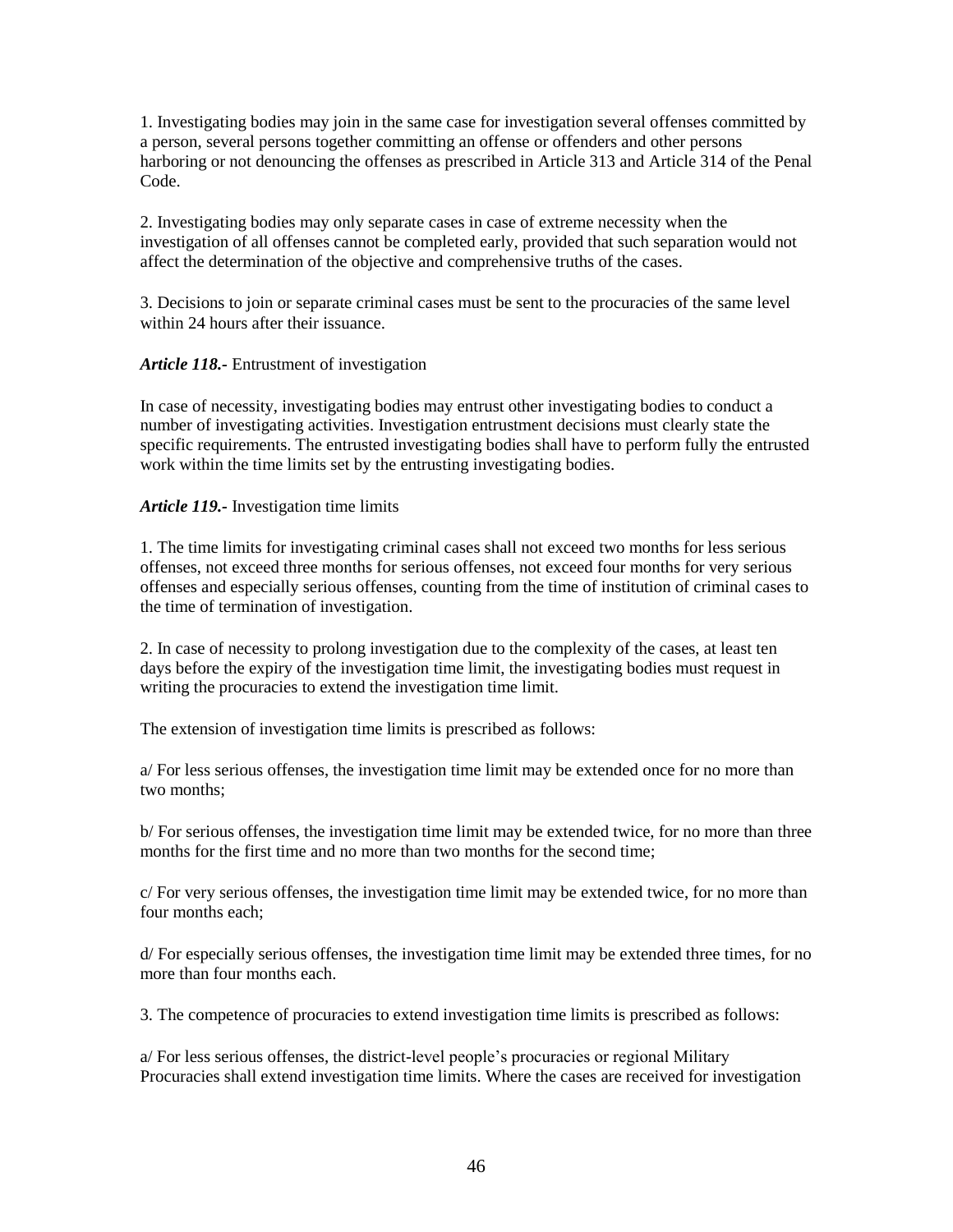1. Investigating bodies may join in the same case for investigation several offenses committed by a person, several persons together committing an offense or offenders and other persons harboring or not denouncing the offenses as prescribed in Article 313 and Article 314 of the Penal Code.

2. Investigating bodies may only separate cases in case of extreme necessity when the investigation of all offenses cannot be completed early, provided that such separation would not affect the determination of the objective and comprehensive truths of the cases.

3. Decisions to join or separate criminal cases must be sent to the procuracies of the same level within 24 hours after their issuance.

***Article 118.-*** Entrustment of investigation

In case of necessity, investigating bodies may entrust other investigating bodies to conduct a number of investigating activities. Investigation entrustment decisions must clearly state the specific requirements. The entrusted investigating bodies shall have to perform fully the entrusted work within the time limits set by the entrusting investigating bodies.

***Article 119.-*** Investigation time limits

1. The time limits for investigating criminal cases shall not exceed two months for less serious offenses, not exceed three months for serious offenses, not exceed four months for very serious offenses and especially serious offenses, counting from the time of institution of criminal cases to the time of termination of investigation.

2. In case of necessity to prolong investigation due to the complexity of the cases, at least ten days before the expiry of the investigation time limit, the investigating bodies must request in writing the procuracies to extend the investigation time limit.

The extension of investigation time limits is prescribed as follows:

a/ For less serious offenses, the investigation time limit may be extended once for no more than two months;

b/ For serious offenses, the investigation time limit may be extended twice, for no more than three months for the first time and no more than two months for the second time;

c/ For very serious offenses, the investigation time limit may be extended twice, for no more than four months each;

d/ For especially serious offenses, the investigation time limit may be extended three times, for no more than four months each.

3. The competence of procuracies to extend investigation time limits is prescribed as follows:

a/ For less serious offenses, the district-level people's procuracies or regional Military Procuracies shall extend investigation time limits. Where the cases are received for investigation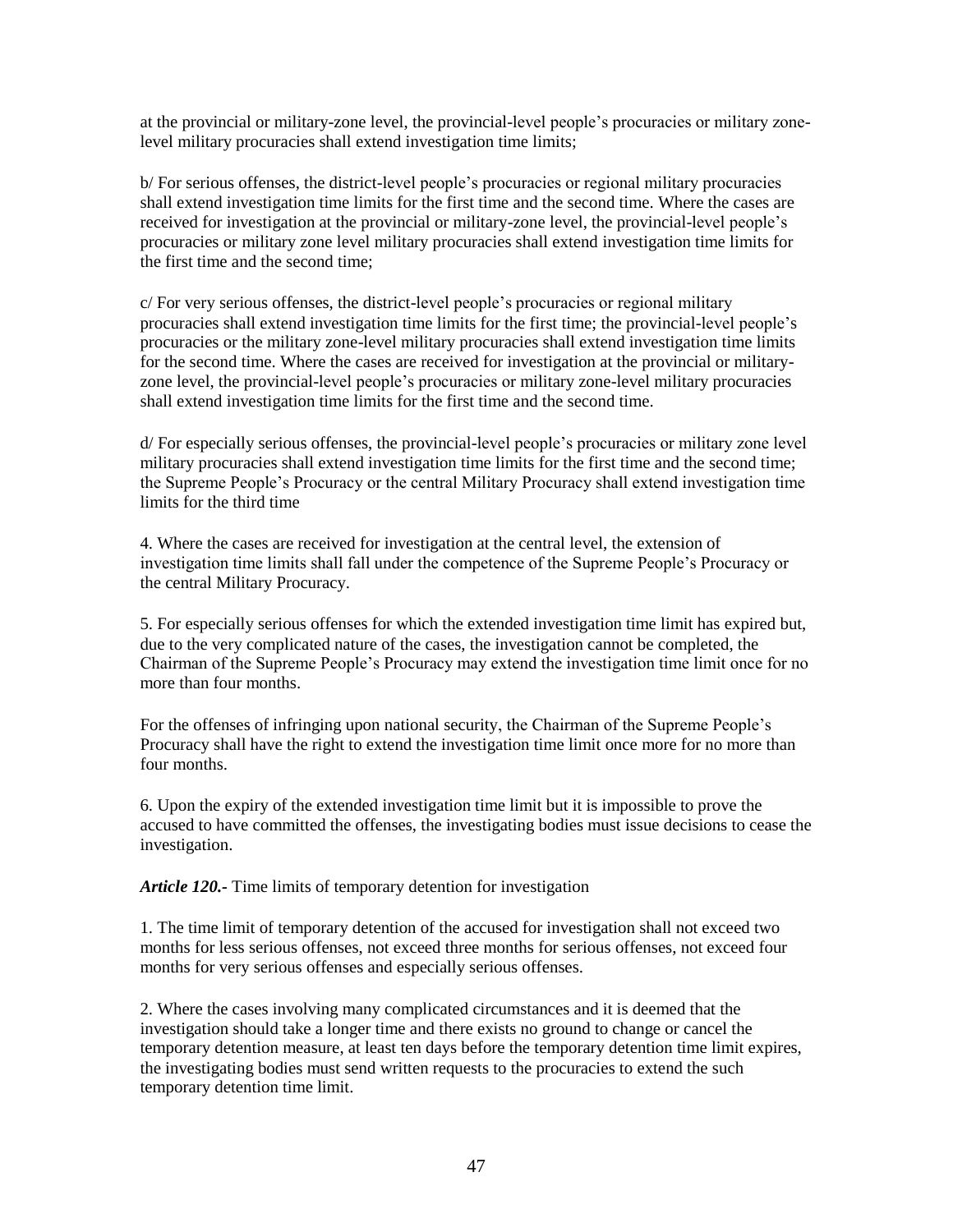at the provincial or military-zone level, the provincial-level people's procuracies or military zone-level military procuracies shall extend investigation time limits;

b/ For serious offenses, the district-level people's procuracies or regional military procuracies shall extend investigation time limits for the first time and the second time. Where the cases are received for investigation at the provincial or military-zone level, the provincial-level people's procuracies or military zone level military procuracies shall extend investigation time limits for the first time and the second time;

c/ For very serious offenses, the district-level people's procuracies or regional military procuracies shall extend investigation time limits for the first time; the provincial-level people's procuracies or the military zone-level military procuracies shall extend investigation time limits for the second time. Where the cases are received for investigation at the provincial or military-zone level, the provincial-level people's procuracies or military zone-level military procuracies shall extend investigation time limits for the first time and the second time.

d/ For especially serious offenses, the provincial-level people's procuracies or military zone level military procuracies shall extend investigation time limits for the first time and the second time; the Supreme People's Procuracy or the central Military Procuracy shall extend investigation time limits for the third time

4. Where the cases are received for investigation at the central level, the extension of investigation time limits shall fall under the competence of the Supreme People's Procuracy or the central Military Procuracy.

5. For especially serious offenses for which the extended investigation time limit has expired but, due to the very complicated nature of the cases, the investigation cannot be completed, the Chairman of the Supreme People's Procuracy may extend the investigation time limit once for no more than four months.

For the offenses of infringing upon national security, the Chairman of the Supreme People's Procuracy shall have the right to extend the investigation time limit once more for no more than four months.

6. Upon the expiry of the extended investigation time limit but it is impossible to prove the accused to have committed the offenses, the investigating bodies must issue decisions to cease the investigation.

***Article 120.-*** Time limits of temporary detention for investigation

1. The time limit of temporary detention of the accused for investigation shall not exceed two months for less serious offenses, not exceed three months for serious offenses, not exceed four months for very serious offenses and especially serious offenses.

2. Where the cases involving many complicated circumstances and it is deemed that the investigation should take a longer time and there exists no ground to change or cancel the temporary detention measure, at least ten days before the temporary detention time limit expires, the investigating bodies must send written requests to the procuracies to extend the such temporary detention time limit.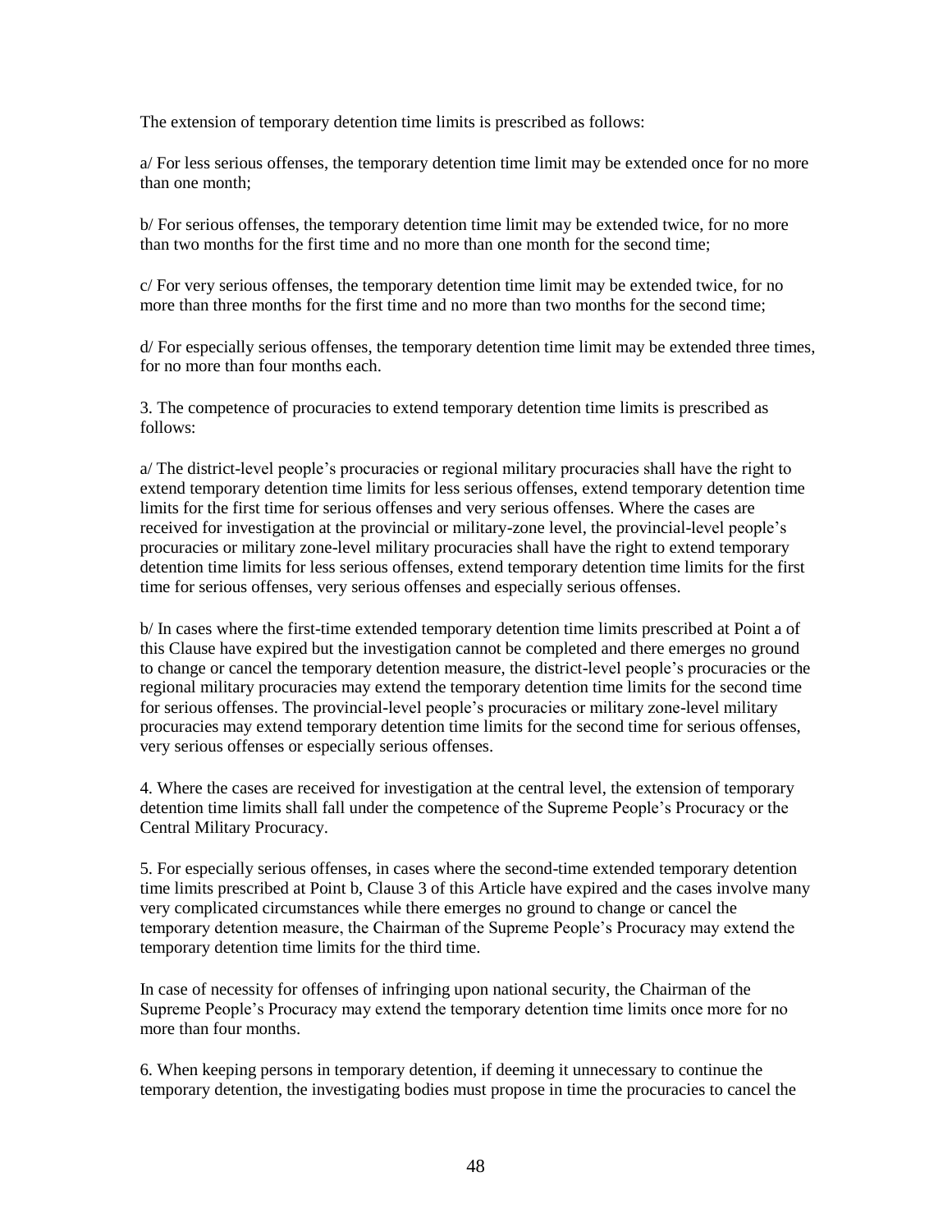The extension of temporary detention time limits is prescribed as follows:

a/ For less serious offenses, the temporary detention time limit may be extended once for no more than one month;

b/ For serious offenses, the temporary detention time limit may be extended twice, for no more than two months for the first time and no more than one month for the second time;

c/ For very serious offenses, the temporary detention time limit may be extended twice, for no more than three months for the first time and no more than two months for the second time;

d/ For especially serious offenses, the temporary detention time limit may be extended three times, for no more than four months each.

3. The competence of procuracies to extend temporary detention time limits is prescribed as follows:

a/ The district-level people's procuracies or regional military procuracies shall have the right to extend temporary detention time limits for less serious offenses, extend temporary detention time limits for the first time for serious offenses and very serious offenses. Where the cases are received for investigation at the provincial or military-zone level, the provincial-level people's procuracies or military zone-level military procuracies shall have the right to extend temporary detention time limits for less serious offenses, extend temporary detention time limits for the first time for serious offenses, very serious offenses and especially serious offenses.

b/ In cases where the first-time extended temporary detention time limits prescribed at Point a of this Clause have expired but the investigation cannot be completed and there emerges no ground to change or cancel the temporary detention measure, the district-level people's procuracies or the regional military procuracies may extend the temporary detention time limits for the second time for serious offenses. The provincial-level people's procuracies or military zone-level military procuracies may extend temporary detention time limits for the second time for serious offenses, very serious offenses or especially serious offenses.

4. Where the cases are received for investigation at the central level, the extension of temporary detention time limits shall fall under the competence of the Supreme People's Procuracy or the Central Military Procuracy.

5. For especially serious offenses, in cases where the second-time extended temporary detention time limits prescribed at Point b, Clause 3 of this Article have expired and the cases involve many very complicated circumstances while there emerges no ground to change or cancel the temporary detention measure, the Chairman of the Supreme People's Procuracy may extend the temporary detention time limits for the third time.

In case of necessity for offenses of infringing upon national security, the Chairman of the Supreme People's Procuracy may extend the temporary detention time limits once more for no more than four months.

6. When keeping persons in temporary detention, if deeming it unnecessary to continue the temporary detention, the investigating bodies must propose in time the procuracies to cancel the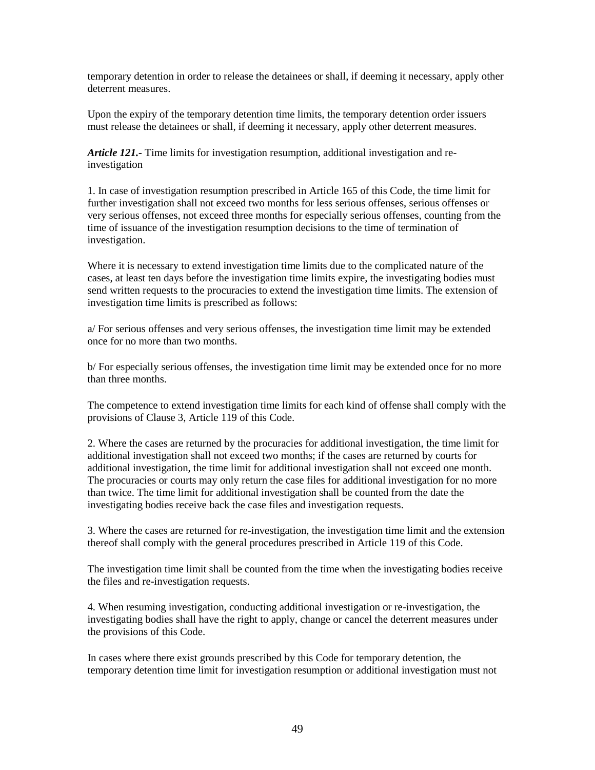temporary detention in order to release the detainees or shall, if deeming it necessary, apply other deterrent measures.

Upon the expiry of the temporary detention time limits, the temporary detention order issuers must release the detainees or shall, if deeming it necessary, apply other deterrent measures.

***Article 121.-*** Time limits for investigation resumption, additional investigation and re-investigation

1. In case of investigation resumption prescribed in Article 165 of this Code, the time limit for further investigation shall not exceed two months for less serious offenses, serious offenses or very serious offenses, not exceed three months for especially serious offenses, counting from the time of issuance of the investigation resumption decisions to the time of termination of investigation.

Where it is necessary to extend investigation time limits due to the complicated nature of the cases, at least ten days before the investigation time limits expire, the investigating bodies must send written requests to the procuracies to extend the investigation time limits. The extension of investigation time limits is prescribed as follows:

a/ For serious offenses and very serious offenses, the investigation time limit may be extended once for no more than two months.

b/ For especially serious offenses, the investigation time limit may be extended once for no more than three months.

The competence to extend investigation time limits for each kind of offense shall comply with the provisions of Clause 3, Article 119 of this Code.

2. Where the cases are returned by the procuracies for additional investigation, the time limit for additional investigation shall not exceed two months; if the cases are returned by courts for additional investigation, the time limit for additional investigation shall not exceed one month. The procuracies or courts may only return the case files for additional investigation for no more than twice. The time limit for additional investigation shall be counted from the date the investigating bodies receive back the case files and investigation requests.

3. Where the cases are returned for re-investigation, the investigation time limit and the extension thereof shall comply with the general procedures prescribed in Article 119 of this Code.

The investigation time limit shall be counted from the time when the investigating bodies receive the files and re-investigation requests.

4. When resuming investigation, conducting additional investigation or re-investigation, the investigating bodies shall have the right to apply, change or cancel the deterrent measures under the provisions of this Code.

In cases where there exist grounds prescribed by this Code for temporary detention, the temporary detention time limit for investigation resumption or additional investigation must not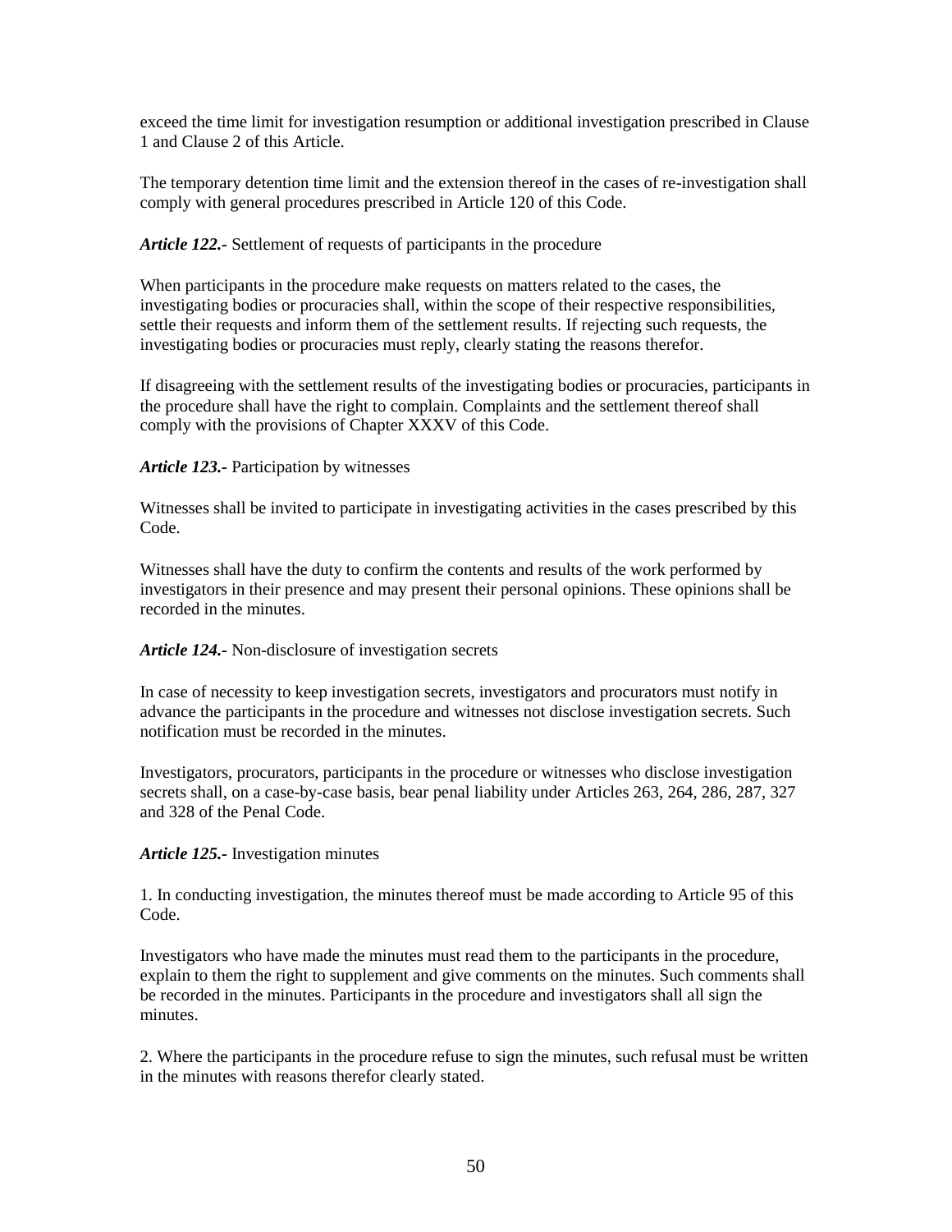exceed the time limit for investigation resumption or additional investigation prescribed in Clause 1 and Clause 2 of this Article.

The temporary detention time limit and the extension thereof in the cases of re-investigation shall comply with general procedures prescribed in Article 120 of this Code.

***Article 122.-*** Settlement of requests of participants in the procedure

When participants in the procedure make requests on matters related to the cases, the investigating bodies or procuracies shall, within the scope of their respective responsibilities, settle their requests and inform them of the settlement results. If rejecting such requests, the investigating bodies or procuracies must reply, clearly stating the reasons therefor.

If disagreeing with the settlement results of the investigating bodies or procuracies, participants in the procedure shall have the right to complain. Complaints and the settlement thereof shall comply with the provisions of Chapter XXXV of this Code.

***Article 123.-*** Participation by witnesses

Witnesses shall be invited to participate in investigating activities in the cases prescribed by this Code.

Witnesses shall have the duty to confirm the contents and results of the work performed by investigators in their presence and may present their personal opinions. These opinions shall be recorded in the minutes.

***Article 124.-*** Non-disclosure of investigation secrets

In case of necessity to keep investigation secrets, investigators and procurators must notify in advance the participants in the procedure and witnesses not disclose investigation secrets. Such notification must be recorded in the minutes.

Investigators, procurators, participants in the procedure or witnesses who disclose investigation secrets shall, on a case-by-case basis, bear penal liability under Articles 263, 264, 286, 287, 327 and 328 of the Penal Code.

***Article 125.-*** Investigation minutes

1. In conducting investigation, the minutes thereof must be made according to Article 95 of this Code.

Investigators who have made the minutes must read them to the participants in the procedure, explain to them the right to supplement and give comments on the minutes. Such comments shall be recorded in the minutes. Participants in the procedure and investigators shall all sign the minutes.

2. Where the participants in the procedure refuse to sign the minutes, such refusal must be written in the minutes with reasons therefor clearly stated.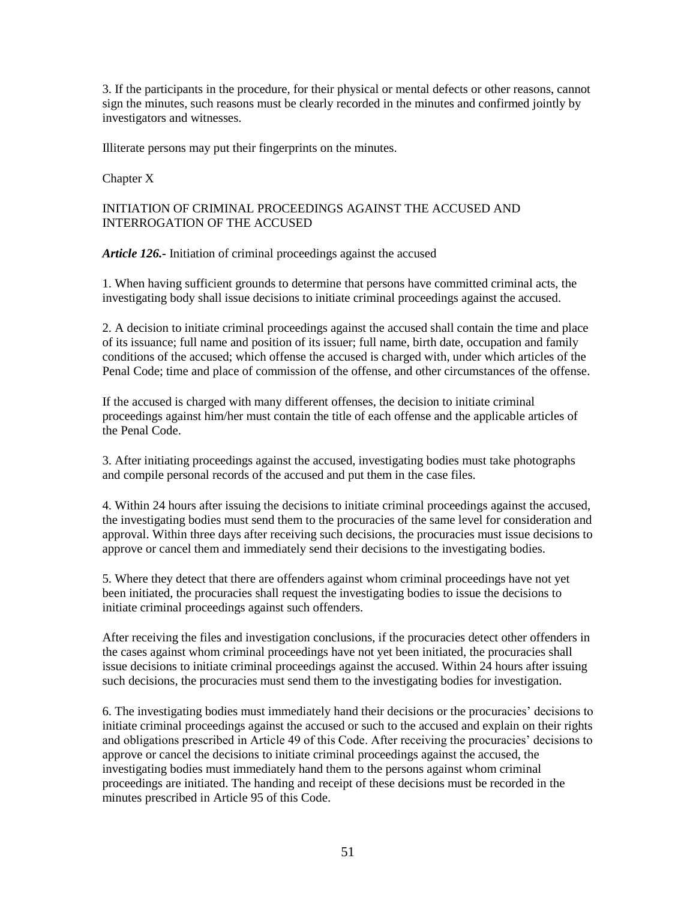3. If the participants in the procedure, for their physical or mental defects or other reasons, cannot sign the minutes, such reasons must be clearly recorded in the minutes and confirmed jointly by investigators and witnesses.

Illiterate persons may put their fingerprints on the minutes.

## Chapter X

## INITIATION OF CRIMINAL PROCEEDINGS AGAINST THE ACCUSED AND INTERROGATION OF THE ACCUSED

***Article 126.-*** Initiation of criminal proceedings against the accused

1. When having sufficient grounds to determine that persons have committed criminal acts, the investigating body shall issue decisions to initiate criminal proceedings against the accused.

2. A decision to initiate criminal proceedings against the accused shall contain the time and place of its issuance; full name and position of its issuer; full name, birth date, occupation and family conditions of the accused; which offense the accused is charged with, under which articles of the Penal Code; time and place of commission of the offense, and other circumstances of the offense.

If the accused is charged with many different offenses, the decision to initiate criminal proceedings against him/her must contain the title of each offense and the applicable articles of the Penal Code.

3. After initiating proceedings against the accused, investigating bodies must take photographs and compile personal records of the accused and put them in the case files.

4. Within 24 hours after issuing the decisions to initiate criminal proceedings against the accused, the investigating bodies must send them to the procuracies of the same level for consideration and approval. Within three days after receiving such decisions, the procuracies must issue decisions to approve or cancel them and immediately send their decisions to the investigating bodies.

5. Where they detect that there are offenders against whom criminal proceedings have not yet been initiated, the procuracies shall request the investigating bodies to issue the decisions to initiate criminal proceedings against such offenders.

After receiving the files and investigation conclusions, if the procuracies detect other offenders in the cases against whom criminal proceedings have not yet been initiated, the procuracies shall issue decisions to initiate criminal proceedings against the accused. Within 24 hours after issuing such decisions, the procuracies must send them to the investigating bodies for investigation.

6. The investigating bodies must immediately hand their decisions or the procuracies' decisions to initiate criminal proceedings against the accused or such to the accused and explain on their rights and obligations prescribed in Article 49 of this Code. After receiving the procuracies' decisions to approve or cancel the decisions to initiate criminal proceedings against the accused, the investigating bodies must immediately hand them to the persons against whom criminal proceedings are initiated. The handing and receipt of these decisions must be recorded in the minutes prescribed in Article 95 of this Code.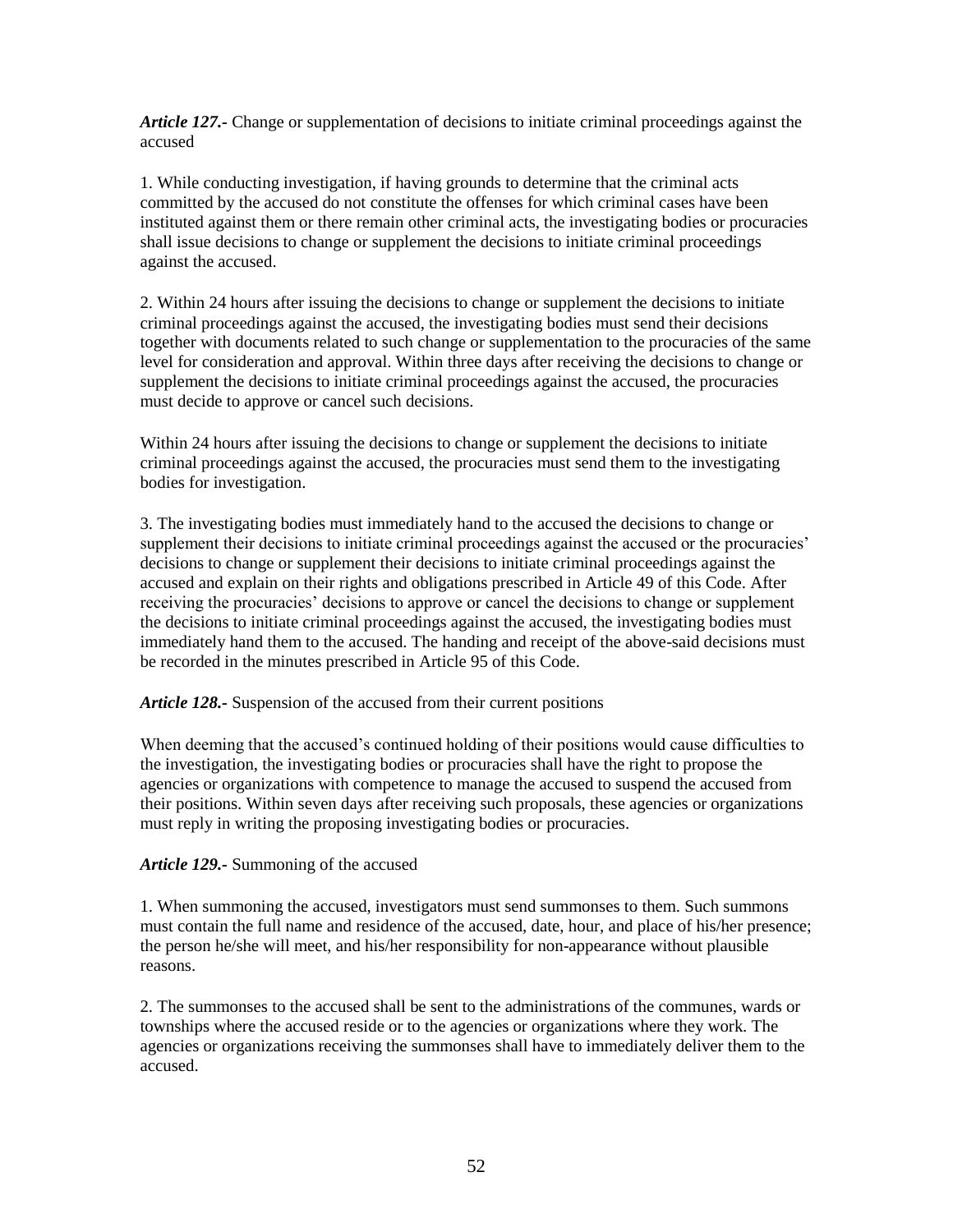***Article 127.-*** Change or supplementation of decisions to initiate criminal proceedings against the accused

1. While conducting investigation, if having grounds to determine that the criminal acts committed by the accused do not constitute the offenses for which criminal cases have been instituted against them or there remain other criminal acts, the investigating bodies or procuracies shall issue decisions to change or supplement the decisions to initiate criminal proceedings against the accused.

2. Within 24 hours after issuing the decisions to change or supplement the decisions to initiate criminal proceedings against the accused, the investigating bodies must send their decisions together with documents related to such change or supplementation to the procuracies of the same level for consideration and approval. Within three days after receiving the decisions to change or supplement the decisions to initiate criminal proceedings against the accused, the procuracies must decide to approve or cancel such decisions.

Within 24 hours after issuing the decisions to change or supplement the decisions to initiate criminal proceedings against the accused, the procuracies must send them to the investigating bodies for investigation.

3. The investigating bodies must immediately hand to the accused the decisions to change or supplement their decisions to initiate criminal proceedings against the accused or the procuracies' decisions to change or supplement their decisions to initiate criminal proceedings against the accused and explain on their rights and obligations prescribed in Article 49 of this Code. After receiving the procuracies' decisions to approve or cancel the decisions to change or supplement the decisions to initiate criminal proceedings against the accused, the investigating bodies must immediately hand them to the accused. The handing and receipt of the above-said decisions must be recorded in the minutes prescribed in Article 95 of this Code.

***Article 128.-*** Suspension of the accused from their current positions

When deeming that the accused's continued holding of their positions would cause difficulties to the investigation, the investigating bodies or procuracies shall have the right to propose the agencies or organizations with competence to manage the accused to suspend the accused from their positions. Within seven days after receiving such proposals, these agencies or organizations must reply in writing the proposing investigating bodies or procuracies.

***Article 129.-*** Summoning of the accused

1. When summoning the accused, investigators must send summonses to them. Such summons must contain the full name and residence of the accused, date, hour, and place of his/her presence; the person he/she will meet, and his/her responsibility for non-appearance without plausible reasons.

2. The summonses to the accused shall be sent to the administrations of the communes, wards or townships where the accused reside or to the agencies or organizations where they work. The agencies or organizations receiving the summonses shall have to immediately deliver them to the accused.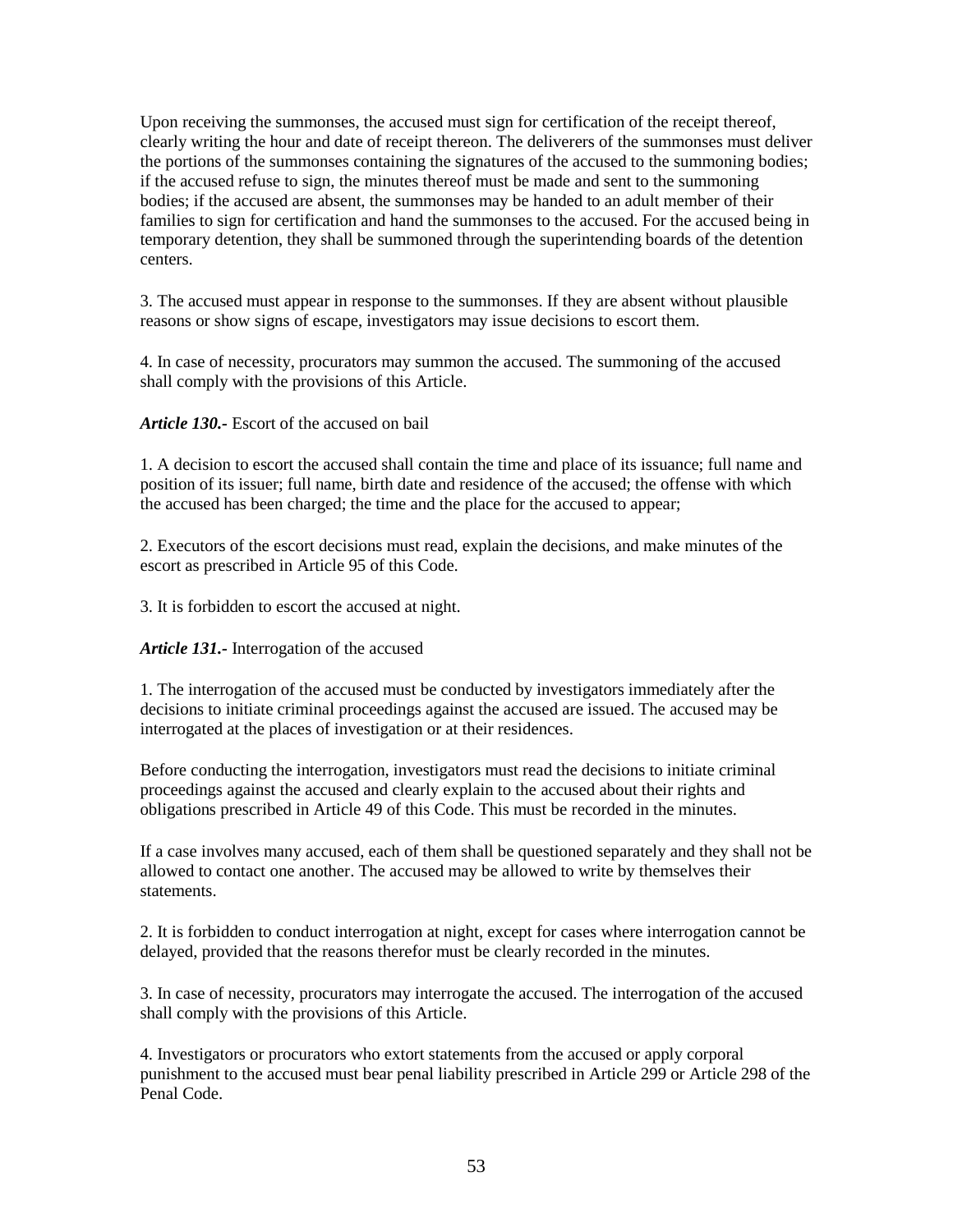Upon receiving the summonses, the accused must sign for certification of the receipt thereof, clearly writing the hour and date of receipt thereon. The deliverers of the summonses must deliver the portions of the summonses containing the signatures of the accused to the summoning bodies; if the accused refuse to sign, the minutes thereof must be made and sent to the summoning bodies; if the accused are absent, the summonses may be handed to an adult member of their families to sign for certification and hand the summonses to the accused. For the accused being in temporary detention, they shall be summoned through the superintending boards of the detention centers.

3. The accused must appear in response to the summonses. If they are absent without plausible reasons or show signs of escape, investigators may issue decisions to escort them.

4. In case of necessity, procurators may summon the accused. The summoning of the accused shall comply with the provisions of this Article.

***Article 130.-*** Escort of the accused on bail

1. A decision to escort the accused shall contain the time and place of its issuance; full name and position of its issuer; full name, birth date and residence of the accused; the offense with which the accused has been charged; the time and the place for the accused to appear;

2. Executors of the escort decisions must read, explain the decisions, and make minutes of the escort as prescribed in Article 95 of this Code.

3. It is forbidden to escort the accused at night.

***Article 131.-*** Interrogation of the accused

1. The interrogation of the accused must be conducted by investigators immediately after the decisions to initiate criminal proceedings against the accused are issued. The accused may be interrogated at the places of investigation or at their residences.

Before conducting the interrogation, investigators must read the decisions to initiate criminal proceedings against the accused and clearly explain to the accused about their rights and obligations prescribed in Article 49 of this Code. This must be recorded in the minutes.

If a case involves many accused, each of them shall be questioned separately and they shall not be allowed to contact one another. The accused may be allowed to write by themselves their statements.

2. It is forbidden to conduct interrogation at night, except for cases where interrogation cannot be delayed, provided that the reasons therefor must be clearly recorded in the minutes.

3. In case of necessity, procurators may interrogate the accused. The interrogation of the accused shall comply with the provisions of this Article.

4. Investigators or procurators who extort statements from the accused or apply corporal punishment to the accused must bear penal liability prescribed in Article 299 or Article 298 of the Penal Code.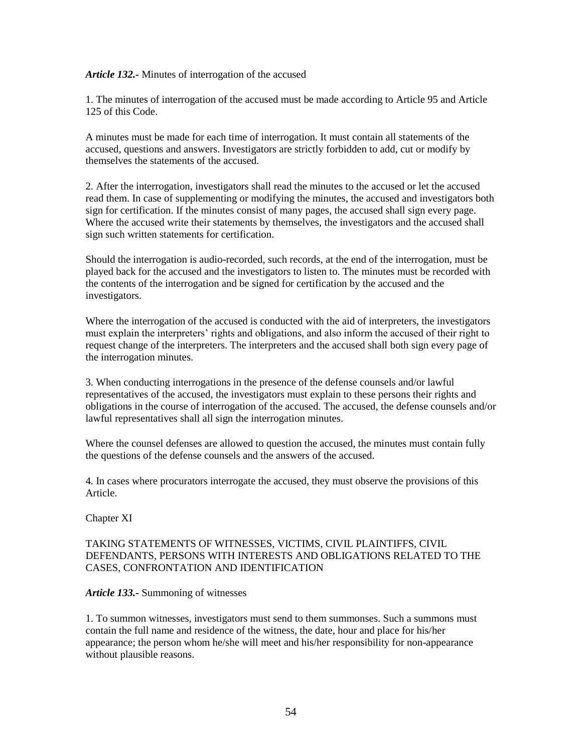***Article 132.-*** Minutes of interrogation of the accused

1. The minutes of interrogation of the accused must be made according to Article 95 and Article 125 of this Code.

A minutes must be made for each time of interrogation. It must contain all statements of the accused, questions and answers. Investigators are strictly forbidden to add, cut or modify by themselves the statements of the accused.

2. After the interrogation, investigators shall read the minutes to the accused or let the accused read them. In case of supplementing or modifying the minutes, the accused and investigators both sign for certification. If the minutes consist of many pages, the accused shall sign every page. Where the accused write their statements by themselves, the investigators and the accused shall sign such written statements for certification.

Should the interrogation is audio-recorded, such records, at the end of the interrogation, must be played back for the accused and the investigators to listen to. The minutes must be recorded with the contents of the interrogation and be signed for certification by the accused and the investigators.

Where the interrogation of the accused is conducted with the aid of interpreters, the investigators must explain the interpreters' rights and obligations, and also inform the accused of their right to request change of the interpreters. The interpreters and the accused shall both sign every page of the interrogation minutes.

3. When conducting interrogations in the presence of the defense counsels and/or lawful representatives of the accused, the investigators must explain to these persons their rights and obligations in the course of interrogation of the accused. The accused, the defense counsels and/or lawful representatives shall all sign the interrogation minutes.

Where the counsel defenses are allowed to question the accused, the minutes must contain fully the questions of the defense counsels and the answers of the accused.

4. In cases where procurators interrogate the accused, they must observe the provisions of this Article.

## Chapter XI

## TAKING STATEMENTS OF WITNESSES, VICTIMS, CIVIL PLAINTIFFS, CIVIL DEFENDANTS, PERSONS WITH INTERESTS AND OBLIGATIONS RELATED TO THE CASES, CONFRONTATION AND IDENTIFICATION

***Article 133.-*** Summoning of witnesses

1. To summon witnesses, investigators must send to them summonses. Such a summons must contain the full name and residence of the witness, the date, hour and place for his/her appearance; the person whom he/she will meet and his/her responsibility for non-appearance without plausible reasons.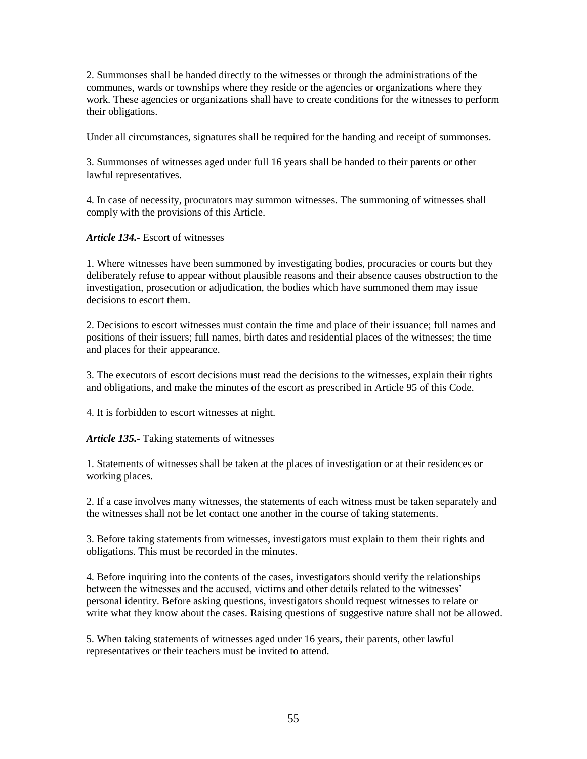2. Summonses shall be handed directly to the witnesses or through the administrations of the communes, wards or townships where they reside or the agencies or organizations where they work. These agencies or organizations shall have to create conditions for the witnesses to perform their obligations.

Under all circumstances, signatures shall be required for the handing and receipt of summonses.

3. Summonses of witnesses aged under full 16 years shall be handed to their parents or other lawful representatives.

4. In case of necessity, procurators may summon witnesses. The summoning of witnesses shall comply with the provisions of this Article.

***Article 134.-*** Escort of witnesses

1. Where witnesses have been summoned by investigating bodies, procuracies or courts but they deliberately refuse to appear without plausible reasons and their absence causes obstruction to the investigation, prosecution or adjudication, the bodies which have summoned them may issue decisions to escort them.

2. Decisions to escort witnesses must contain the time and place of their issuance; full names and positions of their issuers; full names, birth dates and residential places of the witnesses; the time and places for their appearance.

3. The executors of escort decisions must read the decisions to the witnesses, explain their rights and obligations, and make the minutes of the escort as prescribed in Article 95 of this Code.

4. It is forbidden to escort witnesses at night.

***Article 135.-*** Taking statements of witnesses

1. Statements of witnesses shall be taken at the places of investigation or at their residences or working places.

2. If a case involves many witnesses, the statements of each witness must be taken separately and the witnesses shall not be let contact one another in the course of taking statements.

3. Before taking statements from witnesses, investigators must explain to them their rights and obligations. This must be recorded in the minutes.

4. Before inquiring into the contents of the cases, investigators should verify the relationships between the witnesses and the accused, victims and other details related to the witnesses' personal identity. Before asking questions, investigators should request witnesses to relate or write what they know about the cases. Raising questions of suggestive nature shall not be allowed.

5. When taking statements of witnesses aged under 16 years, their parents, other lawful representatives or their teachers must be invited to attend.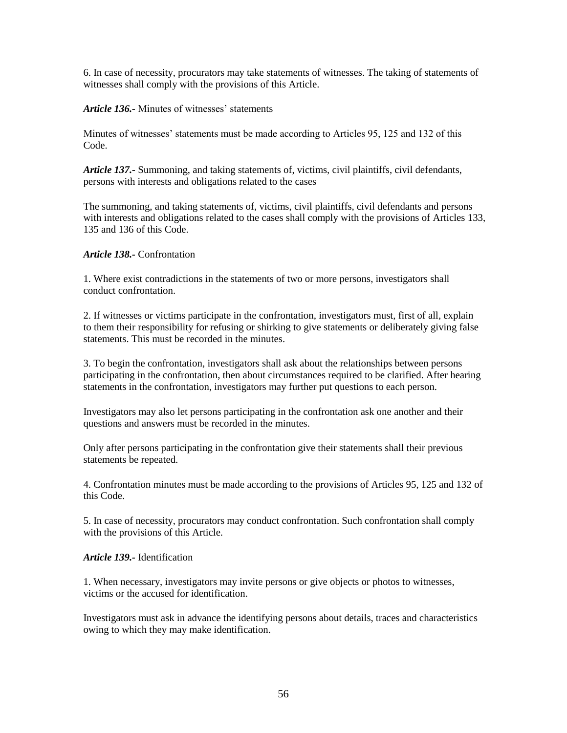6. In case of necessity, procurators may take statements of witnesses. The taking of statements of witnesses shall comply with the provisions of this Article.

***Article 136.-*** Minutes of witnesses' statements

Minutes of witnesses' statements must be made according to Articles 95, 125 and 132 of this Code.

***Article 137.-*** Summoning, and taking statements of, victims, civil plaintiffs, civil defendants, persons with interests and obligations related to the cases

The summoning, and taking statements of, victims, civil plaintiffs, civil defendants and persons with interests and obligations related to the cases shall comply with the provisions of Articles 133, 135 and 136 of this Code.

***Article 138.-*** Confrontation

1. Where exist contradictions in the statements of two or more persons, investigators shall conduct confrontation.

2. If witnesses or victims participate in the confrontation, investigators must, first of all, explain to them their responsibility for refusing or shirking to give statements or deliberately giving false statements. This must be recorded in the minutes.

3. To begin the confrontation, investigators shall ask about the relationships between persons participating in the confrontation, then about circumstances required to be clarified. After hearing statements in the confrontation, investigators may further put questions to each person.

Investigators may also let persons participating in the confrontation ask one another and their questions and answers must be recorded in the minutes.

Only after persons participating in the confrontation give their statements shall their previous statements be repeated.

4. Confrontation minutes must be made according to the provisions of Articles 95, 125 and 132 of this Code.

5. In case of necessity, procurators may conduct confrontation. Such confrontation shall comply with the provisions of this Article.

***Article 139.-*** Identification

1. When necessary, investigators may invite persons or give objects or photos to witnesses, victims or the accused for identification.

Investigators must ask in advance the identifying persons about details, traces and characteristics owing to which they may make identification.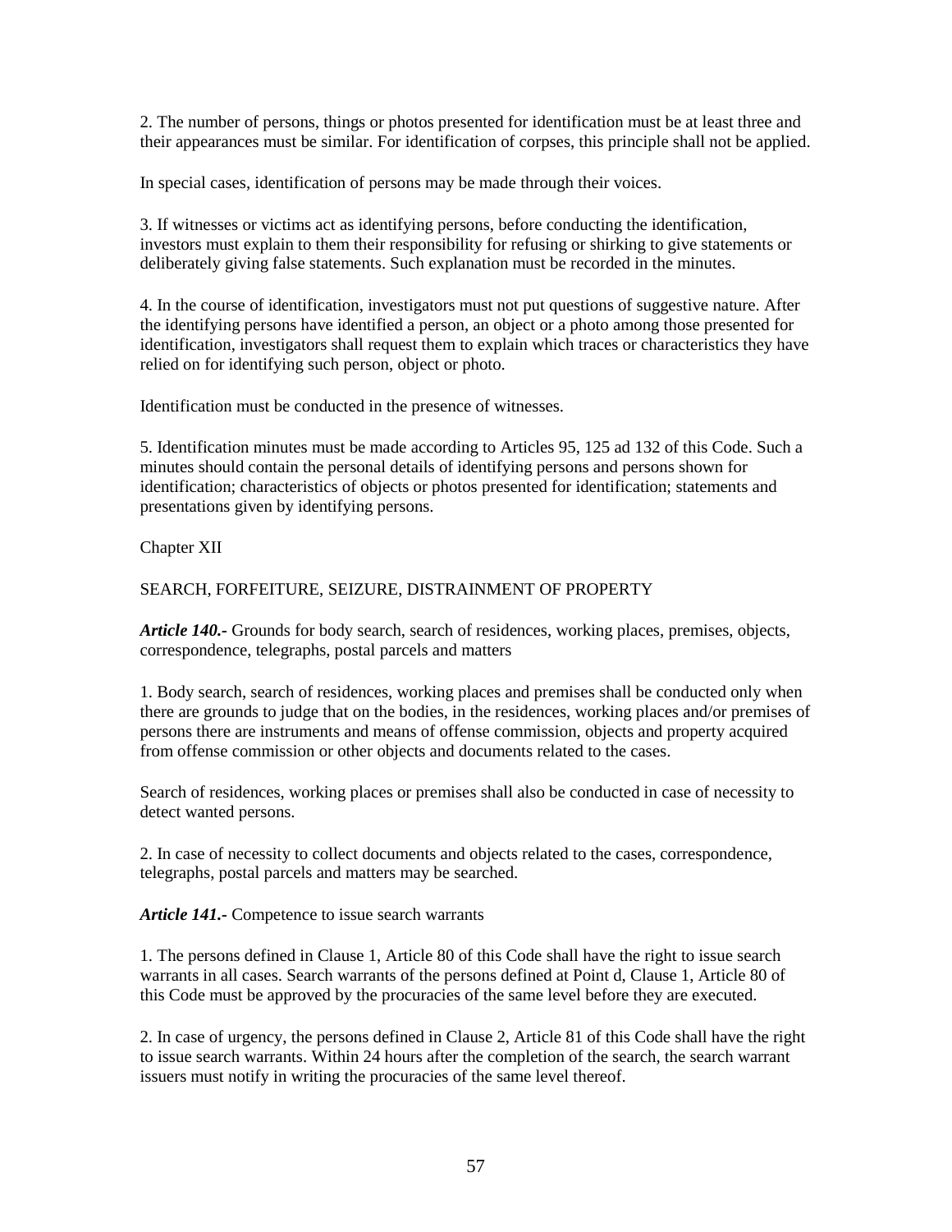2. The number of persons, things or photos presented for identification must be at least three and their appearances must be similar. For identification of corpses, this principle shall not be applied.

In special cases, identification of persons may be made through their voices.

3. If witnesses or victims act as identifying persons, before conducting the identification, investors must explain to them their responsibility for refusing or shirking to give statements or deliberately giving false statements. Such explanation must be recorded in the minutes.

4. In the course of identification, investigators must not put questions of suggestive nature. After the identifying persons have identified a person, an object or a photo among those presented for identification, investigators shall request them to explain which traces or characteristics they have relied on for identifying such person, object or photo.

Identification must be conducted in the presence of witnesses.

5. Identification minutes must be made according to Articles 95, 125 ad 132 of this Code. Such a minutes should contain the personal details of identifying persons and persons shown for identification; characteristics of objects or photos presented for identification; statements and presentations given by identifying persons.

Chapter XII

SEARCH, FORFEITURE, SEIZURE, DISTRAINMENT OF PROPERTY

***Article 140.-*** Grounds for body search, search of residences, working places, premises, objects, correspondence, telegraphs, postal parcels and matters

1. Body search, search of residences, working places and premises shall be conducted only when there are grounds to judge that on the bodies, in the residences, working places and/or premises of persons there are instruments and means of offense commission, objects and property acquired from offense commission or other objects and documents related to the cases.

Search of residences, working places or premises shall also be conducted in case of necessity to detect wanted persons.

2. In case of necessity to collect documents and objects related to the cases, correspondence, telegraphs, postal parcels and matters may be searched.

***Article 141.-*** Competence to issue search warrants

1. The persons defined in Clause 1, Article 80 of this Code shall have the right to issue search warrants in all cases. Search warrants of the persons defined at Point d, Clause 1, Article 80 of this Code must be approved by the procuracies of the same level before they are executed.

2. In case of urgency, the persons defined in Clause 2, Article 81 of this Code shall have the right to issue search warrants. Within 24 hours after the completion of the search, the search warrant issuers must notify in writing the procuracies of the same level thereof.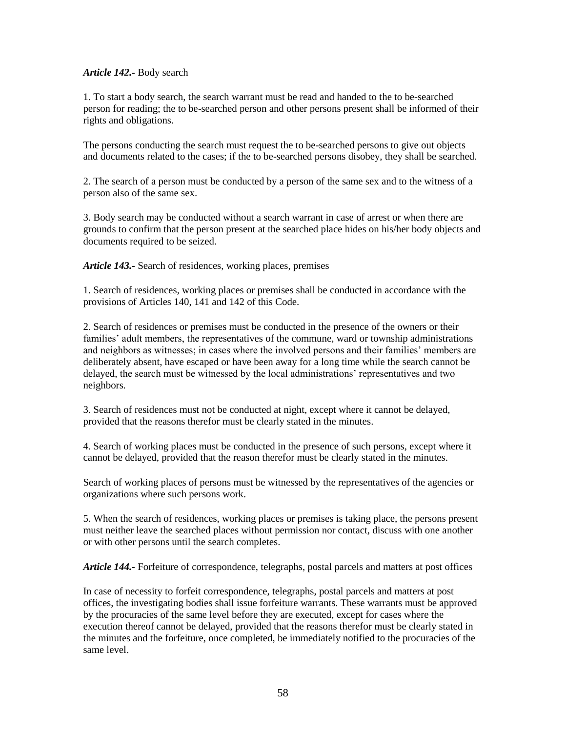***Article 142.-*** Body search

1. To start a body search, the search warrant must be read and handed to the to be-searched person for reading; the to be-searched person and other persons present shall be informed of their rights and obligations.

The persons conducting the search must request the to be-searched persons to give out objects and documents related to the cases; if the to be-searched persons disobey, they shall be searched.

2. The search of a person must be conducted by a person of the same sex and to the witness of a person also of the same sex.

3. Body search may be conducted without a search warrant in case of arrest or when there are grounds to confirm that the person present at the searched place hides on his/her body objects and documents required to be seized.

***Article 143.-*** Search of residences, working places, premises

1. Search of residences, working places or premises shall be conducted in accordance with the provisions of Articles 140, 141 and 142 of this Code.

2. Search of residences or premises must be conducted in the presence of the owners or their families' adult members, the representatives of the commune, ward or township administrations and neighbors as witnesses; in cases where the involved persons and their families' members are deliberately absent, have escaped or have been away for a long time while the search cannot be delayed, the search must be witnessed by the local administrations' representatives and two neighbors.

3. Search of residences must not be conducted at night, except where it cannot be delayed, provided that the reasons therefor must be clearly stated in the minutes.

4. Search of working places must be conducted in the presence of such persons, except where it cannot be delayed, provided that the reason therefor must be clearly stated in the minutes.

Search of working places of persons must be witnessed by the representatives of the agencies or organizations where such persons work.

5. When the search of residences, working places or premises is taking place, the persons present must neither leave the searched places without permission nor contact, discuss with one another or with other persons until the search completes.

***Article 144.-*** Forfeiture of correspondence, telegraphs, postal parcels and matters at post offices

In case of necessity to forfeit correspondence, telegraphs, postal parcels and matters at post offices, the investigating bodies shall issue forfeiture warrants. These warrants must be approved by the procuracies of the same level before they are executed, except for cases where the execution thereof cannot be delayed, provided that the reasons therefor must be clearly stated in the minutes and the forfeiture, once completed, be immediately notified to the procuracies of the same level.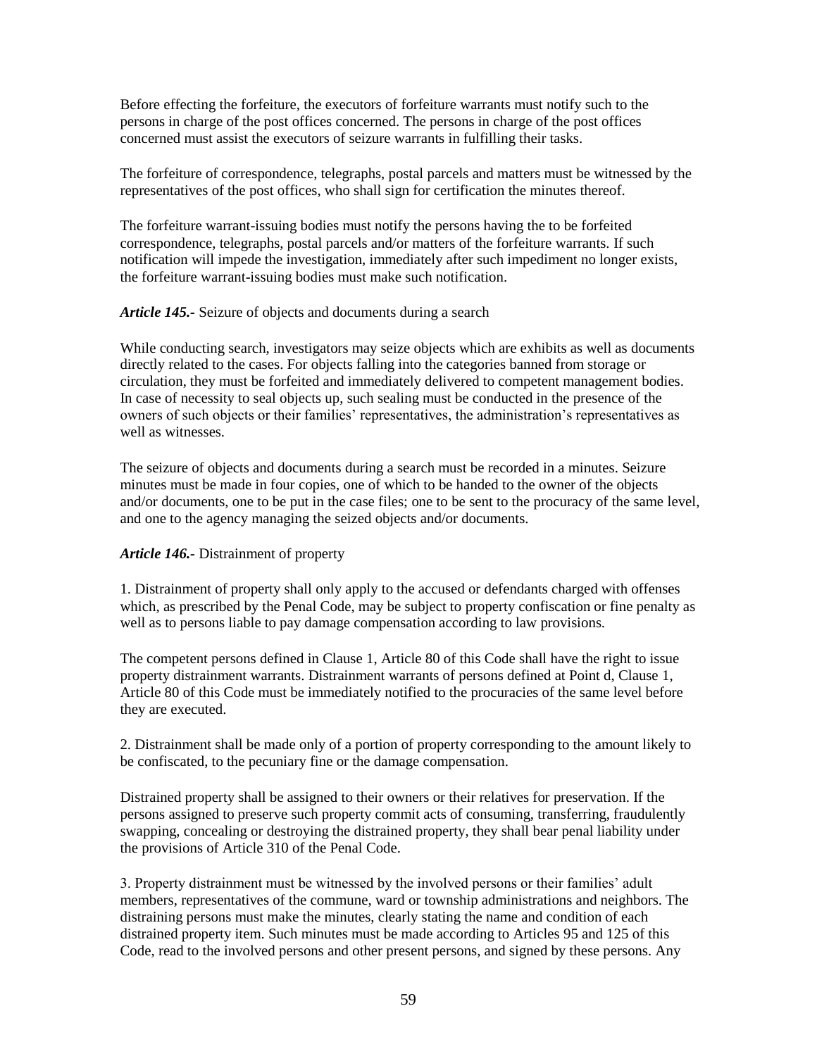Before effecting the forfeiture, the executors of forfeiture warrants must notify such to the persons in charge of the post offices concerned. The persons in charge of the post offices concerned must assist the executors of seizure warrants in fulfilling their tasks.

The forfeiture of correspondence, telegraphs, postal parcels and matters must be witnessed by the representatives of the post offices, who shall sign for certification the minutes thereof.

The forfeiture warrant-issuing bodies must notify the persons having the to be forfeited correspondence, telegraphs, postal parcels and/or matters of the forfeiture warrants. If such notification will impede the investigation, immediately after such impediment no longer exists, the forfeiture warrant-issuing bodies must make such notification.

***Article 145.-*** Seizure of objects and documents during a search

While conducting search, investigators may seize objects which are exhibits as well as documents directly related to the cases. For objects falling into the categories banned from storage or circulation, they must be forfeited and immediately delivered to competent management bodies. In case of necessity to seal objects up, such sealing must be conducted in the presence of the owners of such objects or their families' representatives, the administration's representatives as well as witnesses.

The seizure of objects and documents during a search must be recorded in a minutes. Seizure minutes must be made in four copies, one of which to be handed to the owner of the objects and/or documents, one to be put in the case files; one to be sent to the procuracy of the same level, and one to the agency managing the seized objects and/or documents.

***Article 146.-*** Distrainment of property

1. Distrainment of property shall only apply to the accused or defendants charged with offenses which, as prescribed by the Penal Code, may be subject to property confiscation or fine penalty as well as to persons liable to pay damage compensation according to law provisions.

The competent persons defined in Clause 1, Article 80 of this Code shall have the right to issue property distrainment warrants. Distrainment warrants of persons defined at Point d, Clause 1, Article 80 of this Code must be immediately notified to the procuracies of the same level before they are executed.

2. Distrainment shall be made only of a portion of property corresponding to the amount likely to be confiscated, to the pecuniary fine or the damage compensation.

Distrained property shall be assigned to their owners or their relatives for preservation. If the persons assigned to preserve such property commit acts of consuming, transferring, fraudulently swapping, concealing or destroying the distrained property, they shall bear penal liability under the provisions of Article 310 of the Penal Code.

3. Property distrainment must be witnessed by the involved persons or their families' adult members, representatives of the commune, ward or township administrations and neighbors. The distraining persons must make the minutes, clearly stating the name and condition of each distrained property item. Such minutes must be made according to Articles 95 and 125 of this Code, read to the involved persons and other present persons, and signed by these persons. Any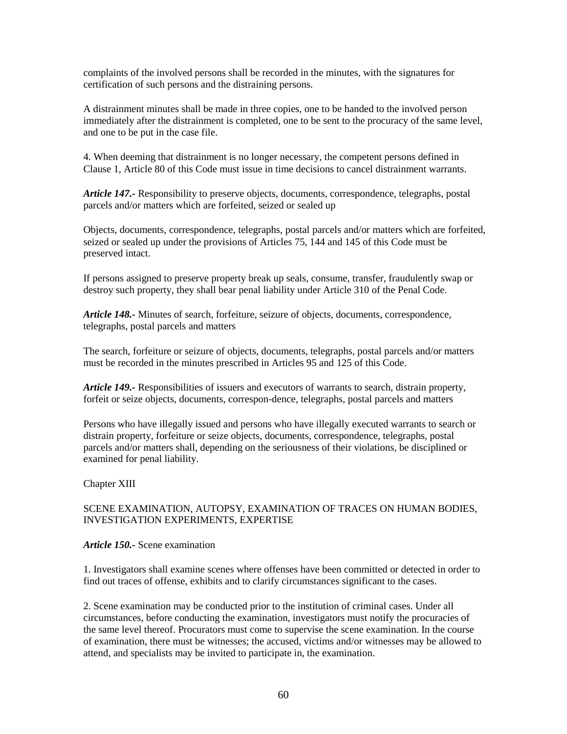complaints of the involved persons shall be recorded in the minutes, with the signatures for certification of such persons and the distraining persons.

A distrainment minutes shall be made in three copies, one to be handed to the involved person immediately after the distrainment is completed, one to be sent to the procuracy of the same level, and one to be put in the case file.

4. When deeming that distrainment is no longer necessary, the competent persons defined in Clause 1, Article 80 of this Code must issue in time decisions to cancel distrainment warrants.

***Article 147.-*** Responsibility to preserve objects, documents, correspondence, telegraphs, postal parcels and/or matters which are forfeited, seized or sealed up

Objects, documents, correspondence, telegraphs, postal parcels and/or matters which are forfeited, seized or sealed up under the provisions of Articles 75, 144 and 145 of this Code must be preserved intact.

If persons assigned to preserve property break up seals, consume, transfer, fraudulently swap or destroy such property, they shall bear penal liability under Article 310 of the Penal Code.

***Article 148.-*** Minutes of search, forfeiture, seizure of objects, documents, correspondence, telegraphs, postal parcels and matters

The search, forfeiture or seizure of objects, documents, telegraphs, postal parcels and/or matters must be recorded in the minutes prescribed in Articles 95 and 125 of this Code.

***Article 149.-*** Responsibilities of issuers and executors of warrants to search, distrain property, forfeit or seize objects, documents, correspon-dence, telegraphs, postal parcels and matters

Persons who have illegally issued and persons who have illegally executed warrants to search or distrain property, forfeiture or seize objects, documents, correspondence, telegraphs, postal parcels and/or matters shall, depending on the seriousness of their violations, be disciplined or examined for penal liability.

## Chapter XIII

## SCENE EXAMINATION, AUTOPSY, EXAMINATION OF TRACES ON HUMAN BODIES, INVESTIGATION EXPERIMENTS, EXPERTISE

***Article 150.-*** Scene examination

1. Investigators shall examine scenes where offenses have been committed or detected in order to find out traces of offense, exhibits and to clarify circumstances significant to the cases.

2. Scene examination may be conducted prior to the institution of criminal cases. Under all circumstances, before conducting the examination, investigators must notify the procuracies of the same level thereof. Procurators must come to supervise the scene examination. In the course of examination, there must be witnesses; the accused, victims and/or witnesses may be allowed to attend, and specialists may be invited to participate in, the examination.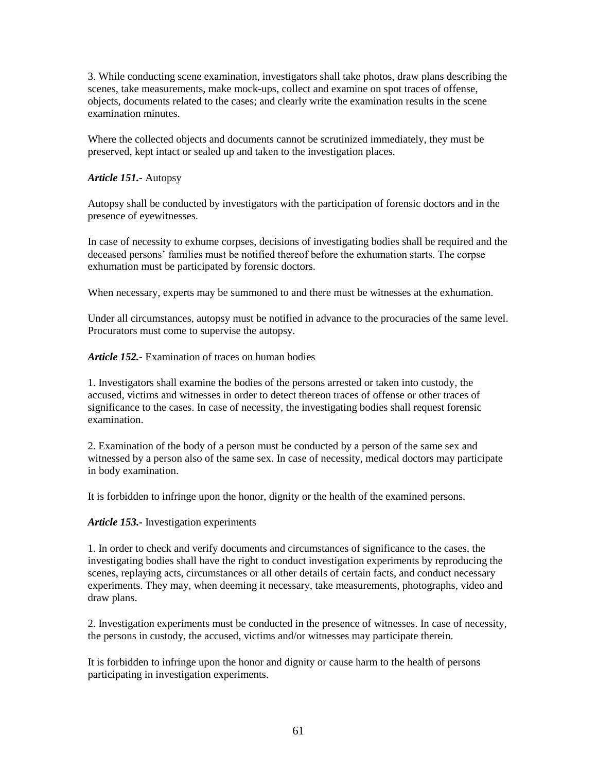3. While conducting scene examination, investigators shall take photos, draw plans describing the scenes, take measurements, make mock-ups, collect and examine on spot traces of offense, objects, documents related to the cases; and clearly write the examination results in the scene examination minutes.

Where the collected objects and documents cannot be scrutinized immediately, they must be preserved, kept intact or sealed up and taken to the investigation places.

***Article 151.-*** Autopsy

Autopsy shall be conducted by investigators with the participation of forensic doctors and in the presence of eyewitnesses.

In case of necessity to exhume corpses, decisions of investigating bodies shall be required and the deceased persons' families must be notified thereof before the exhumation starts. The corpse exhumation must be participated by forensic doctors.

When necessary, experts may be summoned to and there must be witnesses at the exhumation.

Under all circumstances, autopsy must be notified in advance to the procuracies of the same level. Procurators must come to supervise the autopsy.

***Article 152.-*** Examination of traces on human bodies

1. Investigators shall examine the bodies of the persons arrested or taken into custody, the accused, victims and witnesses in order to detect thereon traces of offense or other traces of significance to the cases. In case of necessity, the investigating bodies shall request forensic examination.

2. Examination of the body of a person must be conducted by a person of the same sex and witnessed by a person also of the same sex. In case of necessity, medical doctors may participate in body examination.

It is forbidden to infringe upon the honor, dignity or the health of the examined persons.

***Article 153.-*** Investigation experiments

1. In order to check and verify documents and circumstances of significance to the cases, the investigating bodies shall have the right to conduct investigation experiments by reproducing the scenes, replaying acts, circumstances or all other details of certain facts, and conduct necessary experiments. They may, when deeming it necessary, take measurements, photographs, video and draw plans.

2. Investigation experiments must be conducted in the presence of witnesses. In case of necessity, the persons in custody, the accused, victims and/or witnesses may participate therein.

It is forbidden to infringe upon the honor and dignity or cause harm to the health of persons participating in investigation experiments.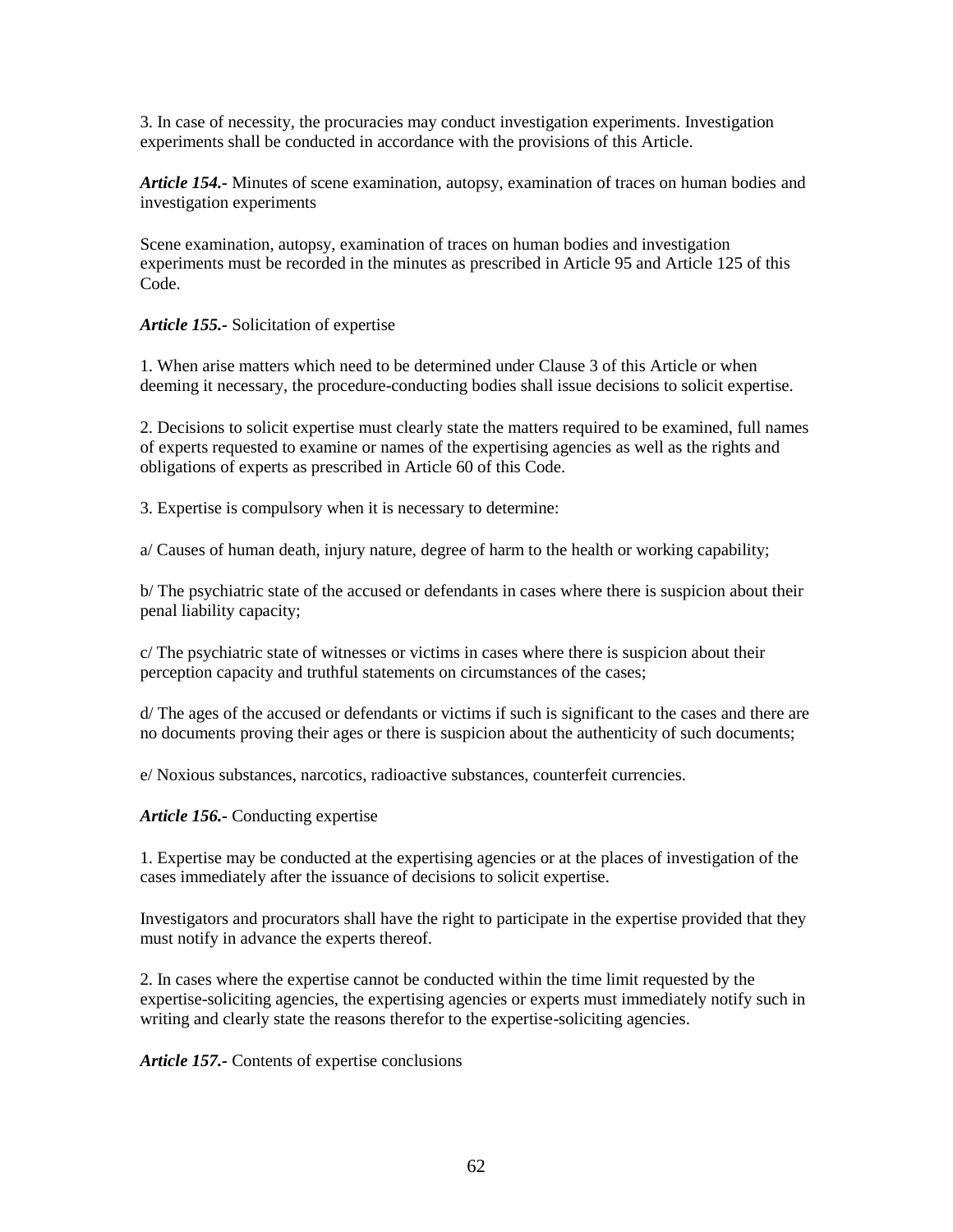3. In case of necessity, the procuracies may conduct investigation experiments. Investigation experiments shall be conducted in accordance with the provisions of this Article.

***Article 154.-*** Minutes of scene examination, autopsy, examination of traces on human bodies and investigation experiments

Scene examination, autopsy, examination of traces on human bodies and investigation experiments must be recorded in the minutes as prescribed in Article 95 and Article 125 of this Code.

***Article 155.-*** Solicitation of expertise

1. When arise matters which need to be determined under Clause 3 of this Article or when deeming it necessary, the procedure-conducting bodies shall issue decisions to solicit expertise.

2. Decisions to solicit expertise must clearly state the matters required to be examined, full names of experts requested to examine or names of the expertising agencies as well as the rights and obligations of experts as prescribed in Article 60 of this Code.

3. Expertise is compulsory when it is necessary to determine:

a/ Causes of human death, injury nature, degree of harm to the health or working capability;

b/ The psychiatric state of the accused or defendants in cases where there is suspicion about their penal liability capacity;

c/ The psychiatric state of witnesses or victims in cases where there is suspicion about their perception capacity and truthful statements on circumstances of the cases;

d/ The ages of the accused or defendants or victims if such is significant to the cases and there are no documents proving their ages or there is suspicion about the authenticity of such documents;

e/ Noxious substances, narcotics, radioactive substances, counterfeit currencies.

***Article 156.-*** Conducting expertise

1. Expertise may be conducted at the expertising agencies or at the places of investigation of the cases immediately after the issuance of decisions to solicit expertise.

Investigators and procurators shall have the right to participate in the expertise provided that they must notify in advance the experts thereof.

2. In cases where the expertise cannot be conducted within the time limit requested by the expertise-soliciting agencies, the expertising agencies or experts must immediately notify such in writing and clearly state the reasons therefor to the expertise-soliciting agencies.

***Article 157.-*** Contents of expertise conclusions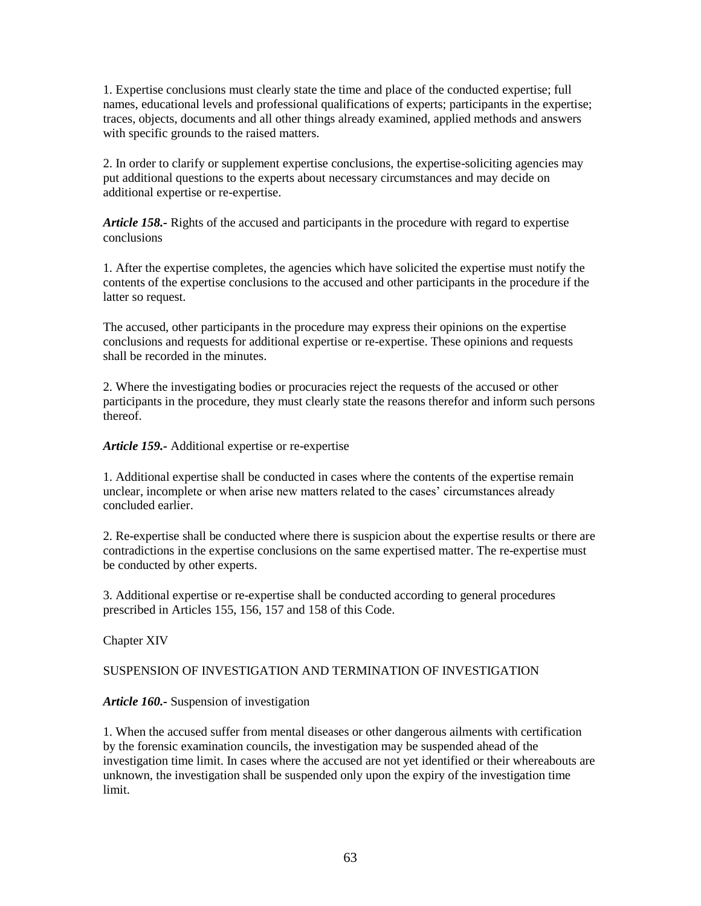1. Expertise conclusions must clearly state the time and place of the conducted expertise; full names, educational levels and professional qualifications of experts; participants in the expertise; traces, objects, documents and all other things already examined, applied methods and answers with specific grounds to the raised matters.

2. In order to clarify or supplement expertise conclusions, the expertise-soliciting agencies may put additional questions to the experts about necessary circumstances and may decide on additional expertise or re-expertise.

***Article 158.-*** Rights of the accused and participants in the procedure with regard to expertise conclusions

1. After the expertise completes, the agencies which have solicited the expertise must notify the contents of the expertise conclusions to the accused and other participants in the procedure if the latter so request.

The accused, other participants in the procedure may express their opinions on the expertise conclusions and requests for additional expertise or re-expertise. These opinions and requests shall be recorded in the minutes.

2. Where the investigating bodies or procuracies reject the requests of the accused or other participants in the procedure, they must clearly state the reasons therefor and inform such persons thereof.

***Article 159.-*** Additional expertise or re-expertise

1. Additional expertise shall be conducted in cases where the contents of the expertise remain unclear, incomplete or when arise new matters related to the cases' circumstances already concluded earlier.

2. Re-expertise shall be conducted where there is suspicion about the expertise results or there are contradictions in the expertise conclusions on the same expertised matter. The re-expertise must be conducted by other experts.

3. Additional expertise or re-expertise shall be conducted according to general procedures prescribed in Articles 155, 156, 157 and 158 of this Code.

## Chapter XIV

## SUSPENSION OF INVESTIGATION AND TERMINATION OF INVESTIGATION

***Article 160.-*** Suspension of investigation

1. When the accused suffer from mental diseases or other dangerous ailments with certification by the forensic examination councils, the investigation may be suspended ahead of the investigation time limit. In cases where the accused are not yet identified or their whereabouts are unknown, the investigation shall be suspended only upon the expiry of the investigation time limit.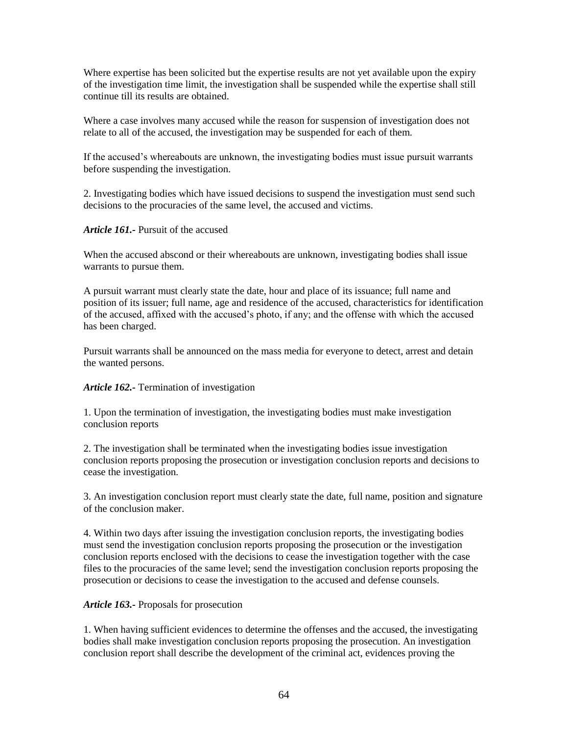Where expertise has been solicited but the expertise results are not yet available upon the expiry of the investigation time limit, the investigation shall be suspended while the expertise shall still continue till its results are obtained.

Where a case involves many accused while the reason for suspension of investigation does not relate to all of the accused, the investigation may be suspended for each of them.

If the accused's whereabouts are unknown, the investigating bodies must issue pursuit warrants before suspending the investigation.

2. Investigating bodies which have issued decisions to suspend the investigation must send such decisions to the procuracies of the same level, the accused and victims.

***Article 161.-*** Pursuit of the accused

When the accused abscond or their whereabouts are unknown, investigating bodies shall issue warrants to pursue them.

A pursuit warrant must clearly state the date, hour and place of its issuance; full name and position of its issuer; full name, age and residence of the accused, characteristics for identification of the accused, affixed with the accused's photo, if any; and the offense with which the accused has been charged.

Pursuit warrants shall be announced on the mass media for everyone to detect, arrest and detain the wanted persons.

***Article 162.-*** Termination of investigation

1. Upon the termination of investigation, the investigating bodies must make investigation conclusion reports

2. The investigation shall be terminated when the investigating bodies issue investigation conclusion reports proposing the prosecution or investigation conclusion reports and decisions to cease the investigation.

3. An investigation conclusion report must clearly state the date, full name, position and signature of the conclusion maker.

4. Within two days after issuing the investigation conclusion reports, the investigating bodies must send the investigation conclusion reports proposing the prosecution or the investigation conclusion reports enclosed with the decisions to cease the investigation together with the case files to the procuracies of the same level; send the investigation conclusion reports proposing the prosecution or decisions to cease the investigation to the accused and defense counsels.

***Article 163.-*** Proposals for prosecution

1. When having sufficient evidences to determine the offenses and the accused, the investigating bodies shall make investigation conclusion reports proposing the prosecution. An investigation conclusion report shall describe the development of the criminal act, evidences proving the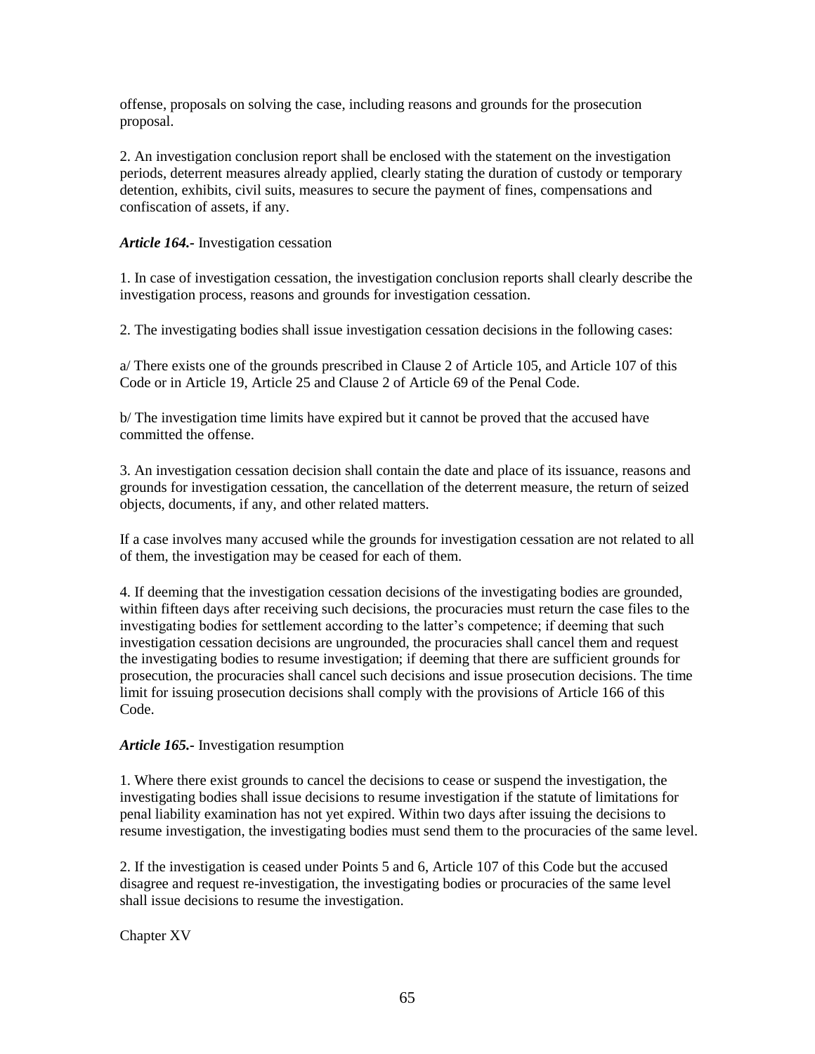offense, proposals on solving the case, including reasons and grounds for the prosecution proposal.

2. An investigation conclusion report shall be enclosed with the statement on the investigation periods, deterrent measures already applied, clearly stating the duration of custody or temporary detention, exhibits, civil suits, measures to secure the payment of fines, compensations and confiscation of assets, if any.

***Article 164.-*** Investigation cessation

1. In case of investigation cessation, the investigation conclusion reports shall clearly describe the investigation process, reasons and grounds for investigation cessation.

2. The investigating bodies shall issue investigation cessation decisions in the following cases:

a/ There exists one of the grounds prescribed in Clause 2 of Article 105, and Article 107 of this Code or in Article 19, Article 25 and Clause 2 of Article 69 of the Penal Code.

b/ The investigation time limits have expired but it cannot be proved that the accused have committed the offense.

3. An investigation cessation decision shall contain the date and place of its issuance, reasons and grounds for investigation cessation, the cancellation of the deterrent measure, the return of seized objects, documents, if any, and other related matters.

If a case involves many accused while the grounds for investigation cessation are not related to all of them, the investigation may be ceased for each of them.

4. If deeming that the investigation cessation decisions of the investigating bodies are grounded, within fifteen days after receiving such decisions, the procuracies must return the case files to the investigating bodies for settlement according to the latter's competence; if deeming that such investigation cessation decisions are ungrounded, the procuracies shall cancel them and request the investigating bodies to resume investigation; if deeming that there are sufficient grounds for prosecution, the procuracies shall cancel such decisions and issue prosecution decisions. The time limit for issuing prosecution decisions shall comply with the provisions of Article 166 of this Code.

***Article 165.-*** Investigation resumption

1. Where there exist grounds to cancel the decisions to cease or suspend the investigation, the investigating bodies shall issue decisions to resume investigation if the statute of limitations for penal liability examination has not yet expired. Within two days after issuing the decisions to resume investigation, the investigating bodies must send them to the procuracies of the same level.

2. If the investigation is ceased under Points 5 and 6, Article 107 of this Code but the accused disagree and request re-investigation, the investigating bodies or procuracies of the same level shall issue decisions to resume the investigation.

Chapter XV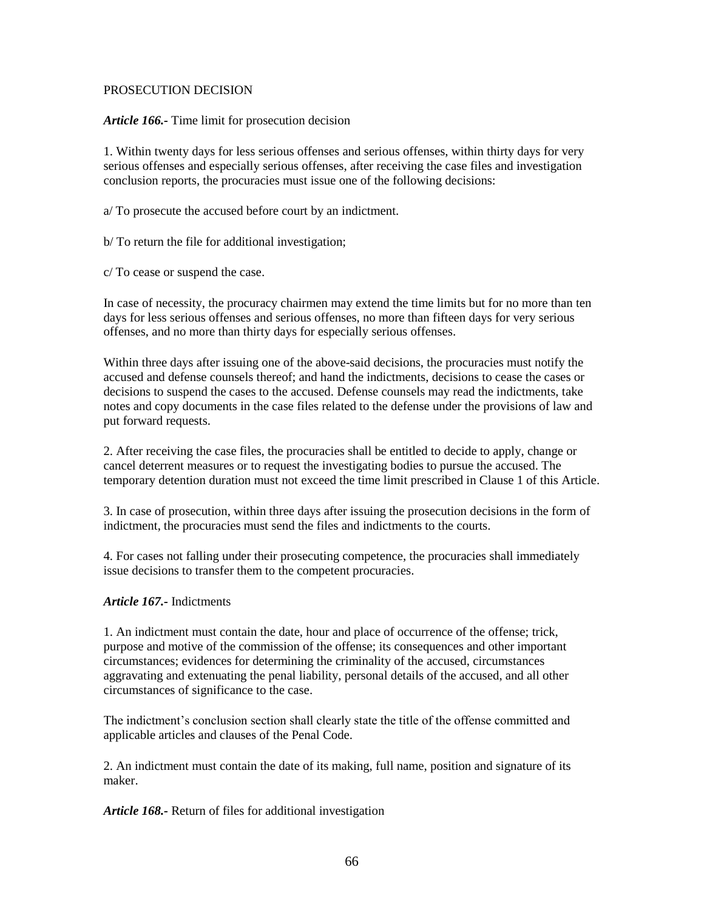## PROSECUTION DECISION

***Article 166.-*** Time limit for prosecution decision

1. Within twenty days for less serious offenses and serious offenses, within thirty days for very serious offenses and especially serious offenses, after receiving the case files and investigation conclusion reports, the procuracies must issue one of the following decisions:

a/ To prosecute the accused before court by an indictment.

b/ To return the file for additional investigation;

c/ To cease or suspend the case.

In case of necessity, the procuracy chairmen may extend the time limits but for no more than ten days for less serious offenses and serious offenses, no more than fifteen days for very serious offenses, and no more than thirty days for especially serious offenses.

Within three days after issuing one of the above-said decisions, the procuracies must notify the accused and defense counsels thereof; and hand the indictments, decisions to cease the cases or decisions to suspend the cases to the accused. Defense counsels may read the indictments, take notes and copy documents in the case files related to the defense under the provisions of law and put forward requests.

2. After receiving the case files, the procuracies shall be entitled to decide to apply, change or cancel deterrent measures or to request the investigating bodies to pursue the accused. The temporary detention duration must not exceed the time limit prescribed in Clause 1 of this Article.

3. In case of prosecution, within three days after issuing the prosecution decisions in the form of indictment, the procuracies must send the files and indictments to the courts.

4. For cases not falling under their prosecuting competence, the procuracies shall immediately issue decisions to transfer them to the competent procuracies.

***Article 167.-*** Indictments

1. An indictment must contain the date, hour and place of occurrence of the offense; trick, purpose and motive of the commission of the offense; its consequences and other important circumstances; evidences for determining the criminality of the accused, circumstances aggravating and extenuating the penal liability, personal details of the accused, and all other circumstances of significance to the case.

The indictment's conclusion section shall clearly state the title of the offense committed and applicable articles and clauses of the Penal Code.

2. An indictment must contain the date of its making, full name, position and signature of its maker.

***Article 168.-*** Return of files for additional investigation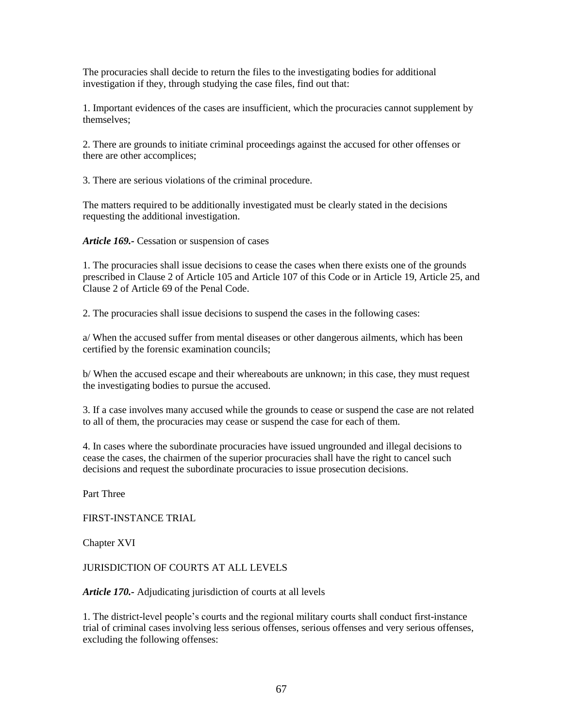The procuracies shall decide to return the files to the investigating bodies for additional investigation if they, through studying the case files, find out that:

1. Important evidences of the cases are insufficient, which the procuracies cannot supplement by themselves;

2. There are grounds to initiate criminal proceedings against the accused for other offenses or there are other accomplices;

3. There are serious violations of the criminal procedure.

The matters required to be additionally investigated must be clearly stated in the decisions requesting the additional investigation.

***Article 169.-*** Cessation or suspension of cases

1. The procuracies shall issue decisions to cease the cases when there exists one of the grounds prescribed in Clause 2 of Article 105 and Article 107 of this Code or in Article 19, Article 25, and Clause 2 of Article 69 of the Penal Code.

2. The procuracies shall issue decisions to suspend the cases in the following cases:

a/ When the accused suffer from mental diseases or other dangerous ailments, which has been certified by the forensic examination councils;

b/ When the accused escape and their whereabouts are unknown; in this case, they must request the investigating bodies to pursue the accused.

3. If a case involves many accused while the grounds to cease or suspend the case are not related to all of them, the procuracies may cease or suspend the case for each of them.

4. In cases where the subordinate procuracies have issued ungrounded and illegal decisions to cease the cases, the chairmen of the superior procuracies shall have the right to cancel such decisions and request the subordinate procuracies to issue prosecution decisions.

# Part Three

# FIRST-INSTANCE TRIAL

## Chapter XVI

## JURISDICTION OF COURTS AT ALL LEVELS

***Article 170.-*** Adjudicating jurisdiction of courts at all levels

1. The district-level people's courts and the regional military courts shall conduct first-instance trial of criminal cases involving less serious offenses, serious offenses and very serious offenses, excluding the following offenses: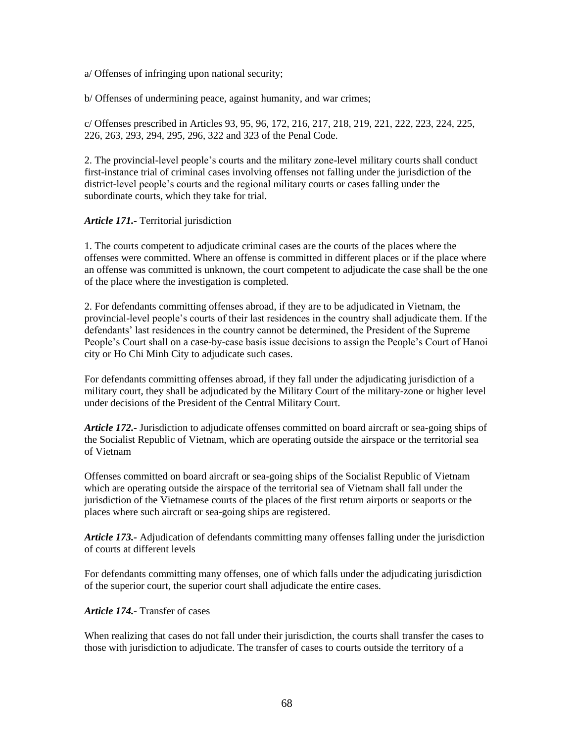a/ Offenses of infringing upon national security;

b/ Offenses of undermining peace, against humanity, and war crimes;

c/ Offenses prescribed in Articles 93, 95, 96, 172, 216, 217, 218, 219, 221, 222, 223, 224, 225, 226, 263, 293, 294, 295, 296, 322 and 323 of the Penal Code.

2. The provincial-level people's courts and the military zone-level military courts shall conduct first-instance trial of criminal cases involving offenses not falling under the jurisdiction of the district-level people's courts and the regional military courts or cases falling under the subordinate courts, which they take for trial.

***Article 171.-*** Territorial jurisdiction

1. The courts competent to adjudicate criminal cases are the courts of the places where the offenses were committed. Where an offense is committed in different places or if the place where an offense was committed is unknown, the court competent to adjudicate the case shall be the one of the place where the investigation is completed.

2. For defendants committing offenses abroad, if they are to be adjudicated in Vietnam, the provincial-level people's courts of their last residences in the country shall adjudicate them. If the defendants' last residences in the country cannot be determined, the President of the Supreme People's Court shall on a case-by-case basis issue decisions to assign the People's Court of Hanoi city or Ho Chi Minh City to adjudicate such cases.

For defendants committing offenses abroad, if they fall under the adjudicating jurisdiction of a military court, they shall be adjudicated by the Military Court of the military-zone or higher level under decisions of the President of the Central Military Court.

***Article 172.-*** Jurisdiction to adjudicate offenses committed on board aircraft or sea-going ships of the Socialist Republic of Vietnam, which are operating outside the airspace or the territorial sea of Vietnam

Offenses committed on board aircraft or sea-going ships of the Socialist Republic of Vietnam which are operating outside the airspace of the territorial sea of Vietnam shall fall under the jurisdiction of the Vietnamese courts of the places of the first return airports or seaports or the places where such aircraft or sea-going ships are registered.

***Article 173.-*** Adjudication of defendants committing many offenses falling under the jurisdiction of courts at different levels

For defendants committing many offenses, one of which falls under the adjudicating jurisdiction of the superior court, the superior court shall adjudicate the entire cases.

***Article 174.-*** Transfer of cases

When realizing that cases do not fall under their jurisdiction, the courts shall transfer the cases to those with jurisdiction to adjudicate. The transfer of cases to courts outside the territory of a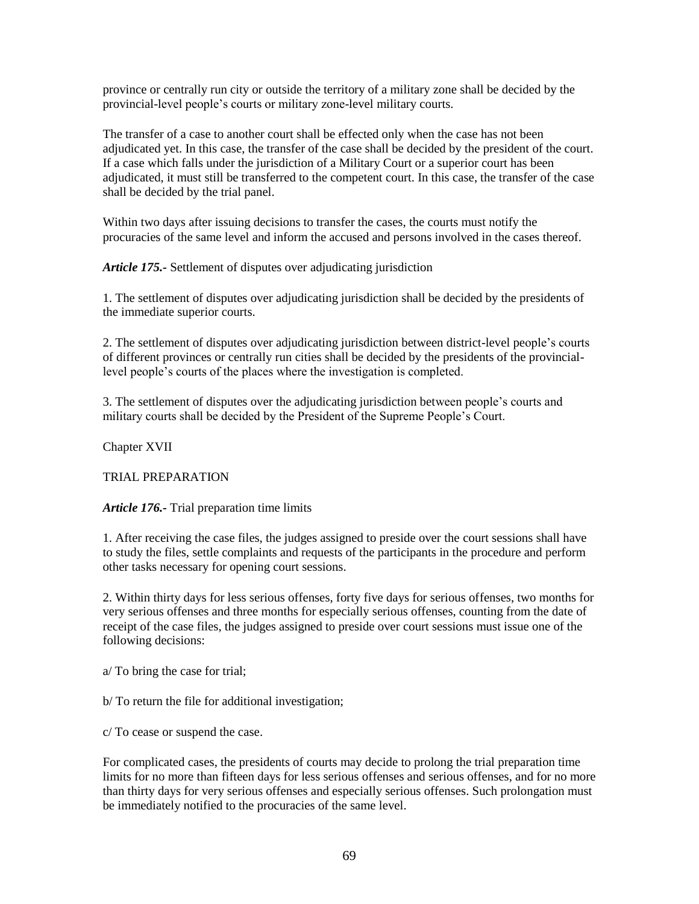province or centrally run city or outside the territory of a military zone shall be decided by the provincial-level people's courts or military zone-level military courts.

The transfer of a case to another court shall be effected only when the case has not been adjudicated yet. In this case, the transfer of the case shall be decided by the president of the court. If a case which falls under the jurisdiction of a Military Court or a superior court has been adjudicated, it must still be transferred to the competent court. In this case, the transfer of the case shall be decided by the trial panel.

Within two days after issuing decisions to transfer the cases, the courts must notify the procuracies of the same level and inform the accused and persons involved in the cases thereof.

***Article 175.-*** Settlement of disputes over adjudicating jurisdiction

1. The settlement of disputes over adjudicating jurisdiction shall be decided by the presidents of the immediate superior courts.

2. The settlement of disputes over adjudicating jurisdiction between district-level people's courts of different provinces or centrally run cities shall be decided by the presidents of the provincial-level people's courts of the places where the investigation is completed.

3. The settlement of disputes over the adjudicating jurisdiction between people's courts and military courts shall be decided by the President of the Supreme People's Court.

## Chapter XVII

## TRIAL PREPARATION

***Article 176.-*** Trial preparation time limits

1. After receiving the case files, the judges assigned to preside over the court sessions shall have to study the files, settle complaints and requests of the participants in the procedure and perform other tasks necessary for opening court sessions.

2. Within thirty days for less serious offenses, forty five days for serious offenses, two months for very serious offenses and three months for especially serious offenses, counting from the date of receipt of the case files, the judges assigned to preside over court sessions must issue one of the following decisions:

a/ To bring the case for trial;

b/ To return the file for additional investigation;

c/ To cease or suspend the case.

For complicated cases, the presidents of courts may decide to prolong the trial preparation time limits for no more than fifteen days for less serious offenses and serious offenses, and for no more than thirty days for very serious offenses and especially serious offenses. Such prolongation must be immediately notified to the procuracies of the same level.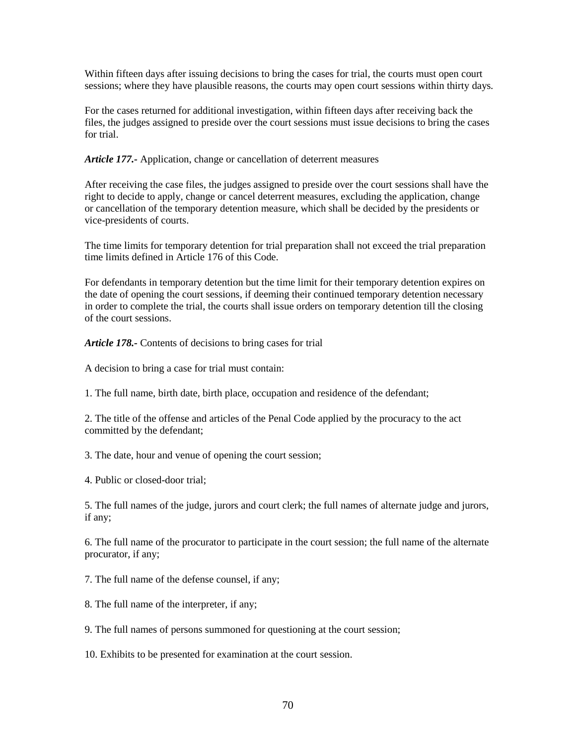Within fifteen days after issuing decisions to bring the cases for trial, the courts must open court sessions; where they have plausible reasons, the courts may open court sessions within thirty days.

For the cases returned for additional investigation, within fifteen days after receiving back the files, the judges assigned to preside over the court sessions must issue decisions to bring the cases for trial.

***Article 177.-*** Application, change or cancellation of deterrent measures

After receiving the case files, the judges assigned to preside over the court sessions shall have the right to decide to apply, change or cancel deterrent measures, excluding the application, change or cancellation of the temporary detention measure, which shall be decided by the presidents or vice-presidents of courts.

The time limits for temporary detention for trial preparation shall not exceed the trial preparation time limits defined in Article 176 of this Code.

For defendants in temporary detention but the time limit for their temporary detention expires on the date of opening the court sessions, if deeming their continued temporary detention necessary in order to complete the trial, the courts shall issue orders on temporary detention till the closing of the court sessions.

***Article 178.-*** Contents of decisions to bring cases for trial

A decision to bring a case for trial must contain:

1. The full name, birth date, birth place, occupation and residence of the defendant;

2. The title of the offense and articles of the Penal Code applied by the procuracy to the act committed by the defendant;

3. The date, hour and venue of opening the court session;

4. Public or closed-door trial;

5. The full names of the judge, jurors and court clerk; the full names of alternate judge and jurors, if any;

6. The full name of the procurator to participate in the court session; the full name of the alternate procurator, if any;

7. The full name of the defense counsel, if any;

8. The full name of the interpreter, if any;

9. The full names of persons summoned for questioning at the court session;

10. Exhibits to be presented for examination at the court session.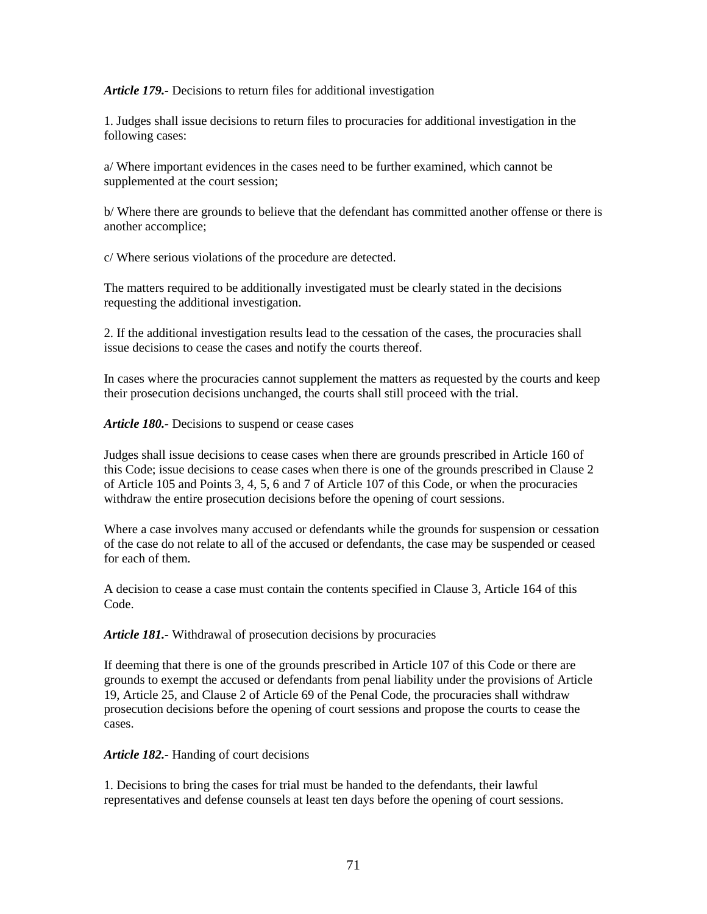***Article 179.-*** Decisions to return files for additional investigation

1. Judges shall issue decisions to return files to procuracies for additional investigation in the following cases:

a/ Where important evidences in the cases need to be further examined, which cannot be supplemented at the court session;

b/ Where there are grounds to believe that the defendant has committed another offense or there is another accomplice;

c/ Where serious violations of the procedure are detected.

The matters required to be additionally investigated must be clearly stated in the decisions requesting the additional investigation.

2. If the additional investigation results lead to the cessation of the cases, the procuracies shall issue decisions to cease the cases and notify the courts thereof.

In cases where the procuracies cannot supplement the matters as requested by the courts and keep their prosecution decisions unchanged, the courts shall still proceed with the trial.

***Article 180.-*** Decisions to suspend or cease cases

Judges shall issue decisions to cease cases when there are grounds prescribed in Article 160 of this Code; issue decisions to cease cases when there is one of the grounds prescribed in Clause 2 of Article 105 and Points 3, 4, 5, 6 and 7 of Article 107 of this Code, or when the procuracies withdraw the entire prosecution decisions before the opening of court sessions.

Where a case involves many accused or defendants while the grounds for suspension or cessation of the case do not relate to all of the accused or defendants, the case may be suspended or ceased for each of them.

A decision to cease a case must contain the contents specified in Clause 3, Article 164 of this Code.

***Article 181.-*** Withdrawal of prosecution decisions by procuracies

If deeming that there is one of the grounds prescribed in Article 107 of this Code or there are grounds to exempt the accused or defendants from penal liability under the provisions of Article 19, Article 25, and Clause 2 of Article 69 of the Penal Code, the procuracies shall withdraw prosecution decisions before the opening of court sessions and propose the courts to cease the cases.

***Article 182.-*** Handing of court decisions

1. Decisions to bring the cases for trial must be handed to the defendants, their lawful representatives and defense counsels at least ten days before the opening of court sessions.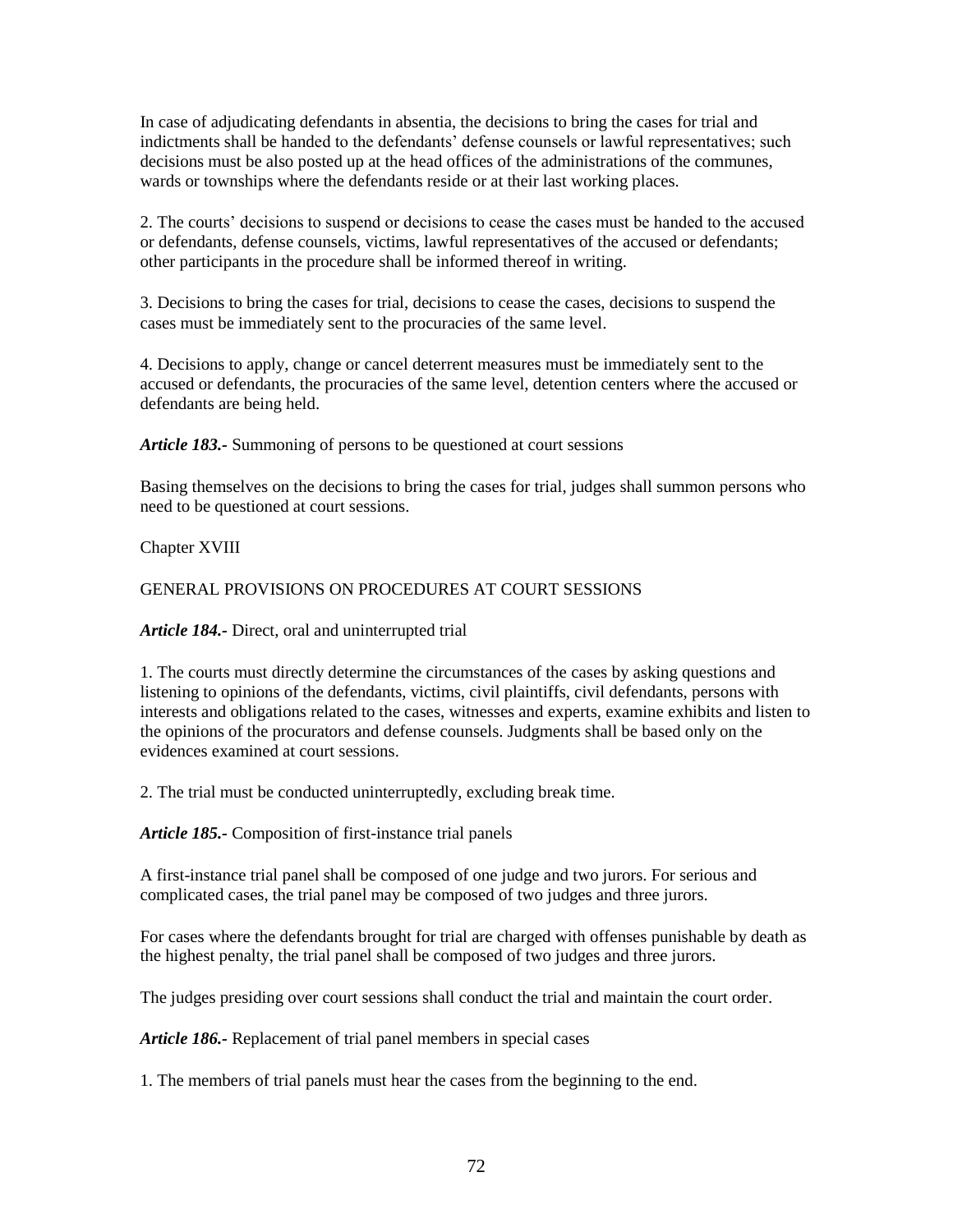In case of adjudicating defendants in absentia, the decisions to bring the cases for trial and indictments shall be handed to the defendants' defense counsels or lawful representatives; such decisions must be also posted up at the head offices of the administrations of the communes, wards or townships where the defendants reside or at their last working places.

2. The courts' decisions to suspend or decisions to cease the cases must be handed to the accused or defendants, defense counsels, victims, lawful representatives of the accused or defendants; other participants in the procedure shall be informed thereof in writing.

3. Decisions to bring the cases for trial, decisions to cease the cases, decisions to suspend the cases must be immediately sent to the procuracies of the same level.

4. Decisions to apply, change or cancel deterrent measures must be immediately sent to the accused or defendants, the procuracies of the same level, detention centers where the accused or defendants are being held.

***Article 183.-*** Summoning of persons to be questioned at court sessions

Basing themselves on the decisions to bring the cases for trial, judges shall summon persons who need to be questioned at court sessions.

## Chapter XVIII

## GENERAL PROVISIONS ON PROCEDURES AT COURT SESSIONS

***Article 184.-*** Direct, oral and uninterrupted trial

1. The courts must directly determine the circumstances of the cases by asking questions and listening to opinions of the defendants, victims, civil plaintiffs, civil defendants, persons with interests and obligations related to the cases, witnesses and experts, examine exhibits and listen to the opinions of the procurators and defense counsels. Judgments shall be based only on the evidences examined at court sessions.

2. The trial must be conducted uninterruptedly, excluding break time.

***Article 185.-*** Composition of first-instance trial panels

A first-instance trial panel shall be composed of one judge and two jurors. For serious and complicated cases, the trial panel may be composed of two judges and three jurors.

For cases where the defendants brought for trial are charged with offenses punishable by death as the highest penalty, the trial panel shall be composed of two judges and three jurors.

The judges presiding over court sessions shall conduct the trial and maintain the court order.

***Article 186.-*** Replacement of trial panel members in special cases

1. The members of trial panels must hear the cases from the beginning to the end.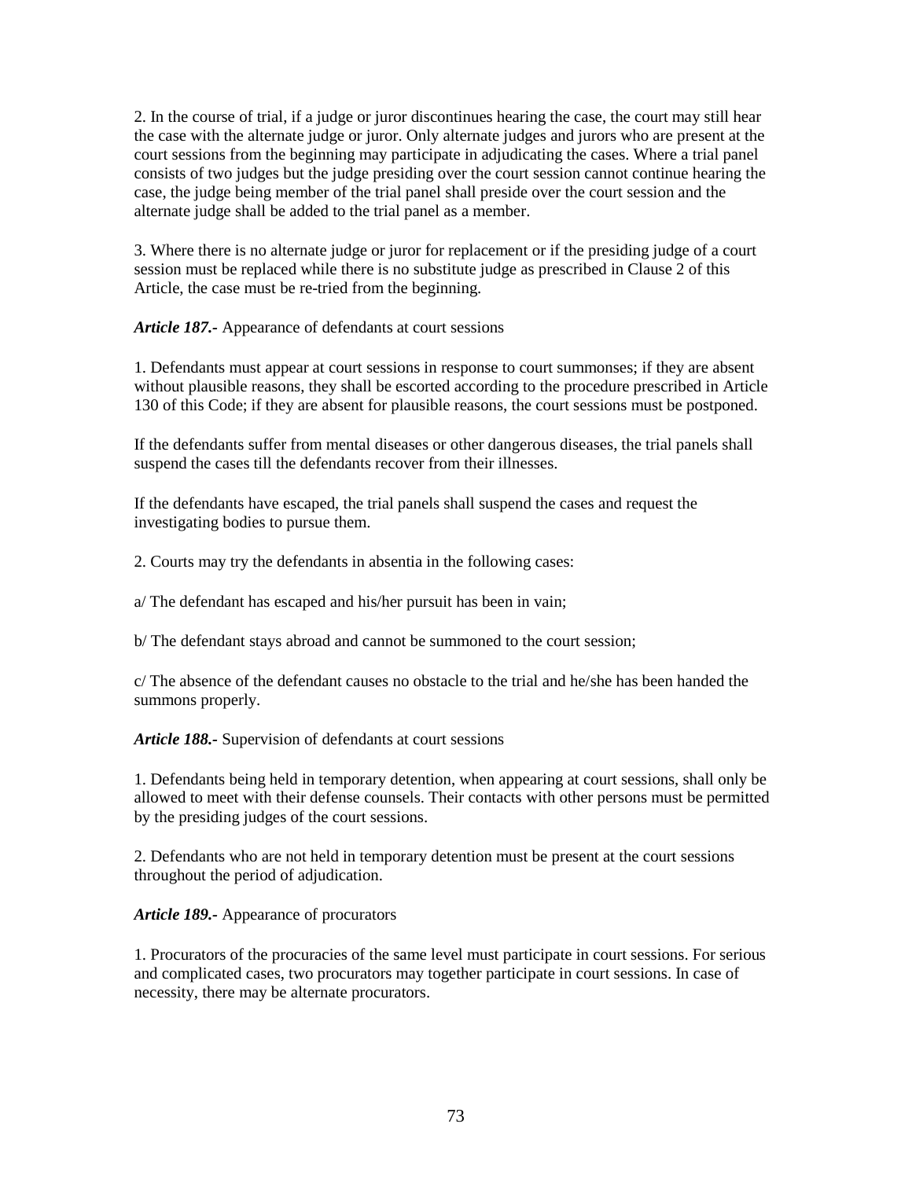2. In the course of trial, if a judge or juror discontinues hearing the case, the court may still hear the case with the alternate judge or juror. Only alternate judges and jurors who are present at the court sessions from the beginning may participate in adjudicating the cases. Where a trial panel consists of two judges but the judge presiding over the court session cannot continue hearing the case, the judge being member of the trial panel shall preside over the court session and the alternate judge shall be added to the trial panel as a member.

3. Where there is no alternate judge or juror for replacement or if the presiding judge of a court session must be replaced while there is no substitute judge as prescribed in Clause 2 of this Article, the case must be re-tried from the beginning.

***Article 187.-*** Appearance of defendants at court sessions

1. Defendants must appear at court sessions in response to court summonses; if they are absent without plausible reasons, they shall be escorted according to the procedure prescribed in Article 130 of this Code; if they are absent for plausible reasons, the court sessions must be postponed.

If the defendants suffer from mental diseases or other dangerous diseases, the trial panels shall suspend the cases till the defendants recover from their illnesses.

If the defendants have escaped, the trial panels shall suspend the cases and request the investigating bodies to pursue them.

2. Courts may try the defendants in absentia in the following cases:

a/ The defendant has escaped and his/her pursuit has been in vain;

b/ The defendant stays abroad and cannot be summoned to the court session;

c/ The absence of the defendant causes no obstacle to the trial and he/she has been handed the summons properly.

***Article 188.-*** Supervision of defendants at court sessions

1. Defendants being held in temporary detention, when appearing at court sessions, shall only be allowed to meet with their defense counsels. Their contacts with other persons must be permitted by the presiding judges of the court sessions.

2. Defendants who are not held in temporary detention must be present at the court sessions throughout the period of adjudication.

***Article 189.-*** Appearance of procurators

1. Procurators of the procuracies of the same level must participate in court sessions. For serious and complicated cases, two procurators may together participate in court sessions. In case of necessity, there may be alternate procurators.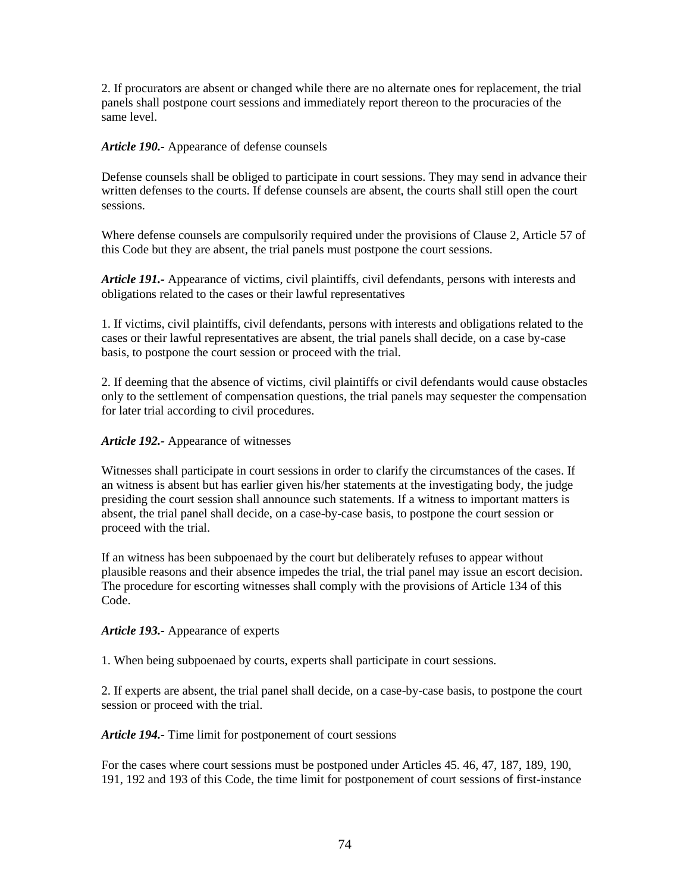2. If procurators are absent or changed while there are no alternate ones for replacement, the trial panels shall postpone court sessions and immediately report thereon to the procuracies of the same level.

***Article 190.-*** Appearance of defense counsels

Defense counsels shall be obliged to participate in court sessions. They may send in advance their written defenses to the courts. If defense counsels are absent, the courts shall still open the court sessions.

Where defense counsels are compulsorily required under the provisions of Clause 2, Article 57 of this Code but they are absent, the trial panels must postpone the court sessions.

***Article 191.-*** Appearance of victims, civil plaintiffs, civil defendants, persons with interests and obligations related to the cases or their lawful representatives

1. If victims, civil plaintiffs, civil defendants, persons with interests and obligations related to the cases or their lawful representatives are absent, the trial panels shall decide, on a case by-case basis, to postpone the court session or proceed with the trial.

2. If deeming that the absence of victims, civil plaintiffs or civil defendants would cause obstacles only to the settlement of compensation questions, the trial panels may sequester the compensation for later trial according to civil procedures.

***Article 192.-*** Appearance of witnesses

Witnesses shall participate in court sessions in order to clarify the circumstances of the cases. If an witness is absent but has earlier given his/her statements at the investigating body, the judge presiding the court session shall announce such statements. If a witness to important matters is absent, the trial panel shall decide, on a case-by-case basis, to postpone the court session or proceed with the trial.

If an witness has been subpoenaed by the court but deliberately refuses to appear without plausible reasons and their absence impedes the trial, the trial panel may issue an escort decision. The procedure for escorting witnesses shall comply with the provisions of Article 134 of this Code.

***Article 193.-*** Appearance of experts

1. When being subpoenaed by courts, experts shall participate in court sessions.

2. If experts are absent, the trial panel shall decide, on a case-by-case basis, to postpone the court session or proceed with the trial.

***Article 194.-*** Time limit for postponement of court sessions

For the cases where court sessions must be postponed under Articles 45. 46, 47, 187, 189, 190, 191, 192 and 193 of this Code, the time limit for postponement of court sessions of first-instance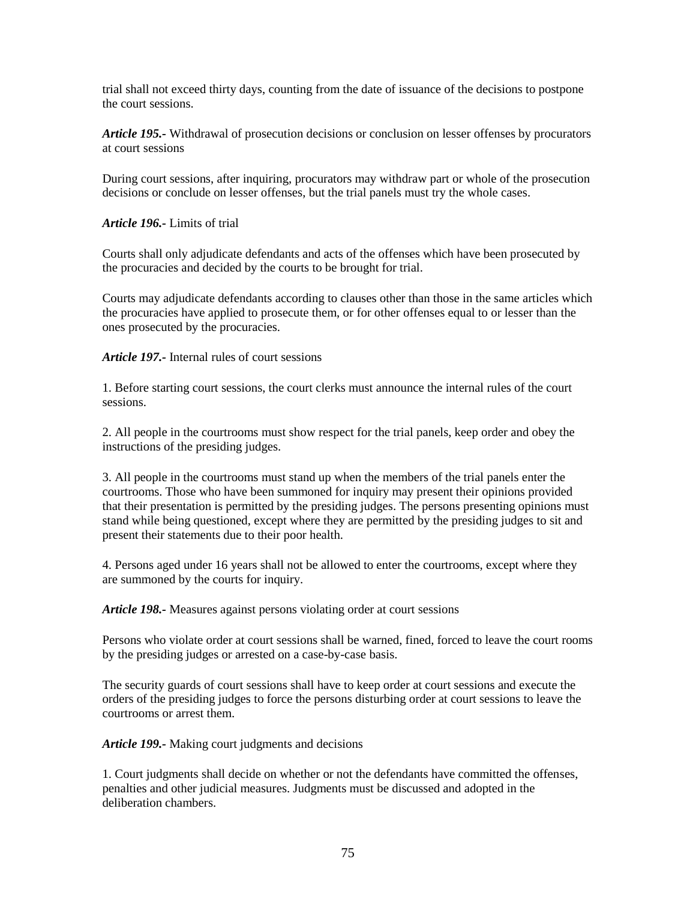trial shall not exceed thirty days, counting from the date of issuance of the decisions to postpone the court sessions.

***Article 195.-*** Withdrawal of prosecution decisions or conclusion on lesser offenses by procurators at court sessions

During court sessions, after inquiring, procurators may withdraw part or whole of the prosecution decisions or conclude on lesser offenses, but the trial panels must try the whole cases.

***Article 196.-*** Limits of trial

Courts shall only adjudicate defendants and acts of the offenses which have been prosecuted by the procuracies and decided by the courts to be brought for trial.

Courts may adjudicate defendants according to clauses other than those in the same articles which the procuracies have applied to prosecute them, or for other offenses equal to or lesser than the ones prosecuted by the procuracies.

***Article 197.-*** Internal rules of court sessions

1. Before starting court sessions, the court clerks must announce the internal rules of the court sessions.

2. All people in the courtrooms must show respect for the trial panels, keep order and obey the instructions of the presiding judges.

3. All people in the courtrooms must stand up when the members of the trial panels enter the courtrooms. Those who have been summoned for inquiry may present their opinions provided that their presentation is permitted by the presiding judges. The persons presenting opinions must stand while being questioned, except where they are permitted by the presiding judges to sit and present their statements due to their poor health.

4. Persons aged under 16 years shall not be allowed to enter the courtrooms, except where they are summoned by the courts for inquiry.

***Article 198.-*** Measures against persons violating order at court sessions

Persons who violate order at court sessions shall be warned, fined, forced to leave the court rooms by the presiding judges or arrested on a case-by-case basis.

The security guards of court sessions shall have to keep order at court sessions and execute the orders of the presiding judges to force the persons disturbing order at court sessions to leave the courtrooms or arrest them.

***Article 199.-*** Making court judgments and decisions

1. Court judgments shall decide on whether or not the defendants have committed the offenses, penalties and other judicial measures. Judgments must be discussed and adopted in the deliberation chambers.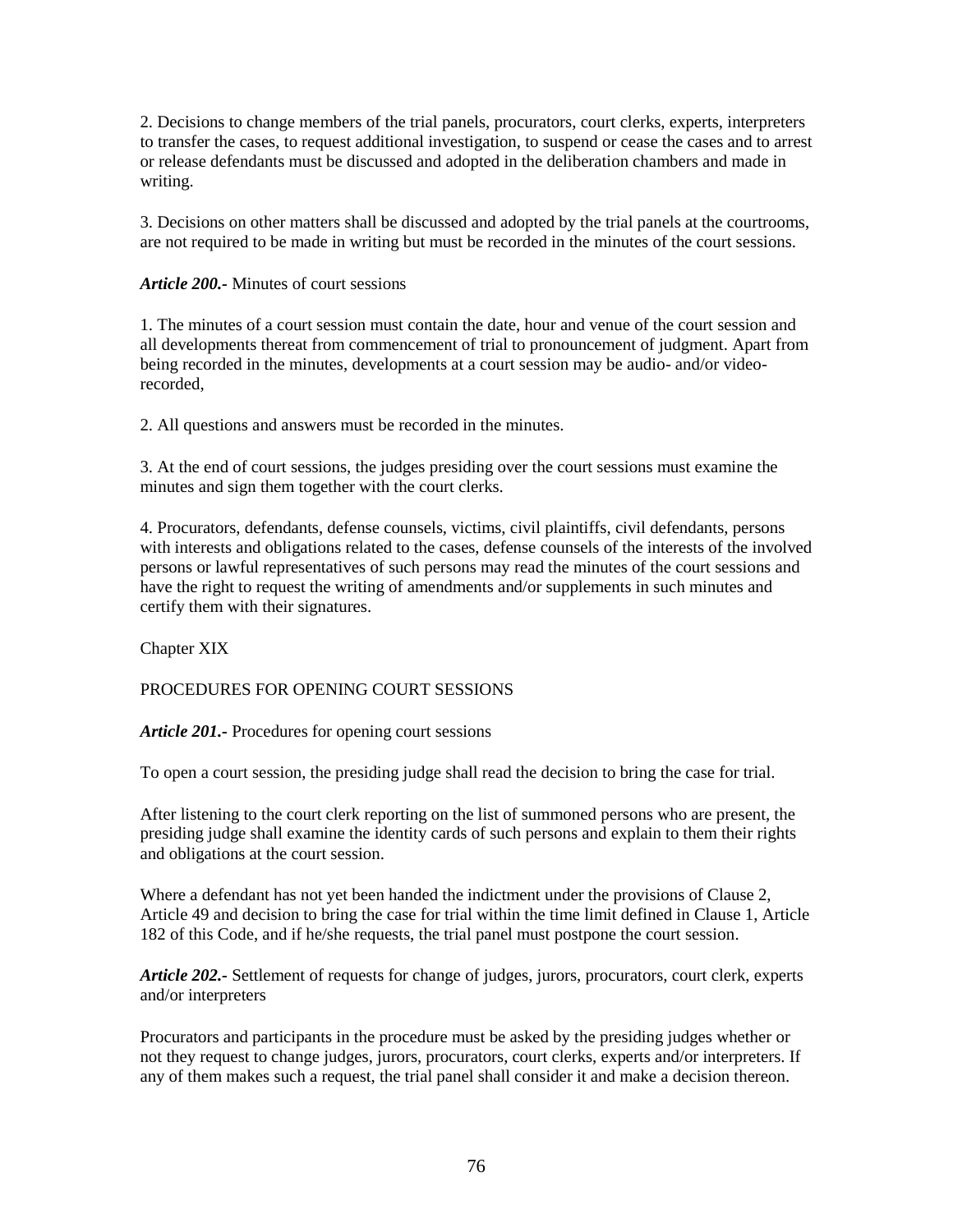2. Decisions to change members of the trial panels, procurators, court clerks, experts, interpreters to transfer the cases, to request additional investigation, to suspend or cease the cases and to arrest or release defendants must be discussed and adopted in the deliberation chambers and made in writing.

3. Decisions on other matters shall be discussed and adopted by the trial panels at the courtrooms, are not required to be made in writing but must be recorded in the minutes of the court sessions.

***Article 200.-*** Minutes of court sessions

1. The minutes of a court session must contain the date, hour and venue of the court session and all developments thereat from commencement of trial to pronouncement of judgment. Apart from being recorded in the minutes, developments at a court session may be audio- and/or video-recorded,

2. All questions and answers must be recorded in the minutes.

3. At the end of court sessions, the judges presiding over the court sessions must examine the minutes and sign them together with the court clerks.

4. Procurators, defendants, defense counsels, victims, civil plaintiffs, civil defendants, persons with interests and obligations related to the cases, defense counsels of the interests of the involved persons or lawful representatives of such persons may read the minutes of the court sessions and have the right to request the writing of amendments and/or supplements in such minutes and certify them with their signatures.

## Chapter XIX

## PROCEDURES FOR OPENING COURT SESSIONS

***Article 201.-*** Procedures for opening court sessions

To open a court session, the presiding judge shall read the decision to bring the case for trial.

After listening to the court clerk reporting on the list of summoned persons who are present, the presiding judge shall examine the identity cards of such persons and explain to them their rights and obligations at the court session.

Where a defendant has not yet been handed the indictment under the provisions of Clause 2, Article 49 and decision to bring the case for trial within the time limit defined in Clause 1, Article 182 of this Code, and if he/she requests, the trial panel must postpone the court session.

***Article 202.-*** Settlement of requests for change of judges, jurors, procurators, court clerk, experts and/or interpreters

Procurators and participants in the procedure must be asked by the presiding judges whether or not they request to change judges, jurors, procurators, court clerks, experts and/or interpreters. If any of them makes such a request, the trial panel shall consider it and make a decision thereon.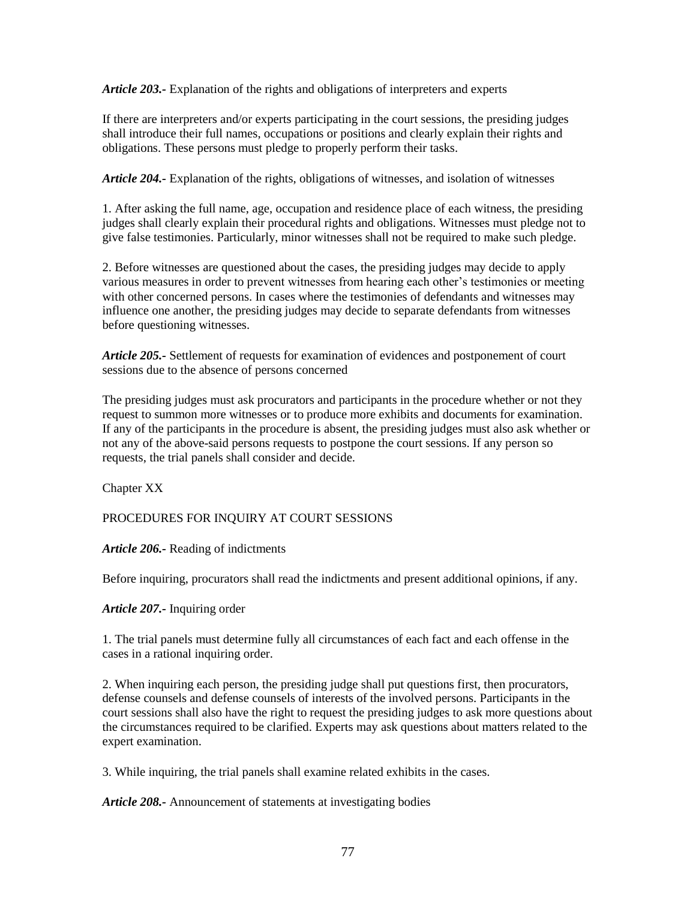***Article 203.-*** Explanation of the rights and obligations of interpreters and experts

If there are interpreters and/or experts participating in the court sessions, the presiding judges shall introduce their full names, occupations or positions and clearly explain their rights and obligations. These persons must pledge to properly perform their tasks.

***Article 204.-*** Explanation of the rights, obligations of witnesses, and isolation of witnesses

1. After asking the full name, age, occupation and residence place of each witness, the presiding judges shall clearly explain their procedural rights and obligations. Witnesses must pledge not to give false testimonies. Particularly, minor witnesses shall not be required to make such pledge.

2. Before witnesses are questioned about the cases, the presiding judges may decide to apply various measures in order to prevent witnesses from hearing each other's testimonies or meeting with other concerned persons. In cases where the testimonies of defendants and witnesses may influence one another, the presiding judges may decide to separate defendants from witnesses before questioning witnesses.

***Article 205.-*** Settlement of requests for examination of evidences and postponement of court sessions due to the absence of persons concerned

The presiding judges must ask procurators and participants in the procedure whether or not they request to summon more witnesses or to produce more exhibits and documents for examination. If any of the participants in the procedure is absent, the presiding judges must also ask whether or not any of the above-said persons requests to postpone the court sessions. If any person so requests, the trial panels shall consider and decide.

Chapter XX

PROCEDURES FOR INQUIRY AT COURT SESSIONS

***Article 206.-*** Reading of indictments

Before inquiring, procurators shall read the indictments and present additional opinions, if any.

***Article 207.-*** Inquiring order

1. The trial panels must determine fully all circumstances of each fact and each offense in the cases in a rational inquiring order.

2. When inquiring each person, the presiding judge shall put questions first, then procurators, defense counsels and defense counsels of interests of the involved persons. Participants in the court sessions shall also have the right to request the presiding judges to ask more questions about the circumstances required to be clarified. Experts may ask questions about matters related to the expert examination.

3. While inquiring, the trial panels shall examine related exhibits in the cases.

***Article 208.-*** Announcement of statements at investigating bodies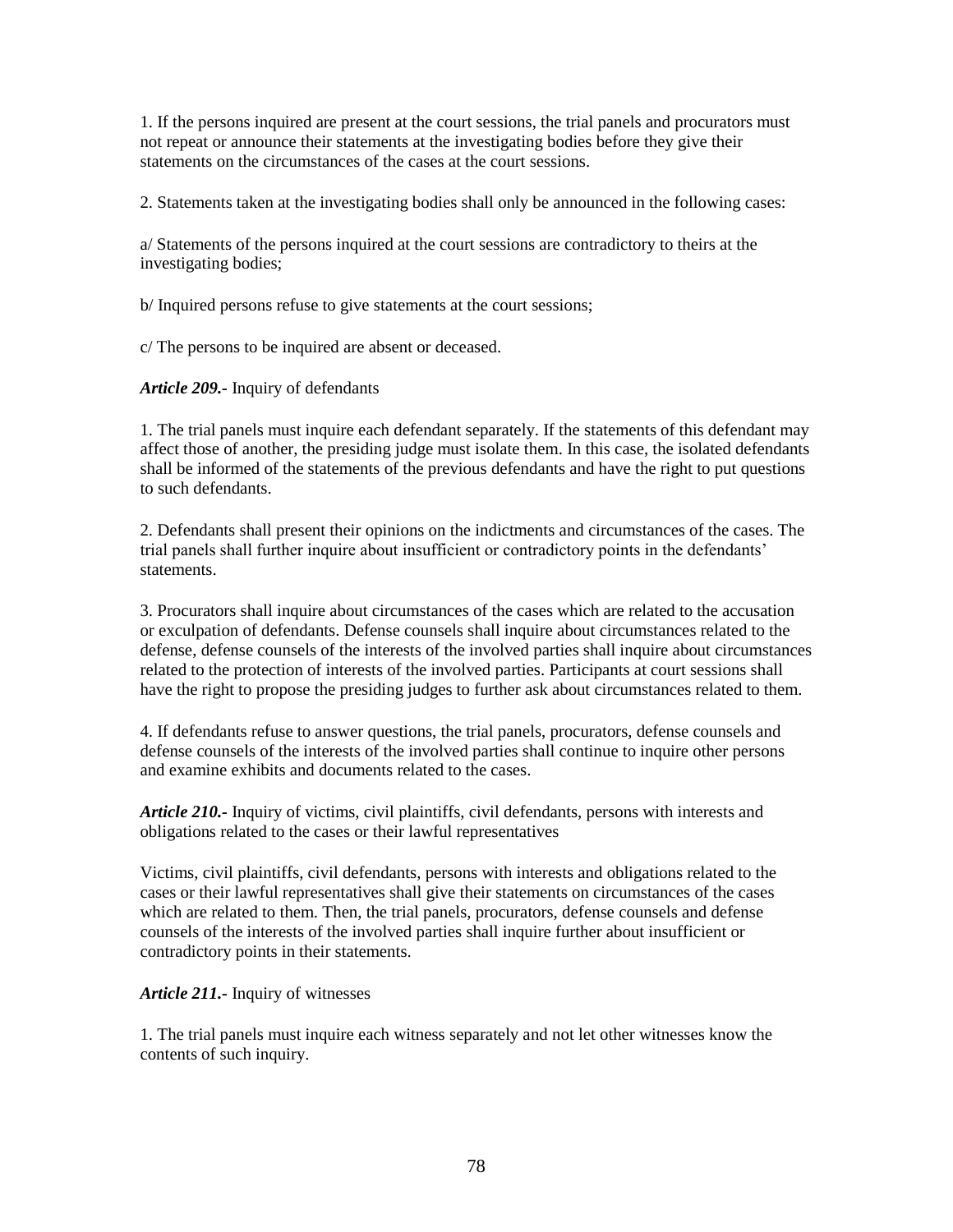1. If the persons inquired are present at the court sessions, the trial panels and procurators must not repeat or announce their statements at the investigating bodies before they give their statements on the circumstances of the cases at the court sessions.

2. Statements taken at the investigating bodies shall only be announced in the following cases:

a/ Statements of the persons inquired at the court sessions are contradictory to theirs at the investigating bodies;

b/ Inquired persons refuse to give statements at the court sessions;

c/ The persons to be inquired are absent or deceased.

***Article 209.-*** Inquiry of defendants

1. The trial panels must inquire each defendant separately. If the statements of this defendant may affect those of another, the presiding judge must isolate them. In this case, the isolated defendants shall be informed of the statements of the previous defendants and have the right to put questions to such defendants.

2. Defendants shall present their opinions on the indictments and circumstances of the cases. The trial panels shall further inquire about insufficient or contradictory points in the defendants' statements.

3. Procurators shall inquire about circumstances of the cases which are related to the accusation or exculpation of defendants. Defense counsels shall inquire about circumstances related to the defense, defense counsels of the interests of the involved parties shall inquire about circumstances related to the protection of interests of the involved parties. Participants at court sessions shall have the right to propose the presiding judges to further ask about circumstances related to them.

4. If defendants refuse to answer questions, the trial panels, procurators, defense counsels and defense counsels of the interests of the involved parties shall continue to inquire other persons and examine exhibits and documents related to the cases.

***Article 210.-*** Inquiry of victims, civil plaintiffs, civil defendants, persons with interests and obligations related to the cases or their lawful representatives

Victims, civil plaintiffs, civil defendants, persons with interests and obligations related to the cases or their lawful representatives shall give their statements on circumstances of the cases which are related to them. Then, the trial panels, procurators, defense counsels and defense counsels of the interests of the involved parties shall inquire further about insufficient or contradictory points in their statements.

***Article 211.-*** Inquiry of witnesses

1. The trial panels must inquire each witness separately and not let other witnesses know the contents of such inquiry.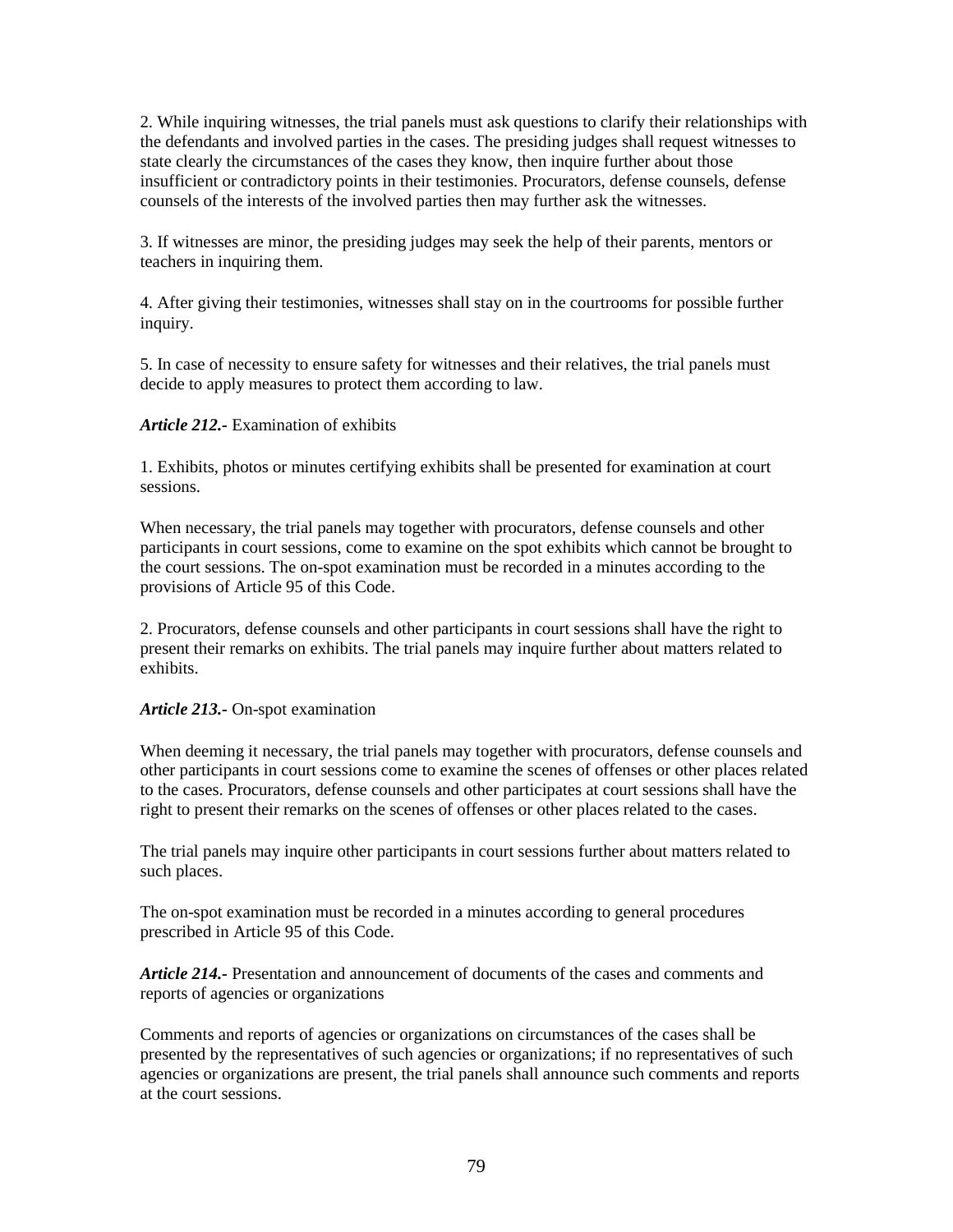2. While inquiring witnesses, the trial panels must ask questions to clarify their relationships with the defendants and involved parties in the cases. The presiding judges shall request witnesses to state clearly the circumstances of the cases they know, then inquire further about those insufficient or contradictory points in their testimonies. Procurators, defense counsels, defense counsels of the interests of the involved parties then may further ask the witnesses.

3. If witnesses are minor, the presiding judges may seek the help of their parents, mentors or teachers in inquiring them.

4. After giving their testimonies, witnesses shall stay on in the courtrooms for possible further inquiry.

5. In case of necessity to ensure safety for witnesses and their relatives, the trial panels must decide to apply measures to protect them according to law.

***Article 212.-*** Examination of exhibits

1. Exhibits, photos or minutes certifying exhibits shall be presented for examination at court sessions.

When necessary, the trial panels may together with procurators, defense counsels and other participants in court sessions, come to examine on the spot exhibits which cannot be brought to the court sessions. The on-spot examination must be recorded in a minutes according to the provisions of Article 95 of this Code.

2. Procurators, defense counsels and other participants in court sessions shall have the right to present their remarks on exhibits. The trial panels may inquire further about matters related to exhibits.

***Article 213.-*** On-spot examination

When deeming it necessary, the trial panels may together with procurators, defense counsels and other participants in court sessions come to examine the scenes of offenses or other places related to the cases. Procurators, defense counsels and other participates at court sessions shall have the right to present their remarks on the scenes of offenses or other places related to the cases.

The trial panels may inquire other participants in court sessions further about matters related to such places.

The on-spot examination must be recorded in a minutes according to general procedures prescribed in Article 95 of this Code.

***Article 214.-*** Presentation and announcement of documents of the cases and comments and reports of agencies or organizations

Comments and reports of agencies or organizations on circumstances of the cases shall be presented by the representatives of such agencies or organizations; if no representatives of such agencies or organizations are present, the trial panels shall announce such comments and reports at the court sessions.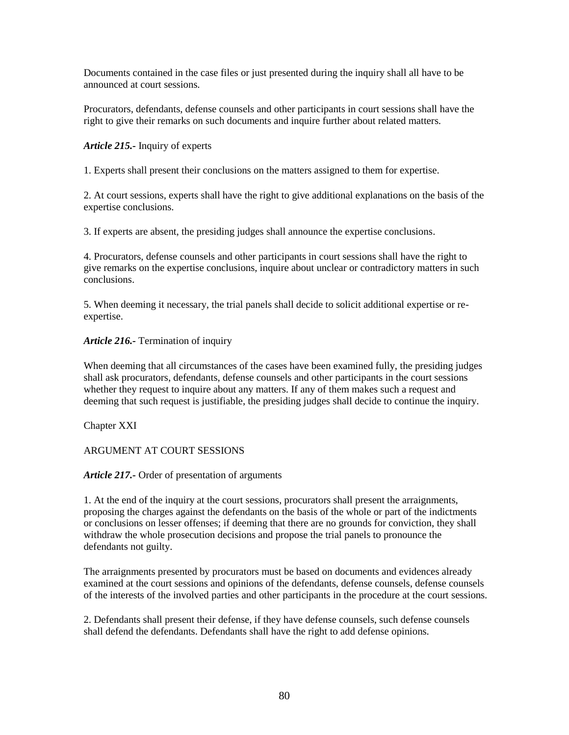Documents contained in the case files or just presented during the inquiry shall all have to be announced at court sessions.

Procurators, defendants, defense counsels and other participants in court sessions shall have the right to give their remarks on such documents and inquire further about related matters.

***Article 215.-*** Inquiry of experts

1. Experts shall present their conclusions on the matters assigned to them for expertise.

2. At court sessions, experts shall have the right to give additional explanations on the basis of the expertise conclusions.

3. If experts are absent, the presiding judges shall announce the expertise conclusions.

4. Procurators, defense counsels and other participants in court sessions shall have the right to give remarks on the expertise conclusions, inquire about unclear or contradictory matters in such conclusions.

5. When deeming it necessary, the trial panels shall decide to solicit additional expertise or re-expertise.

***Article 216.-*** Termination of inquiry

When deeming that all circumstances of the cases have been examined fully, the presiding judges shall ask procurators, defendants, defense counsels and other participants in the court sessions whether they request to inquire about any matters. If any of them makes such a request and deeming that such request is justifiable, the presiding judges shall decide to continue the inquiry.

## Chapter XXI

## ARGUMENT AT COURT SESSIONS

***Article 217.-*** Order of presentation of arguments

1. At the end of the inquiry at the court sessions, procurators shall present the arraignments, proposing the charges against the defendants on the basis of the whole or part of the indictments or conclusions on lesser offenses; if deeming that there are no grounds for conviction, they shall withdraw the whole prosecution decisions and propose the trial panels to pronounce the defendants not guilty.

The arraignments presented by procurators must be based on documents and evidences already examined at the court sessions and opinions of the defendants, defense counsels, defense counsels of the interests of the involved parties and other participants in the procedure at the court sessions.

2. Defendants shall present their defense, if they have defense counsels, such defense counsels shall defend the defendants. Defendants shall have the right to add defense opinions.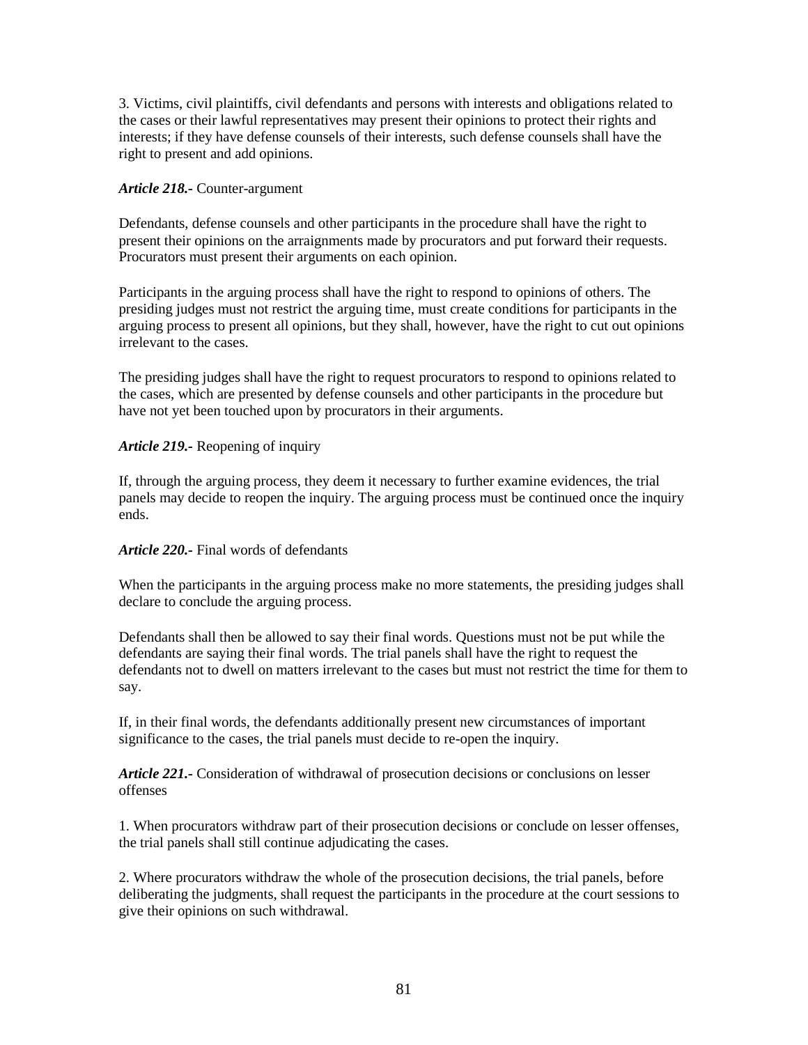3. Victims, civil plaintiffs, civil defendants and persons with interests and obligations related to the cases or their lawful representatives may present their opinions to protect their rights and interests; if they have defense counsels of their interests, such defense counsels shall have the right to present and add opinions.

***Article 218.-*** Counter-argument

Defendants, defense counsels and other participants in the procedure shall have the right to present their opinions on the arraignments made by procurators and put forward their requests. Procurators must present their arguments on each opinion.

Participants in the arguing process shall have the right to respond to opinions of others. The presiding judges must not restrict the arguing time, must create conditions for participants in the arguing process to present all opinions, but they shall, however, have the right to cut out opinions irrelevant to the cases.

The presiding judges shall have the right to request procurators to respond to opinions related to the cases, which are presented by defense counsels and other participants in the procedure but have not yet been touched upon by procurators in their arguments.

***Article 219.-*** Reopening of inquiry

If, through the arguing process, they deem it necessary to further examine evidences, the trial panels may decide to reopen the inquiry. The arguing process must be continued once the inquiry ends.

***Article 220.-*** Final words of defendants

When the participants in the arguing process make no more statements, the presiding judges shall declare to conclude the arguing process.

Defendants shall then be allowed to say their final words. Questions must not be put while the defendants are saying their final words. The trial panels shall have the right to request the defendants not to dwell on matters irrelevant to the cases but must not restrict the time for them to say.

If, in their final words, the defendants additionally present new circumstances of important significance to the cases, the trial panels must decide to re-open the inquiry.

***Article 221.-*** Consideration of withdrawal of prosecution decisions or conclusions on lesser offenses

1. When procurators withdraw part of their prosecution decisions or conclude on lesser offenses, the trial panels shall still continue adjudicating the cases.

2. Where procurators withdraw the whole of the prosecution decisions, the trial panels, before deliberating the judgments, shall request the participants in the procedure at the court sessions to give their opinions on such withdrawal.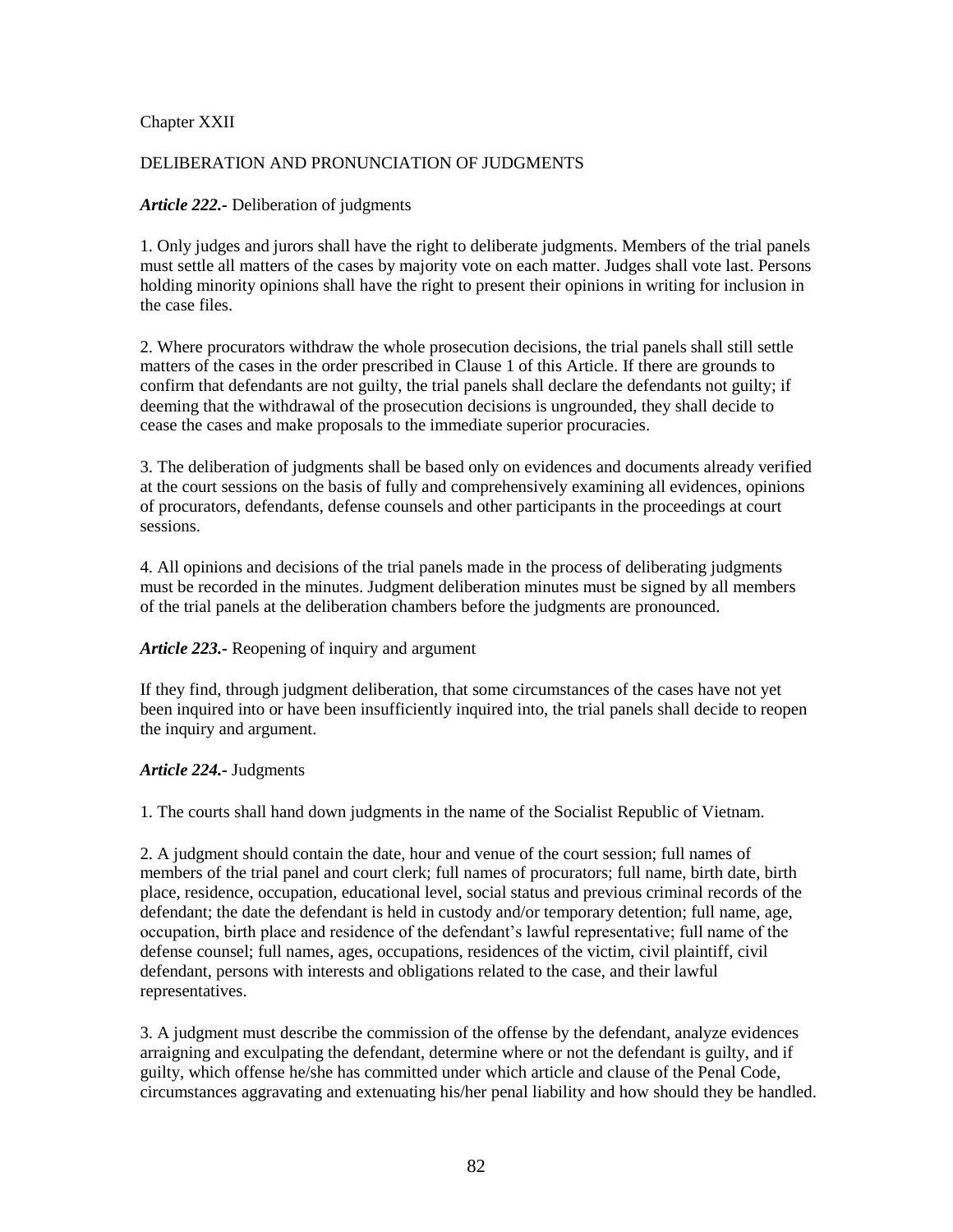## Chapter XXII

## DELIBERATION AND PRONUNCIATION OF JUDGMENTS

***Article 222.-*** Deliberation of judgments

1. Only judges and jurors shall have the right to deliberate judgments. Members of the trial panels must settle all matters of the cases by majority vote on each matter. Judges shall vote last. Persons holding minority opinions shall have the right to present their opinions in writing for inclusion in the case files.

2. Where procurators withdraw the whole prosecution decisions, the trial panels shall still settle matters of the cases in the order prescribed in Clause 1 of this Article. If there are grounds to confirm that defendants are not guilty, the trial panels shall declare the defendants not guilty; if deeming that the withdrawal of the prosecution decisions is ungrounded, they shall decide to cease the cases and make proposals to the immediate superior procuracies.

3. The deliberation of judgments shall be based only on evidences and documents already verified at the court sessions on the basis of fully and comprehensively examining all evidences, opinions of procurators, defendants, defense counsels and other participants in the proceedings at court sessions.

4. All opinions and decisions of the trial panels made in the process of deliberating judgments must be recorded in the minutes. Judgment deliberation minutes must be signed by all members of the trial panels at the deliberation chambers before the judgments are pronounced.

***Article 223.-*** Reopening of inquiry and argument

If they find, through judgment deliberation, that some circumstances of the cases have not yet been inquired into or have been insufficiently inquired into, the trial panels shall decide to reopen the inquiry and argument.

***Article 224.-*** Judgments

1. The courts shall hand down judgments in the name of the Socialist Republic of Vietnam.

2. A judgment should contain the date, hour and venue of the court session; full names of members of the trial panel and court clerk; full names of procurators; full name, birth date, birth place, residence, occupation, educational level, social status and previous criminal records of the defendant; the date the defendant is held in custody and/or temporary detention; full name, age, occupation, birth place and residence of the defendant's lawful representative; full name of the defense counsel; full names, ages, occupations, residences of the victim, civil plaintiff, civil defendant, persons with interests and obligations related to the case, and their lawful representatives.

3. A judgment must describe the commission of the offense by the defendant, analyze evidences arraigning and exculpating the defendant, determine where or not the defendant is guilty, and if guilty, which offense he/she has committed under which article and clause of the Penal Code, circumstances aggravating and extenuating his/her penal liability and how should they be handled.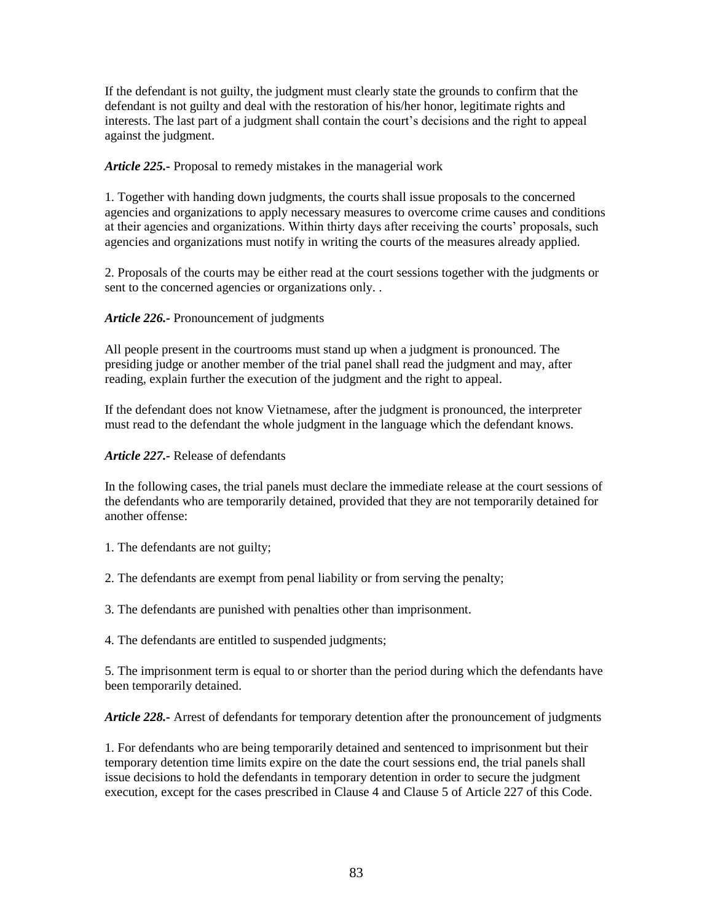If the defendant is not guilty, the judgment must clearly state the grounds to confirm that the defendant is not guilty and deal with the restoration of his/her honor, legitimate rights and interests. The last part of a judgment shall contain the court's decisions and the right to appeal against the judgment.

***Article 225.-*** Proposal to remedy mistakes in the managerial work

1. Together with handing down judgments, the courts shall issue proposals to the concerned agencies and organizations to apply necessary measures to overcome crime causes and conditions at their agencies and organizations. Within thirty days after receiving the courts' proposals, such agencies and organizations must notify in writing the courts of the measures already applied.

2. Proposals of the courts may be either read at the court sessions together with the judgments or sent to the concerned agencies or organizations only. .

***Article 226.-*** Pronouncement of judgments

All people present in the courtrooms must stand up when a judgment is pronounced. The presiding judge or another member of the trial panel shall read the judgment and may, after reading, explain further the execution of the judgment and the right to appeal.

If the defendant does not know Vietnamese, after the judgment is pronounced, the interpreter must read to the defendant the whole judgment in the language which the defendant knows.

***Article 227.-*** Release of defendants

In the following cases, the trial panels must declare the immediate release at the court sessions of the defendants who are temporarily detained, provided that they are not temporarily detained for another offense:

1. The defendants are not guilty;

2. The defendants are exempt from penal liability or from serving the penalty;

3. The defendants are punished with penalties other than imprisonment.

4. The defendants are entitled to suspended judgments;

5. The imprisonment term is equal to or shorter than the period during which the defendants have been temporarily detained.

***Article 228.-*** Arrest of defendants for temporary detention after the pronouncement of judgments

1. For defendants who are being temporarily detained and sentenced to imprisonment but their temporary detention time limits expire on the date the court sessions end, the trial panels shall issue decisions to hold the defendants in temporary detention in order to secure the judgment execution, except for the cases prescribed in Clause 4 and Clause 5 of Article 227 of this Code.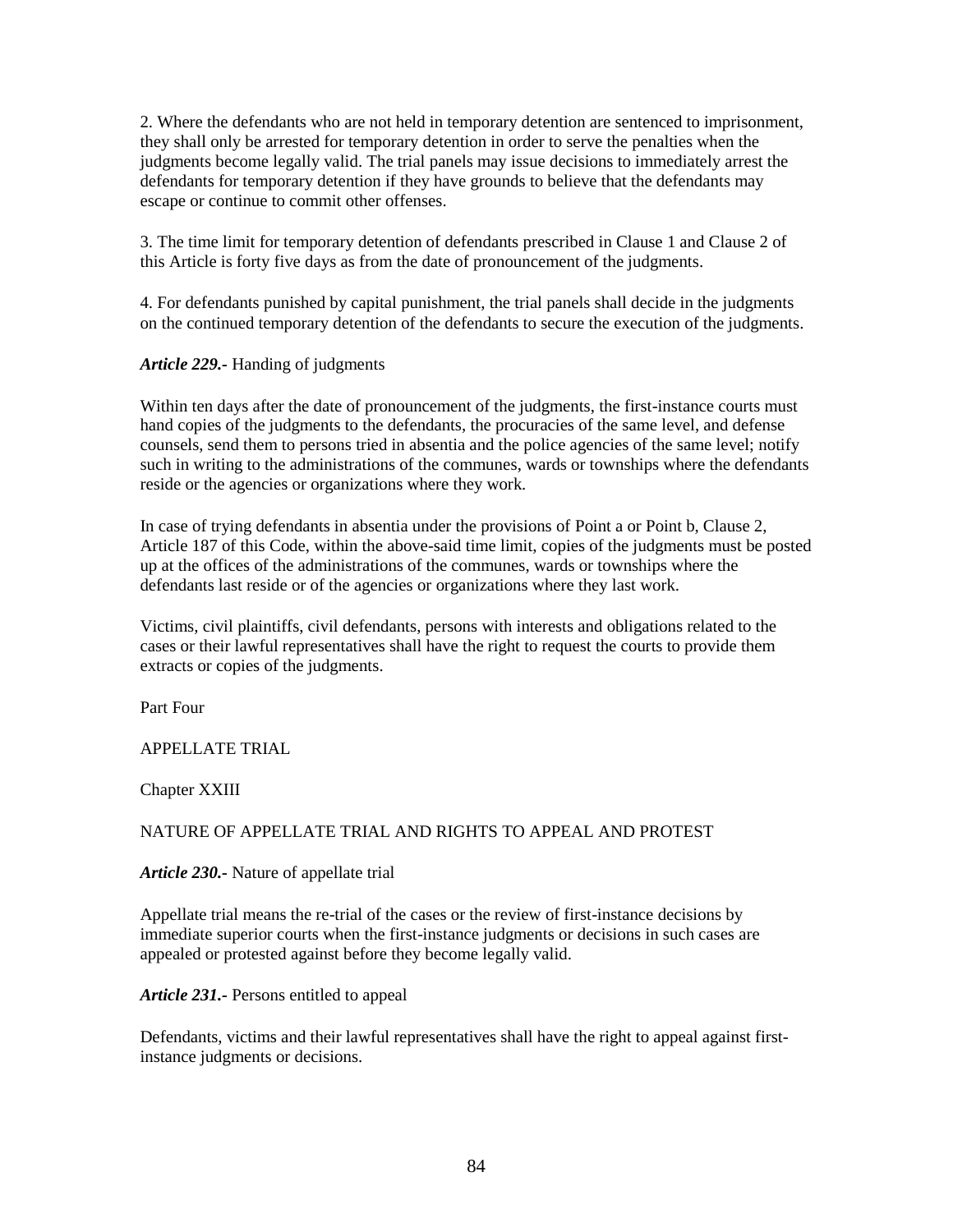2. Where the defendants who are not held in temporary detention are sentenced to imprisonment, they shall only be arrested for temporary detention in order to serve the penalties when the judgments become legally valid. The trial panels may issue decisions to immediately arrest the defendants for temporary detention if they have grounds to believe that the defendants may escape or continue to commit other offenses.

3. The time limit for temporary detention of defendants prescribed in Clause 1 and Clause 2 of this Article is forty five days as from the date of pronouncement of the judgments.

4. For defendants punished by capital punishment, the trial panels shall decide in the judgments on the continued temporary detention of the defendants to secure the execution of the judgments.

***Article 229.-*** Handing of judgments

Within ten days after the date of pronouncement of the judgments, the first-instance courts must hand copies of the judgments to the defendants, the procuracies of the same level, and defense counsels, send them to persons tried in absentia and the police agencies of the same level; notify such in writing to the administrations of the communes, wards or townships where the defendants reside or the agencies or organizations where they work.

In case of trying defendants in absentia under the provisions of Point a or Point b, Clause 2, Article 187 of this Code, within the above-said time limit, copies of the judgments must be posted up at the offices of the administrations of the communes, wards or townships where the defendants last reside or of the agencies or organizations where they last work.

Victims, civil plaintiffs, civil defendants, persons with interests and obligations related to the cases or their lawful representatives shall have the right to request the courts to provide them extracts or copies of the judgments.

# Part Four

# APPELLATE TRIAL

## Chapter XXIII

## NATURE OF APPELLATE TRIAL AND RIGHTS TO APPEAL AND PROTEST

***Article 230.-*** Nature of appellate trial

Appellate trial means the re-trial of the cases or the review of first-instance decisions by immediate superior courts when the first-instance judgments or decisions in such cases are appealed or protested against before they become legally valid.

***Article 231.-*** Persons entitled to appeal

Defendants, victims and their lawful representatives shall have the right to appeal against first-instance judgments or decisions.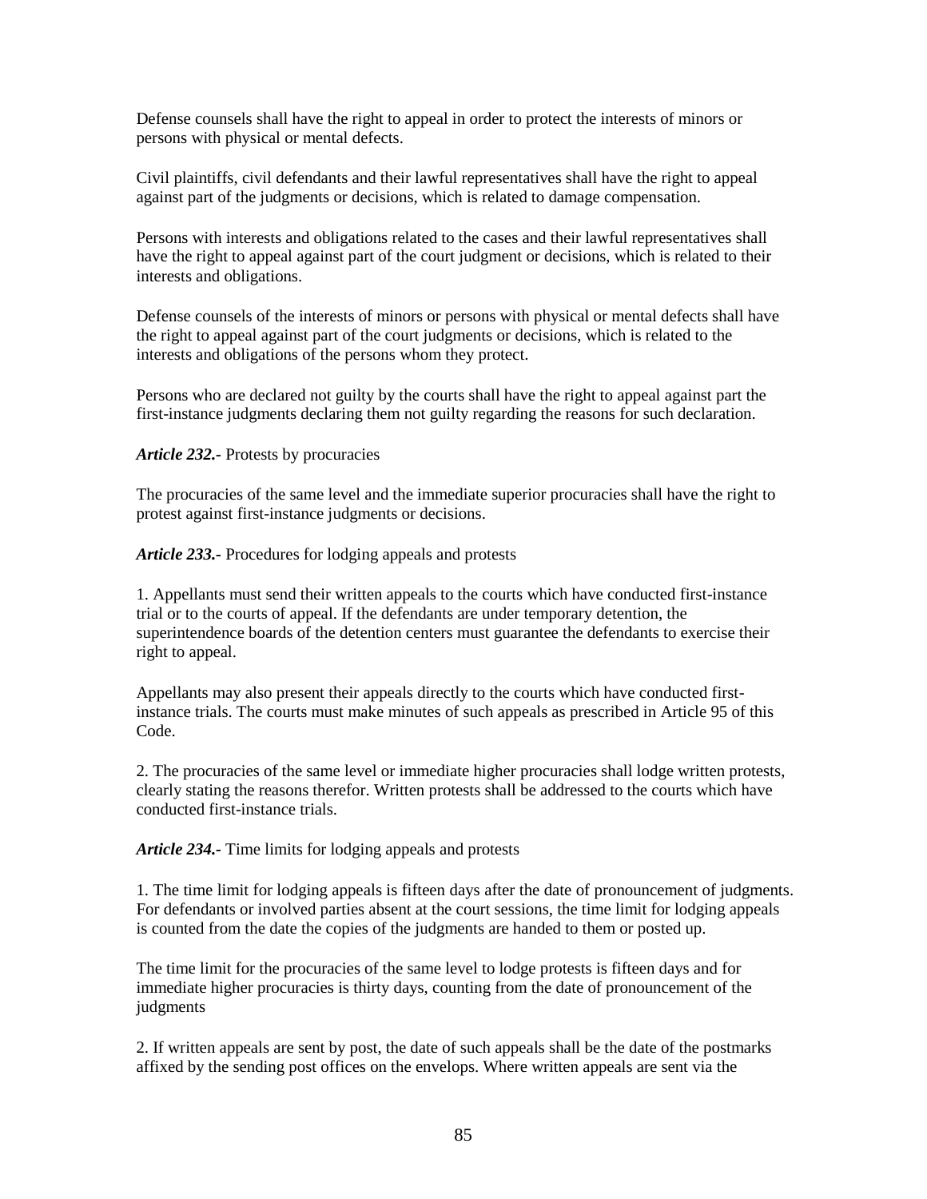Defense counsels shall have the right to appeal in order to protect the interests of minors or persons with physical or mental defects.

Civil plaintiffs, civil defendants and their lawful representatives shall have the right to appeal against part of the judgments or decisions, which is related to damage compensation.

Persons with interests and obligations related to the cases and their lawful representatives shall have the right to appeal against part of the court judgment or decisions, which is related to their interests and obligations.

Defense counsels of the interests of minors or persons with physical or mental defects shall have the right to appeal against part of the court judgments or decisions, which is related to the interests and obligations of the persons whom they protect.

Persons who are declared not guilty by the courts shall have the right to appeal against part the first-instance judgments declaring them not guilty regarding the reasons for such declaration.

***Article 232.-*** Protests by procuracies

The procuracies of the same level and the immediate superior procuracies shall have the right to protest against first-instance judgments or decisions.

***Article 233.-*** Procedures for lodging appeals and protests

1. Appellants must send their written appeals to the courts which have conducted first-instance trial or to the courts of appeal. If the defendants are under temporary detention, the superintendence boards of the detention centers must guarantee the defendants to exercise their right to appeal.

Appellants may also present their appeals directly to the courts which have conducted first-instance trials. The courts must make minutes of such appeals as prescribed in Article 95 of this Code.

2. The procuracies of the same level or immediate higher procuracies shall lodge written protests, clearly stating the reasons therefor. Written protests shall be addressed to the courts which have conducted first-instance trials.

***Article 234.-*** Time limits for lodging appeals and protests

1. The time limit for lodging appeals is fifteen days after the date of pronouncement of judgments. For defendants or involved parties absent at the court sessions, the time limit for lodging appeals is counted from the date the copies of the judgments are handed to them or posted up.

The time limit for the procuracies of the same level to lodge protests is fifteen days and for immediate higher procuracies is thirty days, counting from the date of pronouncement of the judgments

2. If written appeals are sent by post, the date of such appeals shall be the date of the postmarks affixed by the sending post offices on the envelops. Where written appeals are sent via the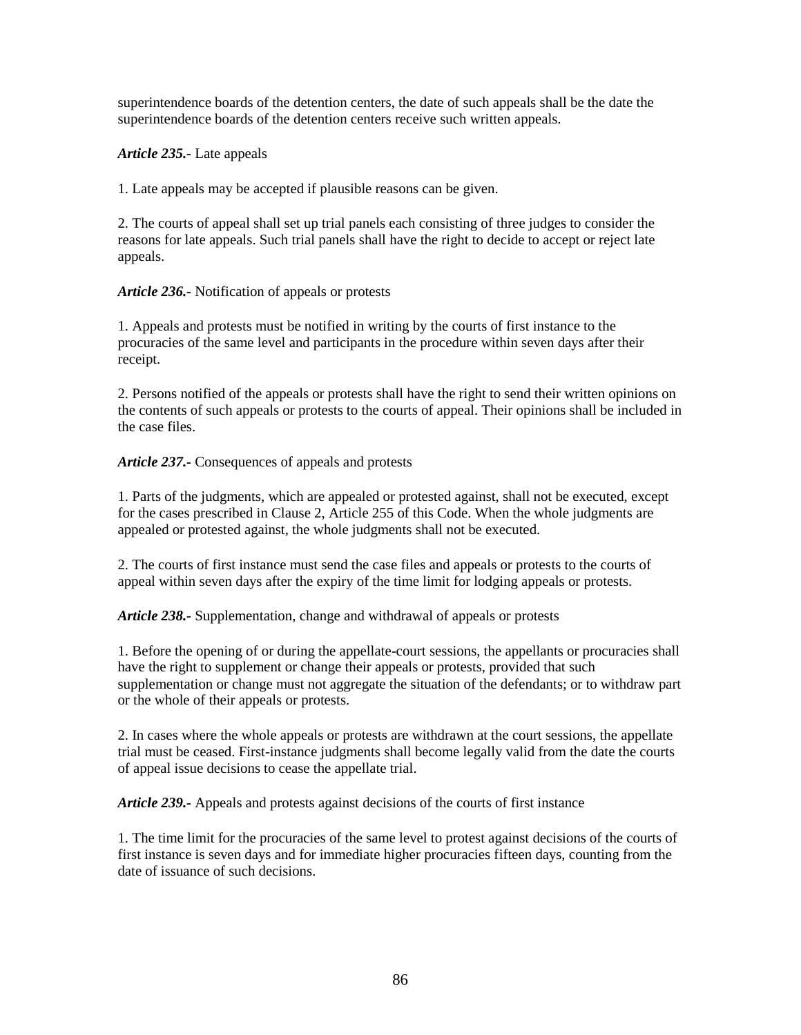superintendence boards of the detention centers, the date of such appeals shall be the date the superintendence boards of the detention centers receive such written appeals.

***Article 235.-*** Late appeals

1. Late appeals may be accepted if plausible reasons can be given.

2. The courts of appeal shall set up trial panels each consisting of three judges to consider the reasons for late appeals. Such trial panels shall have the right to decide to accept or reject late appeals.

***Article 236.-*** Notification of appeals or protests

1. Appeals and protests must be notified in writing by the courts of first instance to the procuracies of the same level and participants in the procedure within seven days after their receipt.

2. Persons notified of the appeals or protests shall have the right to send their written opinions on the contents of such appeals or protests to the courts of appeal. Their opinions shall be included in the case files.

***Article 237.-*** Consequences of appeals and protests

1. Parts of the judgments, which are appealed or protested against, shall not be executed, except for the cases prescribed in Clause 2, Article 255 of this Code. When the whole judgments are appealed or protested against, the whole judgments shall not be executed.

2. The courts of first instance must send the case files and appeals or protests to the courts of appeal within seven days after the expiry of the time limit for lodging appeals or protests.

***Article 238.-*** Supplementation, change and withdrawal of appeals or protests

1. Before the opening of or during the appellate-court sessions, the appellants or procuracies shall have the right to supplement or change their appeals or protests, provided that such supplementation or change must not aggregate the situation of the defendants; or to withdraw part or the whole of their appeals or protests.

2. In cases where the whole appeals or protests are withdrawn at the court sessions, the appellate trial must be ceased. First-instance judgments shall become legally valid from the date the courts of appeal issue decisions to cease the appellate trial.

***Article 239.-*** Appeals and protests against decisions of the courts of first instance

1. The time limit for the procuracies of the same level to protest against decisions of the courts of first instance is seven days and for immediate higher procuracies fifteen days, counting from the date of issuance of such decisions.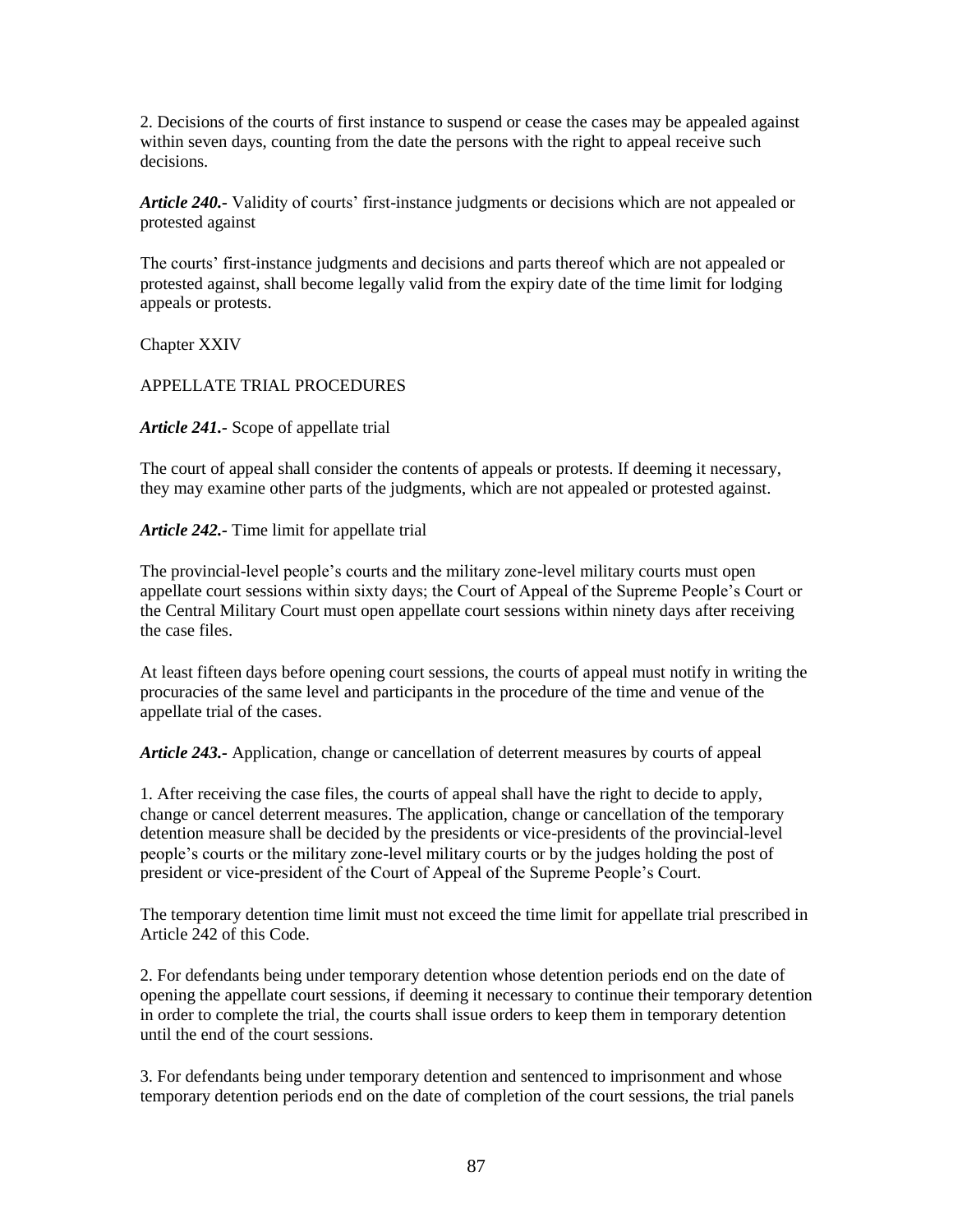2. Decisions of the courts of first instance to suspend or cease the cases may be appealed against within seven days, counting from the date the persons with the right to appeal receive such decisions.

***Article 240.-*** Validity of courts' first-instance judgments or decisions which are not appealed or protested against

The courts' first-instance judgments and decisions and parts thereof which are not appealed or protested against, shall become legally valid from the expiry date of the time limit for lodging appeals or protests.

Chapter XXIV

APPELLATE TRIAL PROCEDURES

***Article 241.-*** Scope of appellate trial

The court of appeal shall consider the contents of appeals or protests. If deeming it necessary, they may examine other parts of the judgments, which are not appealed or protested against.

***Article 242.-*** Time limit for appellate trial

The provincial-level people's courts and the military zone-level military courts must open appellate court sessions within sixty days; the Court of Appeal of the Supreme People's Court or the Central Military Court must open appellate court sessions within ninety days after receiving the case files.

At least fifteen days before opening court sessions, the courts of appeal must notify in writing the procuracies of the same level and participants in the procedure of the time and venue of the appellate trial of the cases.

***Article 243.-*** Application, change or cancellation of deterrent measures by courts of appeal

1. After receiving the case files, the courts of appeal shall have the right to decide to apply, change or cancel deterrent measures. The application, change or cancellation of the temporary detention measure shall be decided by the presidents or vice-presidents of the provincial-level people's courts or the military zone-level military courts or by the judges holding the post of president or vice-president of the Court of Appeal of the Supreme People's Court.

The temporary detention time limit must not exceed the time limit for appellate trial prescribed in Article 242 of this Code.

2. For defendants being under temporary detention whose detention periods end on the date of opening the appellate court sessions, if deeming it necessary to continue their temporary detention in order to complete the trial, the courts shall issue orders to keep them in temporary detention until the end of the court sessions.

3. For defendants being under temporary detention and sentenced to imprisonment and whose temporary detention periods end on the date of completion of the court sessions, the trial panels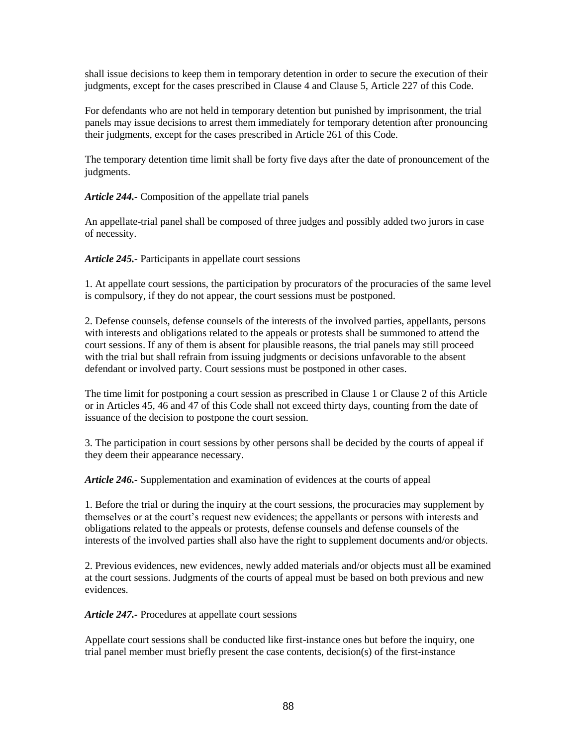shall issue decisions to keep them in temporary detention in order to secure the execution of their judgments, except for the cases prescribed in Clause 4 and Clause 5, Article 227 of this Code.

For defendants who are not held in temporary detention but punished by imprisonment, the trial panels may issue decisions to arrest them immediately for temporary detention after pronouncing their judgments, except for the cases prescribed in Article 261 of this Code.

The temporary detention time limit shall be forty five days after the date of pronouncement of the judgments.

***Article 244.-*** Composition of the appellate trial panels

An appellate-trial panel shall be composed of three judges and possibly added two jurors in case of necessity.

***Article 245.-*** Participants in appellate court sessions

1. At appellate court sessions, the participation by procurators of the procuracies of the same level is compulsory, if they do not appear, the court sessions must be postponed.

2. Defense counsels, defense counsels of the interests of the involved parties, appellants, persons with interests and obligations related to the appeals or protests shall be summoned to attend the court sessions. If any of them is absent for plausible reasons, the trial panels may still proceed with the trial but shall refrain from issuing judgments or decisions unfavorable to the absent defendant or involved party. Court sessions must be postponed in other cases.

The time limit for postponing a court session as prescribed in Clause 1 or Clause 2 of this Article or in Articles 45, 46 and 47 of this Code shall not exceed thirty days, counting from the date of issuance of the decision to postpone the court session.

3. The participation in court sessions by other persons shall be decided by the courts of appeal if they deem their appearance necessary.

***Article 246.-*** Supplementation and examination of evidences at the courts of appeal

1. Before the trial or during the inquiry at the court sessions, the procuracies may supplement by themselves or at the court's request new evidences; the appellants or persons with interests and obligations related to the appeals or protests, defense counsels and defense counsels of the interests of the involved parties shall also have the right to supplement documents and/or objects.

2. Previous evidences, new evidences, newly added materials and/or objects must all be examined at the court sessions. Judgments of the courts of appeal must be based on both previous and new evidences.

***Article 247.-*** Procedures at appellate court sessions

Appellate court sessions shall be conducted like first-instance ones but before the inquiry, one trial panel member must briefly present the case contents, decision(s) of the first-instance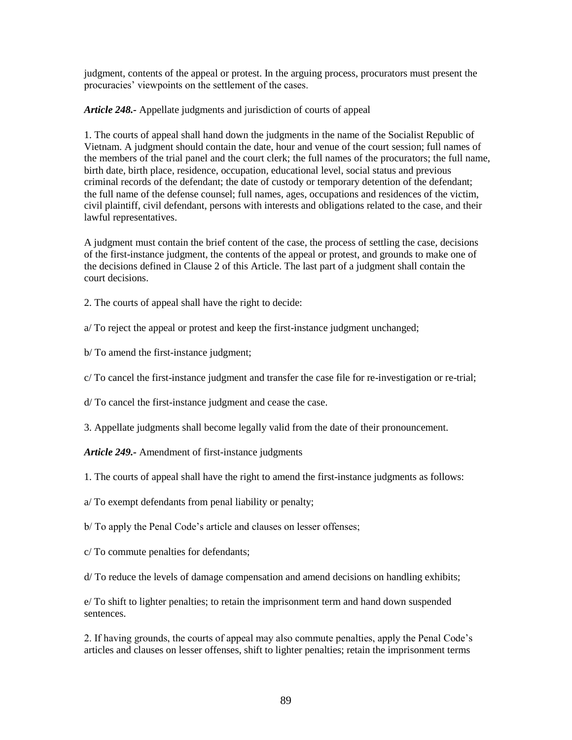judgment, contents of the appeal or protest. In the arguing process, procurators must present the procuracies' viewpoints on the settlement of the cases.

***Article 248.-*** Appellate judgments and jurisdiction of courts of appeal

1. The courts of appeal shall hand down the judgments in the name of the Socialist Republic of Vietnam. A judgment should contain the date, hour and venue of the court session; full names of the members of the trial panel and the court clerk; the full names of the procurators; the full name, birth date, birth place, residence, occupation, educational level, social status and previous criminal records of the defendant; the date of custody or temporary detention of the defendant; the full name of the defense counsel; full names, ages, occupations and residences of the victim, civil plaintiff, civil defendant, persons with interests and obligations related to the case, and their lawful representatives.

A judgment must contain the brief content of the case, the process of settling the case, decisions of the first-instance judgment, the contents of the appeal or protest, and grounds to make one of the decisions defined in Clause 2 of this Article. The last part of a judgment shall contain the court decisions.

2. The courts of appeal shall have the right to decide:

a/ To reject the appeal or protest and keep the first-instance judgment unchanged;

b/ To amend the first-instance judgment;

c/ To cancel the first-instance judgment and transfer the case file for re-investigation or re-trial;

d/ To cancel the first-instance judgment and cease the case.

3. Appellate judgments shall become legally valid from the date of their pronouncement.

***Article 249.-*** Amendment of first-instance judgments

1. The courts of appeal shall have the right to amend the first-instance judgments as follows:

a/ To exempt defendants from penal liability or penalty;

b/ To apply the Penal Code's article and clauses on lesser offenses;

c/ To commute penalties for defendants;

d/ To reduce the levels of damage compensation and amend decisions on handling exhibits;

e/ To shift to lighter penalties; to retain the imprisonment term and hand down suspended sentences.

2. If having grounds, the courts of appeal may also commute penalties, apply the Penal Code's articles and clauses on lesser offenses, shift to lighter penalties; retain the imprisonment terms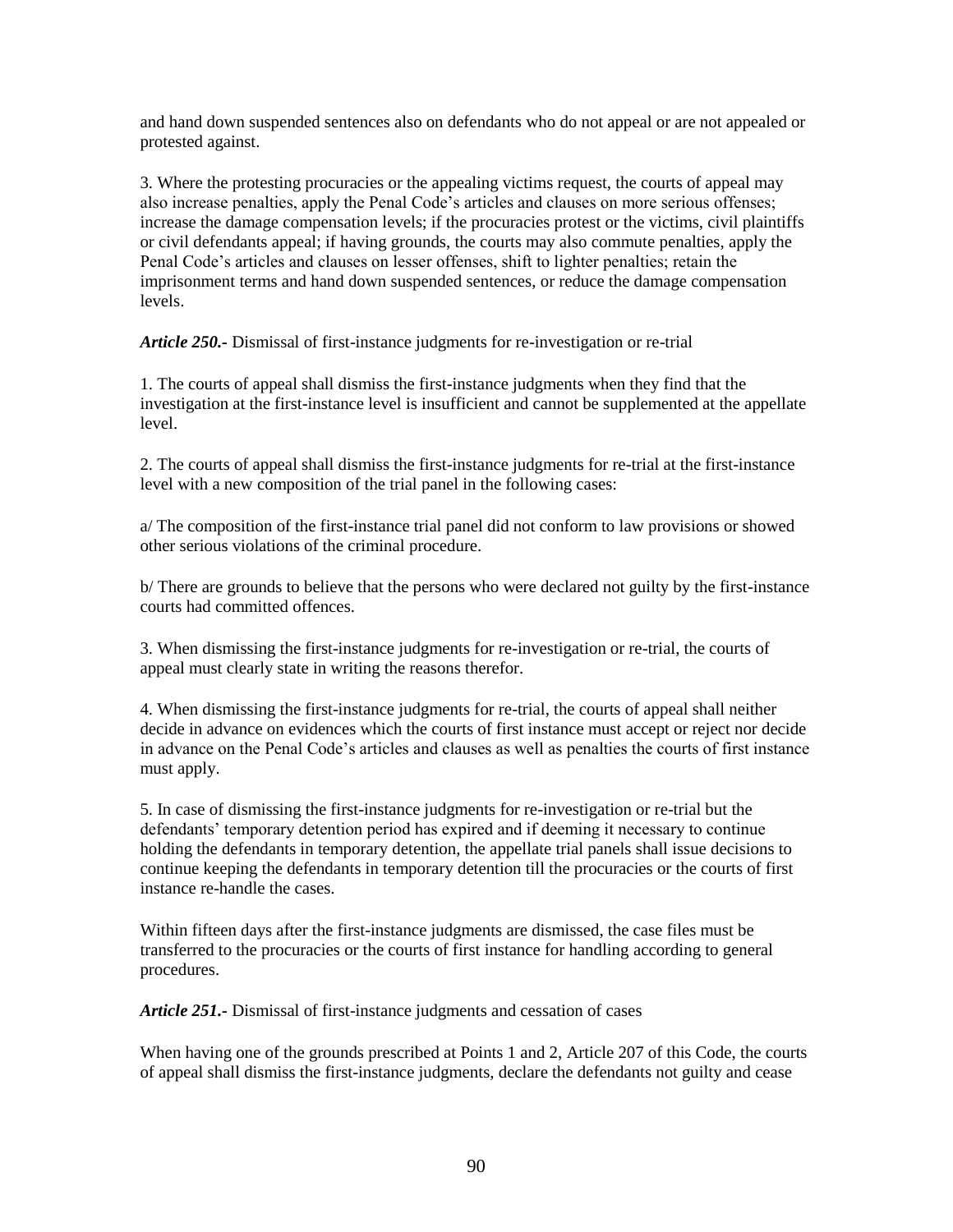and hand down suspended sentences also on defendants who do not appeal or are not appealed or protested against.

3. Where the protesting procuracies or the appealing victims request, the courts of appeal may also increase penalties, apply the Penal Code's articles and clauses on more serious offenses; increase the damage compensation levels; if the procuracies protest or the victims, civil plaintiffs or civil defendants appeal; if having grounds, the courts may also commute penalties, apply the Penal Code's articles and clauses on lesser offenses, shift to lighter penalties; retain the imprisonment terms and hand down suspended sentences, or reduce the damage compensation levels.

***Article 250.-*** Dismissal of first-instance judgments for re-investigation or re-trial

1. The courts of appeal shall dismiss the first-instance judgments when they find that the investigation at the first-instance level is insufficient and cannot be supplemented at the appellate level.

2. The courts of appeal shall dismiss the first-instance judgments for re-trial at the first-instance level with a new composition of the trial panel in the following cases:

a/ The composition of the first-instance trial panel did not conform to law provisions or showed other serious violations of the criminal procedure.

b/ There are grounds to believe that the persons who were declared not guilty by the first-instance courts had committed offences.

3. When dismissing the first-instance judgments for re-investigation or re-trial, the courts of appeal must clearly state in writing the reasons therefor.

4. When dismissing the first-instance judgments for re-trial, the courts of appeal shall neither decide in advance on evidences which the courts of first instance must accept or reject nor decide in advance on the Penal Code's articles and clauses as well as penalties the courts of first instance must apply.

5. In case of dismissing the first-instance judgments for re-investigation or re-trial but the defendants' temporary detention period has expired and if deeming it necessary to continue holding the defendants in temporary detention, the appellate trial panels shall issue decisions to continue keeping the defendants in temporary detention till the procuracies or the courts of first instance re-handle the cases.

Within fifteen days after the first-instance judgments are dismissed, the case files must be transferred to the procuracies or the courts of first instance for handling according to general procedures.

***Article 251.-*** Dismissal of first-instance judgments and cessation of cases

When having one of the grounds prescribed at Points 1 and 2, Article 207 of this Code, the courts of appeal shall dismiss the first-instance judgments, declare the defendants not guilty and cease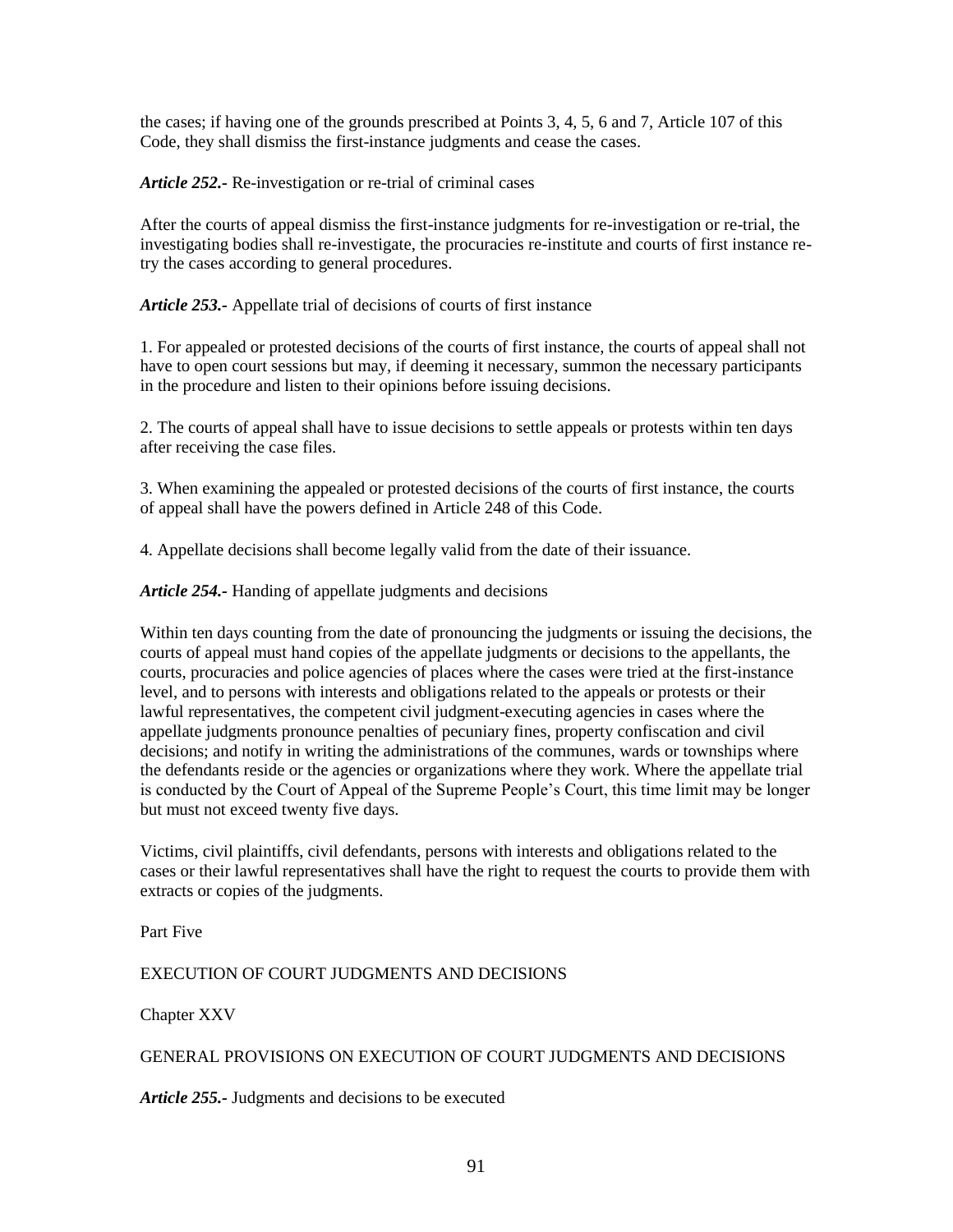the cases; if having one of the grounds prescribed at Points 3, 4, 5, 6 and 7, Article 107 of this Code, they shall dismiss the first-instance judgments and cease the cases.

***Article 252.-*** Re-investigation or re-trial of criminal cases

After the courts of appeal dismiss the first-instance judgments for re-investigation or re-trial, the investigating bodies shall re-investigate, the procuracies re-institute and courts of first instance re-try the cases according to general procedures.

***Article 253.-*** Appellate trial of decisions of courts of first instance

1. For appealed or protested decisions of the courts of first instance, the courts of appeal shall not have to open court sessions but may, if deeming it necessary, summon the necessary participants in the procedure and listen to their opinions before issuing decisions.

2. The courts of appeal shall have to issue decisions to settle appeals or protests within ten days after receiving the case files.

3. When examining the appealed or protested decisions of the courts of first instance, the courts of appeal shall have the powers defined in Article 248 of this Code.

4. Appellate decisions shall become legally valid from the date of their issuance.

***Article 254.-*** Handing of appellate judgments and decisions

Within ten days counting from the date of pronouncing the judgments or issuing the decisions, the courts of appeal must hand copies of the appellate judgments or decisions to the appellants, the courts, procuracies and police agencies of places where the cases were tried at the first-instance level, and to persons with interests and obligations related to the appeals or protests or their lawful representatives, the competent civil judgment-executing agencies in cases where the appellate judgments pronounce penalties of pecuniary fines, property confiscation and civil decisions; and notify in writing the administrations of the communes, wards or townships where the defendants reside or the agencies or organizations where they work. Where the appellate trial is conducted by the Court of Appeal of the Supreme People's Court, this time limit may be longer but must not exceed twenty five days.

Victims, civil plaintiffs, civil defendants, persons with interests and obligations related to the cases or their lawful representatives shall have the right to request the courts to provide them with extracts or copies of the judgments.

# Part Five

# EXECUTION OF COURT JUDGMENTS AND DECISIONS

## Chapter XXV

## GENERAL PROVISIONS ON EXECUTION OF COURT JUDGMENTS AND DECISIONS

***Article 255.-*** Judgments and decisions to be executed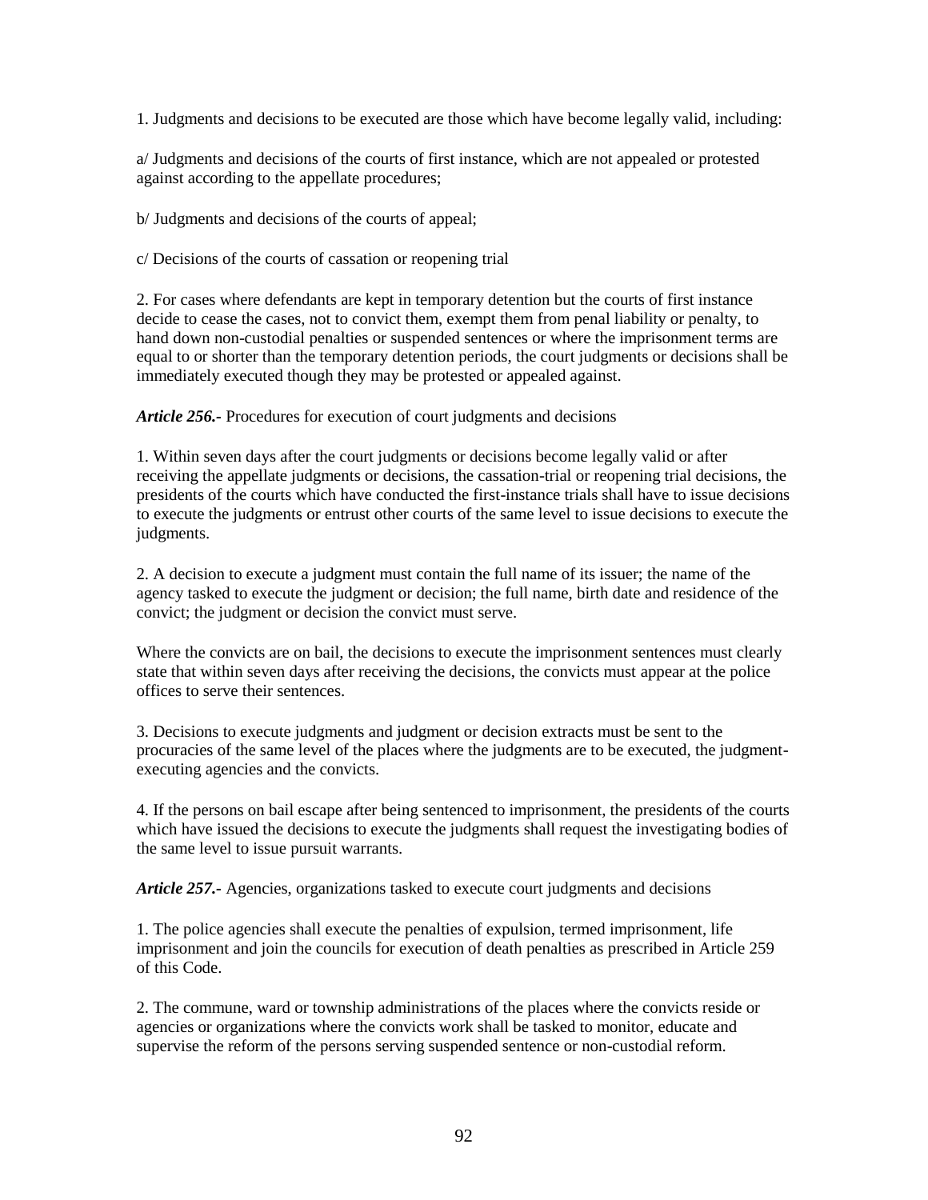1. Judgments and decisions to be executed are those which have become legally valid, including:

a/ Judgments and decisions of the courts of first instance, which are not appealed or protested against according to the appellate procedures;

b/ Judgments and decisions of the courts of appeal;

c/ Decisions of the courts of cassation or reopening trial

2. For cases where defendants are kept in temporary detention but the courts of first instance decide to cease the cases, not to convict them, exempt them from penal liability or penalty, to hand down non-custodial penalties or suspended sentences or where the imprisonment terms are equal to or shorter than the temporary detention periods, the court judgments or decisions shall be immediately executed though they may be protested or appealed against.

***Article 256.-*** Procedures for execution of court judgments and decisions

1. Within seven days after the court judgments or decisions become legally valid or after receiving the appellate judgments or decisions, the cassation-trial or reopening trial decisions, the presidents of the courts which have conducted the first-instance trials shall have to issue decisions to execute the judgments or entrust other courts of the same level to issue decisions to execute the judgments.

2. A decision to execute a judgment must contain the full name of its issuer; the name of the agency tasked to execute the judgment or decision; the full name, birth date and residence of the convict; the judgment or decision the convict must serve.

Where the convicts are on bail, the decisions to execute the imprisonment sentences must clearly state that within seven days after receiving the decisions, the convicts must appear at the police offices to serve their sentences.

3. Decisions to execute judgments and judgment or decision extracts must be sent to the procuracies of the same level of the places where the judgments are to be executed, the judgment-executing agencies and the convicts.

4. If the persons on bail escape after being sentenced to imprisonment, the presidents of the courts which have issued the decisions to execute the judgments shall request the investigating bodies of the same level to issue pursuit warrants.

***Article 257.-*** Agencies, organizations tasked to execute court judgments and decisions

1. The police agencies shall execute the penalties of expulsion, termed imprisonment, life imprisonment and join the councils for execution of death penalties as prescribed in Article 259 of this Code.

2. The commune, ward or township administrations of the places where the convicts reside or agencies or organizations where the convicts work shall be tasked to monitor, educate and supervise the reform of the persons serving suspended sentence or non-custodial reform.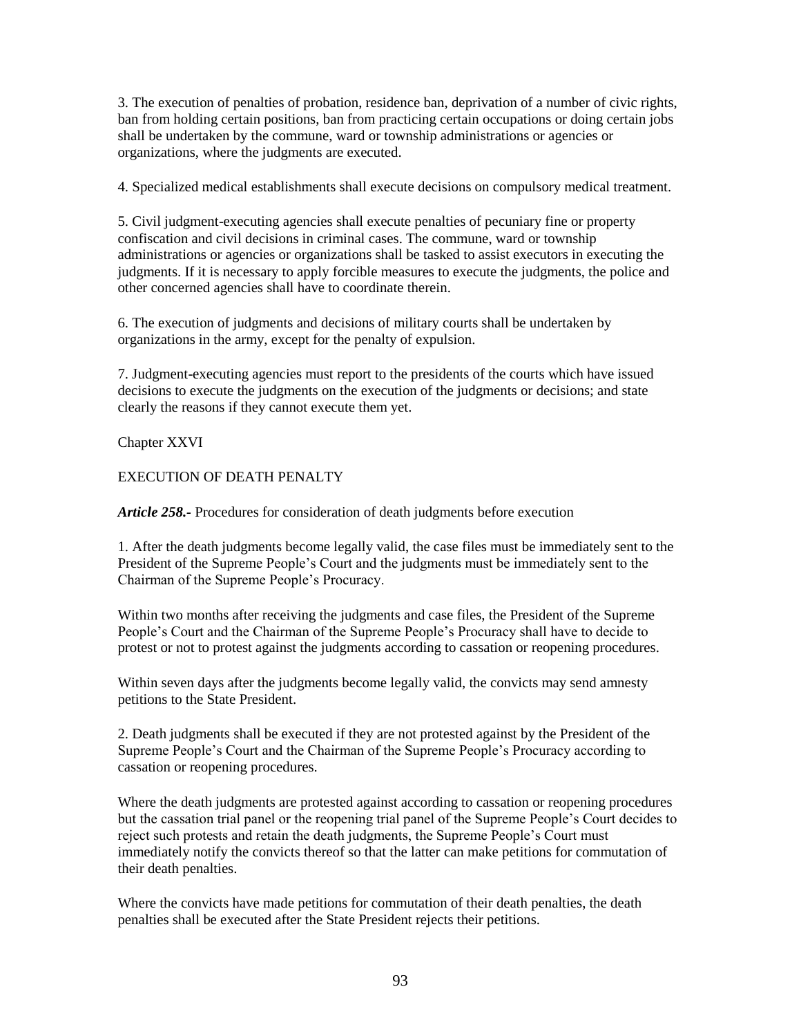3. The execution of penalties of probation, residence ban, deprivation of a number of civic rights, ban from holding certain positions, ban from practicing certain occupations or doing certain jobs shall be undertaken by the commune, ward or township administrations or agencies or organizations, where the judgments are executed.

4. Specialized medical establishments shall execute decisions on compulsory medical treatment.

5. Civil judgment-executing agencies shall execute penalties of pecuniary fine or property confiscation and civil decisions in criminal cases. The commune, ward or township administrations or agencies or organizations shall be tasked to assist executors in executing the judgments. If it is necessary to apply forcible measures to execute the judgments, the police and other concerned agencies shall have to coordinate therein.

6. The execution of judgments and decisions of military courts shall be undertaken by organizations in the army, except for the penalty of expulsion.

7. Judgment-executing agencies must report to the presidents of the courts which have issued decisions to execute the judgments on the execution of the judgments or decisions; and state clearly the reasons if they cannot execute them yet.

## Chapter XXVI

## EXECUTION OF DEATH PENALTY

***Article 258.-*** Procedures for consideration of death judgments before execution

1. After the death judgments become legally valid, the case files must be immediately sent to the President of the Supreme People's Court and the judgments must be immediately sent to the Chairman of the Supreme People's Procuracy.

Within two months after receiving the judgments and case files, the President of the Supreme People's Court and the Chairman of the Supreme People's Procuracy shall have to decide to protest or not to protest against the judgments according to cassation or reopening procedures.

Within seven days after the judgments become legally valid, the convicts may send amnesty petitions to the State President.

2. Death judgments shall be executed if they are not protested against by the President of the Supreme People's Court and the Chairman of the Supreme People's Procuracy according to cassation or reopening procedures.

Where the death judgments are protested against according to cassation or reopening procedures but the cassation trial panel or the reopening trial panel of the Supreme People's Court decides to reject such protests and retain the death judgments, the Supreme People's Court must immediately notify the convicts thereof so that the latter can make petitions for commutation of their death penalties.

Where the convicts have made petitions for commutation of their death penalties, the death penalties shall be executed after the State President rejects their petitions.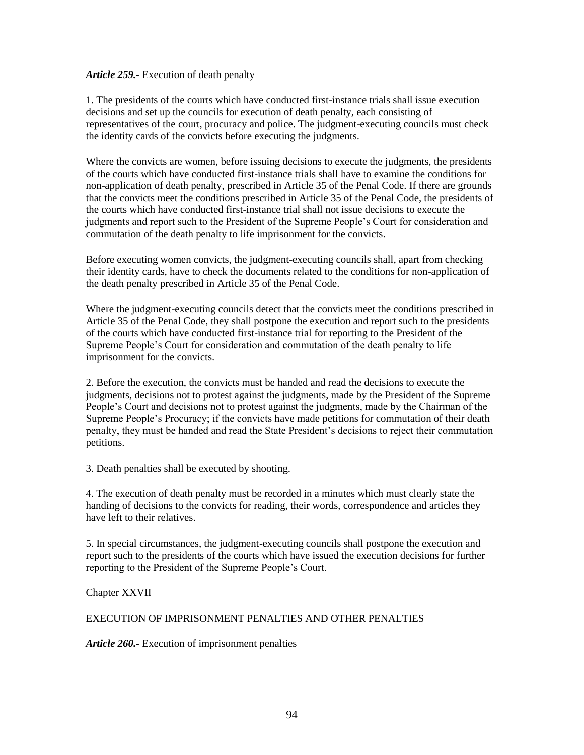***Article 259.-*** Execution of death penalty

1. The presidents of the courts which have conducted first-instance trials shall issue execution decisions and set up the councils for execution of death penalty, each consisting of representatives of the court, procuracy and police. The judgment-executing councils must check the identity cards of the convicts before executing the judgments.

Where the convicts are women, before issuing decisions to execute the judgments, the presidents of the courts which have conducted first-instance trials shall have to examine the conditions for non-application of death penalty, prescribed in Article 35 of the Penal Code. If there are grounds that the convicts meet the conditions prescribed in Article 35 of the Penal Code, the presidents of the courts which have conducted first-instance trial shall not issue decisions to execute the judgments and report such to the President of the Supreme People's Court for consideration and commutation of the death penalty to life imprisonment for the convicts.

Before executing women convicts, the judgment-executing councils shall, apart from checking their identity cards, have to check the documents related to the conditions for non-application of the death penalty prescribed in Article 35 of the Penal Code.

Where the judgment-executing councils detect that the convicts meet the conditions prescribed in Article 35 of the Penal Code, they shall postpone the execution and report such to the presidents of the courts which have conducted first-instance trial for reporting to the President of the Supreme People's Court for consideration and commutation of the death penalty to life imprisonment for the convicts.

2. Before the execution, the convicts must be handed and read the decisions to execute the judgments, decisions not to protest against the judgments, made by the President of the Supreme People's Court and decisions not to protest against the judgments, made by the Chairman of the Supreme People's Procuracy; if the convicts have made petitions for commutation of their death penalty, they must be handed and read the State President's decisions to reject their commutation petitions.

3. Death penalties shall be executed by shooting.

4. The execution of death penalty must be recorded in a minutes which must clearly state the handing of decisions to the convicts for reading, their words, correspondence and articles they have left to their relatives.

5. In special circumstances, the judgment-executing councils shall postpone the execution and report such to the presidents of the courts which have issued the execution decisions for further reporting to the President of the Supreme People's Court.

## Chapter XXVII

## EXECUTION OF IMPRISONMENT PENALTIES AND OTHER PENALTIES

***Article 260.-*** Execution of imprisonment penalties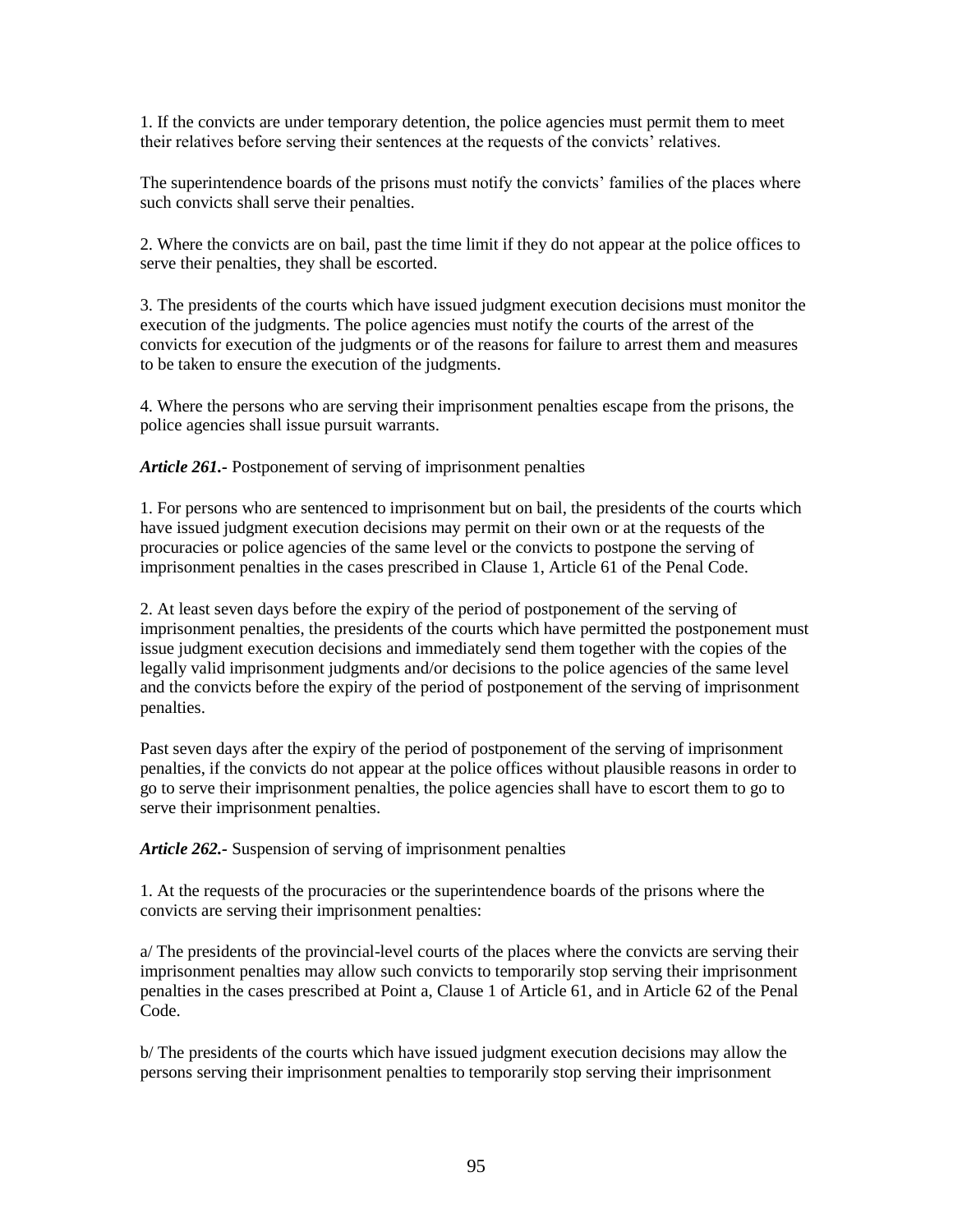1. If the convicts are under temporary detention, the police agencies must permit them to meet their relatives before serving their sentences at the requests of the convicts' relatives.

The superintendence boards of the prisons must notify the convicts' families of the places where such convicts shall serve their penalties.

2. Where the convicts are on bail, past the time limit if they do not appear at the police offices to serve their penalties, they shall be escorted.

3. The presidents of the courts which have issued judgment execution decisions must monitor the execution of the judgments. The police agencies must notify the courts of the arrest of the convicts for execution of the judgments or of the reasons for failure to arrest them and measures to be taken to ensure the execution of the judgments.

4. Where the persons who are serving their imprisonment penalties escape from the prisons, the police agencies shall issue pursuit warrants.

***Article 261.-*** Postponement of serving of imprisonment penalties

1. For persons who are sentenced to imprisonment but on bail, the presidents of the courts which have issued judgment execution decisions may permit on their own or at the requests of the procuracies or police agencies of the same level or the convicts to postpone the serving of imprisonment penalties in the cases prescribed in Clause 1, Article 61 of the Penal Code.

2. At least seven days before the expiry of the period of postponement of the serving of imprisonment penalties, the presidents of the courts which have permitted the postponement must issue judgment execution decisions and immediately send them together with the copies of the legally valid imprisonment judgments and/or decisions to the police agencies of the same level and the convicts before the expiry of the period of postponement of the serving of imprisonment penalties.

Past seven days after the expiry of the period of postponement of the serving of imprisonment penalties, if the convicts do not appear at the police offices without plausible reasons in order to go to serve their imprisonment penalties, the police agencies shall have to escort them to go to serve their imprisonment penalties.

***Article 262.-*** Suspension of serving of imprisonment penalties

1. At the requests of the procuracies or the superintendence boards of the prisons where the convicts are serving their imprisonment penalties:

a/ The presidents of the provincial-level courts of the places where the convicts are serving their imprisonment penalties may allow such convicts to temporarily stop serving their imprisonment penalties in the cases prescribed at Point a, Clause 1 of Article 61, and in Article 62 of the Penal Code.

b/ The presidents of the courts which have issued judgment execution decisions may allow the persons serving their imprisonment penalties to temporarily stop serving their imprisonment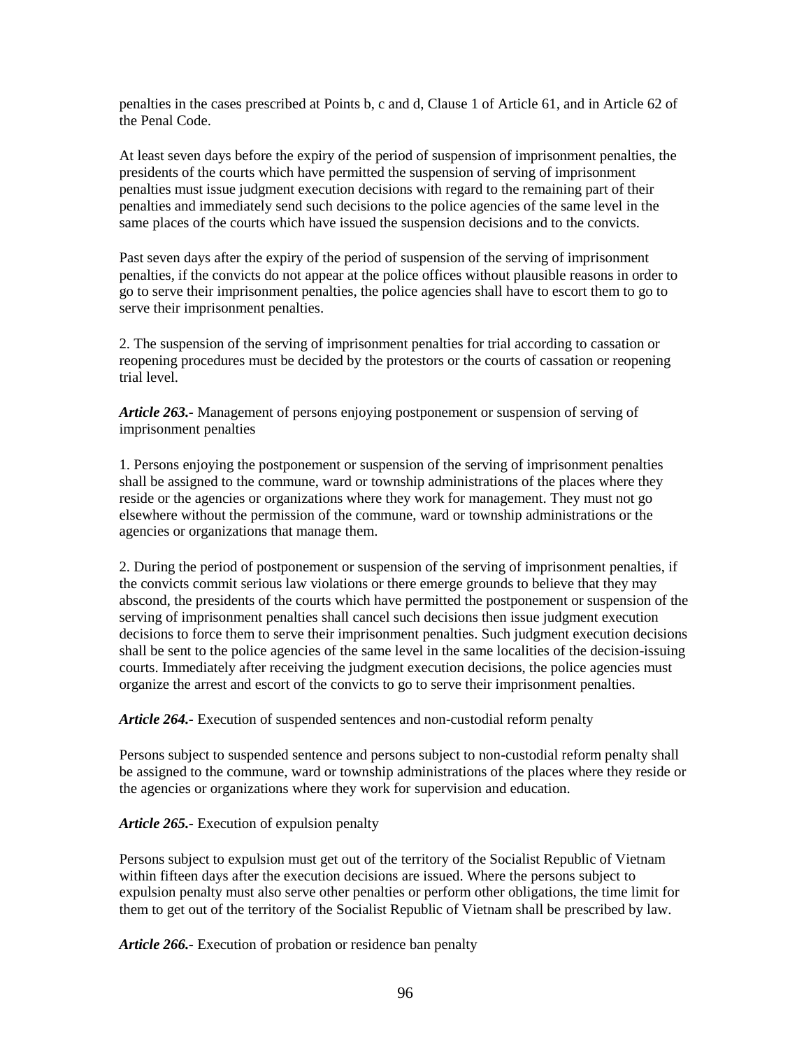penalties in the cases prescribed at Points b, c and d, Clause 1 of Article 61, and in Article 62 of the Penal Code.

At least seven days before the expiry of the period of suspension of imprisonment penalties, the presidents of the courts which have permitted the suspension of serving of imprisonment penalties must issue judgment execution decisions with regard to the remaining part of their penalties and immediately send such decisions to the police agencies of the same level in the same places of the courts which have issued the suspension decisions and to the convicts.

Past seven days after the expiry of the period of suspension of the serving of imprisonment penalties, if the convicts do not appear at the police offices without plausible reasons in order to go to serve their imprisonment penalties, the police agencies shall have to escort them to go to serve their imprisonment penalties.

2. The suspension of the serving of imprisonment penalties for trial according to cassation or reopening procedures must be decided by the protestors or the courts of cassation or reopening trial level.

***Article 263.-*** Management of persons enjoying postponement or suspension of serving of imprisonment penalties

1. Persons enjoying the postponement or suspension of the serving of imprisonment penalties shall be assigned to the commune, ward or township administrations of the places where they reside or the agencies or organizations where they work for management. They must not go elsewhere without the permission of the commune, ward or township administrations or the agencies or organizations that manage them.

2. During the period of postponement or suspension of the serving of imprisonment penalties, if the convicts commit serious law violations or there emerge grounds to believe that they may abscond, the presidents of the courts which have permitted the postponement or suspension of the serving of imprisonment penalties shall cancel such decisions then issue judgment execution decisions to force them to serve their imprisonment penalties. Such judgment execution decisions shall be sent to the police agencies of the same level in the same localities of the decision-issuing courts. Immediately after receiving the judgment execution decisions, the police agencies must organize the arrest and escort of the convicts to go to serve their imprisonment penalties.

***Article 264.-*** Execution of suspended sentences and non-custodial reform penalty

Persons subject to suspended sentence and persons subject to non-custodial reform penalty shall be assigned to the commune, ward or township administrations of the places where they reside or the agencies or organizations where they work for supervision and education.

***Article 265.-*** Execution of expulsion penalty

Persons subject to expulsion must get out of the territory of the Socialist Republic of Vietnam within fifteen days after the execution decisions are issued. Where the persons subject to expulsion penalty must also serve other penalties or perform other obligations, the time limit for them to get out of the territory of the Socialist Republic of Vietnam shall be prescribed by law.

***Article 266.-*** Execution of probation or residence ban penalty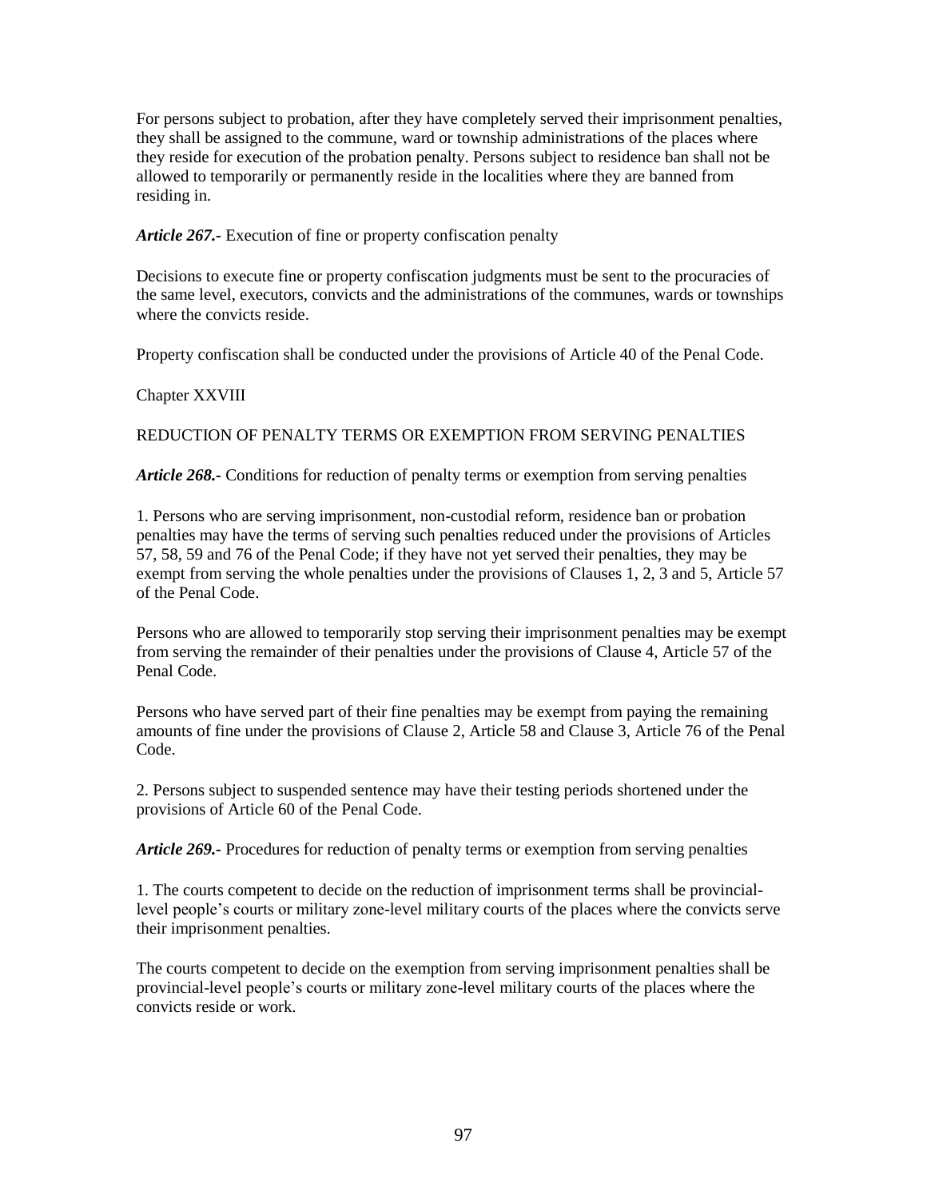For persons subject to probation, after they have completely served their imprisonment penalties, they shall be assigned to the commune, ward or township administrations of the places where they reside for execution of the probation penalty. Persons subject to residence ban shall not be allowed to temporarily or permanently reside in the localities where they are banned from residing in.

***Article 267.-*** Execution of fine or property confiscation penalty

Decisions to execute fine or property confiscation judgments must be sent to the procuracies of the same level, executors, convicts and the administrations of the communes, wards or townships where the convicts reside.

Property confiscation shall be conducted under the provisions of Article 40 of the Penal Code.

## Chapter XXVIII

## REDUCTION OF PENALTY TERMS OR EXEMPTION FROM SERVING PENALTIES

***Article 268.-*** Conditions for reduction of penalty terms or exemption from serving penalties

1. Persons who are serving imprisonment, non-custodial reform, residence ban or probation penalties may have the terms of serving such penalties reduced under the provisions of Articles 57, 58, 59 and 76 of the Penal Code; if they have not yet served their penalties, they may be exempt from serving the whole penalties under the provisions of Clauses 1, 2, 3 and 5, Article 57 of the Penal Code.

Persons who are allowed to temporarily stop serving their imprisonment penalties may be exempt from serving the remainder of their penalties under the provisions of Clause 4, Article 57 of the Penal Code.

Persons who have served part of their fine penalties may be exempt from paying the remaining amounts of fine under the provisions of Clause 2, Article 58 and Clause 3, Article 76 of the Penal Code.

2. Persons subject to suspended sentence may have their testing periods shortened under the provisions of Article 60 of the Penal Code.

***Article 269.-*** Procedures for reduction of penalty terms or exemption from serving penalties

1. The courts competent to decide on the reduction of imprisonment terms shall be provincial-level people's courts or military zone-level military courts of the places where the convicts serve their imprisonment penalties.

The courts competent to decide on the exemption from serving imprisonment penalties shall be provincial-level people's courts or military zone-level military courts of the places where the convicts reside or work.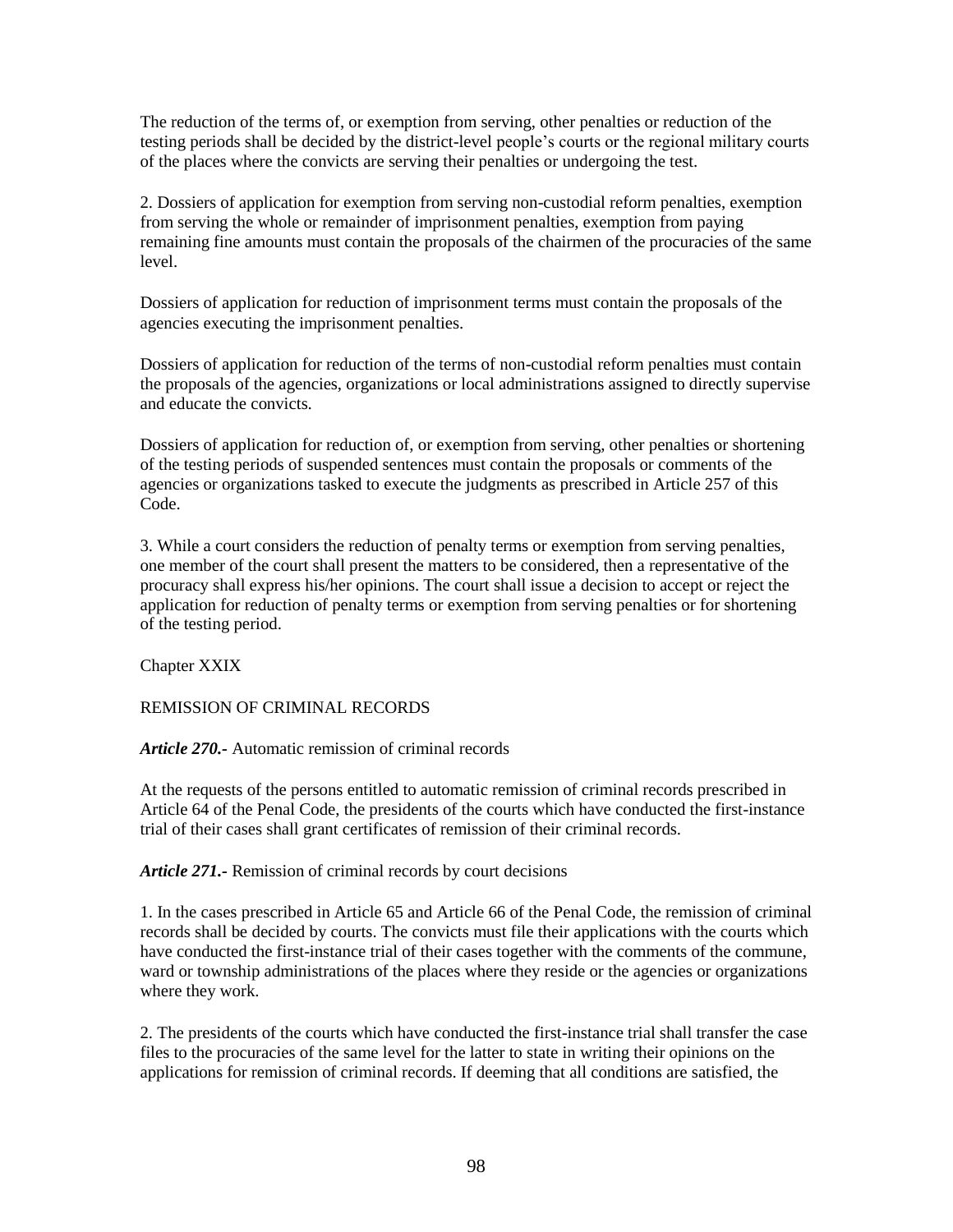The reduction of the terms of, or exemption from serving, other penalties or reduction of the testing periods shall be decided by the district-level people's courts or the regional military courts of the places where the convicts are serving their penalties or undergoing the test.

2. Dossiers of application for exemption from serving non-custodial reform penalties, exemption from serving the whole or remainder of imprisonment penalties, exemption from paying remaining fine amounts must contain the proposals of the chairmen of the procuracies of the same level.

Dossiers of application for reduction of imprisonment terms must contain the proposals of the agencies executing the imprisonment penalties.

Dossiers of application for reduction of the terms of non-custodial reform penalties must contain the proposals of the agencies, organizations or local administrations assigned to directly supervise and educate the convicts.

Dossiers of application for reduction of, or exemption from serving, other penalties or shortening of the testing periods of suspended sentences must contain the proposals or comments of the agencies or organizations tasked to execute the judgments as prescribed in Article 257 of this Code.

3. While a court considers the reduction of penalty terms or exemption from serving penalties, one member of the court shall present the matters to be considered, then a representative of the procuracy shall express his/her opinions. The court shall issue a decision to accept or reject the application for reduction of penalty terms or exemption from serving penalties or for shortening of the testing period.

## Chapter XXIX

## REMISSION OF CRIMINAL RECORDS

***Article 270.-*** Automatic remission of criminal records

At the requests of the persons entitled to automatic remission of criminal records prescribed in Article 64 of the Penal Code, the presidents of the courts which have conducted the first-instance trial of their cases shall grant certificates of remission of their criminal records.

***Article 271.-*** Remission of criminal records by court decisions

1. In the cases prescribed in Article 65 and Article 66 of the Penal Code, the remission of criminal records shall be decided by courts. The convicts must file their applications with the courts which have conducted the first-instance trial of their cases together with the comments of the commune, ward or township administrations of the places where they reside or the agencies or organizations where they work.

2. The presidents of the courts which have conducted the first-instance trial shall transfer the case files to the procuracies of the same level for the latter to state in writing their opinions on the applications for remission of criminal records. If deeming that all conditions are satisfied, the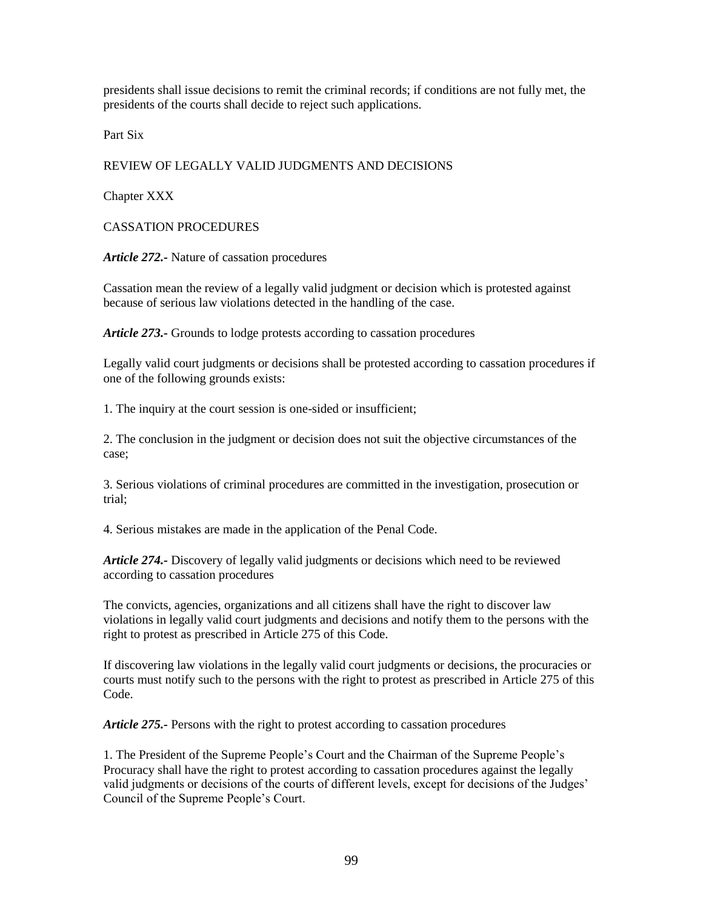presidents shall issue decisions to remit the criminal records; if conditions are not fully met, the presidents of the courts shall decide to reject such applications.

# Part Six

# REVIEW OF LEGALLY VALID JUDGMENTS AND DECISIONS

## Chapter XXX

## CASSATION PROCEDURES

***Article 272.-*** Nature of cassation procedures

Cassation mean the review of a legally valid judgment or decision which is protested against because of serious law violations detected in the handling of the case.

***Article 273.-*** Grounds to lodge protests according to cassation procedures

Legally valid court judgments or decisions shall be protested according to cassation procedures if one of the following grounds exists:

1. The inquiry at the court session is one-sided or insufficient;

2. The conclusion in the judgment or decision does not suit the objective circumstances of the case;

3. Serious violations of criminal procedures are committed in the investigation, prosecution or trial;

4. Serious mistakes are made in the application of the Penal Code.

***Article 274.-*** Discovery of legally valid judgments or decisions which need to be reviewed according to cassation procedures

The convicts, agencies, organizations and all citizens shall have the right to discover law violations in legally valid court judgments and decisions and notify them to the persons with the right to protest as prescribed in Article 275 of this Code.

If discovering law violations in the legally valid court judgments or decisions, the procuracies or courts must notify such to the persons with the right to protest as prescribed in Article 275 of this Code.

***Article 275.-*** Persons with the right to protest according to cassation procedures

1. The President of the Supreme People's Court and the Chairman of the Supreme People's Procuracy shall have the right to protest according to cassation procedures against the legally valid judgments or decisions of the courts of different levels, except for decisions of the Judges' Council of the Supreme People's Court.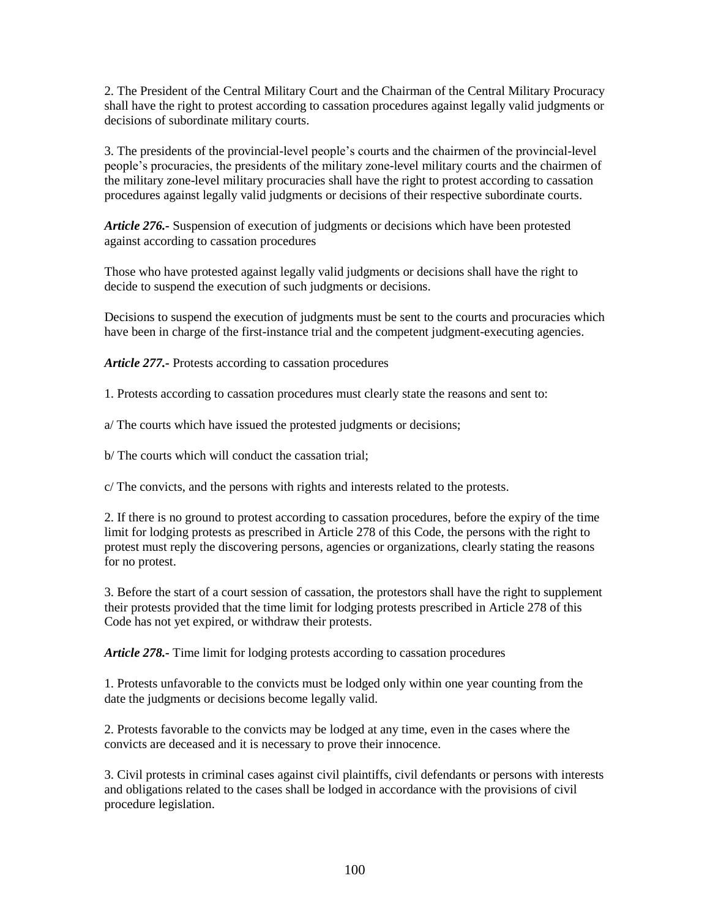2. The President of the Central Military Court and the Chairman of the Central Military Procuracy shall have the right to protest according to cassation procedures against legally valid judgments or decisions of subordinate military courts.

3. The presidents of the provincial-level people's courts and the chairmen of the provincial-level people's procuracies, the presidents of the military zone-level military courts and the chairmen of the military zone-level military procuracies shall have the right to protest according to cassation procedures against legally valid judgments or decisions of their respective subordinate courts.

***Article 276.-*** Suspension of execution of judgments or decisions which have been protested against according to cassation procedures

Those who have protested against legally valid judgments or decisions shall have the right to decide to suspend the execution of such judgments or decisions.

Decisions to suspend the execution of judgments must be sent to the courts and procuracies which have been in charge of the first-instance trial and the competent judgment-executing agencies.

***Article 277.-*** Protests according to cassation procedures

1. Protests according to cassation procedures must clearly state the reasons and sent to:

a/ The courts which have issued the protested judgments or decisions;

b/ The courts which will conduct the cassation trial;

c/ The convicts, and the persons with rights and interests related to the protests.

2. If there is no ground to protest according to cassation procedures, before the expiry of the time limit for lodging protests as prescribed in Article 278 of this Code, the persons with the right to protest must reply the discovering persons, agencies or organizations, clearly stating the reasons for no protest.

3. Before the start of a court session of cassation, the protestors shall have the right to supplement their protests provided that the time limit for lodging protests prescribed in Article 278 of this Code has not yet expired, or withdraw their protests.

***Article 278.-*** Time limit for lodging protests according to cassation procedures

1. Protests unfavorable to the convicts must be lodged only within one year counting from the date the judgments or decisions become legally valid.

2. Protests favorable to the convicts may be lodged at any time, even in the cases where the convicts are deceased and it is necessary to prove their innocence.

3. Civil protests in criminal cases against civil plaintiffs, civil defendants or persons with interests and obligations related to the cases shall be lodged in accordance with the provisions of civil procedure legislation.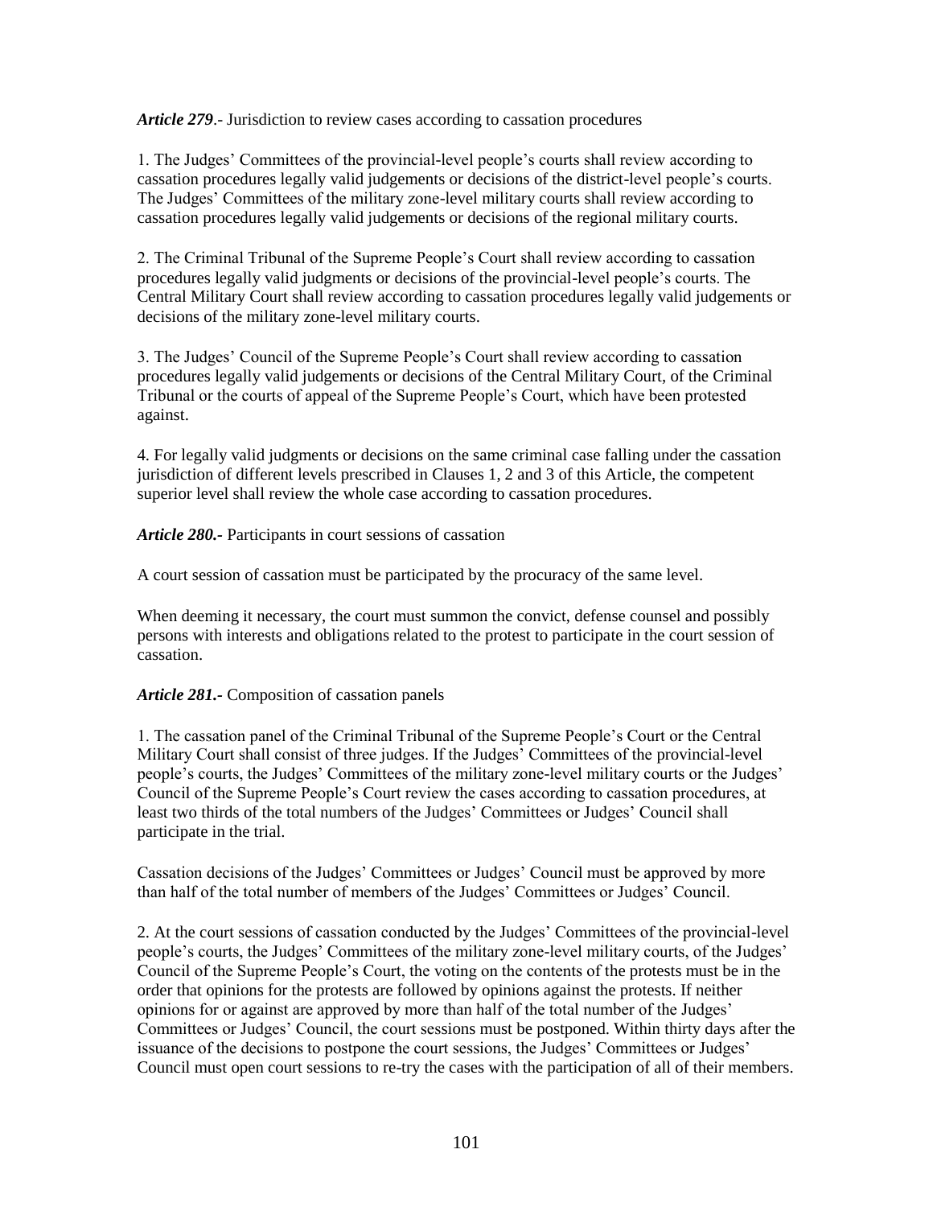***Article 279***.- Jurisdiction to review cases according to cassation procedures

1. The Judges' Committees of the provincial-level people's courts shall review according to cassation procedures legally valid judgements or decisions of the district-level people's courts. The Judges' Committees of the military zone-level military courts shall review according to cassation procedures legally valid judgements or decisions of the regional military courts.

2. The Criminal Tribunal of the Supreme People's Court shall review according to cassation procedures legally valid judgments or decisions of the provincial-level people's courts. The Central Military Court shall review according to cassation procedures legally valid judgements or decisions of the military zone-level military courts.

3. The Judges' Council of the Supreme People's Court shall review according to cassation procedures legally valid judgements or decisions of the Central Military Court, of the Criminal Tribunal or the courts of appeal of the Supreme People's Court, which have been protested against.

4. For legally valid judgments or decisions on the same criminal case falling under the cassation jurisdiction of different levels prescribed in Clauses 1, 2 and 3 of this Article, the competent superior level shall review the whole case according to cassation procedures.

***Article 280.-*** Participants in court sessions of cassation

A court session of cassation must be participated by the procuracy of the same level.

When deeming it necessary, the court must summon the convict, defense counsel and possibly persons with interests and obligations related to the protest to participate in the court session of cassation.

***Article 281.-*** Composition of cassation panels

1. The cassation panel of the Criminal Tribunal of the Supreme People's Court or the Central Military Court shall consist of three judges. If the Judges' Committees of the provincial-level people's courts, the Judges' Committees of the military zone-level military courts or the Judges' Council of the Supreme People's Court review the cases according to cassation procedures, at least two thirds of the total numbers of the Judges' Committees or Judges' Council shall participate in the trial.

Cassation decisions of the Judges' Committees or Judges' Council must be approved by more than half of the total number of members of the Judges' Committees or Judges' Council.

2. At the court sessions of cassation conducted by the Judges' Committees of the provincial-level people's courts, the Judges' Committees of the military zone-level military courts, of the Judges' Council of the Supreme People's Court, the voting on the contents of the protests must be in the order that opinions for the protests are followed by opinions against the protests. If neither opinions for or against are approved by more than half of the total number of the Judges' Committees or Judges' Council, the court sessions must be postponed. Within thirty days after the issuance of the decisions to postpone the court sessions, the Judges' Committees or Judges' Council must open court sessions to re-try the cases with the participation of all of their members.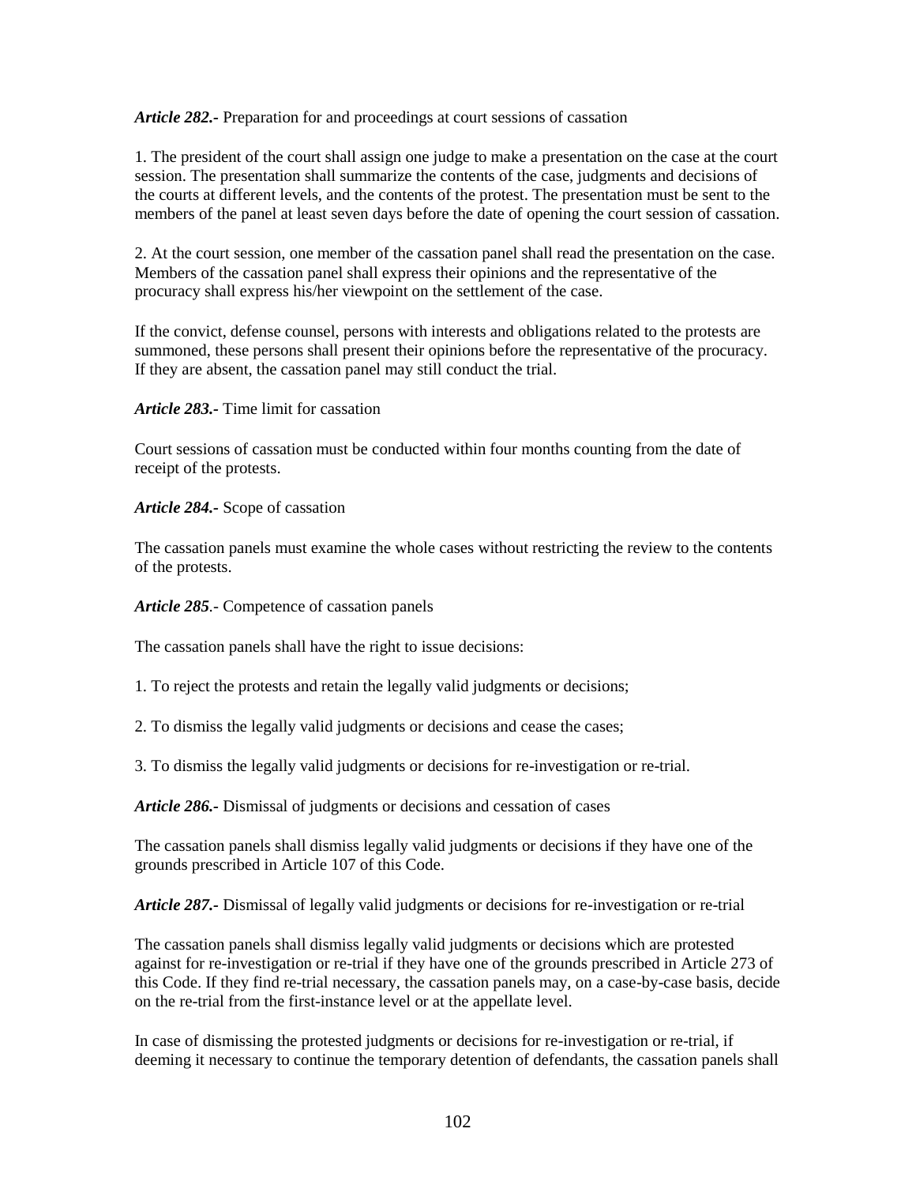***Article 282.-*** Preparation for and proceedings at court sessions of cassation

1. The president of the court shall assign one judge to make a presentation on the case at the court session. The presentation shall summarize the contents of the case, judgments and decisions of the courts at different levels, and the contents of the protest. The presentation must be sent to the members of the panel at least seven days before the date of opening the court session of cassation.

2. At the court session, one member of the cassation panel shall read the presentation on the case. Members of the cassation panel shall express their opinions and the representative of the procuracy shall express his/her viewpoint on the settlement of the case.

If the convict, defense counsel, persons with interests and obligations related to the protests are summoned, these persons shall present their opinions before the representative of the procuracy. If they are absent, the cassation panel may still conduct the trial.

***Article 283.-*** Time limit for cassation

Court sessions of cassation must be conducted within four months counting from the date of receipt of the protests.

***Article 284.-*** Scope of cassation

The cassation panels must examine the whole cases without restricting the review to the contents of the protests.

***Article 285***.- Competence of cassation panels

The cassation panels shall have the right to issue decisions:

1. To reject the protests and retain the legally valid judgments or decisions;

2. To dismiss the legally valid judgments or decisions and cease the cases;

3. To dismiss the legally valid judgments or decisions for re-investigation or re-trial.

***Article 286.-*** Dismissal of judgments or decisions and cessation of cases

The cassation panels shall dismiss legally valid judgments or decisions if they have one of the grounds prescribed in Article 107 of this Code.

***Article 287.-*** Dismissal of legally valid judgments or decisions for re-investigation or re-trial

The cassation panels shall dismiss legally valid judgments or decisions which are protested against for re-investigation or re-trial if they have one of the grounds prescribed in Article 273 of this Code. If they find re-trial necessary, the cassation panels may, on a case-by-case basis, decide on the re-trial from the first-instance level or at the appellate level.

In case of dismissing the protested judgments or decisions for re-investigation or re-trial, if deeming it necessary to continue the temporary detention of defendants, the cassation panels shall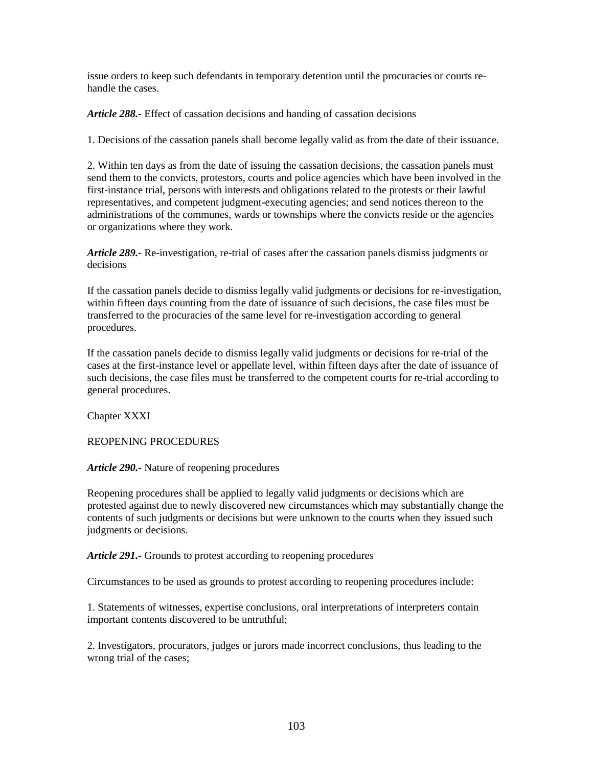issue orders to keep such defendants in temporary detention until the procuracies or courts re-handle the cases.

***Article 288.-*** Effect of cassation decisions and handing of cassation decisions

1. Decisions of the cassation panels shall become legally valid as from the date of their issuance.

2. Within ten days as from the date of issuing the cassation decisions, the cassation panels must send them to the convicts, protestors, courts and police agencies which have been involved in the first-instance trial, persons with interests and obligations related to the protests or their lawful representatives, and competent judgment-executing agencies; and send notices thereon to the administrations of the communes, wards or townships where the convicts reside or the agencies or organizations where they work.

***Article 289.-*** Re-investigation, re-trial of cases after the cassation panels dismiss judgments or decisions

If the cassation panels decide to dismiss legally valid judgments or decisions for re-investigation, within fifteen days counting from the date of issuance of such decisions, the case files must be transferred to the procuracies of the same level for re-investigation according to general procedures.

If the cassation panels decide to dismiss legally valid judgments or decisions for re-trial of the cases at the first-instance level or appellate level, within fifteen days after the date of issuance of such decisions, the case files must be transferred to the competent courts for re-trial according to general procedures.

## Chapter XXXI

## REOPENING PROCEDURES

***Article 290.-*** Nature of reopening procedures

Reopening procedures shall be applied to legally valid judgments or decisions which are protested against due to newly discovered new circumstances which may substantially change the contents of such judgments or decisions but were unknown to the courts when they issued such judgments or decisions.

***Article 291.-*** Grounds to protest according to reopening procedures

Circumstances to be used as grounds to protest according to reopening procedures include:

1. Statements of witnesses, expertise conclusions, oral interpretations of interpreters contain important contents discovered to be untruthful;

2. Investigators, procurators, judges or jurors made incorrect conclusions, thus leading to the wrong trial of the cases;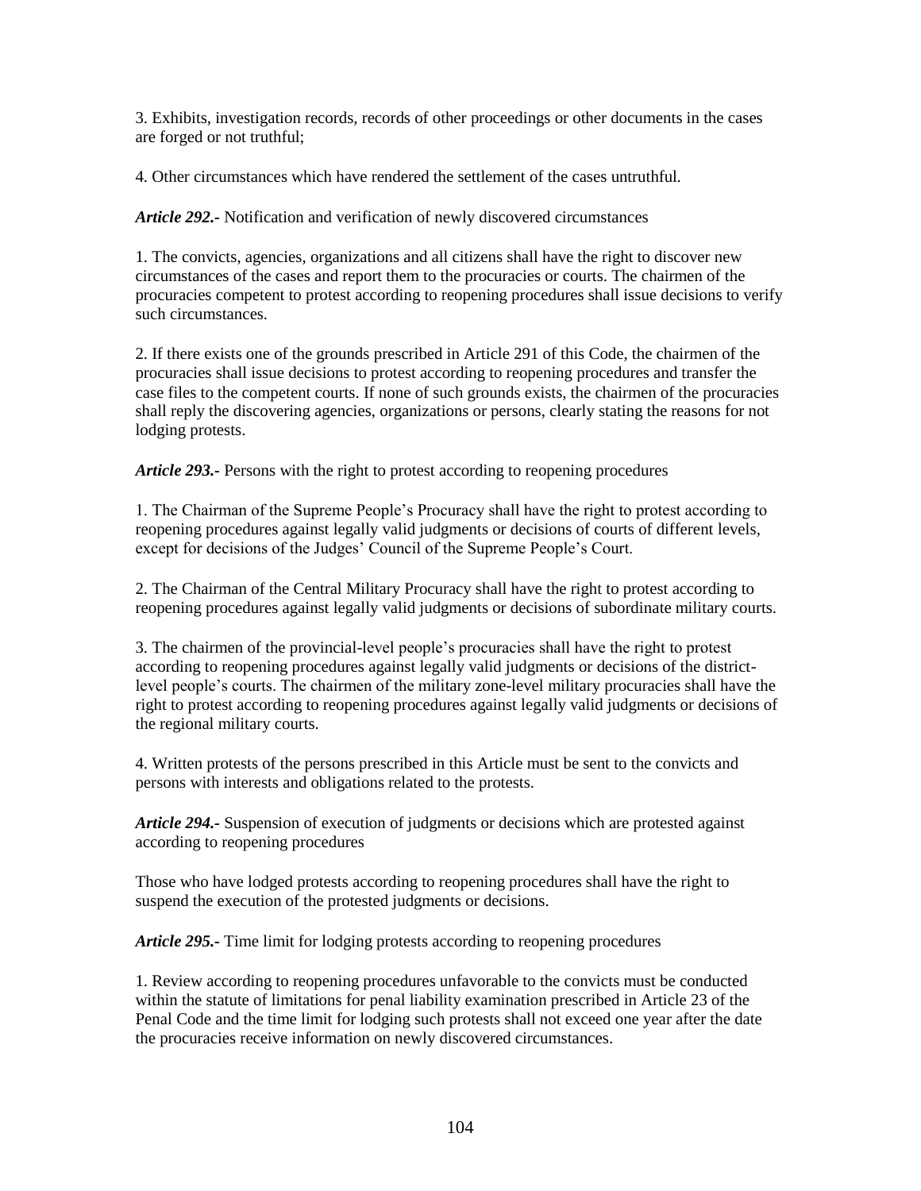3. Exhibits, investigation records, records of other proceedings or other documents in the cases are forged or not truthful;

4. Other circumstances which have rendered the settlement of the cases untruthful.

***Article 292.-*** Notification and verification of newly discovered circumstances

1. The convicts, agencies, organizations and all citizens shall have the right to discover new circumstances of the cases and report them to the procuracies or courts. The chairmen of the procuracies competent to protest according to reopening procedures shall issue decisions to verify such circumstances.

2. If there exists one of the grounds prescribed in Article 291 of this Code, the chairmen of the procuracies shall issue decisions to protest according to reopening procedures and transfer the case files to the competent courts. If none of such grounds exists, the chairmen of the procuracies shall reply the discovering agencies, organizations or persons, clearly stating the reasons for not lodging protests.

***Article 293.-*** Persons with the right to protest according to reopening procedures

1. The Chairman of the Supreme People's Procuracy shall have the right to protest according to reopening procedures against legally valid judgments or decisions of courts of different levels, except for decisions of the Judges' Council of the Supreme People's Court.

2. The Chairman of the Central Military Procuracy shall have the right to protest according to reopening procedures against legally valid judgments or decisions of subordinate military courts.

3. The chairmen of the provincial-level people's procuracies shall have the right to protest according to reopening procedures against legally valid judgments or decisions of the district-level people's courts. The chairmen of the military zone-level military procuracies shall have the right to protest according to reopening procedures against legally valid judgments or decisions of the regional military courts.

4. Written protests of the persons prescribed in this Article must be sent to the convicts and persons with interests and obligations related to the protests.

***Article 294.-*** Suspension of execution of judgments or decisions which are protested against according to reopening procedures

Those who have lodged protests according to reopening procedures shall have the right to suspend the execution of the protested judgments or decisions.

***Article 295.-*** Time limit for lodging protests according to reopening procedures

1. Review according to reopening procedures unfavorable to the convicts must be conducted within the statute of limitations for penal liability examination prescribed in Article 23 of the Penal Code and the time limit for lodging such protests shall not exceed one year after the date the procuracies receive information on newly discovered circumstances.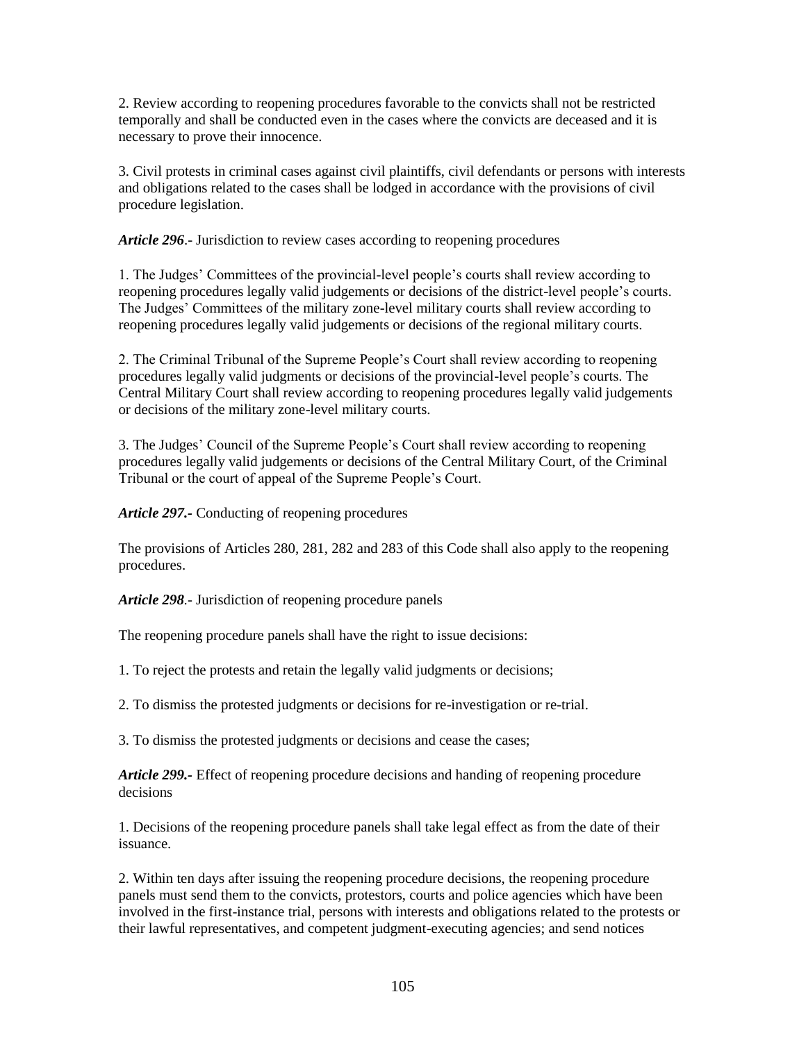2. Review according to reopening procedures favorable to the convicts shall not be restricted temporally and shall be conducted even in the cases where the convicts are deceased and it is necessary to prove their innocence.

3. Civil protests in criminal cases against civil plaintiffs, civil defendants or persons with interests and obligations related to the cases shall be lodged in accordance with the provisions of civil procedure legislation.

***Article 296***.- Jurisdiction to review cases according to reopening procedures

1. The Judges' Committees of the provincial-level people's courts shall review according to reopening procedures legally valid judgements or decisions of the district-level people's courts. The Judges' Committees of the military zone-level military courts shall review according to reopening procedures legally valid judgements or decisions of the regional military courts.

2. The Criminal Tribunal of the Supreme People's Court shall review according to reopening procedures legally valid judgments or decisions of the provincial-level people's courts. The Central Military Court shall review according to reopening procedures legally valid judgements or decisions of the military zone-level military courts.

3. The Judges' Council of the Supreme People's Court shall review according to reopening procedures legally valid judgements or decisions of the Central Military Court, of the Criminal Tribunal or the court of appeal of the Supreme People's Court.

***Article 297.-*** Conducting of reopening procedures

The provisions of Articles 280, 281, 282 and 283 of this Code shall also apply to the reopening procedures.

***Article 298***.- Jurisdiction of reopening procedure panels

The reopening procedure panels shall have the right to issue decisions:

1. To reject the protests and retain the legally valid judgments or decisions;

2. To dismiss the protested judgments or decisions for re-investigation or re-trial.

3. To dismiss the protested judgments or decisions and cease the cases;

***Article 299.-*** Effect of reopening procedure decisions and handing of reopening procedure decisions

1. Decisions of the reopening procedure panels shall take legal effect as from the date of their issuance.

2. Within ten days after issuing the reopening procedure decisions, the reopening procedure panels must send them to the convicts, protestors, courts and police agencies which have been involved in the first-instance trial, persons with interests and obligations related to the protests or their lawful representatives, and competent judgment-executing agencies; and send notices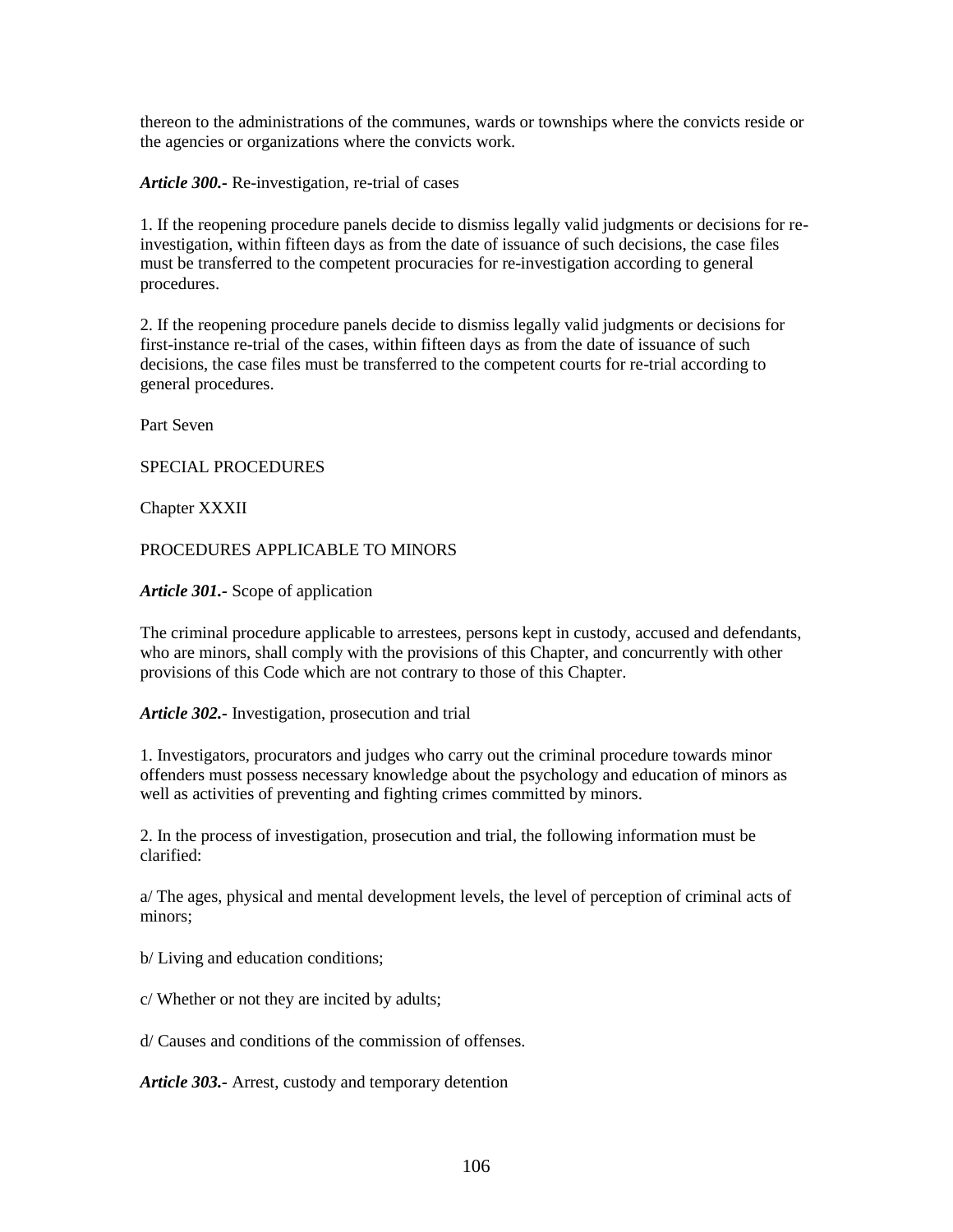thereon to the administrations of the communes, wards or townships where the convicts reside or the agencies or organizations where the convicts work.

***Article 300.-*** Re-investigation, re-trial of cases

1. If the reopening procedure panels decide to dismiss legally valid judgments or decisions for re-investigation, within fifteen days as from the date of issuance of such decisions, the case files must be transferred to the competent procuracies for re-investigation according to general procedures.

2. If the reopening procedure panels decide to dismiss legally valid judgments or decisions for first-instance re-trial of the cases, within fifteen days as from the date of issuance of such decisions, the case files must be transferred to the competent courts for re-trial according to general procedures.

Part Seven

SPECIAL PROCEDURES

Chapter XXXII

PROCEDURES APPLICABLE TO MINORS

***Article 301.-*** Scope of application

The criminal procedure applicable to arrestees, persons kept in custody, accused and defendants, who are minors, shall comply with the provisions of this Chapter, and concurrently with other provisions of this Code which are not contrary to those of this Chapter.

***Article 302.-*** Investigation, prosecution and trial

1. Investigators, procurators and judges who carry out the criminal procedure towards minor offenders must possess necessary knowledge about the psychology and education of minors as well as activities of preventing and fighting crimes committed by minors.

2. In the process of investigation, prosecution and trial, the following information must be clarified:

a/ The ages, physical and mental development levels, the level of perception of criminal acts of minors;

b/ Living and education conditions;

c/ Whether or not they are incited by adults;

d/ Causes and conditions of the commission of offenses.

***Article 303.-*** Arrest, custody and temporary detention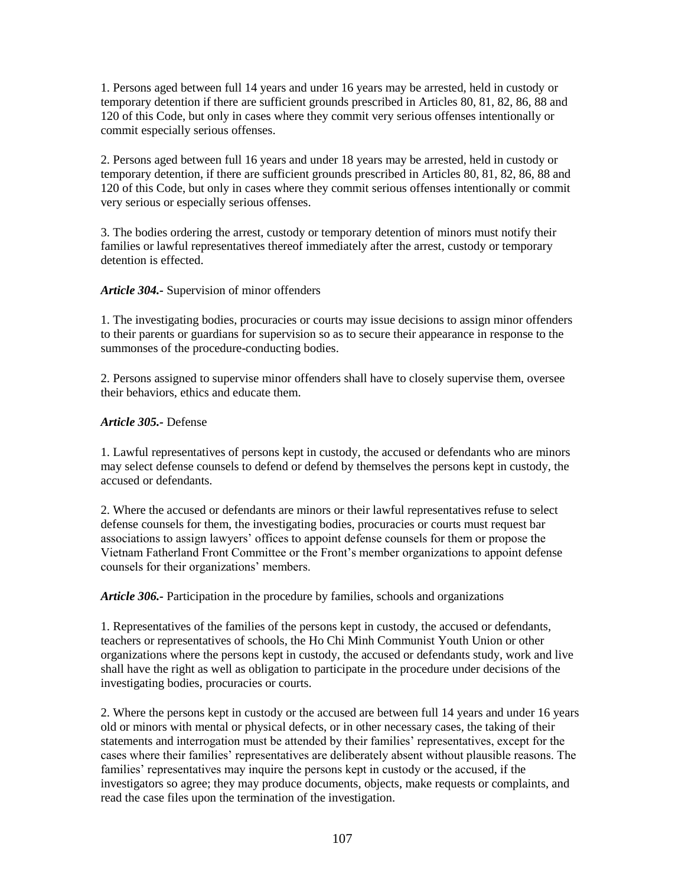1. Persons aged between full 14 years and under 16 years may be arrested, held in custody or temporary detention if there are sufficient grounds prescribed in Articles 80, 81, 82, 86, 88 and 120 of this Code, but only in cases where they commit very serious offenses intentionally or commit especially serious offenses.

2. Persons aged between full 16 years and under 18 years may be arrested, held in custody or temporary detention, if there are sufficient grounds prescribed in Articles 80, 81, 82, 86, 88 and 120 of this Code, but only in cases where they commit serious offenses intentionally or commit very serious or especially serious offenses.

3. The bodies ordering the arrest, custody or temporary detention of minors must notify their families or lawful representatives thereof immediately after the arrest, custody or temporary detention is effected.

***Article 304.-*** Supervision of minor offenders

1. The investigating bodies, procuracies or courts may issue decisions to assign minor offenders to their parents or guardians for supervision so as to secure their appearance in response to the summonses of the procedure-conducting bodies.

2. Persons assigned to supervise minor offenders shall have to closely supervise them, oversee their behaviors, ethics and educate them.

***Article 305.-*** Defense

1. Lawful representatives of persons kept in custody, the accused or defendants who are minors may select defense counsels to defend or defend by themselves the persons kept in custody, the accused or defendants.

2. Where the accused or defendants are minors or their lawful representatives refuse to select defense counsels for them, the investigating bodies, procuracies or courts must request bar associations to assign lawyers' offices to appoint defense counsels for them or propose the Vietnam Fatherland Front Committee or the Front's member organizations to appoint defense counsels for their organizations' members.

***Article 306.-*** Participation in the procedure by families, schools and organizations

1. Representatives of the families of the persons kept in custody, the accused or defendants, teachers or representatives of schools, the Ho Chi Minh Communist Youth Union or other organizations where the persons kept in custody, the accused or defendants study, work and live shall have the right as well as obligation to participate in the procedure under decisions of the investigating bodies, procuracies or courts.

2. Where the persons kept in custody or the accused are between full 14 years and under 16 years old or minors with mental or physical defects, or in other necessary cases, the taking of their statements and interrogation must be attended by their families' representatives, except for the cases where their families' representatives are deliberately absent without plausible reasons. The families' representatives may inquire the persons kept in custody or the accused, if the investigators so agree; they may produce documents, objects, make requests or complaints, and read the case files upon the termination of the investigation.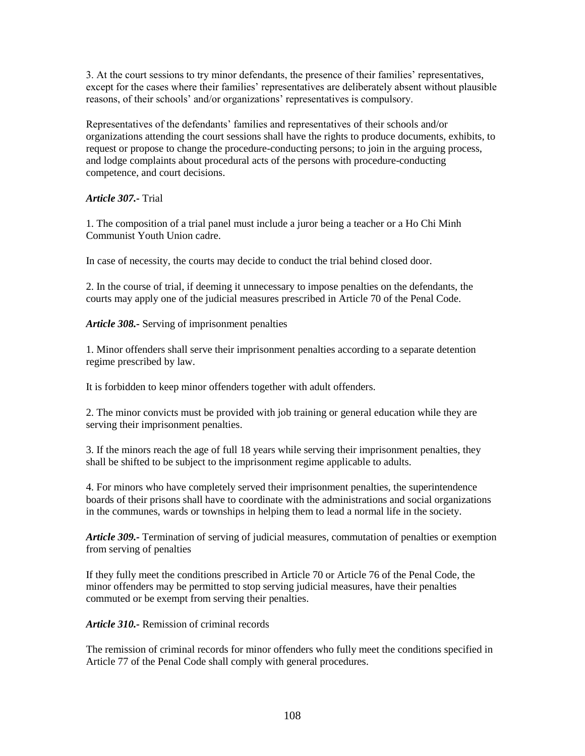3. At the court sessions to try minor defendants, the presence of their families' representatives, except for the cases where their families' representatives are deliberately absent without plausible reasons, of their schools' and/or organizations' representatives is compulsory.

Representatives of the defendants' families and representatives of their schools and/or organizations attending the court sessions shall have the rights to produce documents, exhibits, to request or propose to change the procedure-conducting persons; to join in the arguing process, and lodge complaints about procedural acts of the persons with procedure-conducting competence, and court decisions.

***Article 307.-*** Trial

1. The composition of a trial panel must include a juror being a teacher or a Ho Chi Minh Communist Youth Union cadre.

In case of necessity, the courts may decide to conduct the trial behind closed door.

2. In the course of trial, if deeming it unnecessary to impose penalties on the defendants, the courts may apply one of the judicial measures prescribed in Article 70 of the Penal Code.

***Article 308.-*** Serving of imprisonment penalties

1. Minor offenders shall serve their imprisonment penalties according to a separate detention regime prescribed by law.

It is forbidden to keep minor offenders together with adult offenders.

2. The minor convicts must be provided with job training or general education while they are serving their imprisonment penalties.

3. If the minors reach the age of full 18 years while serving their imprisonment penalties, they shall be shifted to be subject to the imprisonment regime applicable to adults.

4. For minors who have completely served their imprisonment penalties, the superintendence boards of their prisons shall have to coordinate with the administrations and social organizations in the communes, wards or townships in helping them to lead a normal life in the society.

***Article 309.-*** Termination of serving of judicial measures, commutation of penalties or exemption from serving of penalties

If they fully meet the conditions prescribed in Article 70 or Article 76 of the Penal Code, the minor offenders may be permitted to stop serving judicial measures, have their penalties commuted or be exempt from serving their penalties.

***Article 310.-*** Remission of criminal records

The remission of criminal records for minor offenders who fully meet the conditions specified in Article 77 of the Penal Code shall comply with general procedures.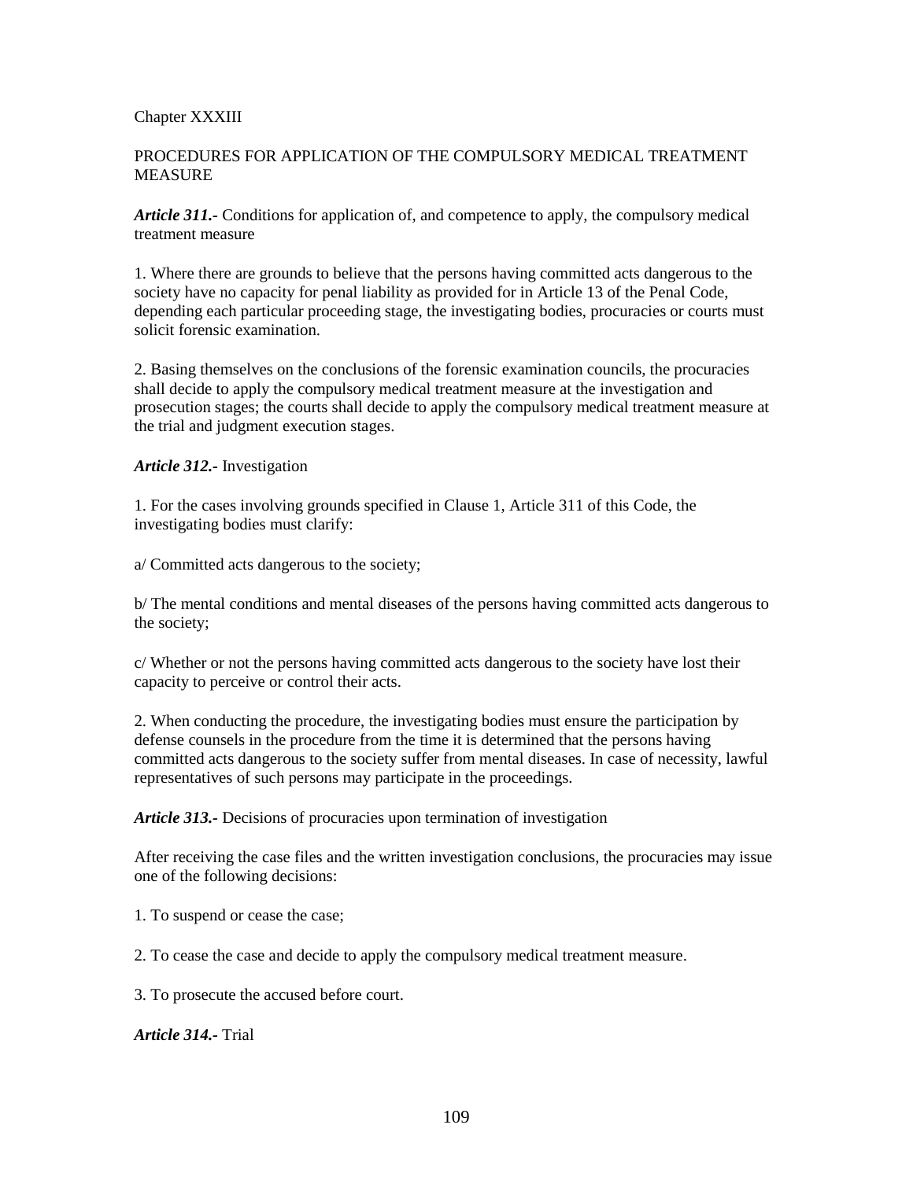Chapter XXXIII

PROCEDURES FOR APPLICATION OF THE COMPULSORY MEDICAL TREATMENT MEASURE

***Article 311.-*** Conditions for application of, and competence to apply, the compulsory medical treatment measure

1. Where there are grounds to believe that the persons having committed acts dangerous to the society have no capacity for penal liability as provided for in Article 13 of the Penal Code, depending each particular proceeding stage, the investigating bodies, procuracies or courts must solicit forensic examination.

2. Basing themselves on the conclusions of the forensic examination councils, the procuracies shall decide to apply the compulsory medical treatment measure at the investigation and prosecution stages; the courts shall decide to apply the compulsory medical treatment measure at the trial and judgment execution stages.

***Article 312.-*** Investigation

1. For the cases involving grounds specified in Clause 1, Article 311 of this Code, the investigating bodies must clarify:

a/ Committed acts dangerous to the society;

b/ The mental conditions and mental diseases of the persons having committed acts dangerous to the society;

c/ Whether or not the persons having committed acts dangerous to the society have lost their capacity to perceive or control their acts.

2. When conducting the procedure, the investigating bodies must ensure the participation by defense counsels in the procedure from the time it is determined that the persons having committed acts dangerous to the society suffer from mental diseases. In case of necessity, lawful representatives of such persons may participate in the proceedings.

***Article 313.-*** Decisions of procuracies upon termination of investigation

After receiving the case files and the written investigation conclusions, the procuracies may issue one of the following decisions:

1. To suspend or cease the case;

2. To cease the case and decide to apply the compulsory medical treatment measure.

3. To prosecute the accused before court.

***Article 314.-*** Trial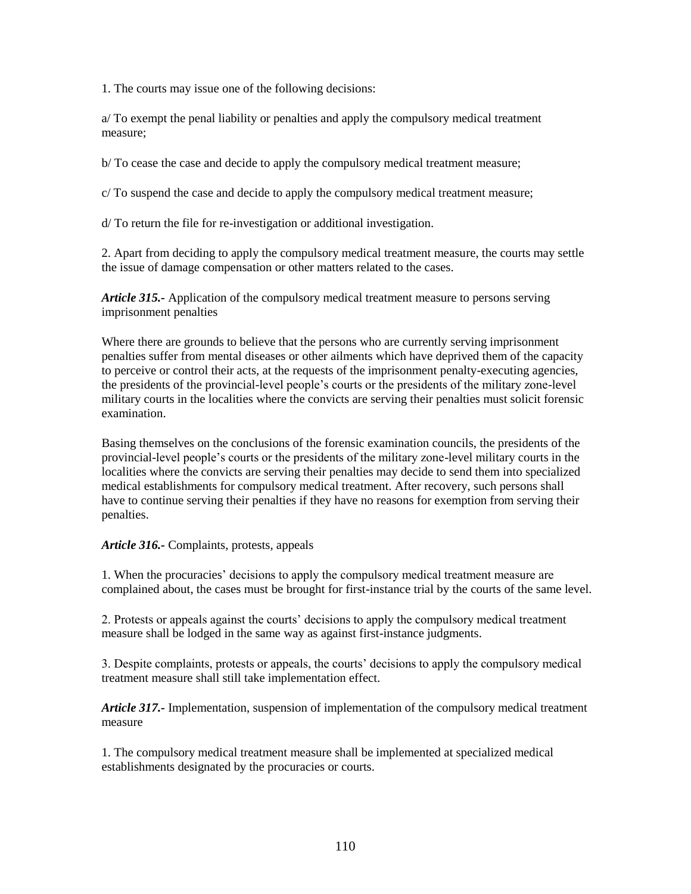1. The courts may issue one of the following decisions:

a/ To exempt the penal liability or penalties and apply the compulsory medical treatment measure;

b/ To cease the case and decide to apply the compulsory medical treatment measure;

c/ To suspend the case and decide to apply the compulsory medical treatment measure;

d/ To return the file for re-investigation or additional investigation.

2. Apart from deciding to apply the compulsory medical treatment measure, the courts may settle the issue of damage compensation or other matters related to the cases.

***Article 315.-*** Application of the compulsory medical treatment measure to persons serving imprisonment penalties

Where there are grounds to believe that the persons who are currently serving imprisonment penalties suffer from mental diseases or other ailments which have deprived them of the capacity to perceive or control their acts, at the requests of the imprisonment penalty-executing agencies, the presidents of the provincial-level people's courts or the presidents of the military zone-level military courts in the localities where the convicts are serving their penalties must solicit forensic examination.

Basing themselves on the conclusions of the forensic examination councils, the presidents of the provincial-level people's courts or the presidents of the military zone-level military courts in the localities where the convicts are serving their penalties may decide to send them into specialized medical establishments for compulsory medical treatment. After recovery, such persons shall have to continue serving their penalties if they have no reasons for exemption from serving their penalties.

***Article 316.-*** Complaints, protests, appeals

1. When the procuracies' decisions to apply the compulsory medical treatment measure are complained about, the cases must be brought for first-instance trial by the courts of the same level.

2. Protests or appeals against the courts' decisions to apply the compulsory medical treatment measure shall be lodged in the same way as against first-instance judgments.

3. Despite complaints, protests or appeals, the courts' decisions to apply the compulsory medical treatment measure shall still take implementation effect.

***Article 317.-*** Implementation, suspension of implementation of the compulsory medical treatment measure

1. The compulsory medical treatment measure shall be implemented at specialized medical establishments designated by the procuracies or courts.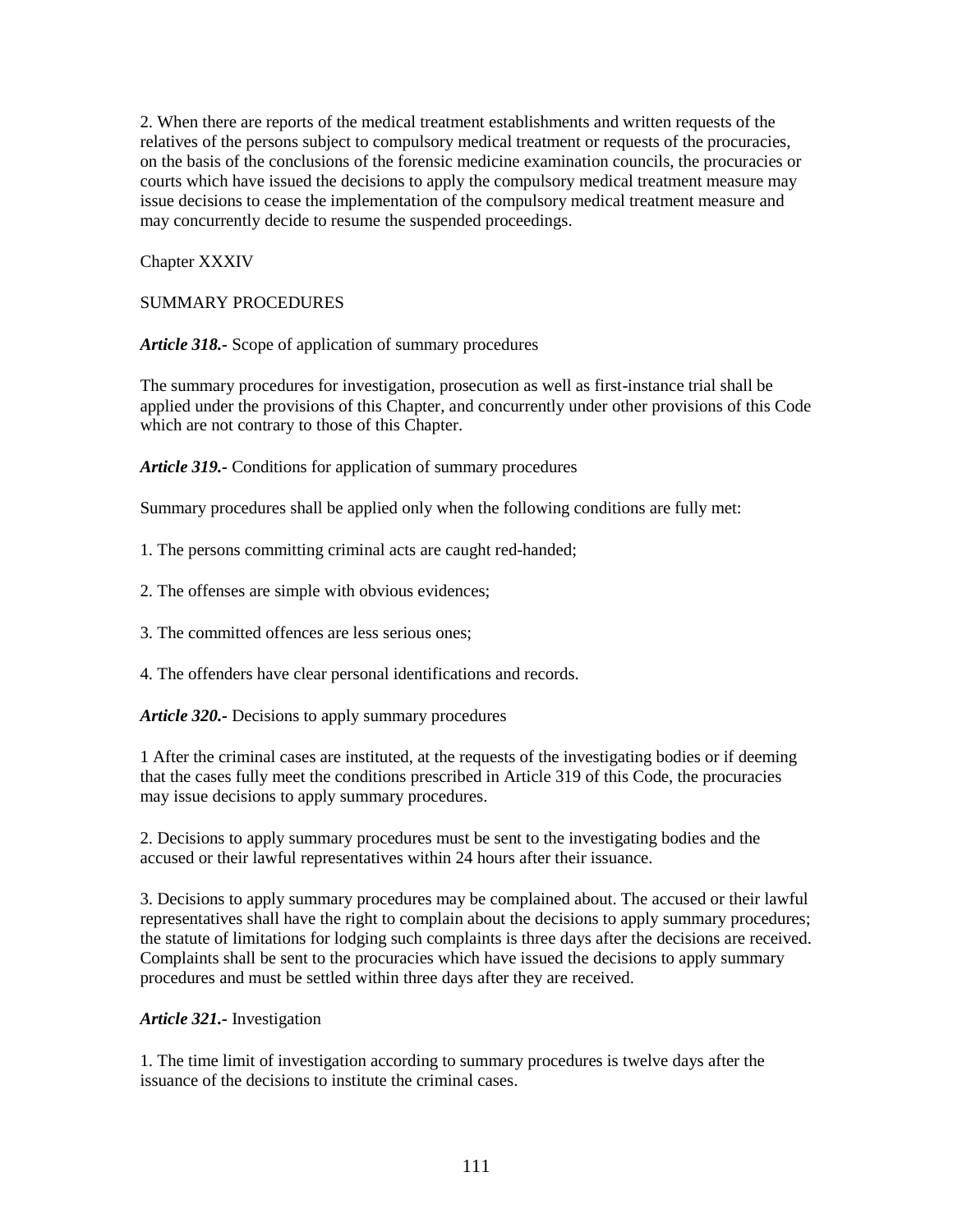2. When there are reports of the medical treatment establishments and written requests of the relatives of the persons subject to compulsory medical treatment or requests of the procuracies, on the basis of the conclusions of the forensic medicine examination councils, the procuracies or courts which have issued the decisions to apply the compulsory medical treatment measure may issue decisions to cease the implementation of the compulsory medical treatment measure and may concurrently decide to resume the suspended proceedings.

## Chapter XXXIV

## SUMMARY PROCEDURES

***Article 318.-*** Scope of application of summary procedures

The summary procedures for investigation, prosecution as well as first-instance trial shall be applied under the provisions of this Chapter, and concurrently under other provisions of this Code which are not contrary to those of this Chapter.

***Article 319.-*** Conditions for application of summary procedures

Summary procedures shall be applied only when the following conditions are fully met:

1. The persons committing criminal acts are caught red-handed;

2. The offenses are simple with obvious evidences;

3. The committed offences are less serious ones;

4. The offenders have clear personal identifications and records.

***Article 320.-*** Decisions to apply summary procedures

1 After the criminal cases are instituted, at the requests of the investigating bodies or if deeming that the cases fully meet the conditions prescribed in Article 319 of this Code, the procuracies may issue decisions to apply summary procedures.

2. Decisions to apply summary procedures must be sent to the investigating bodies and the accused or their lawful representatives within 24 hours after their issuance.

3. Decisions to apply summary procedures may be complained about. The accused or their lawful representatives shall have the right to complain about the decisions to apply summary procedures; the statute of limitations for lodging such complaints is three days after the decisions are received. Complaints shall be sent to the procuracies which have issued the decisions to apply summary procedures and must be settled within three days after they are received.

***Article 321.-*** Investigation

1. The time limit of investigation according to summary procedures is twelve days after the issuance of the decisions to institute the criminal cases.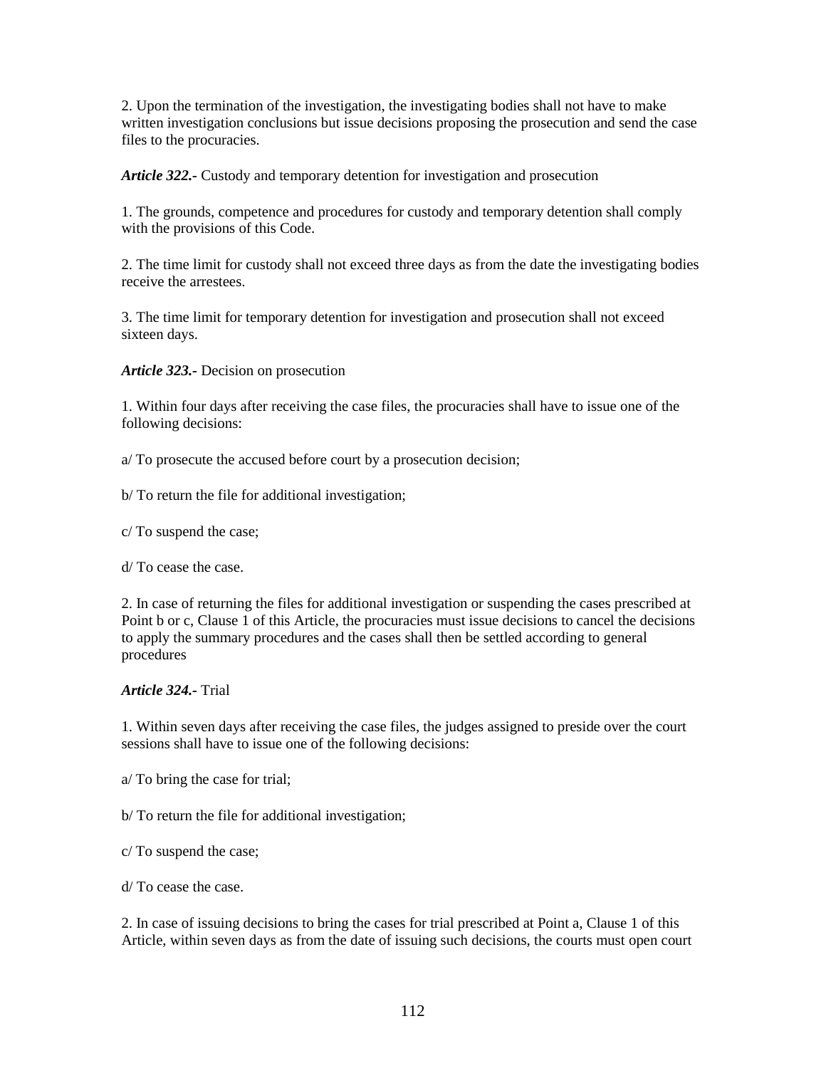2. Upon the termination of the investigation, the investigating bodies shall not have to make written investigation conclusions but issue decisions proposing the prosecution and send the case files to the procuracies.

***Article 322.-*** Custody and temporary detention for investigation and prosecution

1. The grounds, competence and procedures for custody and temporary detention shall comply with the provisions of this Code.

2. The time limit for custody shall not exceed three days as from the date the investigating bodies receive the arrestees.

3. The time limit for temporary detention for investigation and prosecution shall not exceed sixteen days.

***Article 323.-*** Decision on prosecution

1. Within four days after receiving the case files, the procuracies shall have to issue one of the following decisions:

a/ To prosecute the accused before court by a prosecution decision;

b/ To return the file for additional investigation;

c/ To suspend the case;

d/ To cease the case.

2. In case of returning the files for additional investigation or suspending the cases prescribed at Point b or c, Clause 1 of this Article, the procuracies must issue decisions to cancel the decisions to apply the summary procedures and the cases shall then be settled according to general procedures

***Article 324.-*** Trial

1. Within seven days after receiving the case files, the judges assigned to preside over the court sessions shall have to issue one of the following decisions:

a/ To bring the case for trial;

b/ To return the file for additional investigation;

c/ To suspend the case;

d/ To cease the case.

2. In case of issuing decisions to bring the cases for trial prescribed at Point a, Clause 1 of this Article, within seven days as from the date of issuing such decisions, the courts must open court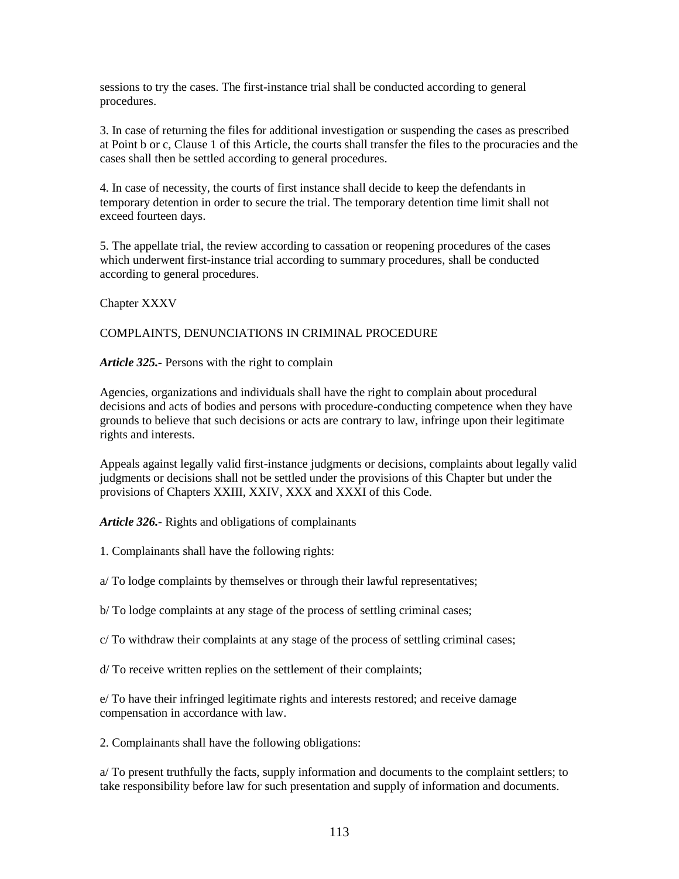sessions to try the cases. The first-instance trial shall be conducted according to general procedures.

3. In case of returning the files for additional investigation or suspending the cases as prescribed at Point b or c, Clause 1 of this Article, the courts shall transfer the files to the procuracies and the cases shall then be settled according to general procedures.

4. In case of necessity, the courts of first instance shall decide to keep the defendants in temporary detention in order to secure the trial. The temporary detention time limit shall not exceed fourteen days.

5. The appellate trial, the review according to cassation or reopening procedures of the cases which underwent first-instance trial according to summary procedures, shall be conducted according to general procedures.

## Chapter XXXV

## COMPLAINTS, DENUNCIATIONS IN CRIMINAL PROCEDURE

***Article 325.-*** Persons with the right to complain

Agencies, organizations and individuals shall have the right to complain about procedural decisions and acts of bodies and persons with procedure-conducting competence when they have grounds to believe that such decisions or acts are contrary to law, infringe upon their legitimate rights and interests.

Appeals against legally valid first-instance judgments or decisions, complaints about legally valid judgments or decisions shall not be settled under the provisions of this Chapter but under the provisions of Chapters XXIII, XXIV, XXX and XXXI of this Code.

***Article 326.-*** Rights and obligations of complainants

1. Complainants shall have the following rights:

a/ To lodge complaints by themselves or through their lawful representatives;

b/ To lodge complaints at any stage of the process of settling criminal cases;

c/ To withdraw their complaints at any stage of the process of settling criminal cases;

d/ To receive written replies on the settlement of their complaints;

e/ To have their infringed legitimate rights and interests restored; and receive damage compensation in accordance with law.

2. Complainants shall have the following obligations:

a/ To present truthfully the facts, supply information and documents to the complaint settlers; to take responsibility before law for such presentation and supply of information and documents.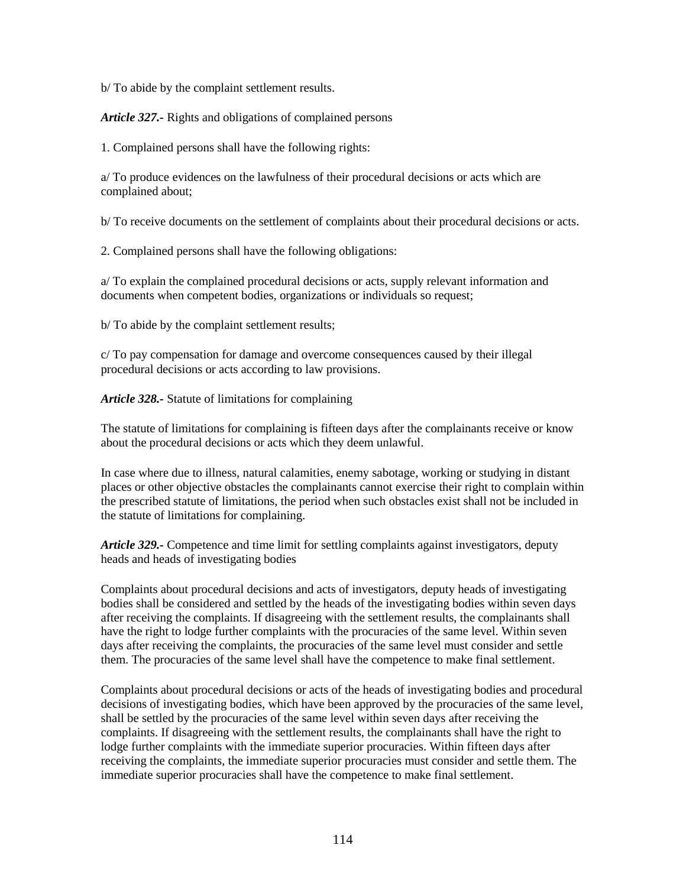b/ To abide by the complaint settlement results.

***Article 327.-*** Rights and obligations of complained persons

1. Complained persons shall have the following rights:

a/ To produce evidences on the lawfulness of their procedural decisions or acts which are complained about;

b/ To receive documents on the settlement of complaints about their procedural decisions or acts.

2. Complained persons shall have the following obligations:

a/ To explain the complained procedural decisions or acts, supply relevant information and documents when competent bodies, organizations or individuals so request;

b/ To abide by the complaint settlement results;

c/ To pay compensation for damage and overcome consequences caused by their illegal procedural decisions or acts according to law provisions.

***Article 328.-*** Statute of limitations for complaining

The statute of limitations for complaining is fifteen days after the complainants receive or know about the procedural decisions or acts which they deem unlawful.

In case where due to illness, natural calamities, enemy sabotage, working or studying in distant places or other objective obstacles the complainants cannot exercise their right to complain within the prescribed statute of limitations, the period when such obstacles exist shall not be included in the statute of limitations for complaining.

***Article 329.-*** Competence and time limit for settling complaints against investigators, deputy heads and heads of investigating bodies

Complaints about procedural decisions and acts of investigators, deputy heads of investigating bodies shall be considered and settled by the heads of the investigating bodies within seven days after receiving the complaints. If disagreeing with the settlement results, the complainants shall have the right to lodge further complaints with the procuracies of the same level. Within seven days after receiving the complaints, the procuracies of the same level must consider and settle them. The procuracies of the same level shall have the competence to make final settlement.

Complaints about procedural decisions or acts of the heads of investigating bodies and procedural decisions of investigating bodies, which have been approved by the procuracies of the same level, shall be settled by the procuracies of the same level within seven days after receiving the complaints. If disagreeing with the settlement results, the complainants shall have the right to lodge further complaints with the immediate superior procuracies. Within fifteen days after receiving the complaints, the immediate superior procuracies must consider and settle them. The immediate superior procuracies shall have the competence to make final settlement.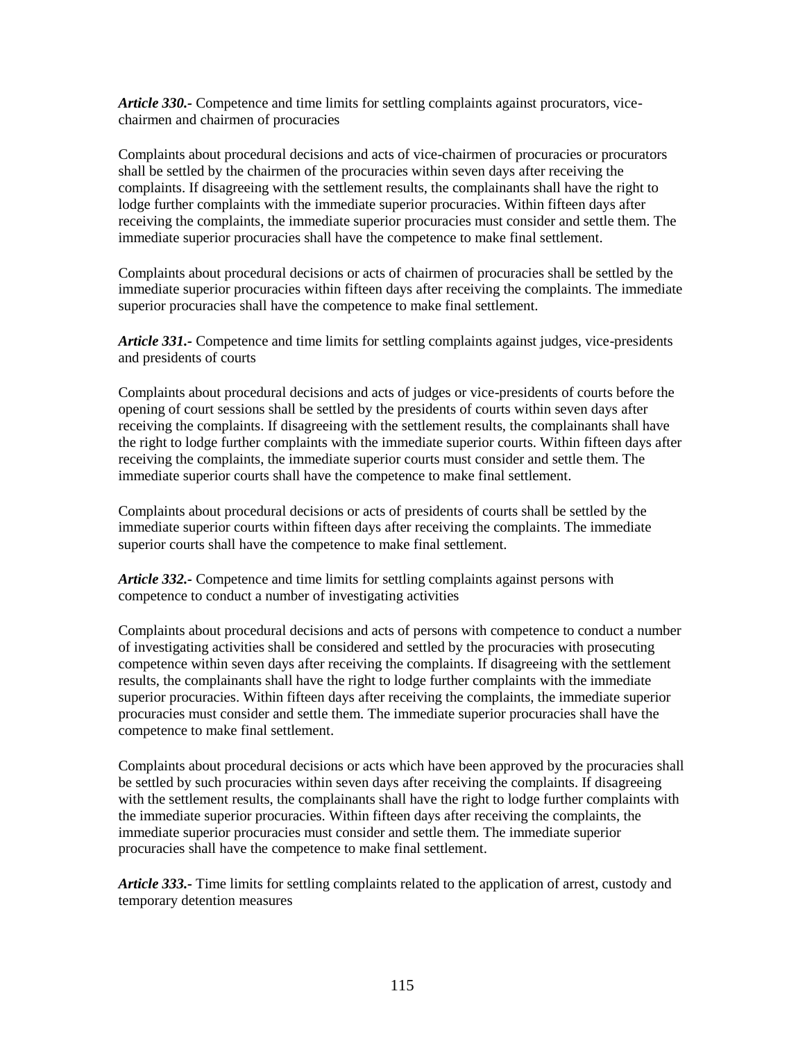***Article 330.-*** Competence and time limits for settling complaints against procurators, vice-chairmen and chairmen of procuracies

Complaints about procedural decisions and acts of vice-chairmen of procuracies or procurators shall be settled by the chairmen of the procuracies within seven days after receiving the complaints. If disagreeing with the settlement results, the complainants shall have the right to lodge further complaints with the immediate superior procuracies. Within fifteen days after receiving the complaints, the immediate superior procuracies must consider and settle them. The immediate superior procuracies shall have the competence to make final settlement.

Complaints about procedural decisions or acts of chairmen of procuracies shall be settled by the immediate superior procuracies within fifteen days after receiving the complaints. The immediate superior procuracies shall have the competence to make final settlement.

***Article 331.-*** Competence and time limits for settling complaints against judges, vice-presidents and presidents of courts

Complaints about procedural decisions and acts of judges or vice-presidents of courts before the opening of court sessions shall be settled by the presidents of courts within seven days after receiving the complaints. If disagreeing with the settlement results, the complainants shall have the right to lodge further complaints with the immediate superior courts. Within fifteen days after receiving the complaints, the immediate superior courts must consider and settle them. The immediate superior courts shall have the competence to make final settlement.

Complaints about procedural decisions or acts of presidents of courts shall be settled by the immediate superior courts within fifteen days after receiving the complaints. The immediate superior courts shall have the competence to make final settlement.

***Article 332.-*** Competence and time limits for settling complaints against persons with competence to conduct a number of investigating activities

Complaints about procedural decisions and acts of persons with competence to conduct a number of investigating activities shall be considered and settled by the procuracies with prosecuting competence within seven days after receiving the complaints. If disagreeing with the settlement results, the complainants shall have the right to lodge further complaints with the immediate superior procuracies. Within fifteen days after receiving the complaints, the immediate superior procuracies must consider and settle them. The immediate superior procuracies shall have the competence to make final settlement.

Complaints about procedural decisions or acts which have been approved by the procuracies shall be settled by such procuracies within seven days after receiving the complaints. If disagreeing with the settlement results, the complainants shall have the right to lodge further complaints with the immediate superior procuracies. Within fifteen days after receiving the complaints, the immediate superior procuracies must consider and settle them. The immediate superior procuracies shall have the competence to make final settlement.

***Article 333.-*** Time limits for settling complaints related to the application of arrest, custody and temporary detention measures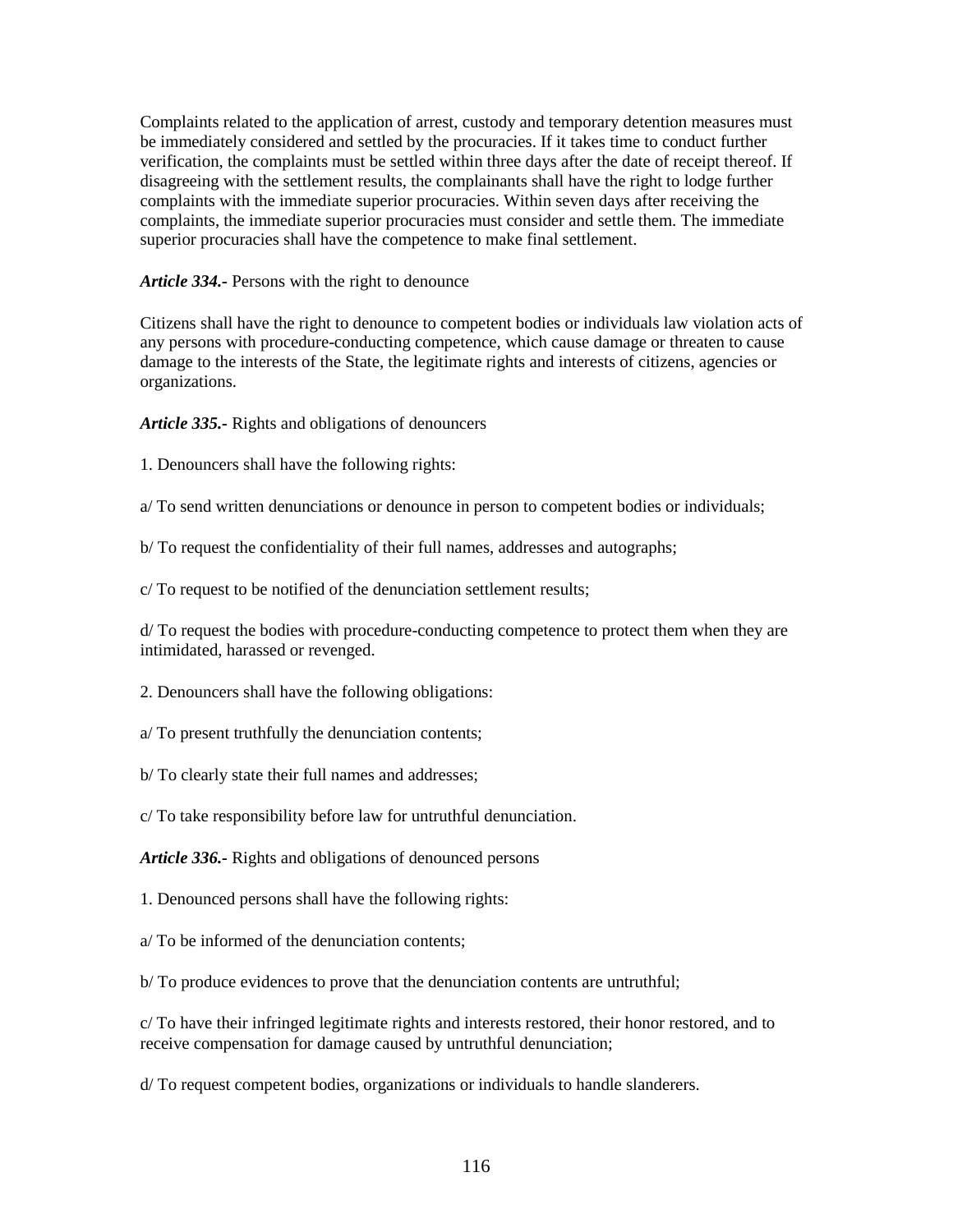Complaints related to the application of arrest, custody and temporary detention measures must be immediately considered and settled by the procuracies. If it takes time to conduct further verification, the complaints must be settled within three days after the date of receipt thereof. If disagreeing with the settlement results, the complainants shall have the right to lodge further complaints with the immediate superior procuracies. Within seven days after receiving the complaints, the immediate superior procuracies must consider and settle them. The immediate superior procuracies shall have the competence to make final settlement.

***Article 334.-*** Persons with the right to denounce

Citizens shall have the right to denounce to competent bodies or individuals law violation acts of any persons with procedure-conducting competence, which cause damage or threaten to cause damage to the interests of the State, the legitimate rights and interests of citizens, agencies or organizations.

***Article 335.-*** Rights and obligations of denouncers

1. Denouncers shall have the following rights:

a/ To send written denunciations or denounce in person to competent bodies or individuals;

b/ To request the confidentiality of their full names, addresses and autographs;

c/ To request to be notified of the denunciation settlement results;

d/ To request the bodies with procedure-conducting competence to protect them when they are intimidated, harassed or revenged.

2. Denouncers shall have the following obligations:

a/ To present truthfully the denunciation contents;

b/ To clearly state their full names and addresses;

c/ To take responsibility before law for untruthful denunciation.

***Article 336.-*** Rights and obligations of denounced persons

1. Denounced persons shall have the following rights:

a/ To be informed of the denunciation contents;

b/ To produce evidences to prove that the denunciation contents are untruthful;

c/ To have their infringed legitimate rights and interests restored, their honor restored, and to receive compensation for damage caused by untruthful denunciation;

d/ To request competent bodies, organizations or individuals to handle slanderers.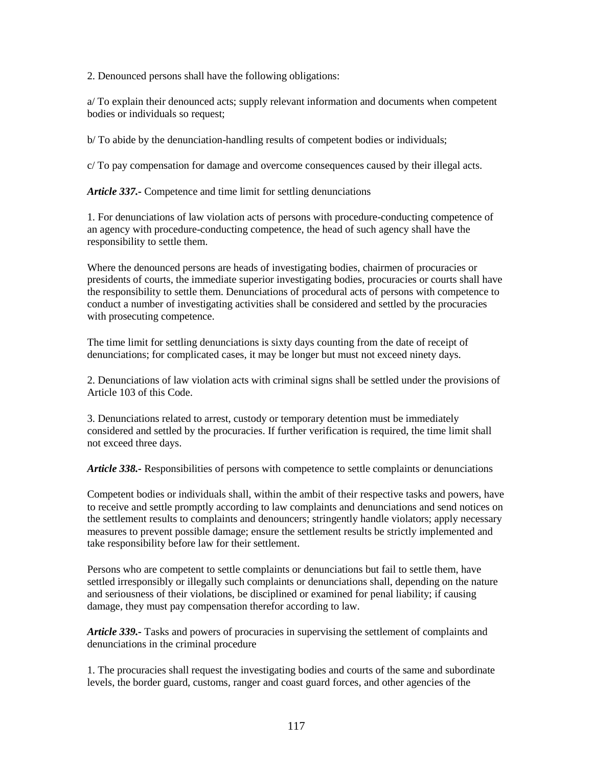2. Denounced persons shall have the following obligations:

a/ To explain their denounced acts; supply relevant information and documents when competent bodies or individuals so request;

b/ To abide by the denunciation-handling results of competent bodies or individuals;

c/ To pay compensation for damage and overcome consequences caused by their illegal acts.

***Article 337.-*** Competence and time limit for settling denunciations

1. For denunciations of law violation acts of persons with procedure-conducting competence of an agency with procedure-conducting competence, the head of such agency shall have the responsibility to settle them.

Where the denounced persons are heads of investigating bodies, chairmen of procuracies or presidents of courts, the immediate superior investigating bodies, procuracies or courts shall have the responsibility to settle them. Denunciations of procedural acts of persons with competence to conduct a number of investigating activities shall be considered and settled by the procuracies with prosecuting competence.

The time limit for settling denunciations is sixty days counting from the date of receipt of denunciations; for complicated cases, it may be longer but must not exceed ninety days.

2. Denunciations of law violation acts with criminal signs shall be settled under the provisions of Article 103 of this Code.

3. Denunciations related to arrest, custody or temporary detention must be immediately considered and settled by the procuracies. If further verification is required, the time limit shall not exceed three days.

***Article 338.-*** Responsibilities of persons with competence to settle complaints or denunciations

Competent bodies or individuals shall, within the ambit of their respective tasks and powers, have to receive and settle promptly according to law complaints and denunciations and send notices on the settlement results to complaints and denouncers; stringently handle violators; apply necessary measures to prevent possible damage; ensure the settlement results be strictly implemented and take responsibility before law for their settlement.

Persons who are competent to settle complaints or denunciations but fail to settle them, have settled irresponsibly or illegally such complaints or denunciations shall, depending on the nature and seriousness of their violations, be disciplined or examined for penal liability; if causing damage, they must pay compensation therefor according to law.

***Article 339.-*** Tasks and powers of procuracies in supervising the settlement of complaints and denunciations in the criminal procedure

1. The procuracies shall request the investigating bodies and courts of the same and subordinate levels, the border guard, customs, ranger and coast guard forces, and other agencies of the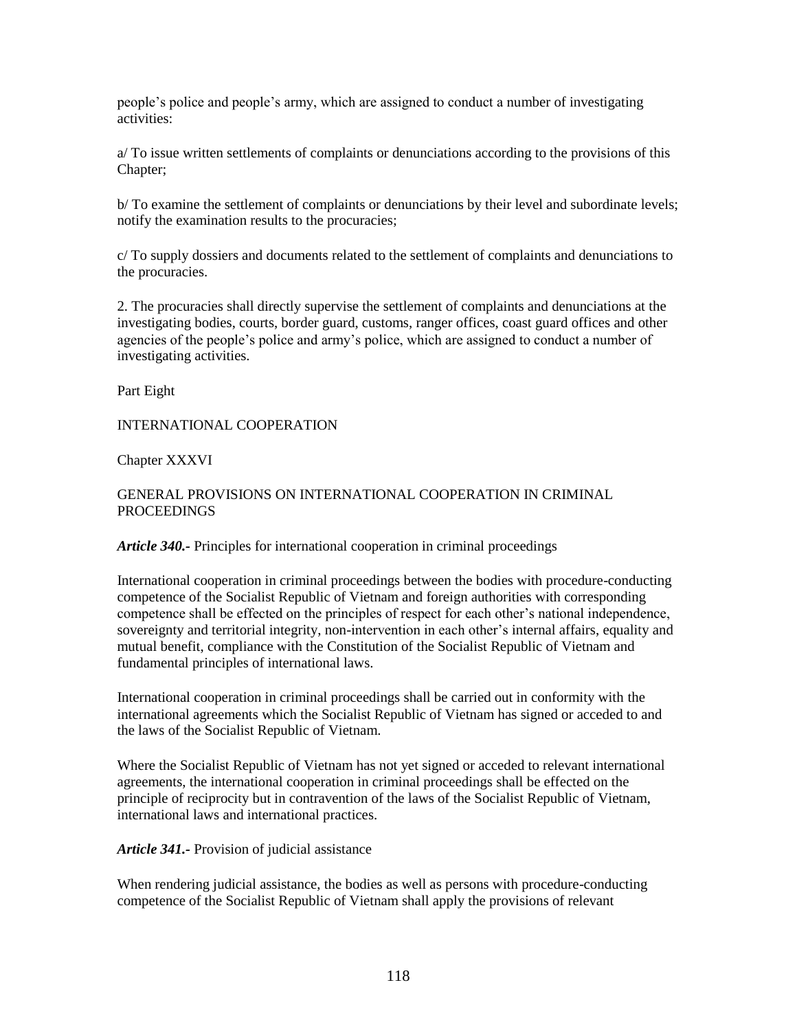people's police and people's army, which are assigned to conduct a number of investigating activities:

a/ To issue written settlements of complaints or denunciations according to the provisions of this Chapter;

b/ To examine the settlement of complaints or denunciations by their level and subordinate levels; notify the examination results to the procuracies;

c/ To supply dossiers and documents related to the settlement of complaints and denunciations to the procuracies.

2. The procuracies shall directly supervise the settlement of complaints and denunciations at the investigating bodies, courts, border guard, customs, ranger offices, coast guard offices and other agencies of the people's police and army's police, which are assigned to conduct a number of investigating activities.

Part Eight

INTERNATIONAL COOPERATION

Chapter XXXVI

GENERAL PROVISIONS ON INTERNATIONAL COOPERATION IN CRIMINAL PROCEEDINGS

***Article 340.-*** Principles for international cooperation in criminal proceedings

International cooperation in criminal proceedings between the bodies with procedure-conducting competence of the Socialist Republic of Vietnam and foreign authorities with corresponding competence shall be effected on the principles of respect for each other's national independence, sovereignty and territorial integrity, non-intervention in each other's internal affairs, equality and mutual benefit, compliance with the Constitution of the Socialist Republic of Vietnam and fundamental principles of international laws.

International cooperation in criminal proceedings shall be carried out in conformity with the international agreements which the Socialist Republic of Vietnam has signed or acceded to and the laws of the Socialist Republic of Vietnam.

Where the Socialist Republic of Vietnam has not yet signed or acceded to relevant international agreements, the international cooperation in criminal proceedings shall be effected on the principle of reciprocity but in contravention of the laws of the Socialist Republic of Vietnam, international laws and international practices.

***Article 341.-*** Provision of judicial assistance

When rendering judicial assistance, the bodies as well as persons with procedure-conducting competence of the Socialist Republic of Vietnam shall apply the provisions of relevant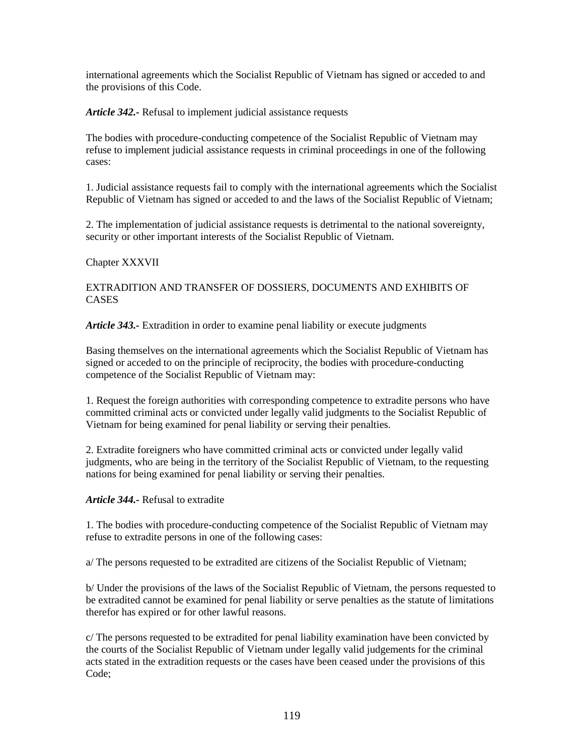international agreements which the Socialist Republic of Vietnam has signed or acceded to and the provisions of this Code.

***Article 342.-*** Refusal to implement judicial assistance requests

The bodies with procedure-conducting competence of the Socialist Republic of Vietnam may refuse to implement judicial assistance requests in criminal proceedings in one of the following cases:

1. Judicial assistance requests fail to comply with the international agreements which the Socialist Republic of Vietnam has signed or acceded to and the laws of the Socialist Republic of Vietnam;

2. The implementation of judicial assistance requests is detrimental to the national sovereignty, security or other important interests of the Socialist Republic of Vietnam.

Chapter XXXVII

EXTRADITION AND TRANSFER OF DOSSIERS, DOCUMENTS AND EXHIBITS OF CASES

***Article 343.-*** Extradition in order to examine penal liability or execute judgments

Basing themselves on the international agreements which the Socialist Republic of Vietnam has signed or acceded to on the principle of reciprocity, the bodies with procedure-conducting competence of the Socialist Republic of Vietnam may:

1. Request the foreign authorities with corresponding competence to extradite persons who have committed criminal acts or convicted under legally valid judgments to the Socialist Republic of Vietnam for being examined for penal liability or serving their penalties.

2. Extradite foreigners who have committed criminal acts or convicted under legally valid judgments, who are being in the territory of the Socialist Republic of Vietnam, to the requesting nations for being examined for penal liability or serving their penalties.

***Article 344.-*** Refusal to extradite

1. The bodies with procedure-conducting competence of the Socialist Republic of Vietnam may refuse to extradite persons in one of the following cases:

a/ The persons requested to be extradited are citizens of the Socialist Republic of Vietnam;

b/ Under the provisions of the laws of the Socialist Republic of Vietnam, the persons requested to be extradited cannot be examined for penal liability or serve penalties as the statute of limitations therefor has expired or for other lawful reasons.

c/ The persons requested to be extradited for penal liability examination have been convicted by the courts of the Socialist Republic of Vietnam under legally valid judgements for the criminal acts stated in the extradition requests or the cases have been ceased under the provisions of this Code;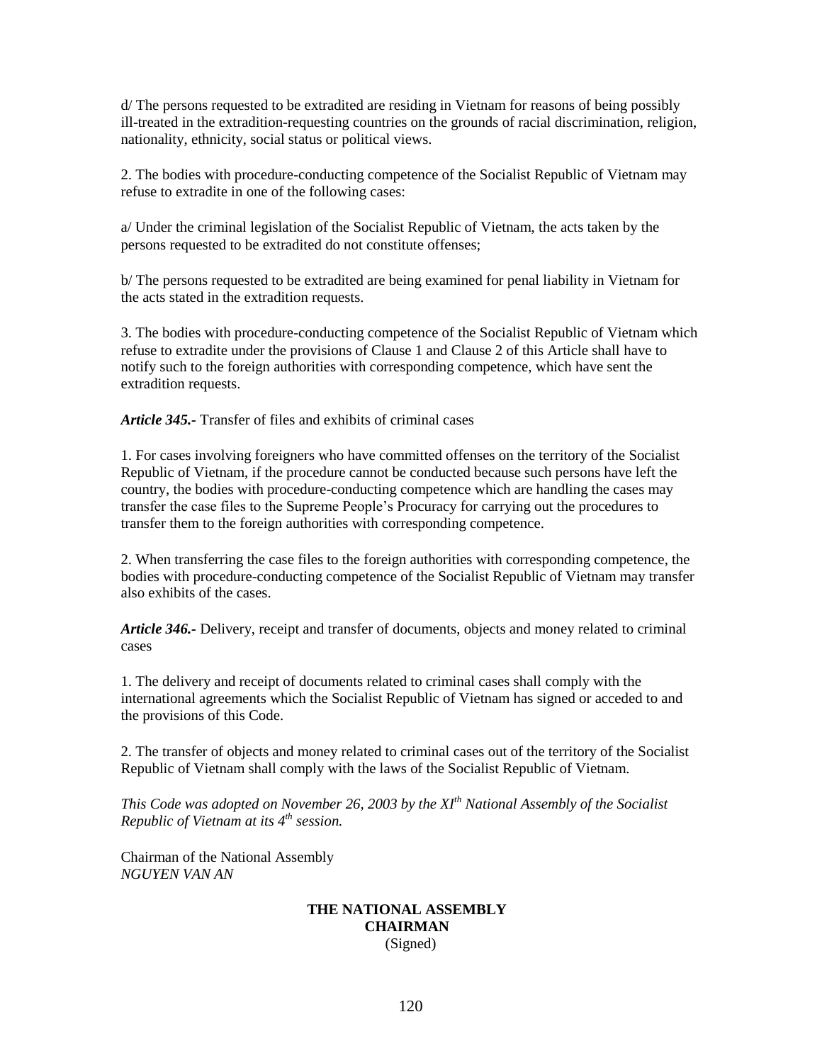d/ The persons requested to be extradited are residing in Vietnam for reasons of being possibly ill-treated in the extradition-requesting countries on the grounds of racial discrimination, religion, nationality, ethnicity, social status or political views.

2. The bodies with procedure-conducting competence of the Socialist Republic of Vietnam may refuse to extradite in one of the following cases:

a/ Under the criminal legislation of the Socialist Republic of Vietnam, the acts taken by the persons requested to be extradited do not constitute offenses;

b/ The persons requested to be extradited are being examined for penal liability in Vietnam for the acts stated in the extradition requests.

3. The bodies with procedure-conducting competence of the Socialist Republic of Vietnam which refuse to extradite under the provisions of Clause 1 and Clause 2 of this Article shall have to notify such to the foreign authorities with corresponding competence, which have sent the extradition requests.

***Article 345.-*** Transfer of files and exhibits of criminal cases

1. For cases involving foreigners who have committed offenses on the territory of the Socialist Republic of Vietnam, if the procedure cannot be conducted because such persons have left the country, the bodies with procedure-conducting competence which are handling the cases may transfer the case files to the Supreme People's Procuracy for carrying out the procedures to transfer them to the foreign authorities with corresponding competence.

2. When transferring the case files to the foreign authorities with corresponding competence, the bodies with procedure-conducting competence of the Socialist Republic of Vietnam may transfer also exhibits of the cases.

***Article 346.-*** Delivery, receipt and transfer of documents, objects and money related to criminal cases

1. The delivery and receipt of documents related to criminal cases shall comply with the international agreements which the Socialist Republic of Vietnam has signed or acceded to and the provisions of this Code.

2. The transfer of objects and money related to criminal cases out of the territory of the Socialist Republic of Vietnam shall comply with the laws of the Socialist Republic of Vietnam.

*This Code was adopted on November 26, 2003 by the XIth National Assembly of the Socialist Republic of Vietnam at its 4th session.*

Chairman of the National Assembly
*NGUYEN VAN AN*

**THE NATIONAL ASSEMBLY**
**CHAIRMAN**
(Signed)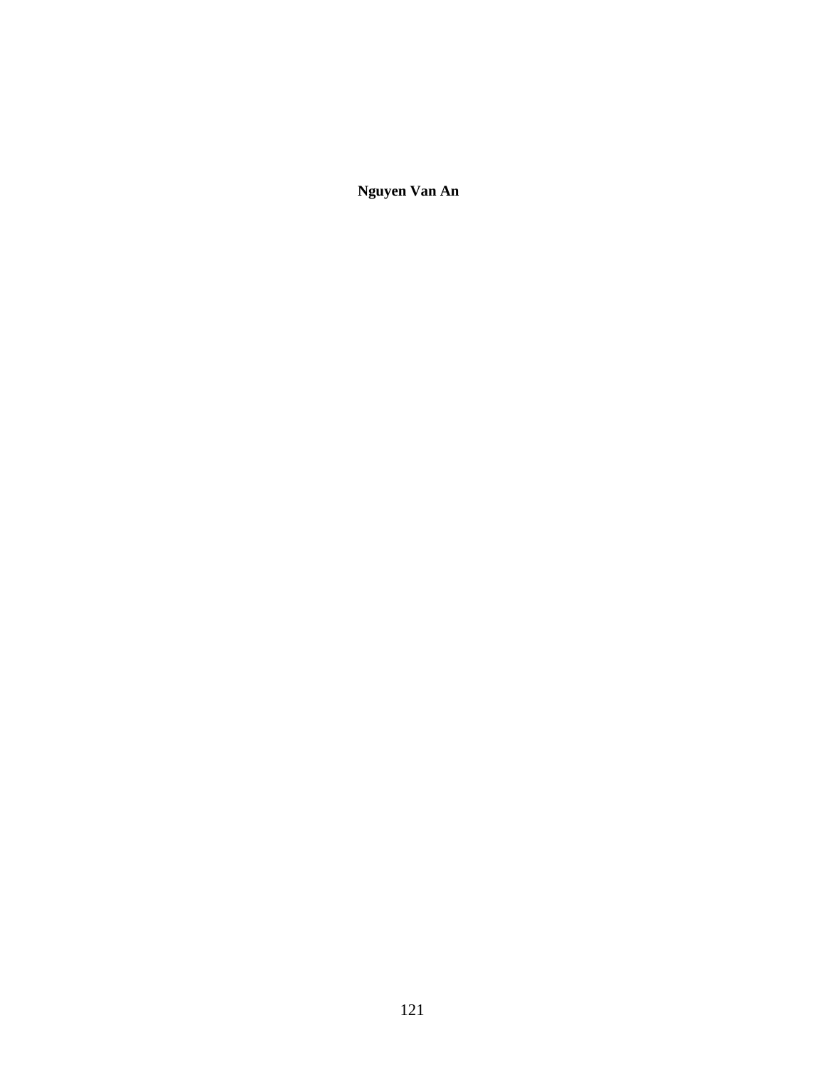**Nguyen Van An**